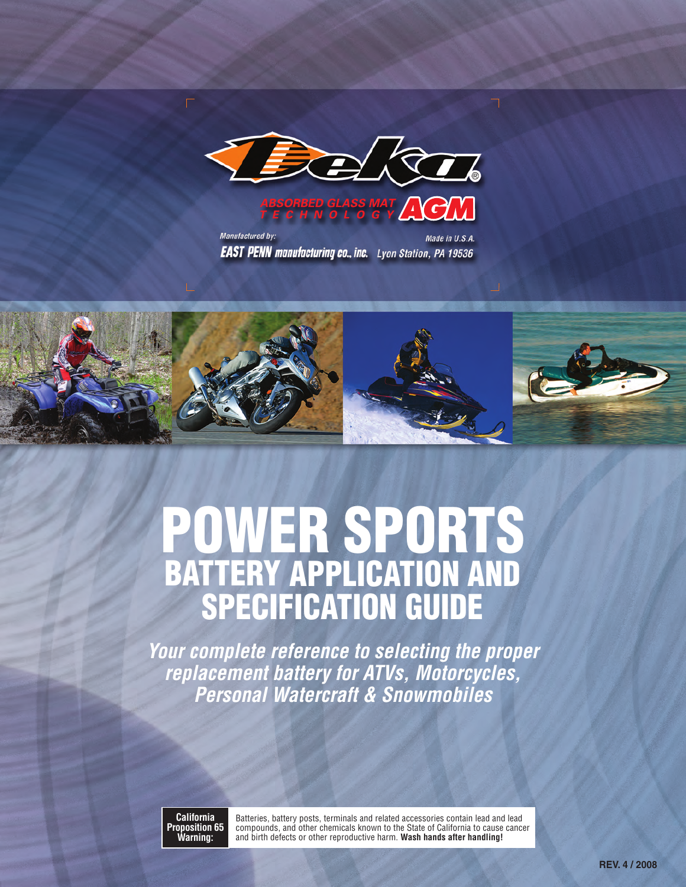Deka®

ABSORBED GLASS MAT TECHNOLOGY AGM

Manufactured by:
EAST PENN manufacturing co., inc. Lyon Station, PA 19536

Made in U.S.A.

# POWER SPORTS

## BATTERY APPLICATION AND SPECIFICATION GUIDE

***Your complete reference to selecting the proper replacement battery for ATVs, Motorcycles, Personal Watercraft & Snowmobiles***

**California Proposition 65 Warning:** Batteries, battery posts, terminals and related accessories contain lead and lead compounds, and other chemicals known to the State of California to cause cancer and birth defects or other reproductive harm. **Wash hands after handling!**

REV. 4 / 2008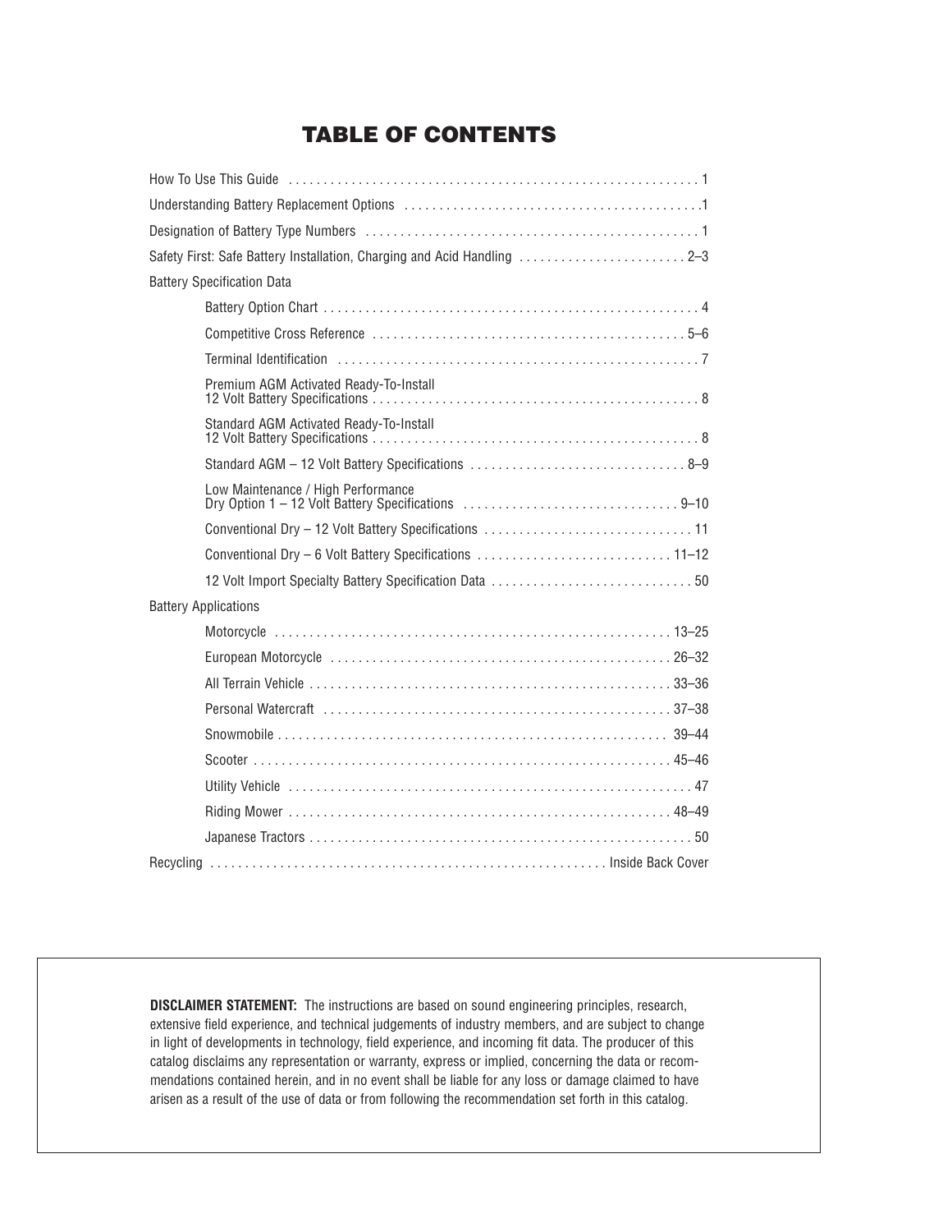# TABLE OF CONTENTS

How To Use This Guide . . . . . . . . . . . . . . . . . . . . . . . . . . . . . . . . . . . . . . . . . . . . . . . . . . . . . . . . . . 1

Understanding Battery Replacement Options . . . . . . . . . . . . . . . . . . . . . . . . . . . . . . . . . . . . . . . . . .1

Designation of Battery Type Numbers . . . . . . . . . . . . . . . . . . . . . . . . . . . . . . . . . . . . . . . . . . . . . . . 1

Safety First: Safe Battery Installation, Charging and Acid Handling . . . . . . . . . . . . . . . . . . . . . . . . 2–3

Battery Specification Data

- Battery Option Chart . . . . . . . . . . . . . . . . . . . . . . . . . . . . . . . . . . . . . . . . . . . . . . . . . . . . . . 4
- Competitive Cross Reference . . . . . . . . . . . . . . . . . . . . . . . . . . . . . . . . . . . . . . . . . . . . 5–6
- Terminal Identification . . . . . . . . . . . . . . . . . . . . . . . . . . . . . . . . . . . . . . . . . . . . . . . . . . . 7
- Premium AGM Activated Ready-To-Install 12 Volt Battery Specifications . . . . . . . . . . . . . . . . . . . . . . . . . . . . . . . . . . . . . . . . . . . . . . 8
- Standard AGM Activated Ready-To-Install 12 Volt Battery Specifications . . . . . . . . . . . . . . . . . . . . . . . . . . . . . . . . . . . . . . . . . . . . . . 8
- Standard AGM – 12 Volt Battery Specifications . . . . . . . . . . . . . . . . . . . . . . . . . . . . . . 8–9
- Low Maintenance / High Performance Dry Option 1 – 12 Volt Battery Specifications . . . . . . . . . . . . . . . . . . . . . . . . . . . . . . 9–10
- Conventional Dry – 12 Volt Battery Specifications . . . . . . . . . . . . . . . . . . . . . . . . . . . . . 11
- Conventional Dry – 6 Volt Battery Specifications . . . . . . . . . . . . . . . . . . . . . . . . . . . 11–12
- 12 Volt Import Specialty Battery Specification Data . . . . . . . . . . . . . . . . . . . . . . . . . . . . 50

Battery Applications

- Motorcycle . . . . . . . . . . . . . . . . . . . . . . . . . . . . . . . . . . . . . . . . . . . . . . . . . . . . . . . 13–25
- European Motorcycle . . . . . . . . . . . . . . . . . . . . . . . . . . . . . . . . . . . . . . . . . . . . . . . . 26–32
- All Terrain Vehicle . . . . . . . . . . . . . . . . . . . . . . . . . . . . . . . . . . . . . . . . . . . . . . . . . . . 33–36
- Personal Watercraft . . . . . . . . . . . . . . . . . . . . . . . . . . . . . . . . . . . . . . . . . . . . . . . . . 37–38
- Snowmobile . . . . . . . . . . . . . . . . . . . . . . . . . . . . . . . . . . . . . . . . . . . . . . . . . . . . . . 39–44
- Scooter . . . . . . . . . . . . . . . . . . . . . . . . . . . . . . . . . . . . . . . . . . . . . . . . . . . . . . . . . . . 45–46
- Utility Vehicle . . . . . . . . . . . . . . . . . . . . . . . . . . . . . . . . . . . . . . . . . . . . . . . . . . . . . . . . . 47
- Riding Mower . . . . . . . . . . . . . . . . . . . . . . . . . . . . . . . . . . . . . . . . . . . . . . . . . . . . . . 48–49
- Japanese Tractors . . . . . . . . . . . . . . . . . . . . . . . . . . . . . . . . . . . . . . . . . . . . . . . . . . . . . . 50

Recycling . . . . . . . . . . . . . . . . . . . . . . . . . . . . . . . . . . . . . . . . . . . . . . . . . . . . . . . Inside Back Cover

**DISCLAIMER STATEMENT:** The instructions are based on sound engineering principles, research, extensive field experience, and technical judgements of industry members, and are subject to change in light of developments in technology, field experience, and incoming fit data. The producer of this catalog disclaims any representation or warranty, express or implied, concerning the data or recommendations contained herein, and in no event shall be liable for any loss or damage claimed to have arisen as a result of the use of data or from following the recommendation set forth in this catalog.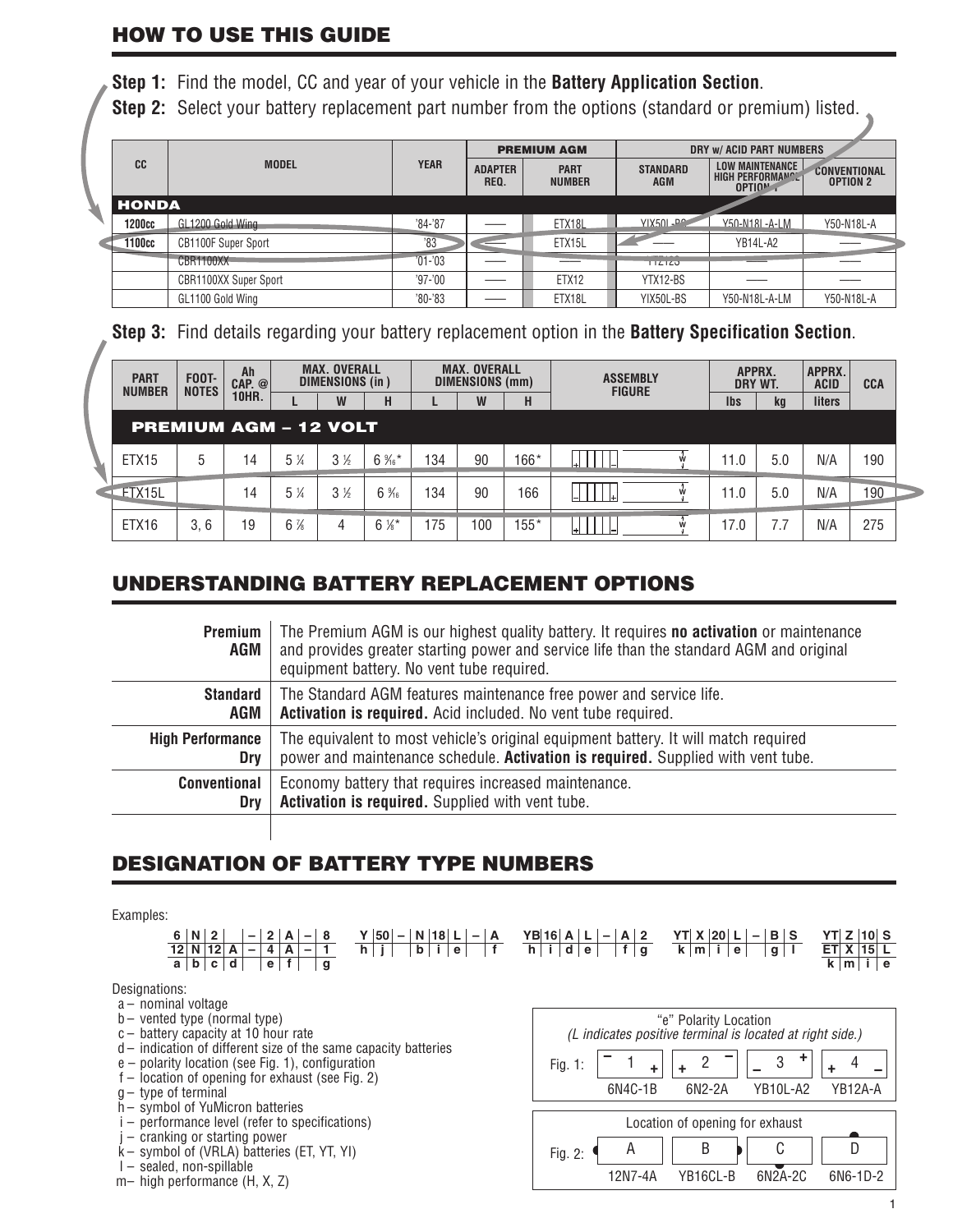## HOW TO USE THIS GUIDE

**Step 1:** Find the model, CC and year of your vehicle in the **Battery Application Section**.

**Step 2:** Select your battery replacement part number from the options (standard or premium) listed.

| CC | MODEL | YEAR | PREMIUM AGM | | DRY w/ ACID PART NUMBERS | | |
|---|---|---|---|---|---|---|---|
| | | | ADAPTER REQ. | PART NUMBER | STANDARD AGM | LOW MAINTENANCE HIGH PERFORMANCE OPTION 1 | CONVENTIONAL OPTION 2 |
| **HONDA** | | | | | | | |
| 1200cc | GL1200 Gold Wing | '84-'87 | —— | ETX18L | YIX50L-BS | Y50-N18L-A-LM | Y50-N18L-A |
| 1100cc | CB1100F Super Sport | '83 | —— | ETX15L | —— | YB14L-A2 | —— |
| | CBR1100XX | '01-'03 | —— | —— | YTZ12S | —— | —— |
| | CBR1100XX Super Sport | '97-'00 | —— | ETX12 | YTX12-BS | —— | —— |
| | GL1100 Gold Wing | '80-'83 | —— | ETX18L | YIX50L-BS | Y50-N18L-A-LM | Y50-N18L-A |

**Step 3:** Find details regarding your battery replacement option in the **Battery Specification Section**.

| PART NUMBER | FOOT-NOTES | Ah CAP. @ 10HR. | MAX. OVERALL DIMENSIONS (in) | | | MAX. OVERALL DIMENSIONS (mm) | | | ASSEMBLY FIGURE | APPRX. DRY WT. | | APPRX. ACID | CCA |
|---|---|---|---|---|---|---|---|---|---|---|---|---|---|
| | | | L | W | H | L | W | H | | lbs | kg | liters | |
| **PREMIUM AGM – 12 VOLT** | | | | | | | | | | | | | |
| ETX15 | 5 | 14 | 5 ¼ | 3 ½ | 6 $\frac{9}{16}$* | 134 | 90 | 166* | | 11.0 | 5.0 | N/A | 190 |
| ETX15L | | 14 | 5 ¼ | 3 ½ | 6 $\frac{9}{16}$ | 134 | 90 | 166 | | 11.0 | 5.0 | N/A | 190 |
| ETX16 | 3, 6 | 19 | 6 ⅞ | 4 | 6 ⅛* | 175 | 100 | 155* | | 17.0 | 7.7 | N/A | 275 |

## UNDERSTANDING BATTERY REPLACEMENT OPTIONS

| | |
|---|---|
| **Premium AGM** | The Premium AGM is our highest quality battery. It requires **no activation** or maintenance and provides greater starting power and service life than the standard AGM and original equipment battery. No vent tube required. |
| **Standard AGM** | The Standard AGM features maintenance free power and service life. **Activation is required.** Acid included. No vent tube required. |
| **High Performance Dry** | The equivalent to most vehicle's original equipment battery. It will match required power and maintenance schedule. **Activation is required.** Supplied with vent tube. |
| **Conventional Dry** | Economy battery that requires increased maintenance. **Activation is required.** Supplied with vent tube. |

## DESIGNATION OF BATTERY TYPE NUMBERS

Examples:

| 6 | N | 2 | | – | 2 | A | – | 8 |
|---|---|---|---|---|---|---|---|---|
| 12 | N | 12 | A | – | 4 | A | – | 1 |
| a | b | c | d | | e | f | | g |

| Y | 50 | – | N | 18 | L | – | A |
|---|---|---|---|---|---|---|---|
| h | j | | b | i | e | | f |

| YB | 16 | A | L | – | A | 2 |
|---|---|---|---|---|---|---|
| h | i | d | e | | f | g |

| YT | X | 20 | L | – | B | S |
|---|---|---|---|---|---|---|
| k | m | i | e | | g | l |

| YT | Z | 10 | S |
|---|---|---|---|
| ET | X | 15 | L |
| k | m | i | e |

Designations:
- a – nominal voltage
- b – vented type (normal type)
- c – battery capacity at 10 hour rate
- d – indication of different size of the same capacity batteries
- e – polarity location (see Fig. 1), configuration
- f – location of opening for exhaust (see Fig. 2)
- g – type of terminal
- h – symbol of YuMicron batteries
- i – performance level (refer to specifications)
- j – cranking or starting power
- k – symbol of (VRLA) batteries (ET, YT, YI)
- l – sealed, non-spillable
- m – high performance (H, X, Z)

"e" Polarity Location
*(L indicates positive terminal is located at right side.)*

Fig. 1:

| 1 | 2 | 3 | 4 |
|---|---|---|---|
| 6N4C-1B | 6N2-2A | YB10L-A2 | YB12A-A |

Location of opening for exhaust

Fig. 2:

| A | B | C | D |
|---|---|---|---|
| 12N7-4A | YB16CL-B | 6N2A-2C | 6N6-1D-2 |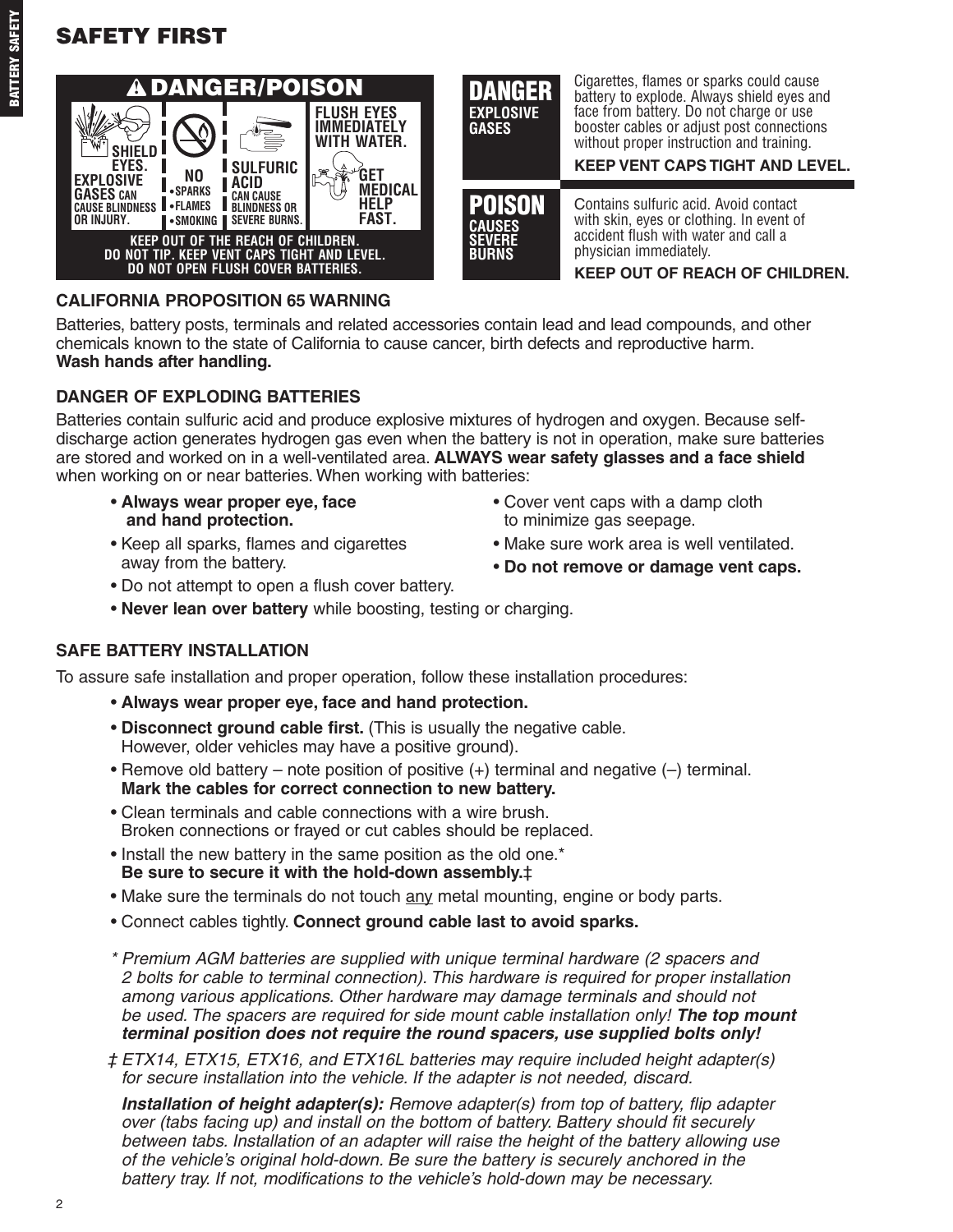# SAFETY FIRST

**⚠ DANGER/POISON**

**SHIELD EYES. EXPLOSIVE GASES** CAN CAUSE BLINDNESS OR INJURY.

**NO** • SPARKS • FLAMES • SMOKING

**SULFURIC ACID** CAN CAUSE BLINDNESS OR SEVERE BURNS.

**FLUSH EYES IMMEDIATELY WITH WATER. GET MEDICAL HELP FAST.**

**KEEP OUT OF THE REACH OF CHILDREN. DO NOT TIP. KEEP VENT CAPS TIGHT AND LEVEL. DO NOT OPEN FLUSH COVER BATTERIES.**

**DANGER**
**EXPLOSIVE GASES**

Cigarettes, flames or sparks could cause battery to explode. Always shield eyes and face from battery. Do not charge or use booster cables or adjust post connections without proper instruction and training.

**KEEP VENT CAPS TIGHT AND LEVEL.**

**POISON**
**CAUSES SEVERE BURNS**

Contains sulfuric acid. Avoid contact with skin, eyes or clothing. In event of accident flush with water and call a physician immediately.

**KEEP OUT OF REACH OF CHILDREN.**

### CALIFORNIA PROPOSITION 65 WARNING

Batteries, battery posts, terminals and related accessories contain lead and lead compounds, and other chemicals known to the state of California to cause cancer, birth defects and reproductive harm.
**Wash hands after handling.**

### DANGER OF EXPLODING BATTERIES

Batteries contain sulfuric acid and produce explosive mixtures of hydrogen and oxygen. Because self-discharge action generates hydrogen gas even when the battery is not in operation, make sure batteries are stored and worked on in a well-ventilated area. **ALWAYS wear safety glasses and a face shield** when working on or near batteries. When working with batteries:

- **Always wear proper eye, face and hand protection.**
- Keep all sparks, flames and cigarettes away from the battery.
- Do not attempt to open a flush cover battery.
- **Never lean over battery** while boosting, testing or charging.
- Cover vent caps with a damp cloth to minimize gas seepage.
- Make sure work area is well ventilated.
- **Do not remove or damage vent caps.**

### SAFE BATTERY INSTALLATION

To assure safe installation and proper operation, follow these installation procedures:

- **Always wear proper eye, face and hand protection.**
- **Disconnect ground cable first.** (This is usually the negative cable. However, older vehicles may have a positive ground).
- Remove old battery – note position of positive (+) terminal and negative (–) terminal. **Mark the cables for correct connection to new battery.**
- Clean terminals and cable connections with a wire brush. Broken connections or frayed or cut cables should be replaced.
- Install the new battery in the same position as the old one.* **Be sure to secure it with the hold-down assembly.‡**
- Make sure the terminals do not touch <u>any</u> metal mounting, engine or body parts.
- Connect cables tightly. **Connect ground cable last to avoid sparks.**

*\* Premium AGM batteries are supplied with unique terminal hardware (2 spacers and 2 bolts for cable to terminal connection). This hardware is required for proper installation among various applications. Other hardware may damage terminals and should not be used. The spacers are required for side mount cable installation only!* ***The top mount terminal position does not require the round spacers, use supplied bolts only!***

*‡ ETX14, ETX15, ETX16, and ETX16L batteries may require included height adapter(s) for secure installation into the vehicle. If the adapter is not needed, discard.*

***Installation of height adapter(s):*** *Remove adapter(s) from top of battery, flip adapter over (tabs facing up) and install on the bottom of battery. Battery should fit securely between tabs. Installation of an adapter will raise the height of the battery allowing use of the vehicle's original hold-down. Be sure the battery is securely anchored in the battery tray. If not, modifications to the vehicle's hold-down may be necessary.*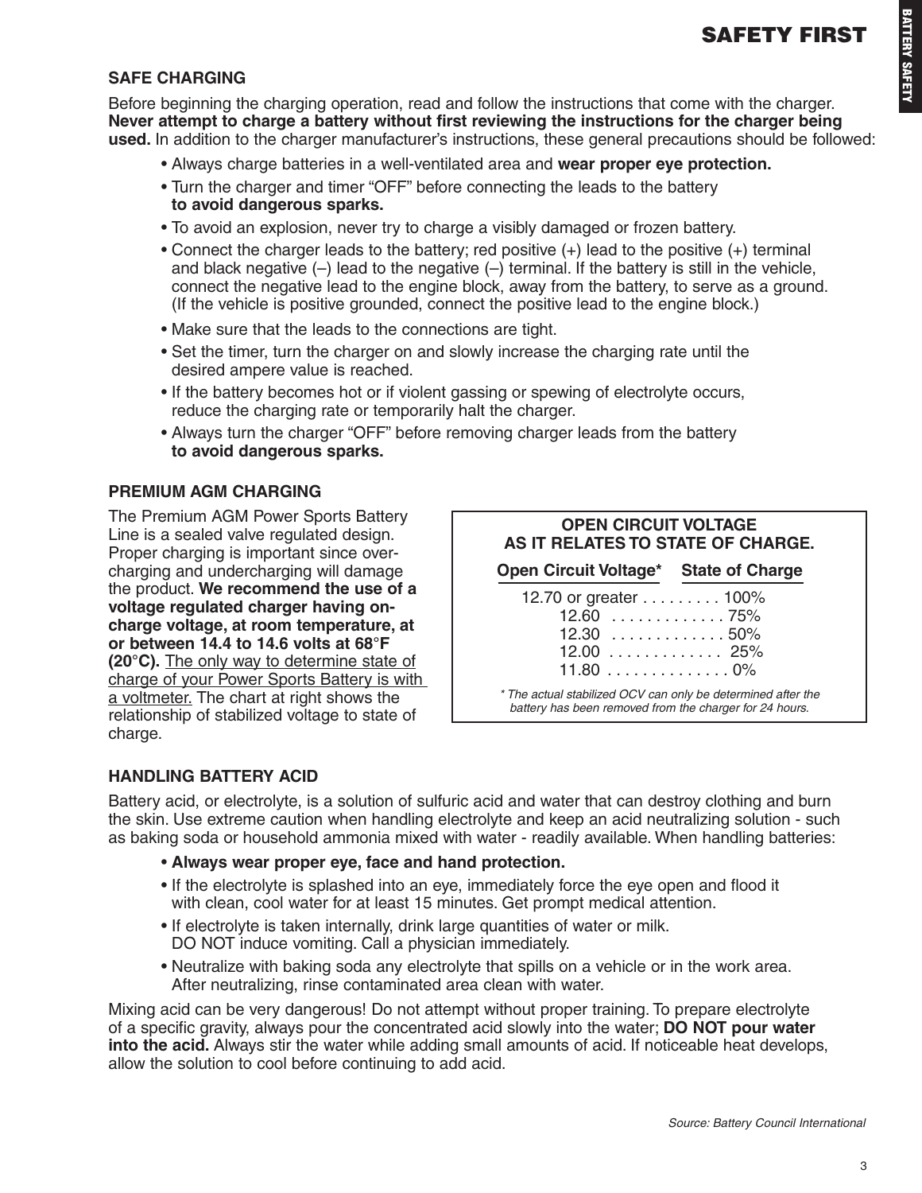# SAFETY FIRST

## SAFE CHARGING

Before beginning the charging operation, read and follow the instructions that come with the charger. **Never attempt to charge a battery without first reviewing the instructions for the charger being used.** In addition to the charger manufacturer's instructions, these general precautions should be followed:

- Always charge batteries in a well-ventilated area and **wear proper eye protection.**
- Turn the charger and timer "OFF" before connecting the leads to the battery **to avoid dangerous sparks.**
- To avoid an explosion, never try to charge a visibly damaged or frozen battery.
- Connect the charger leads to the battery; red positive (+) lead to the positive (+) terminal and black negative (–) lead to the negative (–) terminal. If the battery is still in the vehicle, connect the negative lead to the engine block, away from the battery, to serve as a ground. (If the vehicle is positive grounded, connect the positive lead to the engine block.)
- Make sure that the leads to the connections are tight.
- Set the timer, turn the charger on and slowly increase the charging rate until the desired ampere value is reached.
- If the battery becomes hot or if violent gassing or spewing of electrolyte occurs, reduce the charging rate or temporarily halt the charger.
- Always turn the charger "OFF" before removing charger leads from the battery **to avoid dangerous sparks.**

## PREMIUM AGM CHARGING

The Premium AGM Power Sports Battery Line is a sealed valve regulated design. Proper charging is important since over-charging and undercharging will damage the product. **We recommend the use of a voltage regulated charger having on-charge voltage, at room temperature, at or between 14.4 to 14.6 volts at 68°F (20°C).** <u>The only way to determine state of charge of your Power Sports Battery is with a voltmeter.</u> The chart at right shows the relationship of stabilized voltage to state of charge.

**OPEN CIRCUIT VOLTAGE AS IT RELATES TO STATE OF CHARGE.**

| Open Circuit Voltage* | State of Charge |
|---|---|
| 12.70 or greater | 100% |
| 12.60 | 75% |
| 12.30 | 50% |
| 12.00 | 25% |
| 11.80 | 0% |

*\* The actual stabilized OCV can only be determined after the battery has been removed from the charger for 24 hours.*

## HANDLING BATTERY ACID

Battery acid, or electrolyte, is a solution of sulfuric acid and water that can destroy clothing and burn the skin. Use extreme caution when handling electrolyte and keep an acid neutralizing solution - such as baking soda or household ammonia mixed with water - readily available. When handling batteries:

- **Always wear proper eye, face and hand protection.**
- If the electrolyte is splashed into an eye, immediately force the eye open and flood it with clean, cool water for at least 15 minutes. Get prompt medical attention.
- If electrolyte is taken internally, drink large quantities of water or milk. DO NOT induce vomiting. Call a physician immediately.
- Neutralize with baking soda any electrolyte that spills on a vehicle or in the work area. After neutralizing, rinse contaminated area clean with water.

Mixing acid can be very dangerous! Do not attempt without proper training. To prepare electrolyte of a specific gravity, always pour the concentrated acid slowly into the water; **DO NOT pour water into the acid.** Always stir the water while adding small amounts of acid. If noticeable heat develops, allow the solution to cool before continuing to add acid.

*Source: Battery Council International*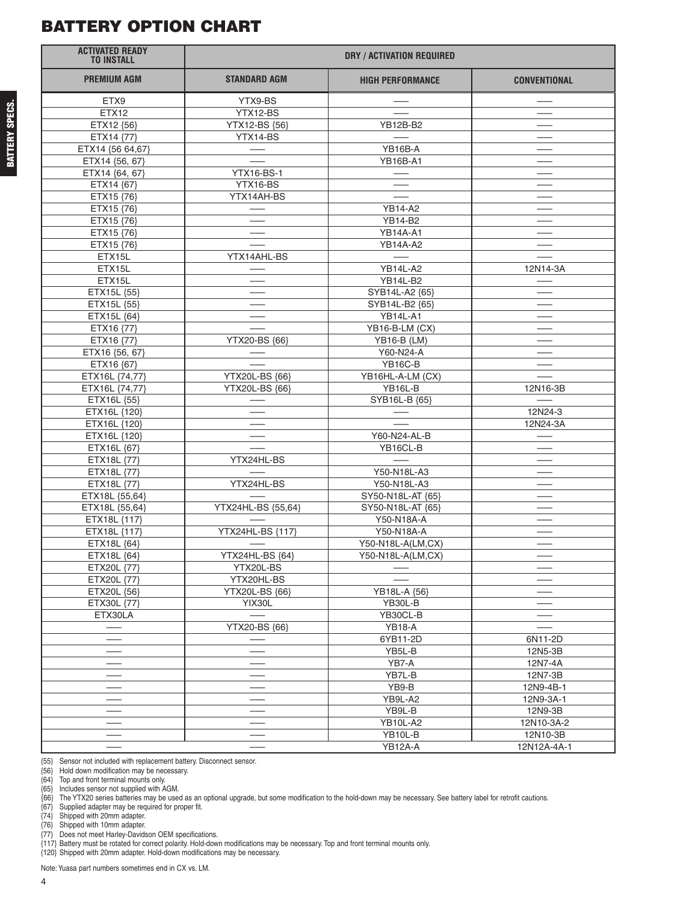# BATTERY OPTION CHART

| ACTIVATED READY TO INSTALL | DRY / ACTIVATION REQUIRED | | |
|---|---|---|---|
| **PREMIUM AGM** | **STANDARD AGM** | **HIGH PERFORMANCE** | **CONVENTIONAL** |
| ETX9 | YTX9-BS | — | — |
| ETX12 | YTX12-BS | — | — |
| ETX12 {56} | YTX12-BS {56} | YB12B-B2 | — |
| ETX14 {77} | YTX14-BS | — | — |
| ETX14 {56 64,67} | — | YB16B-A | — |
| ETX14 {56, 67} | — | YB16B-A1 | — |
| ETX14 {64, 67} | YTX16-BS-1 | — | — |
| ETX14 {67} | YTX16-BS | — | — |
| ETX15 {76} | YTX14AH-BS | — | — |
| ETX15 {76} | — | YB14-A2 | — |
| ETX15 {76} | — | YB14-B2 | — |
| ETX15 {76} | — | YB14A-A1 | — |
| ETX15 {76} | — | YB14A-A2 | — |
| ETX15L | YTX14AHL-BS | — | — |
| ETX15L | — | YB14L-A2 | 12N14-3A |
| ETX15L | — | YB14L-B2 | — |
| ETX15L {55} | — | SYB14L-A2 {65} | — |
| ETX15L {55} | — | SYB14L-B2 {65} | — |
| ETX15L {64} | — | YB14L-A1 | — |
| ETX16 {77} | — | YB16-B-LM (CX) | — |
| ETX16 {77} | YTX20-BS {66} | YB16-B (LM) | — |
| ETX16 {56, 67} | — | Y60-N24-A | — |
| ETX16 {67} | — | YB16C-B | — |
| ETX16L {74,77} | YTX20L-BS {66} | YB16HL-A-LM (CX) | — |
| ETX16L {74,77} | YTX20L-BS {66} | YB16L-B | 12N16-3B |
| ETX16L {55} | — | SYB16L-B {65} | — |
| ETX16L {120} | — | — | 12N24-3 |
| ETX16L {120} | — | — | 12N24-3A |
| ETX16L {120} | — | Y60-N24-AL-B | — |
| ETX16L {67} | — | YB16CL-B | — |
| ETX18L {77} | YTX24HL-BS | — | — |
| ETX18L {77} | — | Y50-N18L-A3 | — |
| ETX18L {77} | YTX24HL-BS | Y50-N18L-A3 | — |
| ETX18L {55,64} | — | SY50-N18L-AT {65} | — |
| ETX18L {55,64} | YTX24HL-BS {55,64} | SY50-N18L-AT {65} | — |
| ETX18L {117} | — | Y50-N18A-A | — |
| ETX18L {117} | YTX24HL-BS {117} | Y50-N18A-A | — |
| ETX18L {64} | — | Y50-N18L-A(LM,CX) | — |
| ETX18L {64} | YTX24HL-BS {64} | Y50-N18L-A(LM,CX) | — |
| ETX20L {77} | YTX20L-BS | — | — |
| ETX20L {77} | YTX20HL-BS | — | — |
| ETX20L {56} | YTX20L-BS {66} | YB18L-A {56} | — |
| ETX30L {77} | YIX30L | YB30L-B | — |
| ETX30LA | — | YB30CL-B | — |
| — | YTX20-BS {66} | YB18-A | — |
| — | — | 6YB11-2D | 6N11-2D |
| — | — | YB5L-B | 12N5-3B |
| — | — | YB7-A | 12N7-4A |
| — | — | YB7L-B | 12N7-3B |
| — | — | YB9-B | 12N9-4B-1 |
| — | — | YB9L-A2 | 12N9-3A-1 |
| — | — | YB9L-B | 12N9-3B |
| — | — | YB10L-A2 | 12N10-3A-2 |
| — | — | YB10L-B | 12N10-3B |
| — | — | YB12A-A | 12N12A-4A-1 |

{55} Sensor not included with replacement battery. Disconnect sensor.
{56} Hold down modification may be necessary.
{64} Top and front terminal mounts only.
{65} Includes sensor not supplied with AGM.
{66} The YTX20 series batteries may be used as an optional upgrade, but some modification to the hold-down may be necessary. See battery label for retrofit cautions.
{67} Supplied adapter may be required for proper fit.
{74} Shipped with 20mm adapter.
{76} Shipped with 10mm adapter.
{77} Does not meet Harley-Davidson OEM specifications.
{117} Battery must be rotated for correct polarity. Hold-down modifications may be necessary. Top and front terminal mounts only.
{120} Shipped with 20mm adapter. Hold-down modifications may be necessary.

Note: Yuasa part numbers sometimes end in CX vs. LM.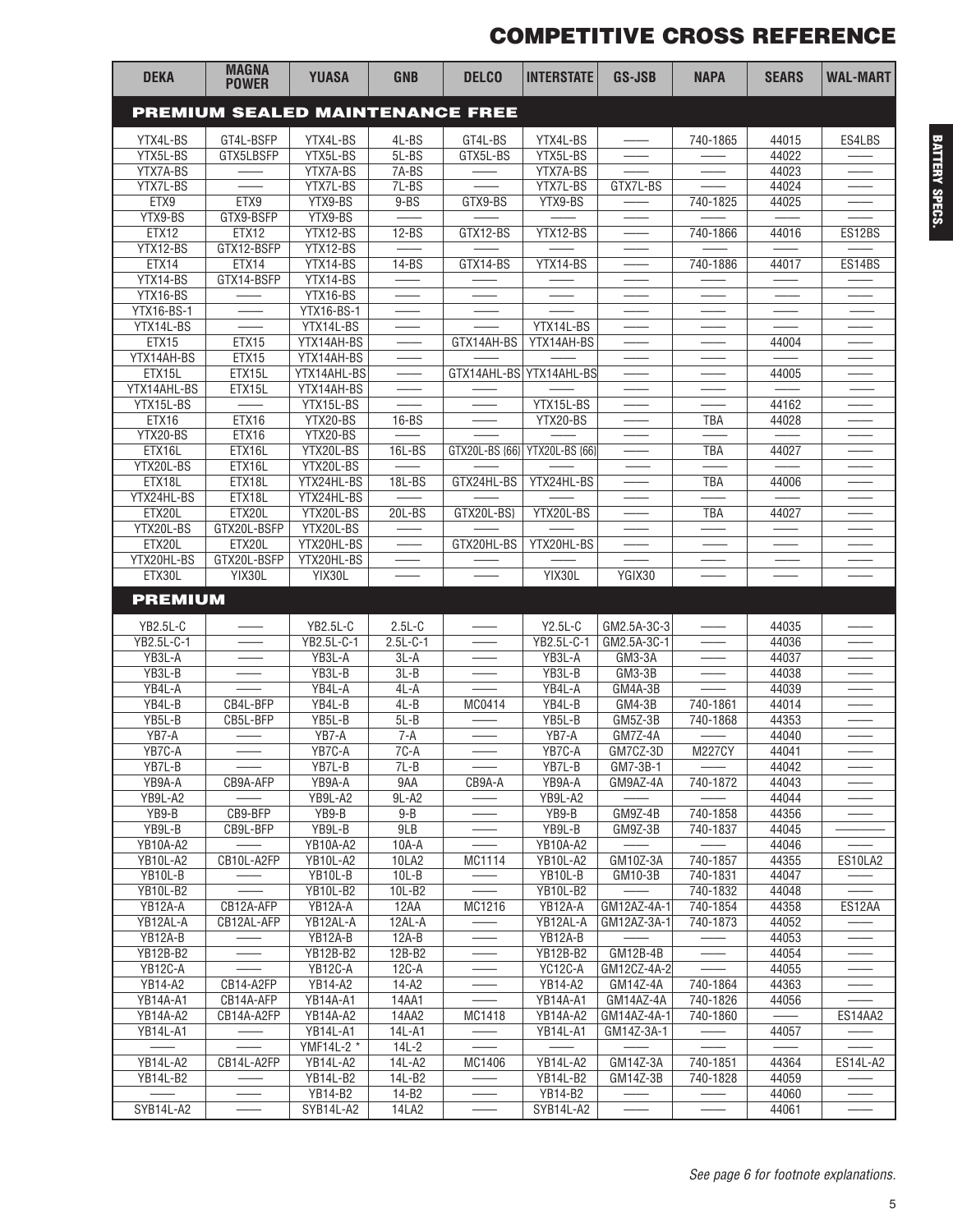# COMPETITIVE CROSS REFERENCE

| DEKA | MAGNA POWER | YUASA | GNB | DELCO | INTERSTATE | GS-JSB | NAPA | SEARS | WAL-MART |
|---|---|---|---|---|---|---|---|---|---|
| **PREMIUM SEALED MAINTENANCE FREE** | | | | | | | | | |
| YTX4L-BS | GT4L-BSFP | YTX4L-BS | 4L-BS | GT4L-BS | YTX4L-BS | —— | 740-1865 | 44015 | ES4LBS |
| YTX5L-BS | GTX5LBSFP | YTX5L-BS | 5L-BS | GTX5L-BS | YTX5L-BS | —— | —— | 44022 | —— |
| YTX7A-BS | —— | YTX7A-BS | 7A-BS | —— | YTX7A-BS | —— | —— | 44023 | —— |
| YTX7L-BS | —— | YTX7L-BS | 7L-BS | —— | YTX7L-BS | GTX7L-BS | —— | 44024 | —— |
| ETX9 | ETX9 | YTX9-BS | 9-BS | GTX9-BS | YTX9-BS | —— | 740-1825 | 44025 | —— |
| YTX9-BS | GTX9-BSFP | YTX9-BS | —— | —— | —— | —— | —— | —— | —— |
| ETX12 | ETX12 | YTX12-BS | 12-BS | GTX12-BS | YTX12-BS | —— | 740-1866 | 44016 | ES12BS |
| YTX12-BS | GTX12-BSFP | YTX12-BS | —— | —— | —— | —— | —— | —— | —— |
| ETX14 | ETX14 | YTX14-BS | 14-BS | GTX14-BS | YTX14-BS | —— | 740-1886 | 44017 | ES14BS |
| YTX14-BS | GTX14-BSFP | YTX14-BS | —— | —— | —— | —— | —— | —— | —— |
| YTX16-BS | —— | YTX16-BS | —— | —— | —— | —— | —— | —— | —— |
| YTX16-BS-1 | —— | YTX16-BS-1 | —— | —— | —— | —— | —— | —— | —— |
| YTX14L-BS | —— | YTX14L-BS | —— | —— | YTX14L-BS | —— | —— | —— | —— |
| ETX15 | ETX15 | YTX14AH-BS | —— | GTX14AH-BS | YTX14AH-BS | —— | —— | 44004 | —— |
| YTX14AH-BS | ETX15 | YTX14AH-BS | —— | —— | —— | —— | —— | —— | —— |
| ETX15L | ETX15L | YTX14AHL-BS | —— | GTX14AHL-BS | YTX14AHL-BS | —— | —— | 44005 | —— |
| YTX14AHL-BS | ETX15L | YTX14AH-BS | —— | —— | —— | —— | —— | —— | —— |
| YTX15L-BS | —— | YTX15L-BS | —— | —— | YTX15L-BS | —— | —— | 44162 | —— |
| ETX16 | ETX16 | YTX20-BS | 16-BS | —— | YTX20-BS | —— | TBA | 44028 | —— |
| YTX20-BS | ETX16 | YTX20-BS | —— | —— | —— | —— | —— | —— | —— |
| ETX16L | ETX16L | YTX20L-BS | 16L-BS | GTX20L-BS (66) | YTX20L-BS (66) | —— | TBA | 44027 | —— |
| YTX20L-BS | ETX16L | YTX20L-BS | —— | —— | —— | —— | —— | —— | —— |
| ETX18L | ETX18L | YTX24HL-BS | 18L-BS | GTX24HL-BS | YTX24HL-BS | —— | TBA | 44006 | —— |
| YTX24HL-BS | ETX18L | YTX24HL-BS | —— | —— | —— | —— | —— | —— | —— |
| ETX20L | ETX20L | YTX20L-BS | 20L-BS | GTX20L-BS) | YTX20L-BS | —— | TBA | 44027 | —— |
| YTX20L-BS | GTX20L-BSFP | YTX20L-BS | —— | —— | —— | —— | —— | —— | —— |
| ETX20L | ETX20L | YTX20HL-BS | —— | GTX20HL-BS | YTX20HL-BS | —— | —— | —— | —— |
| YTX20HL-BS | GTX20L-BSFP | YTX20HL-BS | —— | —— | —— | —— | —— | —— | —— |
| ETX30L | YIX30L | YIX30L | —— | —— | YIX30L | YGIX30 | —— | —— | —— |
| **PREMIUM** | | | | | | | | | |
| YB2.5L-C | —— | YB2.5L-C | 2.5L-C | —— | Y2.5L-C | GM2.5A-3C-3 | —— | 44035 | —— |
| YB2.5L-C-1 | —— | YB2.5L-C-1 | 2.5L-C-1 | —— | YB2.5L-C-1 | GM2.5A-3C-1 | —— | 44036 | —— |
| YB3L-A | —— | YB3L-A | 3L-A | —— | YB3L-A | GM3-3A | —— | 44037 | —— |
| YB3L-B | —— | YB3L-B | 3L-B | —— | YB3L-B | GM3-3B | —— | 44038 | —— |
| YB4L-A | —— | YB4L-A | 4L-A | —— | YB4L-A | GM4A-3B | —— | 44039 | —— |
| YB4L-B | CB4L-BFP | YB4L-B | 4L-B | MC0414 | YB4L-B | GM4-3B | 740-1861 | 44014 | —— |
| YB5L-B | CB5L-BFP | YB5L-B | 5L-B | —— | YB5L-B | GM5Z-3B | 740-1868 | 44353 | —— |
| YB7-A | —— | YB7-A | 7-A | —— | YB7-A | GM7Z-4A | —— | 44040 | —— |
| YB7C-A | —— | YB7C-A | 7C-A | —— | YB7C-A | GM7CZ-3D | M227CY | 44041 | —— |
| YB7L-B | —— | YB7L-B | 7L-B | —— | YB7L-B | GM7-3B-1 | —— | 44042 | —— |
| YB9A-A | CB9A-AFP | YB9A-A | 9AA | CB9A-A | YB9A-A | GM9AZ-4A | 740-1872 | 44043 | —— |
| YB9L-A2 | —— | YB9L-A2 | 9L-A2 | —— | YB9L-A2 | —— | —— | 44044 | —— |
| YB9-B | CB9-BFP | YB9-B | 9-B | —— | YB9-B | GM9Z-4B | 740-1858 | 44356 | —— |
| YB9L-B | CB9L-BFP | YB9L-B | 9LB | —— | YB9L-B | GM9Z-3B | 740-1837 | 44045 | —— |
| YB10A-A2 | —— | YB10A-A2 | 10A-A | —— | YB10A-A2 | —— | —— | 44046 | —— |
| YB10L-A2 | CB10L-A2FP | YB10L-A2 | 10LA2 | MC1114 | YB10L-A2 | GM10Z-3A | 740-1857 | 44355 | ES10LA2 |
| YB10L-B | —— | YB10L-B | 10L-B | —— | YB10L-B | GM10-3B | 740-1831 | 44047 | —— |
| YB10L-B2 | —— | YB10L-B2 | 10L-B2 | —— | YB10L-B2 | —— | 740-1832 | 44048 | —— |
| YB12A-A | CB12A-AFP | YB12A-A | 12AA | MC1216 | YB12A-A | GM12AZ-4A-1 | 740-1854 | 44358 | ES12AA |
| YB12AL-A | CB12AL-AFP | YB12AL-A | 12AL-A | —— | YB12AL-A | GM12AZ-3A-1 | 740-1873 | 44052 | —— |
| YB12A-B | —— | YB12A-B | 12A-B | —— | YB12A-B | —— | —— | 44053 | —— |
| YB12B-B2 | —— | YB12B-B2 | 12B-B2 | —— | YB12B-B2 | GM12B-4B | —— | 44054 | —— |
| YB12C-A | —— | YB12C-A | 12C-A | —— | YC12C-A | GM12CZ-4A-2 | —— | 44055 | —— |
| YB14-A2 | CB14-A2FP | YB14-A2 | 14-A2 | —— | YB14-A2 | GM14Z-4A | 740-1864 | 44363 | —— |
| YB14A-A1 | CB14A-AFP | YB14A-A1 | 14AA1 | —— | YB14A-A1 | GM14AZ-4A | 740-1826 | 44056 | —— |
| YB14A-A2 | CB14A-A2FP | YB14A-A2 | 14AA2 | MC1418 | YB14A-A2 | GM14AZ-4A-1 | 740-1860 | —— | ES14AA2 |
| YB14L-A1 | —— | YB14L-A1 | 14L-A1 | —— | YB14L-A1 | GM14Z-3A-1 | —— | 44057 | —— |
| —— | —— | YMF14L-2 * | 14L-2 | —— | —— | —— | —— | —— | —— |
| YB14L-A2 | CB14L-A2FP | YB14L-A2 | 14L-A2 | MC1406 | YB14L-A2 | GM14Z-3A | 740-1851 | 44364 | ES14L-A2 |
| YB14L-B2 | —— | YB14L-B2 | 14L-B2 | —— | YB14L-B2 | GM14Z-3B | 740-1828 | 44059 | —— |
| —— | —— | YB14-B2 | 14-B2 | —— | YB14-B2 | —— | —— | 44060 | —— |
| SYB14L-A2 | —— | SYB14L-A2 | 14LA2 | —— | SYB14L-A2 | —— | —— | 44061 | —— |

*See page 6 for footnote explanations.*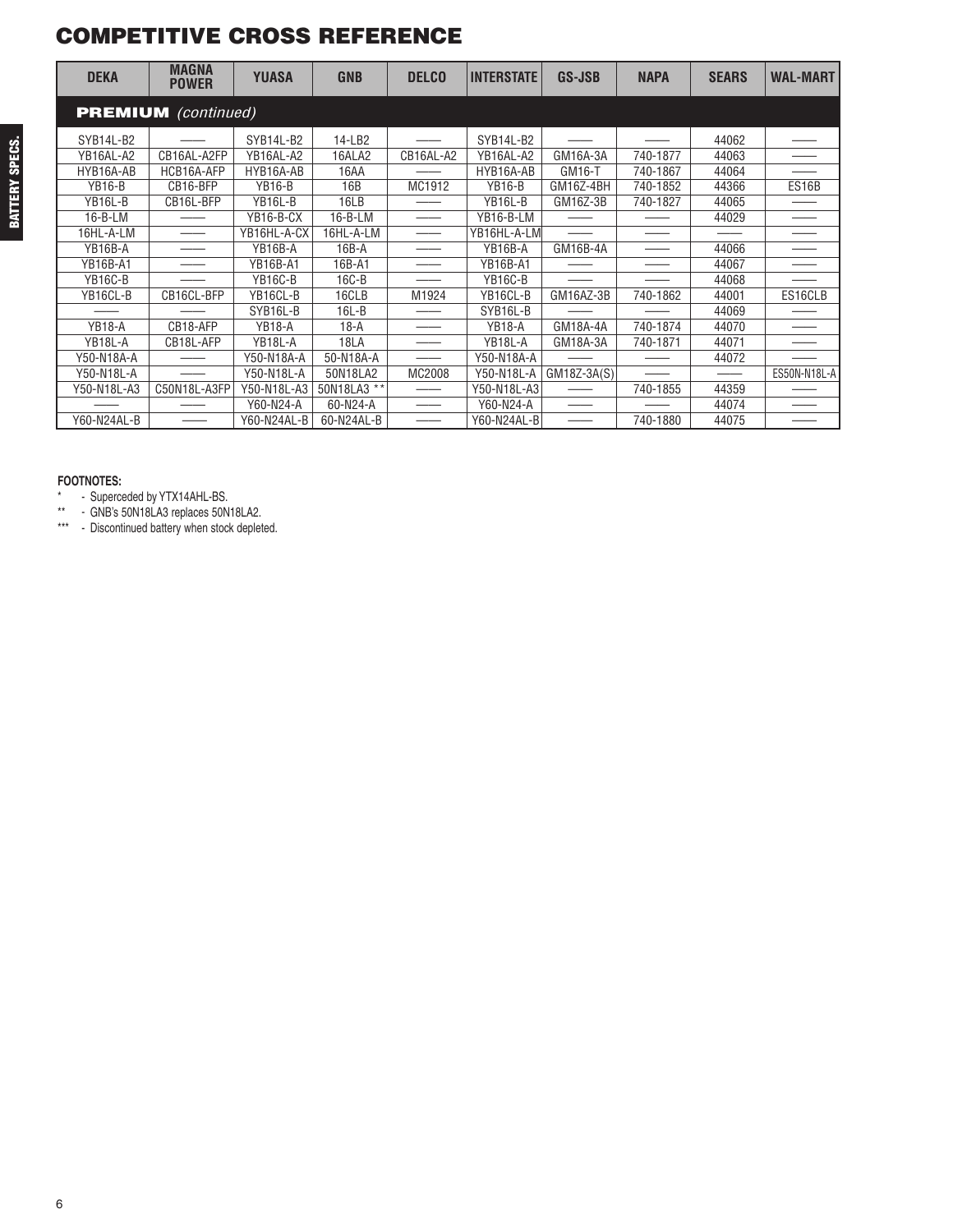# COMPETITIVE CROSS REFERENCE

| DEKA | MAGNA POWER | YUASA | GNB | DELCO | INTERSTATE | GS-JSB | NAPA | SEARS | WAL-MART |
|---|---|---|---|---|---|---|---|---|---|
| **PREMIUM** *(continued)* | | | | | | | | | |
| SYB14L-B2 | —— | SYB14L-B2 | 14-LB2 | —— | SYB14L-B2 | —— | —— | 44062 | —— |
| YB16AL-A2 | CB16AL-A2FP | YB16AL-A2 | 16ALA2 | CB16AL-A2 | YB16AL-A2 | GM16A-3A | 740-1877 | 44063 | —— |
| HYB16A-AB | HCB16A-AFP | HYB16A-AB | 16AA | —— | HYB16A-AB | GM16-T | 740-1867 | 44064 | —— |
| YB16-B | CB16-BFP | YB16-B | 16B | MC1912 | YB16-B | GM16Z-4BH | 740-1852 | 44366 | ES16B |
| YB16L-B | CB16L-BFP | YB16L-B | 16LB | —— | YB16L-B | GM16Z-3B | 740-1827 | 44065 | —— |
| 16-B-LM | —— | YB16-B-CX | 16-B-LM | —— | YB16-B-LM | —— | —— | 44029 | —— |
| 16HL-A-LM | —— | YB16HL-A-CX | 16HL-A-LM | —— | YB16HL-A-LM | —— | —— | —— | —— |
| YB16B-A | —— | YB16B-A | 16B-A | —— | YB16B-A | GM16B-4A | —— | 44066 | —— |
| YB16B-A1 | —— | YB16B-A1 | 16B-A1 | —— | YB16B-A1 | —— | —— | 44067 | —— |
| YB16C-B | —— | YB16C-B | 16C-B | —— | YB16C-B | —— | —— | 44068 | —— |
| YB16CL-B | CB16CL-BFP | YB16CL-B | 16CLB | M1924 | YB16CL-B | GM16AZ-3B | 740-1862 | 44001 | ES16CLB |
| —— | —— | SYB16L-B | 16L-B | —— | SYB16L-B | —— | —— | 44069 | —— |
| YB18-A | CB18-AFP | YB18-A | 18-A | —— | YB18-A | GM18A-4A | 740-1874 | 44070 | —— |
| YB18L-A | CB18L-AFP | YB18L-A | 18LA | —— | YB18L-A | GM18A-3A | 740-1871 | 44071 | —— |
| Y50-N18A-A | —— | Y50-N18A-A | 50-N18A-A | —— | Y50-N18A-A | —— | —— | 44072 | —— |
| Y50-N18L-A | —— | Y50-N18L-A | 50N18LA2 | MC2008 | Y50-N18L-A | GM18Z-3A(S) | —— | —— | ES50N-N18L-A |
| Y50-N18L-A3 | C50N18L-A3FP | Y50-N18L-A3 | 50N18LA3 ** | —— | Y50-N18L-A3 | —— | 740-1855 | 44359 | —— |
| —— | —— | Y60-N24-A | 60-N24-A | —— | Y60-N24-A | —— | —— | 44074 | —— |
| Y60-N24AL-B | —— | Y60-N24AL-B | 60-N24AL-B | —— | Y60-N24AL-B | —— | 740-1880 | 44075 | —— |

**FOOTNOTES:**

\* - Superceded by YTX14AHL-BS.

** - GNB's 50N18LA3 replaces 50N18LA2.

*** - Discontinued battery when stock depleted.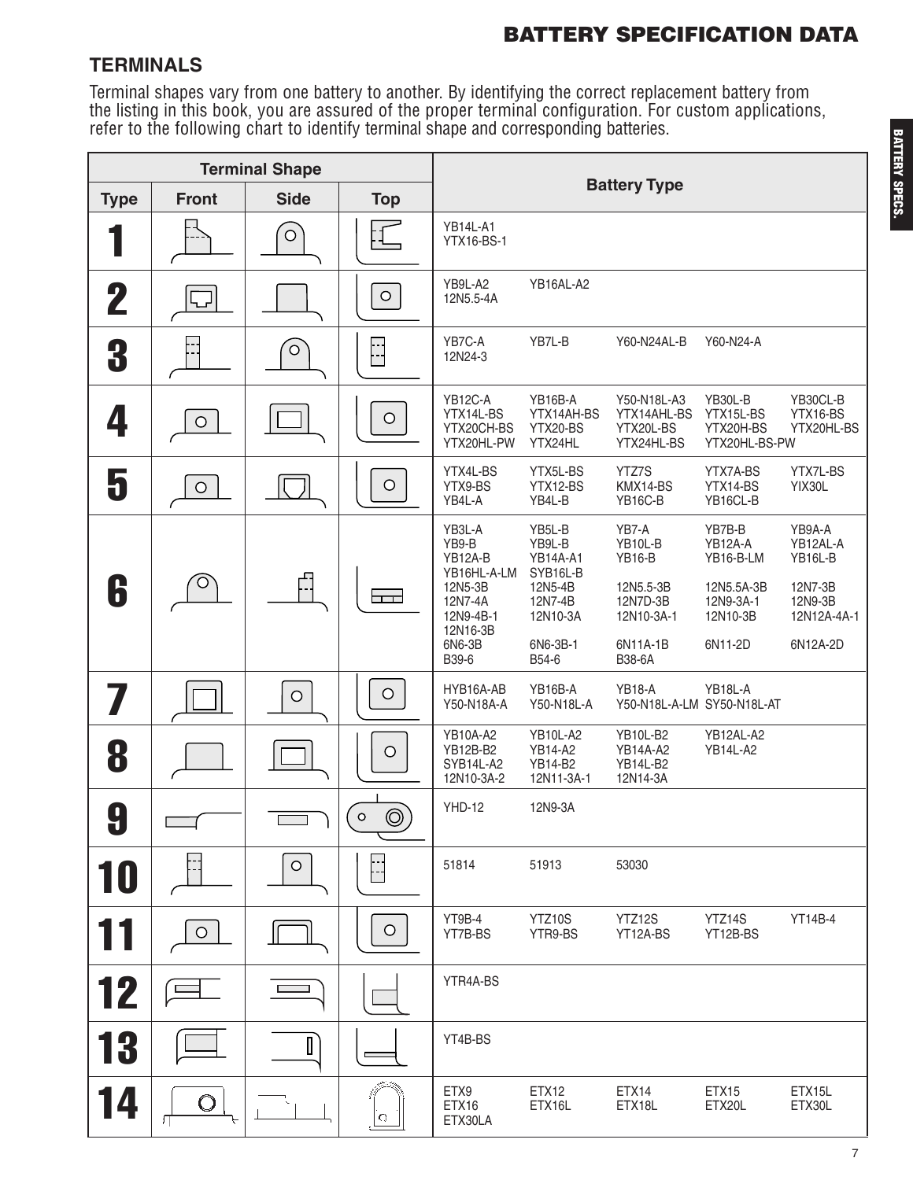## TERMINALS

Terminal shapes vary from one battery to another. By identifying the correct replacement battery from the listing in this book, you are assured of the proper terminal configuration. For custom applications, refer to the following chart to identify terminal shape and corresponding batteries.

| Terminal Shape | | | | Battery Type |
|---|---|---|---|---|
| Type | Front | Side | Top | |
| 1 | | | | YB14L-A1, YTX16-BS-1 |
| 2 | | | | YB9L-A2, YB16AL-A2, 12N5.5-4A |
| 3 | | | | YB7C-A, YB7L-B, Y60-N24AL-B, Y60-N24-A, 12N24-3 |
| 4 | | | | YB12C-A, YB16B-A, Y50-N18L-A3, YB30L-B, YB30CL-B, YTX14L-BS, YTX14AH-BS, YTX14AHL-BS, YTX15L-BS, YTX16-BS, YTX20CH-BS, YTX20-BS, YTX20L-BS, YTX20H-BS, YTX20HL-BS, YTX20HL-PW, YTX24HL, YTX24HL-BS, YTX20HL-BS-PW |
| 5 | | | | YTX4L-BS, YTX5L-BS, YTZ7S, YTX7A-BS, YTX7L-BS, YTX9-BS, YTX12-BS, KMX14-BS, YTX14-BS, YIX30L, YB4L-A, YB4L-B, YB16C-B, YB16CL-B |
| 6 | | | | YB3L-A, YB5L-B, YB7-A, YB7B-B, YB9A-A, YB9-B, YB9L-B, YB10L-B, YB12A-A, YB12AL-A, YB12A-B, YB14A-A1, YB16-B, YB16-B-LM, YB16L-B, YB16HL-A-LM, SYB16L-B, 12N5-3B, 12N5-4B, 12N5.5-3B, 12N5.5A-3B, 12N7-3B, 12N7-4A, 12N7-4B, 12N7D-3B, 12N9-3A-1, 12N9-3B, 12N9-4B-1, 12N10-3A, 12N10-3A-1, 12N10-3B, 12N12A-4A-1, 12N16-3B, 6N6-3B, 6N6-3B-1, 6N11A-1B, 6N11-2D, 6N12A-2D, B39-6, B54-6, B38-6A |
| 7 | | | | HYB16A-AB, YB16B-A, YB18-A, YB18L-A, Y50-N18A-A, Y50-N18L-A, Y50-N18L-A-LM, SY50-N18L-AT |
| 8 | | | | YB10A-A2, YB10L-A2, YB10L-B2, YB12AL-A2, YB12B-B2, YB14-A2, YB14A-A2, YB14L-A2, SYB14L-A2, YB14-B2, YB14L-B2, 12N10-3A-2, 12N11-3A-1, 12N14-3A |
| 9 | | | | YHD-12, 12N9-3A |
| 10 | | | | 51814, 51913, 53030 |
| 11 | | | | YT9B-4, YTZ10S, YTZ12S, YTZ14S, YT14B-4, YT7B-BS, YTR9-BS, YT12A-BS, YT12B-BS |
| 12 | | | | YTR4A-BS |
| 13 | | | | YT4B-BS |
| 14 | | | | ETX9, ETX12, ETX14, ETX15, ETX15L, ETX16, ETX16L, ETX18L, ETX20L, ETX30L, ETX30LA |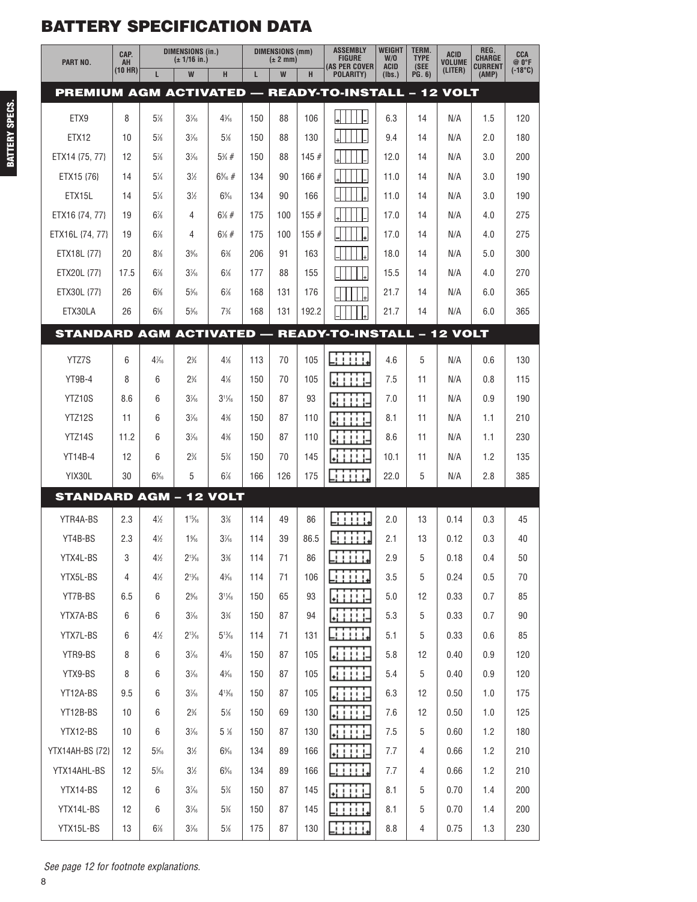# BATTERY SPECIFICATION DATA

| PART NO. | CAP. AH (10 HR) | DIMENSIONS (in.) (± 1/16 in.) L | W | H | DIMENSIONS (mm) (± 2 mm) L | W | H | ASSEMBLY FIGURE (AS PER COVER POLARITY) | WEIGHT W/O ACID (lbs.) | TERM. TYPE (SEE PG. 6) | ACID VOLUME (LITER) | REG. CHARGE CURRENT (AMP) | CCA @ 0°F (-18°C) |
|---|---|---|---|---|---|---|---|---|---|---|---|---|---|
| **PREMIUM AGM ACTIVATED — READY-TO-INSTALL – 12 VOLT** | | | | | | | | | | | | | |
| ETX9 | 8 | 5⅞ | 37/16 | 43/16 | 150 | 88 | 106 | | 6.3 | 14 | N/A | 1.5 | 120 |
| ETX12 | 10 | 5⅞ | 37/16 | 5⅛ | 150 | 88 | 130 | | 9.4 | 14 | N/A | 2.0 | 180 |
| ETX14 {75, 77} | 12 | 5⅞ | 37/16 | 5¾ # | 150 | 88 | 145 # | | 12.0 | 14 | N/A | 3.0 | 200 |
| ETX15 {76} | 14 | 5¼ | 3½ | 69/16 # | 134 | 90 | 166 # | | 11.0 | 14 | N/A | 3.0 | 190 |
| ETX15L | 14 | 5¼ | 3½ | 69/16 | 134 | 90 | 166 | | 11.0 | 14 | N/A | 3.0 | 190 |
| ETX16 {74, 77} | 19 | 6⅞ | 4 | 6⅛ # | 175 | 100 | 155 # | | 17.0 | 14 | N/A | 4.0 | 275 |
| ETX16L {74, 77} | 19 | 6⅞ | 4 | 6⅛ # | 175 | 100 | 155 # | | 17.0 | 14 | N/A | 4.0 | 275 |
| ETX18L {77} | 20 | 8⅛ | 39/16 | 6⅜ | 206 | 91 | 163 | | 18.0 | 14 | N/A | 5.0 | 300 |
| ETX20L {77} | 17.5 | 6⅞ | 37/16 | 6⅛ | 177 | 88 | 155 | | 15.5 | 14 | N/A | 4.0 | 270 |
| ETX30L {77} | 26 | 6⅝ | 53/16 | 6⅞ | 168 | 131 | 176 | | 21.7 | 14 | N/A | 6.0 | 365 |
| ETX30LA | 26 | 6⅝ | 53/16 | 7¾ | 168 | 131 | 192.2 | | 21.7 | 14 | N/A | 6.0 | 365 |
| **STANDARD AGM ACTIVATED — READY-TO-INSTALL – 12 VOLT** | | | | | | | | | | | | | |
| YTZ7S | 6 | 47/16 | 2¾ | 4⅛ | 113 | 70 | 105 | | 4.6 | 5 | N/A | 0.6 | 130 |
| YT9B-4 | 8 | 6 | 2¾ | 4⅛ | 150 | 70 | 105 | | 7.5 | 11 | N/A | 0.8 | 115 |
| YTZ10S | 8.6 | 6 | 37/16 | 311/16 | 150 | 87 | 93 | | 7.0 | 11 | N/A | 0.9 | 190 |
| YTZ12S | 11 | 6 | 37/16 | 4⅜ | 150 | 87 | 110 | | 8.1 | 11 | N/A | 1.1 | 210 |
| YTZ14S | 11.2 | 6 | 37/16 | 4⅜ | 150 | 87 | 110 | | 8.6 | 11 | N/A | 1.1 | 230 |
| YT14B-4 | 12 | 6 | 2¾ | 5¾ | 150 | 70 | 145 | | 10.1 | 11 | N/A | 1.2 | 135 |
| YIX30L | 30 | 69/16 | 5 | 6⅞ | 166 | 126 | 175 | | 22.0 | 5 | N/A | 2.8 | 385 |
| **STANDARD AGM – 12 VOLT** | | | | | | | | | | | | | |
| YTR4A-BS | 2.3 | 4½ | 115/16 | 3⅜ | 114 | 49 | 86 | | 2.0 | 13 | 0.14 | 0.3 | 45 |
| YT4B-BS | 2.3 | 4½ | 19/16 | 37/16 | 114 | 39 | 86.5 | | 2.1 | 13 | 0.12 | 0.3 | 40 |
| YTX4L-BS | 3 | 4½ | 213/16 | 3⅜ | 114 | 71 | 86 | | 2.9 | 5 | 0.18 | 0.4 | 50 |
| YTX5L-BS | 4 | 4½ | 213/16 | 43/16 | 114 | 71 | 106 | | 3.5 | 5 | 0.24 | 0.5 | 70 |
| YT7B-BS | 6.5 | 6 | 29/16 | 311/16 | 150 | 65 | 93 | | 5.0 | 12 | 0.33 | 0.7 | 85 |
| YTX7A-BS | 6 | 6 | 37/16 | 3¾ | 150 | 87 | 94 | | 5.3 | 5 | 0.33 | 0.7 | 90 |
| YTX7L-BS | 6 | 4½ | 213/16 | 513/16 | 114 | 71 | 131 | | 5.1 | 5 | 0.33 | 0.6 | 85 |
| YTR9-BS | 8 | 6 | 37/16 | 43/16 | 150 | 87 | 105 | | 5.8 | 12 | 0.40 | 0.9 | 120 |
| YTX9-BS | 8 | 6 | 37/16 | 43/16 | 150 | 87 | 105 | | 5.4 | 5 | 0.40 | 0.9 | 120 |
| YT12A-BS | 9.5 | 6 | 37/16 | 413/16 | 150 | 87 | 105 | | 6.3 | 12 | 0.50 | 1.0 | 175 |
| YT12B-BS | 10 | 6 | 2¾ | 5⅛ | 150 | 69 | 130 | | 7.6 | 12 | 0.50 | 1.0 | 125 |
| YTX12-BS | 10 | 6 | 37/16 | 5 ⅛ | 150 | 87 | 130 | | 7.5 | 5 | 0.60 | 1.2 | 180 |
| YTX14AH-BS {72} | 12 | 55/16 | 3½ | 69/16 | 134 | 89 | 166 | | 7.7 | 4 | 0.66 | 1.2 | 210 |
| YTX14AHL-BS | 12 | 55/16 | 3½ | 69/16 | 134 | 89 | 166 | | 7.7 | 4 | 0.66 | 1.2 | 210 |
| YTX14-BS | 12 | 6 | 37/16 | 5¾ | 150 | 87 | 145 | | 8.1 | 5 | 0.70 | 1.4 | 200 |
| YTX14L-BS | 12 | 6 | 37/16 | 5¾ | 150 | 87 | 145 | | 8.1 | 5 | 0.70 | 1.4 | 200 |
| YTX15L-BS | 13 | 6⅞ | 37/16 | 5⅛ | 175 | 87 | 130 | | 8.8 | 4 | 0.75 | 1.3 | 230 |

*See page 12 for footnote explanations.*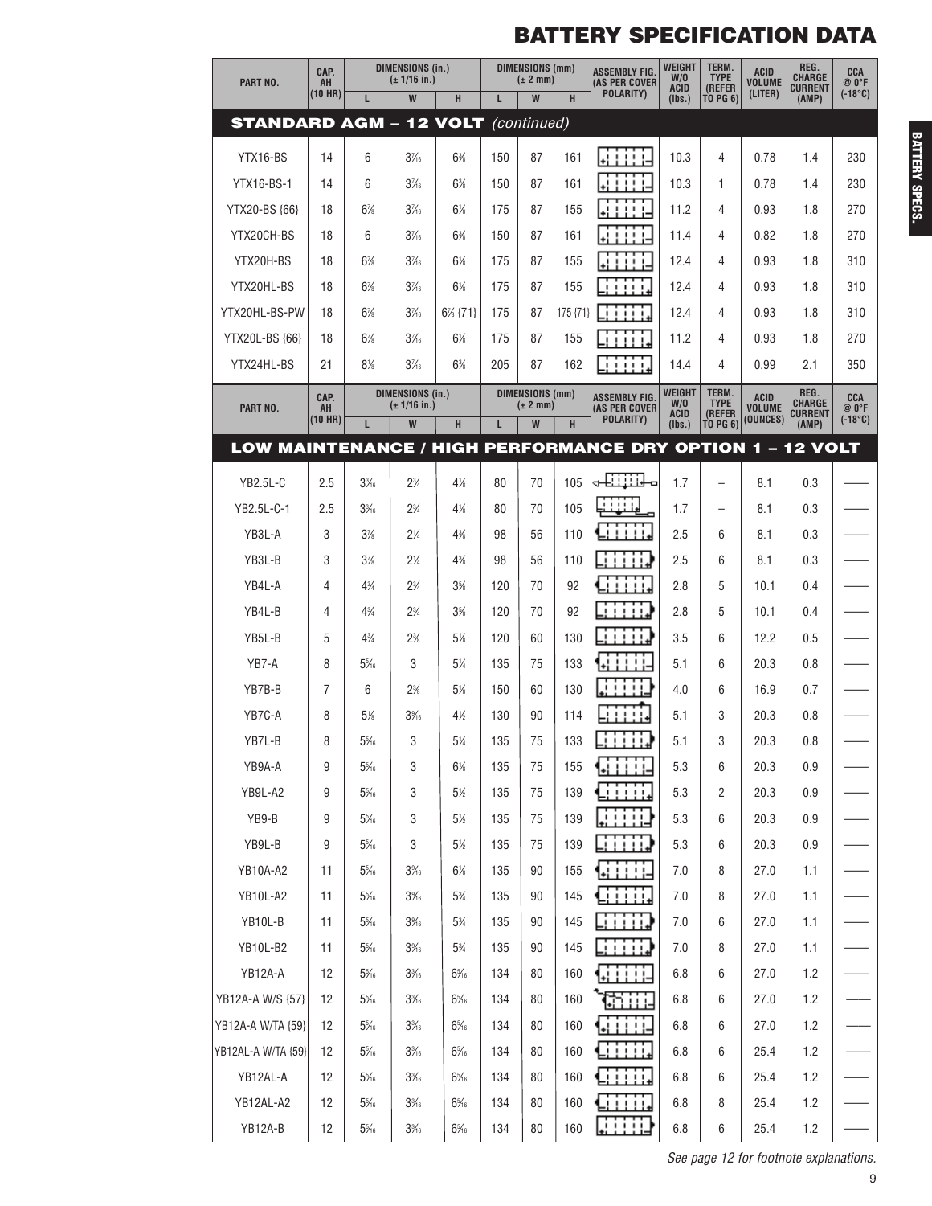# BATTERY SPECIFICATION DATA

| PART NO. | CAP. AH (10 HR) | DIMENSIONS (in.) (± 1/16 in.) | | | DIMENSIONS (mm) (± 2 mm) | | | ASSEMBLY FIG. (AS PER COVER POLARITY) | WEIGHT W/O ACID (lbs.) | TERM. TYPE (REFER TO PG 6) | ACID VOLUME (LITER) | REG. CHARGE CURRENT (AMP) | CCA @ 0°F (-18°C) |
|---|---|---|---|---|---|---|---|---|---|---|---|---|---|
| | | L | W | H | L | W | H | | | | | | |
| **STANDARD AGM – 12 VOLT** *(continued)* | | | | | | | | | | | | | |
| YTX16-BS | 14 | 6 | 37⁄16 | 6⅝ | 150 | 87 | 161 | | 10.3 | 4 | 0.78 | 1.4 | 230 |
| YTX16-BS-1 | 14 | 6 | 37⁄16 | 6⅝ | 150 | 87 | 161 | | 10.3 | 1 | 0.78 | 1.4 | 230 |
| YTX20-BS {66} | 18 | 6⅞ | 37⁄16 | 6⅛ | 175 | 87 | 155 | | 11.2 | 4 | 0.93 | 1.8 | 270 |
| YTX20CH-BS | 18 | 6 | 37⁄16 | 6⅝ | 150 | 87 | 161 | | 11.4 | 4 | 0.82 | 1.8 | 270 |
| YTX20H-BS | 18 | 6⅞ | 37⁄16 | 6⅛ | 175 | 87 | 155 | | 12.4 | 4 | 0.93 | 1.8 | 310 |
| YTX20HL-BS | 18 | 6⅞ | 37⁄16 | 6⅛ | 175 | 87 | 155 | | 12.4 | 4 | 0.93 | 1.8 | 310 |
| YTX20HL-BS-PW | 18 | 6⅞ | 37⁄16 | 6⅞ {71} | 175 | 87 | 175 {71} | | 12.4 | 4 | 0.93 | 1.8 | 310 |
| YTX20L-BS {66} | 18 | 6⅞ | 37⁄16 | 6⅛ | 175 | 87 | 155 | | 11.2 | 4 | 0.93 | 1.8 | 270 |
| YTX24HL-BS | 21 | 8⅛ | 37⁄16 | 6⅜ | 205 | 87 | 162 | | 14.4 | 4 | 0.99 | 2.1 | 350 |

| PART NO. | CAP. AH (10 HR) | DIMENSIONS (in.) (± 1/16 in.) | | | DIMENSIONS (mm) (± 2 mm) | | | ASSEMBLY FIG. (AS PER COVER POLARITY) | WEIGHT W/O ACID (lbs.) | TERM. TYPE (REFER TO PG 6) | ACID VOLUME (OUNCES) | REG. CHARGE CURRENT (AMP) | CCA @ 0°F (-18°C) |
|---|---|---|---|---|---|---|---|---|---|---|---|---|---|
| | | L | W | H | L | W | H | | | | | | |
| **LOW MAINTENANCE / HIGH PERFORMANCE DRY OPTION 1 – 12 VOLT** | | | | | | | | | | | | | |
| YB2.5L-C | 2.5 | 3⅛⁄16 | 2¾ | 4⅛ | 80 | 70 | 105 | | 1.7 | – | 8.1 | 0.3 | —— |
| YB2.5L-C-1 | 2.5 | 3⅛⁄16 | 2¾ | 4⅛ | 80 | 70 | 105 | | 1.7 | – | 8.1 | 0.3 | —— |
| YB3L-A | 3 | 3⅞ | 2¼ | 4⅜ | 98 | 56 | 110 | | 2.5 | 6 | 8.1 | 0.3 | —— |
| YB3L-B | 3 | 3⅞ | 2¼ | 4⅜ | 98 | 56 | 110 | | 2.5 | 6 | 8.1 | 0.3 | —— |
| YB4L-A | 4 | 4¾ | 2¾ | 3⅝ | 120 | 70 | 92 | | 2.8 | 5 | 10.1 | 0.4 | —— |
| YB4L-B | 4 | 4¾ | 2¾ | 3⅝ | 120 | 70 | 92 | | 2.8 | 5 | 10.1 | 0.4 | —— |
| YB5L-B | 5 | 4¾ | 2⅜ | 5⅛ | 120 | 60 | 130 | | 3.5 | 6 | 12.2 | 0.5 | —— |
| YB7-A | 8 | 55⁄16 | 3 | 5¼ | 135 | 75 | 133 | | 5.1 | 6 | 20.3 | 0.8 | —— |
| YB7B-B | 7 | 6 | 2⅜ | 5⅛ | 150 | 60 | 130 | | 4.0 | 6 | 16.9 | 0.7 | —— |
| YB7C-A | 8 | 5⅛ | 39⁄16 | 4½ | 130 | 90 | 114 | | 5.1 | 3 | 20.3 | 0.8 | —— |
| YB7L-B | 8 | 55⁄16 | 3 | 5¼ | 135 | 75 | 133 | | 5.1 | 3 | 20.3 | 0.8 | —— |
| YB9A-A | 9 | 55⁄16 | 3 | 6⅛ | 135 | 75 | 155 | | 5.3 | 6 | 20.3 | 0.9 | —— |
| YB9L-A2 | 9 | 55⁄16 | 3 | 5½ | 135 | 75 | 139 | | 5.3 | 2 | 20.3 | 0.9 | —— |
| YB9-B | 9 | 55⁄16 | 3 | 5½ | 135 | 75 | 139 | | 5.3 | 6 | 20.3 | 0.9 | —— |
| YB9L-B | 9 | 55⁄16 | 3 | 5½ | 135 | 75 | 139 | | 5.3 | 6 | 20.3 | 0.9 | —— |
| YB10A-A2 | 11 | 55⁄16 | 39⁄16 | 6⅛ | 135 | 90 | 155 | | 7.0 | 8 | 27.0 | 1.1 | —— |
| YB10L-A2 | 11 | 55⁄16 | 39⁄16 | 5¾ | 135 | 90 | 145 | | 7.0 | 8 | 27.0 | 1.1 | —— |
| YB10L-B | 11 | 55⁄16 | 39⁄16 | 5¾ | 135 | 90 | 145 | | 7.0 | 6 | 27.0 | 1.1 | —— |
| YB10L-B2 | 11 | 55⁄16 | 39⁄16 | 5¾ | 135 | 90 | 145 | | 7.0 | 8 | 27.0 | 1.1 | —— |
| YB12A-A | 12 | 55⁄16 | 3⅛ | 65⁄16 | 134 | 80 | 160 | | 6.8 | 6 | 27.0 | 1.2 | —— |
| YB12A-A W/S {57} | 12 | 55⁄16 | 3⅛ | 65⁄16 | 134 | 80 | 160 | | 6.8 | 6 | 27.0 | 1.2 | —— |
| YB12A-A W/TA {59} | 12 | 55⁄16 | 3⅛ | 65⁄16 | 134 | 80 | 160 | | 6.8 | 6 | 27.0 | 1.2 | —— |
| YB12AL-A W/TA {59} | 12 | 55⁄16 | 3⅛ | 65⁄16 | 134 | 80 | 160 | | 6.8 | 6 | 25.4 | 1.2 | —— |
| YB12AL-A | 12 | 55⁄16 | 3⅛ | 65⁄16 | 134 | 80 | 160 | | 6.8 | 6 | 25.4 | 1.2 | —— |
| YB12AL-A2 | 12 | 55⁄16 | 3⅛ | 65⁄16 | 134 | 80 | 160 | | 6.8 | 8 | 25.4 | 1.2 | —— |
| YB12A-B | 12 | 55⁄16 | 3⅛ | 65⁄16 | 134 | 80 | 160 | | 6.8 | 6 | 25.4 | 1.2 | —— |

*See page 12 for footnote explanations.*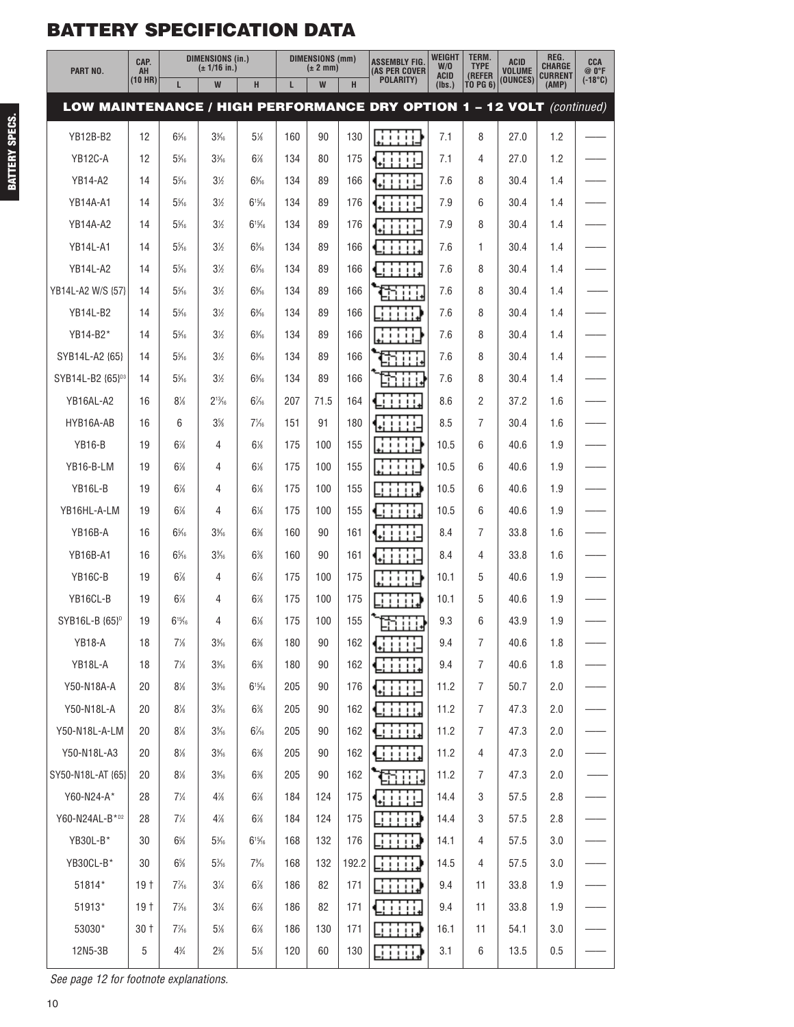# BATTERY SPECIFICATION DATA

| PART NO. | CAP. AH (10 HR) | DIMENSIONS (in.) (± 1/16 in.) | | | DIMENSIONS (mm) (± 2 mm) | | | ASSEMBLY FIG. (AS PER COVER POLARITY) | WEIGHT W/O ACID (lbs.) | TERM. TYPE (REFER TO PG 6) | ACID VOLUME (OUNCES) | REG. CHARGE CURRENT (AMP) | CCA @ 0°F (-18°C) |
|---|---|---|---|---|---|---|---|---|---|---|---|---|---|
| | | L | W | H | L | W | H | | | | | | |
| **LOW MAINTENANCE / HIGH PERFORMANCE DRY OPTION 1 – 12 VOLT** *(continued)* | | | | | | | | | | | | | |
| YB12B-B2 | 12 | 65/16 | 39/16 | 5⅛ | 160 | 90 | 130 | | 7.1 | 8 | 27.0 | 1.2 | —— |
| YB12C-A | 12 | 55/16 | 3⅛ | 6⅞ | 134 | 80 | 175 | | 7.1 | 4 | 27.0 | 1.2 | —— |
| YB14-A2 | 14 | 55/16 | 3½ | 69/16 | 134 | 89 | 166 | | 7.6 | 8 | 30.4 | 1.4 | —— |
| YB14A-A1 | 14 | 55/16 | 3½ | 615/16 | 134 | 89 | 176 | | 7.9 | 6 | 30.4 | 1.4 | —— |
| YB14A-A2 | 14 | 55/16 | 3½ | 615/16 | 134 | 89 | 176 | | 7.9 | 8 | 30.4 | 1.4 | —— |
| YB14L-A1 | 14 | 55/16 | 3½ | 69/16 | 134 | 89 | 166 | | 7.6 | 1 | 30.4 | 1.4 | —— |
| YB14L-A2 | 14 | 55/16 | 3½ | 69/16 | 134 | 89 | 166 | | 7.6 | 8 | 30.4 | 1.4 | —— |
| YB14L-A2 W/S {57} | 14 | 55/16 | 3½ | 69/16 | 134 | 89 | 166 | | 7.6 | 8 | 30.4 | 1.4 | —— |
| YB14L-B2 | 14 | 55/16 | 3½ | 69/16 | 134 | 89 | 166 | | 7.6 | 8 | 30.4 | 1.4 | —— |
| YB14-B2* | 14 | 55/16 | 3½ | 69/16 | 134 | 89 | 166 | | 7.6 | 8 | 30.4 | 1.4 | —— |
| SYB14L-A2 {65} | 14 | 55/16 | 3½ | 69/16 | 134 | 89 | 166 | | 7.6 | 8 | 30.4 | 1.4 | —— |
| SYB14L-B2 {65}[D3] | 14 | 55/16 | 3½ | 69/16 | 134 | 89 | 166 | | 7.6 | 8 | 30.4 | 1.4 | —— |
| YB16AL-A2 | 16 | 8⅛ | 213/16 | 67/16 | 207 | 71.5 | 164 | | 8.6 | 2 | 37.2 | 1.6 | —— |
| HYB16A-AB | 16 | 6 | 3⅝ | 71/16 | 151 | 91 | 180 | | 8.5 | 7 | 30.4 | 1.6 | —— |
| YB16-B | 19 | 6⅞ | 4 | 6⅛ | 175 | 100 | 155 | | 10.5 | 6 | 40.6 | 1.9 | —— |
| YB16-B-LM | 19 | 6⅞ | 4 | 6⅛ | 175 | 100 | 155 | | 10.5 | 6 | 40.6 | 1.9 | —— |
| YB16L-B | 19 | 6⅞ | 4 | 6⅛ | 175 | 100 | 155 | | 10.5 | 6 | 40.6 | 1.9 | —— |
| YB16HL-A-LM | 19 | 6⅞ | 4 | 6⅛ | 175 | 100 | 155 | | 10.5 | 6 | 40.6 | 1.9 | —— |
| YB16B-A | 16 | 65/16 | 39/16 | 6⅜ | 160 | 90 | 161 | | 8.4 | 7 | 33.8 | 1.6 | —— |
| YB16B-A1 | 16 | 65/16 | 39/16 | 6⅜ | 160 | 90 | 161 | | 8.4 | 4 | 33.8 | 1.6 | —— |
| YB16C-B | 19 | 6⅞ | 4 | 6⅞ | 175 | 100 | 175 | | 10.1 | 5 | 40.6 | 1.9 | —— |
| YB16CL-B | 19 | 6⅞ | 4 | 6⅞ | 175 | 100 | 175 | | 10.1 | 5 | 40.6 | 1.9 | —— |
| SYB16L-B {65}[D] | 19 | 615/16 | 4 | 6⅛ | 175 | 100 | 155 | | 9.3 | 6 | 43.9 | 1.9 | —— |
| YB18-A | 18 | 7⅛ | 39/16 | 6⅜ | 180 | 90 | 162 | | 9.4 | 7 | 40.6 | 1.8 | —— |
| YB18L-A | 18 | 7⅛ | 39/16 | 6⅜ | 180 | 90 | 162 | | 9.4 | 7 | 40.6 | 1.8 | —— |
| Y50-N18A-A | 20 | 8⅛ | 39/16 | 615/16 | 205 | 90 | 176 | | 11.2 | 7 | 50.7 | 2.0 | —— |
| Y50-N18L-A | 20 | 8⅛ | 39/16 | 6⅜ | 205 | 90 | 162 | | 11.2 | 7 | 47.3 | 2.0 | —— |
| Y50-N18L-A-LM | 20 | 8⅛ | 39/16 | 67/16 | 205 | 90 | 162 | | 11.2 | 7 | 47.3 | 2.0 | —— |
| Y50-N18L-A3 | 20 | 8⅛ | 39/16 | 6⅜ | 205 | 90 | 162 | | 11.2 | 4 | 47.3 | 2.0 | —— |
| SY50-N18L-AT {65} | 20 | 8⅛ | 39/16 | 6⅜ | 205 | 90 | 162 | | 11.2 | 7 | 47.3 | 2.0 | —— |
| Y60-N24-A* | 28 | 7¼ | 4⅞ | 6⅞ | 184 | 124 | 175 | | 14.4 | 3 | 57.5 | 2.8 | —— |
| Y60-N24AL-B*[D2] | 28 | 7¼ | 4⅞ | 6⅞ | 184 | 124 | 175 | | 14.4 | 3 | 57.5 | 2.8 | —— |
| YB30L-B* | 30 | 6⅝ | 53/16 | 615/16 | 168 | 132 | 176 | | 14.1 | 4 | 57.5 | 3.0 | —— |
| YB30CL-B* | 30 | 6⅝ | 53/16 | 79/16 | 168 | 132 | 192.2 | | 14.5 | 4 | 57.5 | 3.0 | —— |
| 51814* | 19 † | 77/16 | 3¼ | 6¾ | 186 | 82 | 171 | | 9.4 | 11 | 33.8 | 1.9 | —— |
| 51913* | 19 † | 77/16 | 3¼ | 6¾ | 186 | 82 | 171 | | 9.4 | 11 | 33.8 | 1.9 | —— |
| 53030* | 30 † | 77/16 | 5⅛ | 6¾ | 186 | 130 | 171 | | 16.1 | 11 | 54.1 | 3.0 | —— |
| 12N5-3B | 5 | 4¾ | 2⅜ | 5⅛ | 120 | 60 | 130 | | 3.1 | 6 | 13.5 | 0.5 | —— |

*See page 12 for footnote explanations.*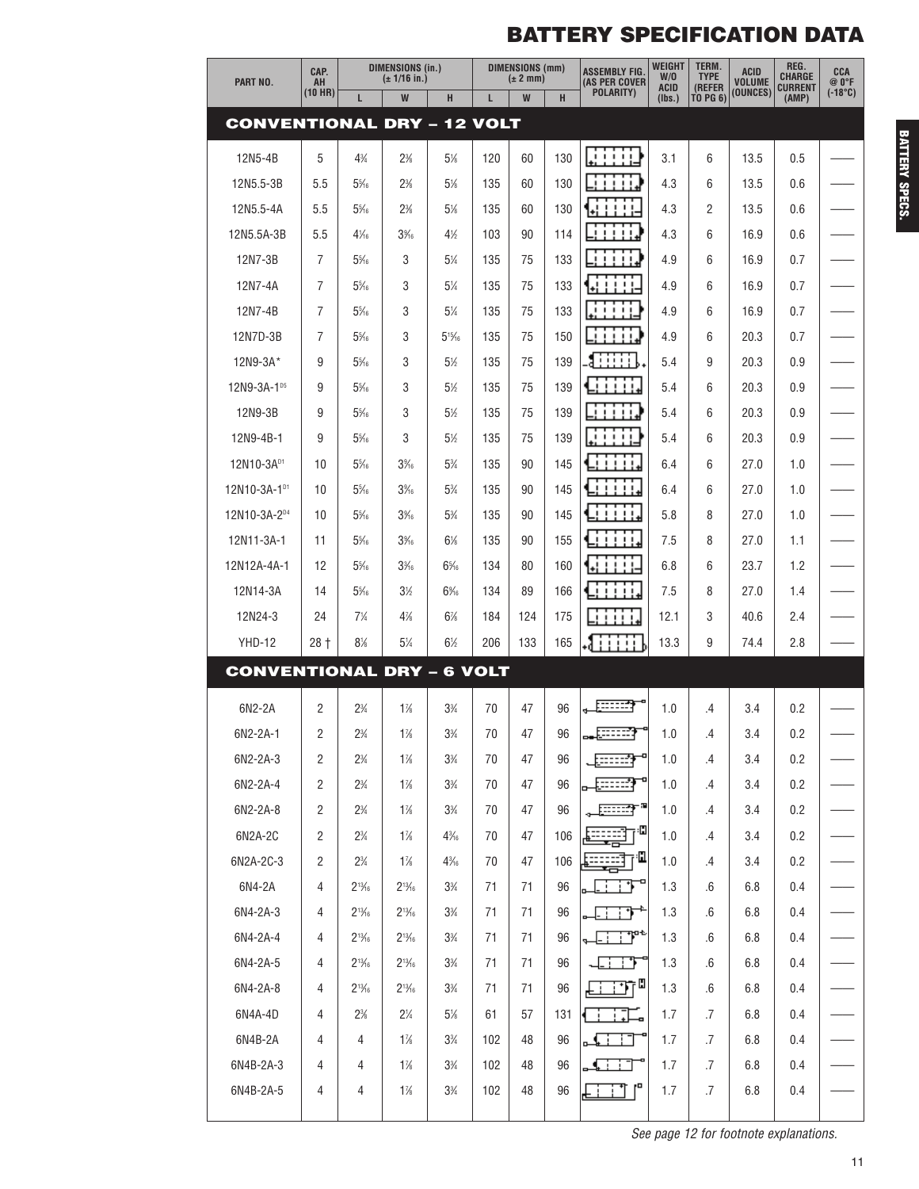# BATTERY SPECIFICATION DATA

| PART NO. | CAP. AH (10 HR) | DIMENSIONS (in.) (± 1/16 in.) | | | DIMENSIONS (mm) (± 2 mm) | | | ASSEMBLY FIG. (AS PER COVER POLARITY) | WEIGHT W/O ACID (lbs.) | TERM. TYPE (REFER TO PG 6) | ACID VOLUME (OUNCES) | REG. CHARGE CURRENT (AMP) | CCA @ 0°F (-18°C) |
|---|---|---|---|---|---|---|---|---|---|---|---|---|---|
| | | L | W | H | L | W | H | | | | | | |
| **CONVENTIONAL DRY – 12 VOLT** | | | | | | | | | | | | | |
| 12N5-4B | 5 | 4¾ | 2⅜ | 5⅛ | 120 | 60 | 130 | | 3.1 | 6 | 13.5 | 0.5 | —— |
| 12N5.5-3B | 5.5 | 5⁵⁄₁₆ | 2⅜ | 5⅛ | 135 | 60 | 130 | | 4.3 | 6 | 13.5 | 0.6 | —— |
| 12N5.5-4A | 5.5 | 5⁵⁄₁₆ | 2⅜ | 5⅛ | 135 | 60 | 130 | | 4.3 | 2 | 13.5 | 0.6 | —— |
| 12N5.5A-3B | 5.5 | 4¹⁄₁₆ | 3⁹⁄₁₆ | 4½ | 103 | 90 | 114 | | 4.3 | 6 | 16.9 | 0.6 | —— |
| 12N7-3B | 7 | 5⁵⁄₁₆ | 3 | 5¼ | 135 | 75 | 133 | | 4.9 | 6 | 16.9 | 0.7 | —— |
| 12N7-4A | 7 | 5⁵⁄₁₆ | 3 | 5¼ | 135 | 75 | 133 | | 4.9 | 6 | 16.9 | 0.7 | —— |
| 12N7-4B | 7 | 5⁵⁄₁₆ | 3 | 5¼ | 135 | 75 | 133 | | 4.9 | 6 | 16.9 | 0.7 | —— |
| 12N7D-3B | 7 | 5⁵⁄₁₆ | 3 | 5¹⁵⁄₁₆ | 135 | 75 | 150 | | 4.9 | 6 | 20.3 | 0.7 | —— |
| 12N9-3A* | 9 | 5⁵⁄₁₆ | 3 | 5½ | 135 | 75 | 139 | | 5.4 | 9 | 20.3 | 0.9 | —— |
| 12N9-3A-1[D5] | 9 | 5⁵⁄₁₆ | 3 | 5½ | 135 | 75 | 139 | | 5.4 | 6 | 20.3 | 0.9 | —— |
| 12N9-3B | 9 | 5⁵⁄₁₆ | 3 | 5½ | 135 | 75 | 139 | | 5.4 | 6 | 20.3 | 0.9 | —— |
| 12N9-4B-1 | 9 | 5⁵⁄₁₆ | 3 | 5½ | 135 | 75 | 139 | | 5.4 | 6 | 20.3 | 0.9 | —— |
| 12N10-3A[D1] | 10 | 5⁵⁄₁₆ | 3⁹⁄₁₆ | 5¾ | 135 | 90 | 145 | | 6.4 | 6 | 27.0 | 1.0 | —— |
| 12N10-3A-1[D1] | 10 | 5⁵⁄₁₆ | 3⁹⁄₁₆ | 5¾ | 135 | 90 | 145 | | 6.4 | 6 | 27.0 | 1.0 | —— |
| 12N10-3A-2[D4] | 10 | 5⁵⁄₁₆ | 3⁹⁄₁₆ | 5¾ | 135 | 90 | 145 | | 5.8 | 8 | 27.0 | 1.0 | —— |
| 12N11-3A-1 | 11 | 5⁵⁄₁₆ | 3⁹⁄₁₆ | 6⅛ | 135 | 90 | 155 | | 7.5 | 8 | 27.0 | 1.1 | —— |
| 12N12A-4A-1 | 12 | 5⁵⁄₁₆ | 3⁹⁄₁₆ | 6⁵⁄₁₆ | 134 | 80 | 160 | | 6.8 | 6 | 23.7 | 1.2 | —— |
| 12N14-3A | 14 | 5⁵⁄₁₆ | 3½ | 6⁹⁄₁₆ | 134 | 89 | 166 | | 7.5 | 8 | 27.0 | 1.4 | —— |
| 12N24-3 | 24 | 7¼ | 4⅞ | 6⅞ | 184 | 124 | 175 | | 12.1 | 3 | 40.6 | 2.4 | —— |
| YHD-12 | 28 † | 8⅛ | 5¼ | 6½ | 206 | 133 | 165 | | 13.3 | 9 | 74.4 | 2.8 | —— |
| **CONVENTIONAL DRY – 6 VOLT** | | | | | | | | | | | | | |
| 6N2-2A | 2 | 2¾ | 1⅞ | 3¾ | 70 | 47 | 96 | | 1.0 | .4 | 3.4 | 0.2 | —— |
| 6N2-2A-1 | 2 | 2¾ | 1⅞ | 3¾ | 70 | 47 | 96 | | 1.0 | .4 | 3.4 | 0.2 | —— |
| 6N2-2A-3 | 2 | 2¾ | 1⅞ | 3¾ | 70 | 47 | 96 | | 1.0 | .4 | 3.4 | 0.2 | —— |
| 6N2-2A-4 | 2 | 2¾ | 1⅞ | 3¾ | 70 | 47 | 96 | | 1.0 | .4 | 3.4 | 0.2 | —— |
| 6N2-2A-8 | 2 | 2¾ | 1⅞ | 3¾ | 70 | 47 | 96 | | 1.0 | .4 | 3.4 | 0.2 | —— |
| 6N2A-2C | 2 | 2¾ | 1⅞ | 4³⁄₁₆ | 70 | 47 | 106 | | 1.0 | .4 | 3.4 | 0.2 | —— |
| 6N2A-2C-3 | 2 | 2¾ | 1⅞ | 4³⁄₁₆ | 70 | 47 | 106 | | 1.0 | .4 | 3.4 | 0.2 | —— |
| 6N4-2A | 4 | 2¹³⁄₁₆ | 2¹³⁄₁₆ | 3¾ | 71 | 71 | 96 | | 1.3 | .6 | 6.8 | 0.4 | —— |
| 6N4-2A-3 | 4 | 2¹³⁄₁₆ | 2¹³⁄₁₆ | 3¾ | 71 | 71 | 96 | | 1.3 | .6 | 6.8 | 0.4 | —— |
| 6N4-2A-4 | 4 | 2¹³⁄₁₆ | 2¹³⁄₁₆ | 3¾ | 71 | 71 | 96 | | 1.3 | .6 | 6.8 | 0.4 | —— |
| 6N4-2A-5 | 4 | 2¹³⁄₁₆ | 2¹³⁄₁₆ | 3¾ | 71 | 71 | 96 | | 1.3 | .6 | 6.8 | 0.4 | —— |
| 6N4-2A-8 | 4 | 2¹³⁄₁₆ | 2¹³⁄₁₆ | 3¾ | 71 | 71 | 96 | | 1.3 | .6 | 6.8 | 0.4 | —— |
| 6N4A-4D | 4 | 2⅜ | 2¼ | 5⅛ | 61 | 57 | 131 | | 1.7 | .7 | 6.8 | 0.4 | —— |
| 6N4B-2A | 4 | 4 | 1⅞ | 3¾ | 102 | 48 | 96 | | 1.7 | .7 | 6.8 | 0.4 | —— |
| 6N4B-2A-3 | 4 | 4 | 1⅞ | 3¾ | 102 | 48 | 96 | | 1.7 | .7 | 6.8 | 0.4 | —— |
| 6N4B-2A-5 | 4 | 4 | 1⅞ | 3¾ | 102 | 48 | 96 | | 1.7 | .7 | 6.8 | 0.4 | —— |

*See page 12 for footnote explanations.*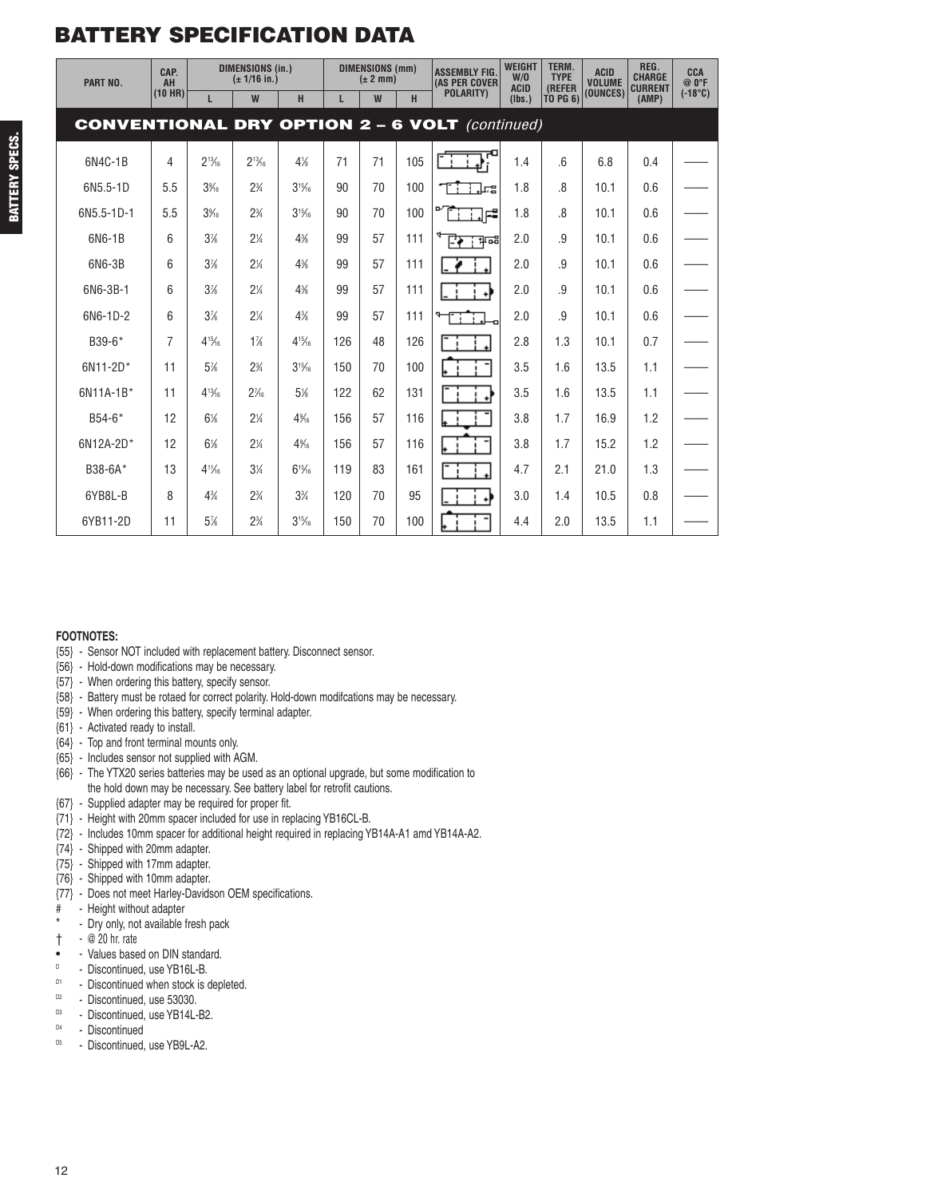# BATTERY SPECIFICATION DATA

| PART NO. | CAP. AH (10 HR) | DIMENSIONS (in.) (± 1/16 in.) | | | DIMENSIONS (mm) (± 2 mm) | | | ASSEMBLY FIG. (AS PER COVER POLARITY) | WEIGHT W/O ACID (lbs.) | TERM. TYPE (REFER TO PG 6) | ACID VOLUME (OUNCES) | REG. CHARGE CURRENT (AMP) | CCA @ 0°F (-18°C) |
|---|---|---|---|---|---|---|---|---|---|---|---|---|---|
| | | L | W | H | L | W | H | | | | | | |
| **CONVENTIONAL DRY OPTION 2 – 6 VOLT** *(continued)* | | | | | | | | | | | | | |
| 6N4C-1B | 4 | 2 13/16 | 2 13/16 | 4 1/8 | 71 | 71 | 105 | | 1.4 | .6 | 6.8 | 0.4 | —— |
| 6N5.5-1D | 5.5 | 3 9/16 | 2 3/4 | 3 15/16 | 90 | 70 | 100 | | 1.8 | .8 | 10.1 | 0.6 | —— |
| 6N5.5-1D-1 | 5.5 | 3 9/16 | 2 3/4 | 3 15/16 | 90 | 70 | 100 | | 1.8 | .8 | 10.1 | 0.6 | —— |
| 6N6-1B | 6 | 3 7/8 | 2 1/4 | 4 3/8 | 99 | 57 | 111 | | 2.0 | .9 | 10.1 | 0.6 | —— |
| 6N6-3B | 6 | 3 7/8 | 2 1/4 | 4 3/8 | 99 | 57 | 111 | | 2.0 | .9 | 10.1 | 0.6 | —— |
| 6N6-3B-1 | 6 | 3 7/8 | 2 1/4 | 4 3/8 | 99 | 57 | 111 | | 2.0 | .9 | 10.1 | 0.6 | —— |
| 6N6-1D-2 | 6 | 3 7/8 | 2 1/4 | 4 3/8 | 99 | 57 | 111 | | 2.0 | .9 | 10.1 | 0.6 | —— |
| B39-6* | 7 | 4 15/16 | 1 7/8 | 4 15/16 | 126 | 48 | 126 | | 2.8 | 1.3 | 10.1 | 0.7 | —— |
| 6N11-2D* | 11 | 5 7/8 | 2 3/4 | 3 15/16 | 150 | 70 | 100 | | 3.5 | 1.6 | 13.5 | 1.1 | —— |
| 6N11A-1B* | 11 | 4 13/16 | 2 7/16 | 5 1/8 | 122 | 62 | 131 | | 3.5 | 1.6 | 13.5 | 1.1 | —— |
| B54-6* | 12 | 6 1/8 | 2 1/4 | 4 9/16 | 156 | 57 | 116 | | 3.8 | 1.7 | 16.9 | 1.2 | —— |
| 6N12A-2D* | 12 | 6 1/8 | 2 1/4 | 4 9/16 | 156 | 57 | 116 | | 3.8 | 1.7 | 15.2 | 1.2 | —— |
| B38-6A* | 13 | 4 11/16 | 3 1/4 | 6 5/16 | 119 | 83 | 161 | | 4.7 | 2.1 | 21.0 | 1.3 | —— |
| 6YB8L-B | 8 | 4 3/4 | 2 3/4 | 3 3/4 | 120 | 70 | 95 | | 3.0 | 1.4 | 10.5 | 0.8 | —— |
| 6YB11-2D | 11 | 5 7/8 | 2 3/4 | 3 15/16 | 150 | 70 | 100 | | 4.4 | 2.0 | 13.5 | 1.1 | —— |

**FOOTNOTES:**

{55} - Sensor NOT included with replacement battery. Disconnect sensor.
{56} - Hold-down modifications may be necessary.
{57} - When ordering this battery, specify sensor.
{58} - Battery must be rotaed for correct polarity. Hold-down modifcations may be necessary.
{59} - When ordering this battery, specify terminal adapter.
{61} - Activated ready to install.
{64} - Top and front terminal mounts only.
{65} - Includes sensor not supplied with AGM.
{66} - The YTX20 series batteries may be used as an optional upgrade, but some modification to the hold down may be necessary. See battery label for retrofit cautions.
{67} - Supplied adapter may be required for proper fit.
{71} - Height with 20mm spacer included for use in replacing YB16CL-B.
{72} - Includes 10mm spacer for additional height required in replacing YB14A-A1 amd YB14A-A2.
{74} - Shipped with 20mm adapter.
{75} - Shipped with 17mm adapter.
{76} - Shipped with 10mm adapter.
{77} - Does not meet Harley-Davidson OEM specifications.
# - Height without adapter
* - Dry only, not available fresh pack
† - @ 20 hr. rate
• - Values based on DIN standard.
D - Discontinued, use YB16L-B.
D1 - Discontinued when stock is depleted.
D2 - Discontinued, use 53030.
D3 - Discontinued, use YB14L-B2.
D4 - Discontinued
D5 - Discontinued, use YB9L-A2.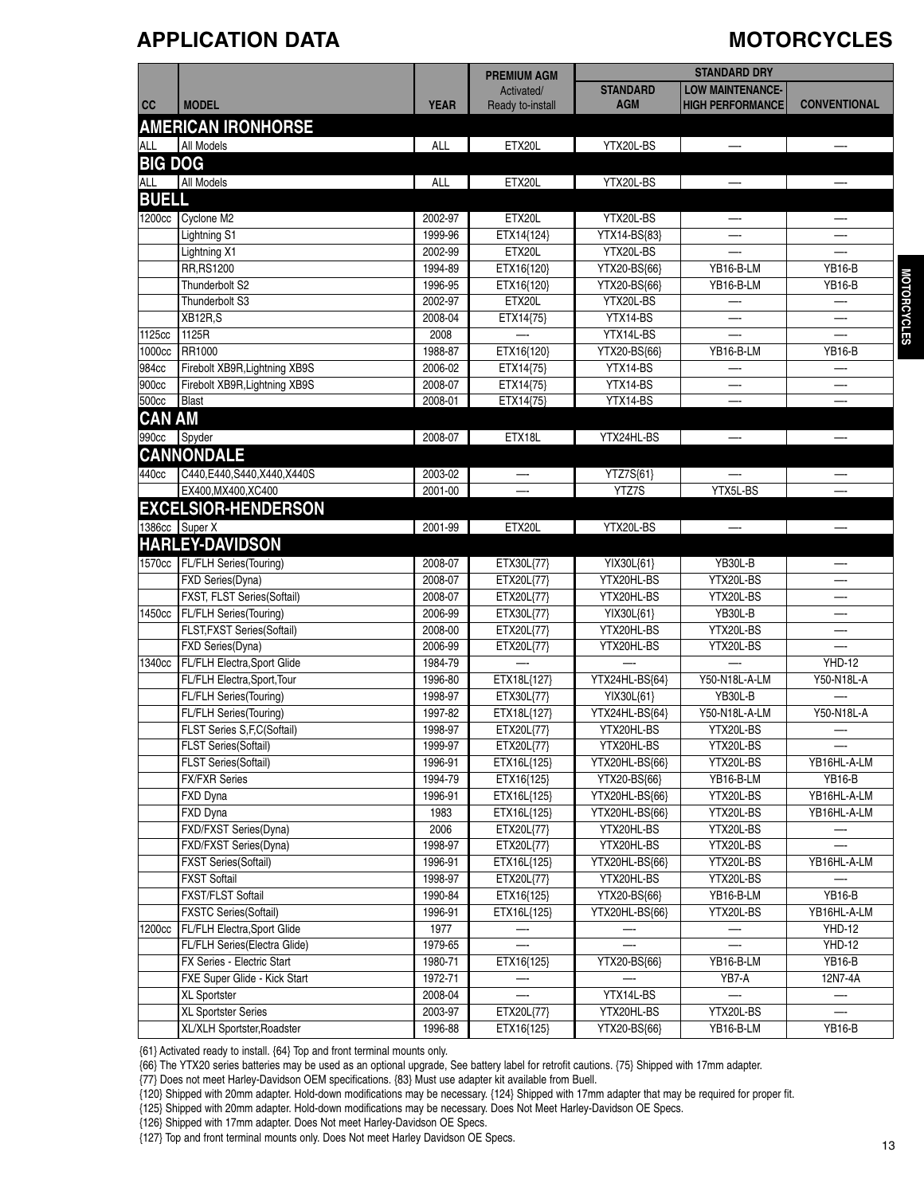## APPLICATION DATA

## MOTORCYCLES

| CC | MODEL | YEAR | PREMIUM AGM Activated/ Ready to-install | STANDARD DRY | | |
|---|---|---|---|---|---|---|
| | | | | STANDARD AGM | LOW MAINTENANCE- HIGH PERFORMANCE | CONVENTIONAL |
| **AMERICAN IRONHORSE** | | | | | | |
| ALL | All Models | ALL | ETX20L | YTX20L-BS | — | — |
| **BIG DOG** | | | | | | |
| ALL | All Models | ALL | ETX20L | YTX20L-BS | — | — |
| **BUELL** | | | | | | |
| 1200cc | Cyclone M2 | 2002-97 | ETX20L | YTX20L-BS | — | — |
| | Lightning S1 | 1999-96 | ETX14{124} | YTX14-BS{83} | — | — |
| | Lightning X1 | 2002-99 | ETX20L | YTX20L-BS | — | — |
| | RR,RS1200 | 1994-89 | ETX16{120} | YTX20-BS{66} | YB16-B-LM | YB16-B |
| | Thunderbolt S2 | 1996-95 | ETX16{120} | YTX20-BS{66} | YB16-B-LM | YB16-B |
| | Thunderbolt S3 | 2002-97 | ETX20L | YTX20L-BS | — | — |
| | XB12R,S | 2008-04 | ETX14{75} | YTX14-BS | — | — |
| 1125cc | 1125R | 2008 | — | YTX14L-BS | — | — |
| 1000cc | RR1000 | 1988-87 | ETX16{120} | YTX20-BS{66} | YB16-B-LM | YB16-B |
| 984cc | Firebolt XB9R,Lightning XB9S | 2006-02 | ETX14{75} | YTX14-BS | — | — |
| 900cc | Firebolt XB9R,Lightning XB9S | 2008-07 | ETX14{75} | YTX14-BS | — | — |
| 500cc | Blast | 2008-01 | ETX14{75} | YTX14-BS | — | — |
| **CAN AM** | | | | | | |
| 990cc | Spyder | 2008-07 | ETX18L | YTX24HL-BS | — | — |
| **CANNONDALE** | | | | | | |
| 440cc | C440,E440,S440,X440,X440S | 2003-02 | — | YTZ7S{61} | — | — |
| | EX400,MX400,XC400 | 2001-00 | — | YTZ7S | YTX5L-BS | — |
| **EXCELSIOR-HENDERSON** | | | | | | |
| 1386cc | Super X | 2001-99 | ETX20L | YTX20L-BS | — | — |
| **HARLEY-DAVIDSON** | | | | | | |
| 1570cc | FL/FLH Series(Touring) | 2008-07 | ETX30L{77} | YIX30L{61} | YB30L-B | — |
| | FXD Series(Dyna) | 2008-07 | ETX20L{77} | YTX20HL-BS | YTX20L-BS | — |
| | FXST, FLST Series(Softail) | 2008-07 | ETX20L{77} | YTX20HL-BS | YTX20L-BS | — |
| 1450cc | FL/FLH Series(Touring) | 2006-99 | ETX30L{77} | YIX30L{61} | YB30L-B | — |
| | FLST,FXST Series(Softail) | 2008-00 | ETX20L{77} | YTX20HL-BS | YTX20L-BS | — |
| | FXD Series(Dyna) | 2006-99 | ETX20L{77} | YTX20HL-BS | YTX20L-BS | — |
| 1340cc | FL/FLH Electra,Sport Glide | 1984-79 | — | — | — | YHD-12 |
| | FL/FLH Electra,Sport,Tour | 1996-80 | ETX18L{127} | YTX24HL-BS{64} | Y50-N18L-A-LM | Y50-N18L-A |
| | FL/FLH Series(Touring) | 1998-97 | ETX30L{77} | YIX30L{61} | YB30L-B | — |
| | FL/FLH Series(Touring) | 1997-82 | ETX18L{127} | YTX24HL-BS{64} | Y50-N18L-A-LM | Y50-N18L-A |
| | FLST Series S,F,C(Softail) | 1998-97 | ETX20L{77} | YTX20HL-BS | YTX20L-BS | — |
| | FLST Series(Softail) | 1999-97 | ETX20L{77} | YTX20HL-BS | YTX20L-BS | — |
| | FLST Series(Softail) | 1996-91 | ETX16L{125} | YTX20HL-BS{66} | YTX20L-BS | YB16HL-A-LM |
| | FX/FXR Series | 1994-79 | ETX16{125} | YTX20-BS{66} | YB16-B-LM | YB16-B |
| | FXD Dyna | 1996-91 | ETX16L{125} | YTX20HL-BS{66} | YTX20L-BS | YB16HL-A-LM |
| | FXD Dyna | 1983 | ETX16L{125} | YTX20HL-BS{66} | YTX20L-BS | YB16HL-A-LM |
| | FXD/FXST Series(Dyna) | 2006 | ETX20L{77} | YTX20HL-BS | YTX20L-BS | — |
| | FXD/FXST Series(Dyna) | 1998-97 | ETX20L{77} | YTX20HL-BS | YTX20L-BS | — |
| | FXST Series(Softail) | 1996-91 | ETX16L{125} | YTX20HL-BS{66} | YTX20L-BS | YB16HL-A-LM |
| | FXST Softail | 1998-97 | ETX20L{77} | YTX20HL-BS | YTX20L-BS | — |
| | FXST/FLST Softail | 1990-84 | ETX16{125} | YTX20-BS{66} | YB16-B-LM | YB16-B |
| | FXSTC Series(Softail) | 1996-91 | ETX16L{125} | YTX20HL-BS{66} | YTX20L-BS | YB16HL-A-LM |
| 1200cc | FL/FLH Electra,Sport Glide | 1977 | — | — | — | YHD-12 |
| | FL/FLH Series(Electra Glide) | 1979-65 | — | — | — | YHD-12 |
| | FX Series - Electric Start | 1980-71 | ETX16{125} | YTX20-BS{66} | YB16-B-LM | YB16-B |
| | FXE Super Glide - Kick Start | 1972-71 | — | — | YB7-A | 12N7-4A |
| | XL Sportster | 2008-04 | — | YTX14L-BS | — | — |
| | XL Sportster Series | 2003-97 | ETX20L{77} | YTX20HL-BS | YTX20L-BS | — |
| | XL/XLH Sportster,Roadster | 1996-88 | ETX16{125} | YTX20-BS{66} | YB16-B-LM | YB16-B |

{61} Activated ready to install. {64} Top and front terminal mounts only.
{66} The YTX20 series batteries may be used as an optional upgrade, See battery label for retrofit cautions. {75} Shipped with 17mm adapter.
{77} Does not meet Harley-Davidson OEM specifications. {83} Must use adapter kit available from Buell.
{120} Shipped with 20mm adapter. Hold-down modifications may be necessary. {124} Shipped with 17mm adapter that may be required for proper fit.
{125} Shipped with 20mm adapter. Hold-down modifications may be necessary. Does Not Meet Harley-Davidson OE Specs.
{126} Shipped with 17mm adapter. Does Not meet Harley-Davidson OE Specs.
{127} Top and front terminal mounts only. Does Not meet Harley Davidson OE Specs.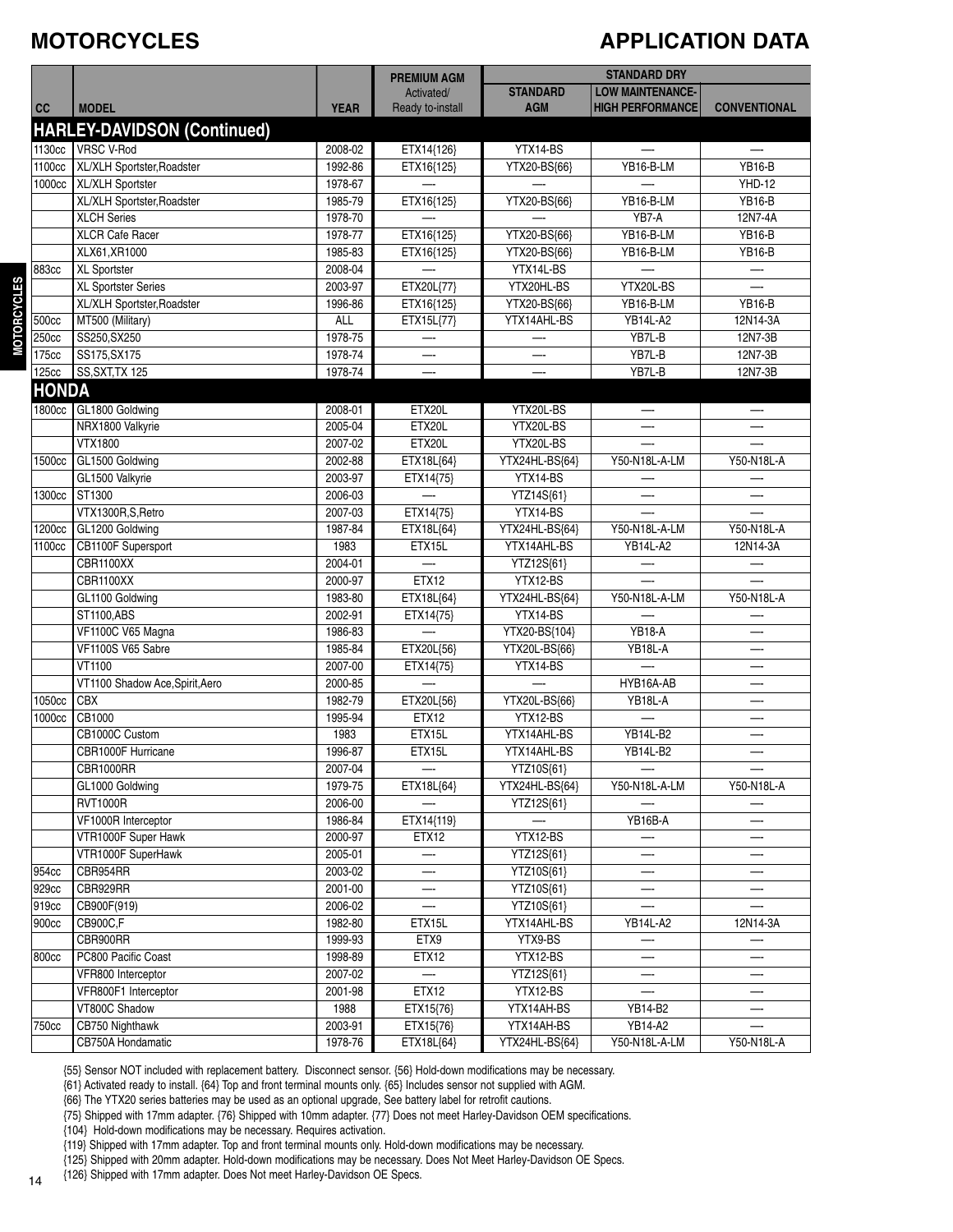# MOTORCYCLES

# APPLICATION DATA

| CC | MODEL | YEAR | PREMIUM AGM Activated/ Ready to-install | STANDARD DRY | | |
|---|---|---|---|---|---|---|
| | | | | STANDARD AGM | LOW MAINTENANCE-HIGH PERFORMANCE | CONVENTIONAL |
| **HARLEY-DAVIDSON (Continued)** | | | | | | |
| 1130cc | VRSC V-Rod | 2008-02 | ETX14{126} | YTX14-BS | — | — |
| 1100cc | XL/XLH Sportster,Roadster | 1992-86 | ETX16{125} | YTX20-BS{66} | YB16-B-LM | YB16-B |
| 1000cc | XL/XLH Sportster | 1978-67 | — | — | — | YHD-12 |
| | XL/XLH Sportster,Roadster | 1985-79 | ETX16{125} | YTX20-BS{66} | YB16-B-LM | YB16-B |
| | XLCH Series | 1978-70 | — | — | YB7-A | 12N7-4A |
| | XLCR Cafe Racer | 1978-77 | ETX16{125} | YTX20-BS{66} | YB16-B-LM | YB16-B |
| | XLX61,XR1000 | 1985-83 | ETX16{125} | YTX20-BS{66} | YB16-B-LM | YB16-B |
| 883cc | XL Sportster | 2008-04 | — | YTX14L-BS | — | — |
| | XL Sportster Series | 2003-97 | ETX20L{77} | YTX20HL-BS | YTX20L-BS | — |
| | XL/XLH Sportster,Roadster | 1996-86 | ETX16{125} | YTX20-BS{66} | YB16-B-LM | YB16-B |
| 500cc | MT500 (Military) | ALL | ETX15L{77} | YTX14AHL-BS | YB14L-A2 | 12N14-3A |
| 250cc | SS250,SX250 | 1978-75 | — | — | YB7L-B | 12N7-3B |
| 175cc | SS175,SX175 | 1978-74 | — | — | YB7L-B | 12N7-3B |
| 125cc | SS,SXT,TX 125 | 1978-74 | — | — | YB7L-B | 12N7-3B |
| **HONDA** | | | | | | |
| 1800cc | GL1800 Goldwing | 2008-01 | ETX20L | YTX20L-BS | — | — |
| | NRX1800 Valkyrie | 2005-04 | ETX20L | YTX20L-BS | — | — |
| | VTX1800 | 2007-02 | ETX20L | YTX20L-BS | — | — |
| 1500cc | GL1500 Goldwing | 2002-88 | ETX18L{64} | YTX24HL-BS{64} | Y50-N18L-A-LM | Y50-N18L-A |
| | GL1500 Valkyrie | 2003-97 | ETX14{75} | YTX14-BS | — | — |
| 1300cc | ST1300 | 2006-03 | — | YTZ14S{61} | — | — |
| | VTX1300R,S,Retro | 2007-03 | ETX14{75} | YTX14-BS | — | — |
| 1200cc | GL1200 Goldwing | 1987-84 | ETX18L{64} | YTX24HL-BS{64} | Y50-N18L-A-LM | Y50-N18L-A |
| 1100cc | CB1100F Supersport | 1983 | ETX15L | YTX14AHL-BS | YB14L-A2 | 12N14-3A |
| | CBR1100XX | 2004-01 | — | YTZ12S{61} | — | — |
| | CBR1100XX | 2000-97 | ETX12 | YTX12-BS | — | — |
| | GL1100 Goldwing | 1983-80 | ETX18L{64} | YTX24HL-BS{64} | Y50-N18L-A-LM | Y50-N18L-A |
| | ST1100,ABS | 2002-91 | ETX14{75} | YTX14-BS | — | — |
| | VF1100C V65 Magna | 1986-83 | — | YTX20-BS{104} | YB18-A | — |
| | VF1100S V65 Sabre | 1985-84 | ETX20L{56} | YTX20L-BS{66} | YB18L-A | — |
| | VT1100 | 2007-00 | ETX14{75} | YTX14-BS | — | — |
| | VT1100 Shadow Ace,Spirit,Aero | 2000-85 | — | — | HYB16A-AB | — |
| 1050cc | CBX | 1982-79 | ETX20L{56} | YTX20L-BS{66} | YB18L-A | — |
| 1000cc | CB1000 | 1995-94 | ETX12 | YTX12-BS | — | — |
| | CB1000C Custom | 1983 | ETX15L | YTX14AHL-BS | YB14L-B2 | — |
| | CBR1000F Hurricane | 1996-87 | ETX15L | YTX14AHL-BS | YB14L-B2 | — |
| | CBR1000RR | 2007-04 | — | YTZ10S{61} | — | — |
| | GL1000 Goldwing | 1979-75 | ETX18L{64} | YTX24HL-BS{64} | Y50-N18L-A-LM | Y50-N18L-A |
| | RVT1000R | 2006-00 | — | YTZ12S{61} | — | — |
| | VF1000R Interceptor | 1986-84 | ETX14{119} | — | YB16B-A | — |
| | VTR1000F Super Hawk | 2000-97 | ETX12 | YTX12-BS | — | — |
| | VTR1000F SuperHawk | 2005-01 | — | YTZ12S{61} | — | — |
| 954cc | CBR954RR | 2003-02 | — | YTZ10S{61} | — | — |
| 929cc | CBR929RR | 2001-00 | — | YTZ10S{61} | — | — |
| 919cc | CB900F(919) | 2006-02 | — | YTZ10S{61} | — | — |
| 900cc | CB900C,F | 1982-80 | ETX15L | YTX14AHL-BS | YB14L-A2 | 12N14-3A |
| | CBR900RR | 1999-93 | ETX9 | YTX9-BS | — | — |
| 800cc | PC800 Pacific Coast | 1998-89 | ETX12 | YTX12-BS | — | — |
| | VFR800 Interceptor | 2007-02 | — | YTZ12S{61} | — | — |
| | VFR800F1 Interceptor | 2001-98 | ETX12 | YTX12-BS | — | — |
| | VT800C Shadow | 1988 | ETX15{76} | YTX14AH-BS | YB14-B2 | — |
| 750cc | CB750 Nighthawk | 2003-91 | ETX15{76} | YTX14AH-BS | YB14-A2 | — |
| | CB750A Hondamatic | 1978-76 | ETX18L{64} | YTX24HL-BS{64} | Y50-N18L-A-LM | Y50-N18L-A |

{55} Sensor NOT included with replacement battery. Disconnect sensor. {56} Hold-down modifications may be necessary.
{61} Activated ready to install. {64} Top and front terminal mounts only. {65} Includes sensor not supplied with AGM.
{66} The YTX20 series batteries may be used as an optional upgrade, See battery label for retrofit cautions.
{75} Shipped with 17mm adapter. {76} Shipped with 10mm adapter. {77} Does not meet Harley-Davidson OEM specifications.
{104} Hold-down modifications may be necessary. Requires activation.
{119} Shipped with 17mm adapter. Top and front terminal mounts only. Hold-down modifications may be necessary.
{125} Shipped with 20mm adapter. Hold-down modifications may be necessary. Does Not Meet Harley-Davidson OE Specs.
{126} Shipped with 17mm adapter. Does Not meet Harley-Davidson OE Specs.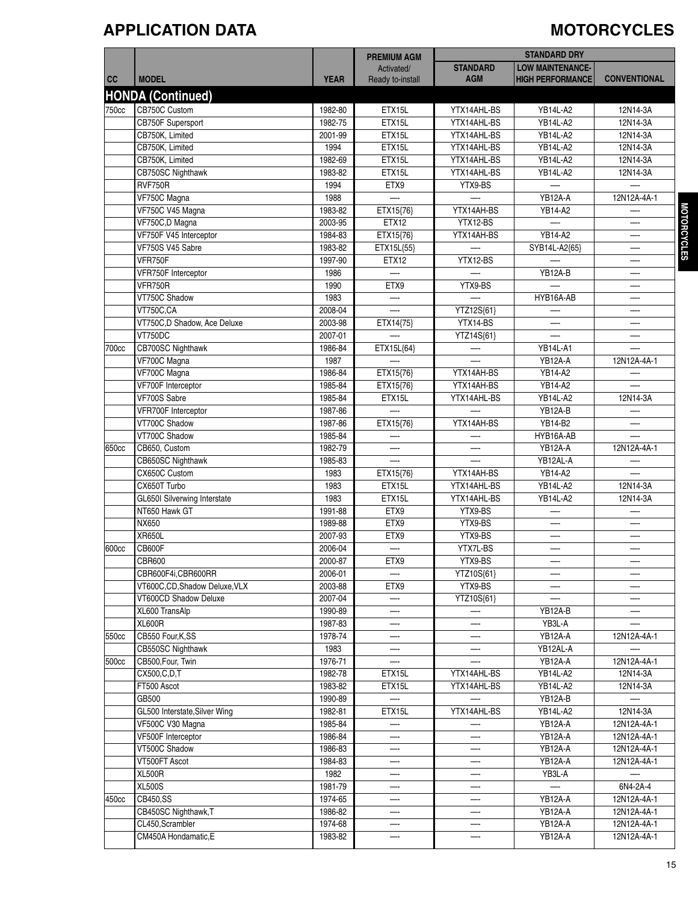# APPLICATION DATA

## MOTORCYCLES

| CC | MODEL | YEAR | PREMIUM AGM Activated/ Ready to-install | STANDARD DRY | | |
|---|---|---|---|---|---|---|
| | | | | STANDARD AGM | LOW MAINTENANCE- HIGH PERFORMANCE | CONVENTIONAL |
| **HONDA (Continued)** | | | | | | |
| 750cc | CB750C Custom | 1982-80 | ETX15L | YTX14AHL-BS | YB14L-A2 | 12N14-3A |
| | CB750F Supersport | 1982-75 | ETX15L | YTX14AHL-BS | YB14L-A2 | 12N14-3A |
| | CB750K, Limited | 2001-99 | ETX15L | YTX14AHL-BS | YB14L-A2 | 12N14-3A |
| | CB750K, Limited | 1994 | ETX15L | YTX14AHL-BS | YB14L-A2 | 12N14-3A |
| | CB750K, Limited | 1982-69 | ETX15L | YTX14AHL-BS | YB14L-A2 | 12N14-3A |
| | CB750SC Nighthawk | 1983-82 | ETX15L | YTX14AHL-BS | YB14L-A2 | 12N14-3A |
| | RVF750R | 1994 | ETX9 | YTX9-BS | — | — |
| | VF750C Magna | 1988 | — | — | YB12A-A | 12N12A-4A-1 |
| | VF750C V45 Magna | 1983-82 | ETX15{76} | YTX14AH-BS | YB14-A2 | — |
| | VF750C,D Magna | 2003-95 | ETX12 | YTX12-BS | — | — |
| | VF750F V45 Interceptor | 1984-83 | ETX15{76} | YTX14AH-BS | YB14-A2 | — |
| | VF750S V45 Sabre | 1983-82 | ETX15L{55} | — | SYB14L-A2{65} | — |
| | VFR750F | 1997-90 | ETX12 | YTX12-BS | — | — |
| | VFR750F Interceptor | 1986 | — | — | YB12A-B | — |
| | VFR750R | 1990 | ETX9 | YTX9-BS | — | — |
| | VT750C Shadow | 1983 | — | — | HYB16A-AB | — |
| | VT750C,CA | 2008-04 | — | YTZ12S{61} | — | — |
| | VT750C,D Shadow, Ace Deluxe | 2003-98 | ETX14{75} | YTX14-BS | — | — |
| | VT750DC | 2007-01 | — | YTZ14S{61} | — | — |
| 700cc | CB700SC Nighthawk | 1986-84 | ETX15L{64} | — | YB14L-A1 | — |
| | VF700C Magna | 1987 | — | — | YB12A-A | 12N12A-4A-1 |
| | VF700C Magna | 1986-84 | ETX15{76} | YTX14AH-BS | YB14-A2 | — |
| | VF700F Interceptor | 1985-84 | ETX15{76} | YTX14AH-BS | YB14-A2 | — |
| | VF700S Sabre | 1985-84 | ETX15L | YTX14AHL-BS | YB14L-A2 | 12N14-3A |
| | VFR700F Interceptor | 1987-86 | — | — | YB12A-B | — |
| | VT700C Shadow | 1987-86 | ETX15{76} | YTX14AH-BS | YB14-B2 | — |
| | VT700C Shadow | 1985-84 | — | — | HYB16A-AB | — |
| 650cc | CB650, Custom | 1982-79 | — | — | YB12A-A | 12N12A-4A-1 |
| | CB650SC Nighthawk | 1985-83 | — | — | YB12AL-A | — |
| | CX650C Custom | 1983 | ETX15{76} | YTX14AH-BS | YB14-A2 | — |
| | CX650T Turbo | 1983 | ETX15L | YTX14AHL-BS | YB14L-A2 | 12N14-3A |
| | GL650I Silverwing Interstate | 1983 | ETX15L | YTX14AHL-BS | YB14L-A2 | 12N14-3A |
| | NT650 Hawk GT | 1991-88 | ETX9 | YTX9-BS | — | — |
| | NX650 | 1989-88 | ETX9 | YTX9-BS | — | — |
| | XR650L | 2007-93 | ETX9 | YTX9-BS | — | — |
| 600cc | CB600F | 2006-04 | — | YTX7L-BS | — | — |
| | CBR600 | 2000-87 | ETX9 | YTX9-BS | — | — |
| | CBR600F4i,CBR600RR | 2006-01 | — | YTZ10S{61} | — | — |
| | VT600C,CD,Shadow Deluxe,VLX | 2003-88 | ETX9 | YTX9-BS | — | — |
| | VT600CD Shadow Deluxe | 2007-04 | — | YTZ10S{61} | — | — |
| | XL600 TransAlp | 1990-89 | — | — | YB12A-B | — |
| | XL600R | 1987-83 | — | — | YB3L-A | — |
| 550cc | CB550 Four,K,SS | 1978-74 | — | — | YB12A-A | 12N12A-4A-1 |
| | CB550SC Nighthawk | 1983 | — | — | YB12AL-A | — |
| 500cc | CB500,Four, Twin | 1976-71 | — | — | YB12A-A | 12N12A-4A-1 |
| | CX500,C,D,T | 1982-78 | ETX15L | YTX14AHL-BS | YB14L-A2 | 12N14-3A |
| | FT500 Ascot | 1983-82 | ETX15L | YTX14AHL-BS | YB14L-A2 | 12N14-3A |
| | GB500 | 1990-89 | — | — | YB12A-B | — |
| | GL500 Interstate,Silver Wing | 1982-81 | ETX15L | YTX14AHL-BS | YB14L-A2 | 12N14-3A |
| | VF500C V30 Magna | 1985-84 | — | — | YB12A-A | 12N12A-4A-1 |
| | VF500F Interceptor | 1986-84 | — | — | YB12A-A | 12N12A-4A-1 |
| | VT500C Shadow | 1986-83 | — | — | YB12A-A | 12N12A-4A-1 |
| | VT500FT Ascot | 1984-83 | — | — | YB12A-A | 12N12A-4A-1 |
| | XL500R | 1982 | — | — | YB3L-A | — |
| | XL500S | 1981-79 | — | — | — | 6N4-2A-4 |
| 450cc | CB450,SS | 1974-65 | — | — | YB12A-A | 12N12A-4A-1 |
| | CB450SC Nighthawk,T | 1986-82 | — | — | YB12A-A | 12N12A-4A-1 |
| | CL450,Scrambler | 1974-68 | — | — | YB12A-A | 12N12A-4A-1 |
| | CM450A Hondamatic,E | 1983-82 | — | — | YB12A-A | 12N12A-4A-1 |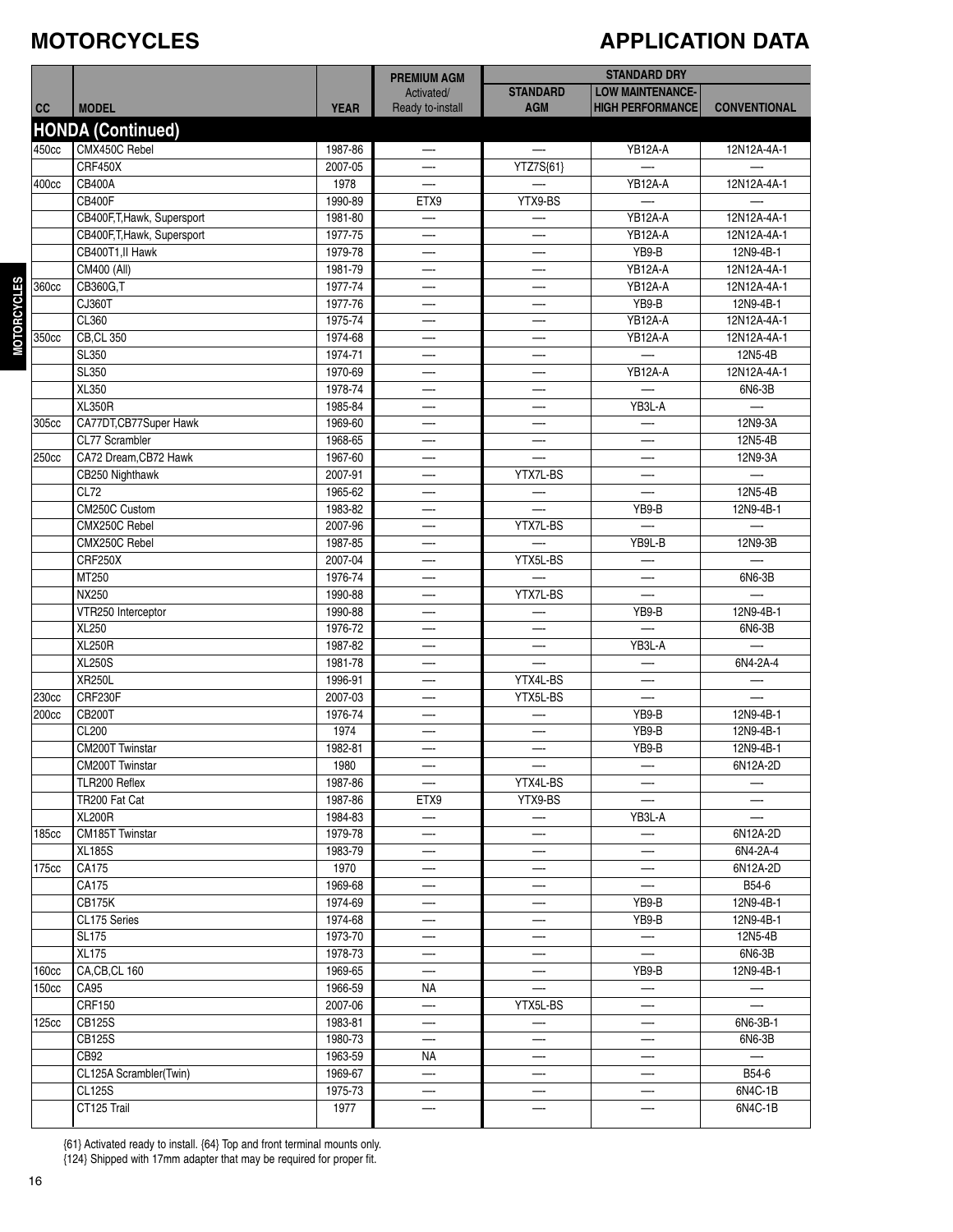# MOTORCYCLES

## APPLICATION DATA

| CC | MODEL | YEAR | PREMIUM AGM Activated/ Ready to-install | STANDARD DRY STANDARD AGM | LOW MAINTENANCE- HIGH PERFORMANCE | CONVENTIONAL |
|---|---|---|---|---|---|---|
| **HONDA (Continued)** | | | | | | |
| 450cc | CMX450C Rebel | 1987-86 | — | — | YB12A-A | 12N12A-4A-1 |
| | CRF450X | 2007-05 | — | YTZ7S{61} | — | — |
| 400cc | CB400A | 1978 | — | — | YB12A-A | 12N12A-4A-1 |
| | CB400F | 1990-89 | ETX9 | YTX9-BS | — | — |
| | CB400F,T,Hawk, Supersport | 1981-80 | — | — | YB12A-A | 12N12A-4A-1 |
| | CB400F,T,Hawk, Supersport | 1977-75 | — | — | YB12A-A | 12N12A-4A-1 |
| | CB400T1,II Hawk | 1979-78 | — | — | YB9-B | 12N9-4B-1 |
| | CM400 (All) | 1981-79 | — | — | YB12A-A | 12N12A-4A-1 |
| 360cc | CB360G,T | 1977-74 | — | — | YB12A-A | 12N12A-4A-1 |
| | CJ360T | 1977-76 | — | — | YB9-B | 12N9-4B-1 |
| | CL360 | 1975-74 | — | — | YB12A-A | 12N12A-4A-1 |
| 350cc | CB,CL 350 | 1974-68 | — | — | YB12A-A | 12N12A-4A-1 |
| | SL350 | 1974-71 | — | — | — | 12N5-4B |
| | SL350 | 1970-69 | — | — | YB12A-A | 12N12A-4A-1 |
| | XL350 | 1978-74 | — | — | — | 6N6-3B |
| | XL350R | 1985-84 | — | — | YB3L-A | — |
| 305cc | CA77DT,CB77Super Hawk | 1969-60 | — | — | — | 12N9-3A |
| | CL77 Scrambler | 1968-65 | — | — | — | 12N5-4B |
| 250cc | CA72 Dream,CB72 Hawk | 1967-60 | — | — | — | 12N9-3A |
| | CB250 Nighthawk | 2007-91 | — | YTX7L-BS | — | — |
| | CL72 | 1965-62 | — | — | — | 12N5-4B |
| | CM250C Custom | 1983-82 | — | — | YB9-B | 12N9-4B-1 |
| | CMX250C Rebel | 2007-96 | — | YTX7L-BS | — | — |
| | CMX250C Rebel | 1987-85 | — | — | YB9L-B | 12N9-3B |
| | CRF250X | 2007-04 | — | YTX5L-BS | — | — |
| | MT250 | 1976-74 | — | — | — | 6N6-3B |
| | NX250 | 1990-88 | — | YTX7L-BS | — | — |
| | VTR250 Interceptor | 1990-88 | — | — | YB9-B | 12N9-4B-1 |
| | XL250 | 1976-72 | — | — | — | 6N6-3B |
| | XL250R | 1987-82 | — | — | YB3L-A | — |
| | XL250S | 1981-78 | — | — | — | 6N4-2A-4 |
| | XR250L | 1996-91 | — | YTX4L-BS | — | — |
| 230cc | CRF230F | 2007-03 | — | YTX5L-BS | — | — |
| 200cc | CB200T | 1976-74 | — | — | YB9-B | 12N9-4B-1 |
| | CL200 | 1974 | — | — | YB9-B | 12N9-4B-1 |
| | CM200T Twinstar | 1982-81 | — | — | YB9-B | 12N9-4B-1 |
| | CM200T Twinstar | 1980 | — | — | — | 6N12A-2D |
| | TLR200 Reflex | 1987-86 | — | YTX4L-BS | — | — |
| | TR200 Fat Cat | 1987-86 | ETX9 | YTX9-BS | — | — |
| | XL200R | 1984-83 | — | — | YB3L-A | — |
| 185cc | CM185T Twinstar | 1979-78 | — | — | — | 6N12A-2D |
| | XL185S | 1983-79 | — | — | — | 6N4-2A-4 |
| 175cc | CA175 | 1970 | — | — | — | 6N12A-2D |
| | CA175 | 1969-68 | — | — | — | B54-6 |
| | CB175K | 1974-69 | — | — | YB9-B | 12N9-4B-1 |
| | CL175 Series | 1974-68 | — | — | YB9-B | 12N9-4B-1 |
| | SL175 | 1973-70 | — | — | — | 12N5-4B |
| | XL175 | 1978-73 | — | — | — | 6N6-3B |
| 160cc | CA,CB,CL 160 | 1969-65 | — | — | YB9-B | 12N9-4B-1 |
| 150cc | CA95 | 1966-59 | NA | — | — | — |
| | CRF150 | 2007-06 | — | YTX5L-BS | — | — |
| 125cc | CB125S | 1983-81 | — | — | — | 6N6-3B-1 |
| | CB125S | 1980-73 | — | — | — | 6N6-3B |
| | CB92 | 1963-59 | NA | — | — | — |
| | CL125A Scrambler(Twin) | 1969-67 | — | — | — | B54-6 |
| | CL125S | 1975-73 | — | — | — | 6N4C-1B |
| | CT125 Trail | 1977 | — | — | — | 6N4C-1B |

{61} Activated ready to install. {64} Top and front terminal mounts only.
{124} Shipped with 17mm adapter that may be required for proper fit.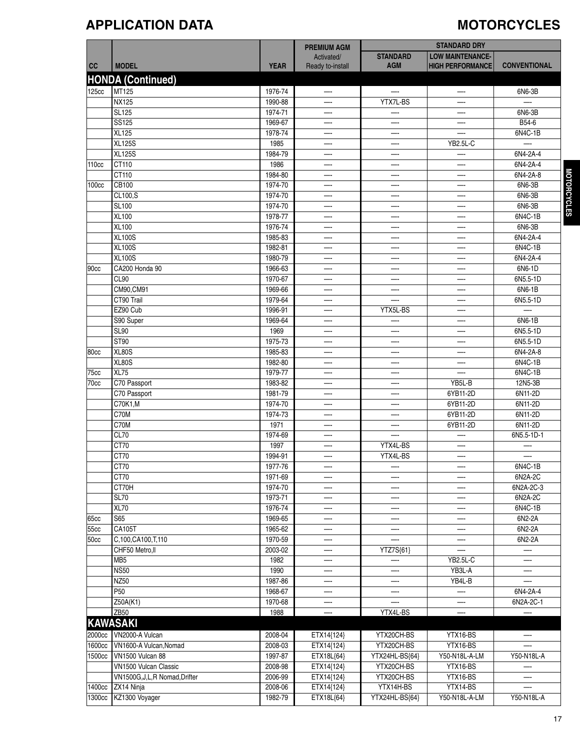# APPLICATION DATA

## MOTORCYCLES

| CC | MODEL | YEAR | PREMIUM AGM Activated/ Ready to-install | STANDARD DRY | | |
|---|---|---|---|---|---|---|
| | | | | STANDARD AGM | LOW MAINTENANCE-HIGH PERFORMANCE | CONVENTIONAL |
| **HONDA (Continued)** | | | | | | |
| 125cc | MT125 | 1976-74 | — | — | — | 6N6-3B |
| | NX125 | 1990-88 | — | YTX7L-BS | — | — |
| | SL125 | 1974-71 | — | — | — | 6N6-3B |
| | SS125 | 1969-67 | — | — | — | B54-6 |
| | XL125 | 1978-74 | — | — | — | 6N4C-1B |
| | XL125S | 1985 | — | — | YB2.5L-C | — |
| | XL125S | 1984-79 | — | — | — | 6N4-2A-4 |
| 110cc | CT110 | 1986 | — | — | — | 6N4-2A-4 |
| | CT110 | 1984-80 | — | — | — | 6N4-2A-8 |
| 100cc | CB100 | 1974-70 | — | — | — | 6N6-3B |
| | CL100,S | 1974-70 | — | — | — | 6N6-3B |
| | SL100 | 1974-70 | — | — | — | 6N6-3B |
| | XL100 | 1978-77 | — | — | — | 6N4C-1B |
| | XL100 | 1976-74 | — | — | — | 6N6-3B |
| | XL100S | 1985-83 | — | — | — | 6N4-2A-4 |
| | XL100S | 1982-81 | — | — | — | 6N4C-1B |
| | XL100S | 1980-79 | — | — | — | 6N4-2A-4 |
| 90cc | CA200 Honda 90 | 1966-63 | — | — | — | 6N6-1D |
| | CL90 | 1970-67 | — | — | — | 6N5.5-1D |
| | CM90,CM91 | 1969-66 | — | — | — | 6N6-1B |
| | CT90 Trail | 1979-64 | — | — | — | 6N5.5-1D |
| | EZ90 Cub | 1996-91 | — | YTX5L-BS | — | — |
| | S90 Super | 1969-64 | — | — | — | 6N6-1B |
| | SL90 | 1969 | — | — | — | 6N5.5-1D |
| | ST90 | 1975-73 | — | — | — | 6N5.5-1D |
| 80cc | XL80S | 1985-83 | — | — | — | 6N4-2A-8 |
| | XL80S | 1982-80 | — | — | — | 6N4C-1B |
| 75cc | XL75 | 1979-77 | — | — | — | 6N4C-1B |
| 70cc | C70 Passport | 1983-82 | — | — | YB5L-B | 12N5-3B |
| | C70 Passport | 1981-79 | — | — | 6YB11-2D | 6N11-2D |
| | C70K1,M | 1974-70 | — | — | 6YB11-2D | 6N11-2D |
| | C70M | 1974-73 | — | — | 6YB11-2D | 6N11-2D |
| | C70M | 1971 | — | — | 6YB11-2D | 6N11-2D |
| | CL70 | 1974-69 | — | — | — | 6N5.5-1D-1 |
| | CT70 | 1997 | — | YTX4L-BS | — | — |
| | CT70 | 1994-91 | — | YTX4L-BS | — | — |
| | CT70 | 1977-76 | — | — | — | 6N4C-1B |
| | CT70 | 1971-69 | — | — | — | 6N2A-2C |
| | CT70H | 1974-70 | — | — | — | 6N2A-2C-3 |
| | SL70 | 1973-71 | — | — | — | 6N2A-2C |
| | XL70 | 1976-74 | — | — | — | 6N4C-1B |
| 65cc | S65 | 1969-65 | — | — | — | 6N2-2A |
| 55cc | CA105T | 1965-62 | — | — | — | 6N2-2A |
| 50cc | C,100,CA100,T,110 | 1970-59 | — | — | — | 6N2-2A |
| | CHF50 Metro,II | 2003-02 | — | YTZ7S{61} | — | — |
| | MB5 | 1982 | — | — | YB2.5L-C | — |
| | NS50 | 1990 | — | — | YB3L-A | — |
| | NZ50 | 1987-86 | — | — | YB4L-B | — |
| | P50 | 1968-67 | — | — | — | 6N4-2A-4 |
| | Z50A(K1) | 1970-68 | — | — | — | 6N2A-2C-1 |
| | ZB50 | 1988 | — | YTX4L-BS | — | — |
| **KAWASAKI** | | | | | | |
| 2000cc | VN2000-A Vulcan | 2008-04 | ETX14{124} | YTX20CH-BS | YTX16-BS | — |
| 1600cc | VN1600-A Vulcan,Nomad | 2008-03 | ETX14{124} | YTX20CH-BS | YTX16-BS | — |
| 1500cc | VN1500 Vulcan 88 | 1997-87 | ETX18L{64} | YTX24HL-BS{64} | Y50-N18L-A-LM | Y50-N18L-A |
| | VN1500 Vulcan Classic | 2008-98 | ETX14{124} | YTX20CH-BS | YTX16-BS | — |
| | VN1500G,J,L,R Nomad,Drifter | 2006-99 | ETX14{124} | YTX20CH-BS | YTX16-BS | — |
| 1400cc | ZX14 Ninja | 2008-06 | ETX14{124} | YTX14H-BS | YTX14-BS | — |
| 1300cc | KZ1300 Voyager | 1982-79 | ETX18L{64} | YTX24HL-BS{64} | Y50-N18L-A-LM | Y50-N18L-A |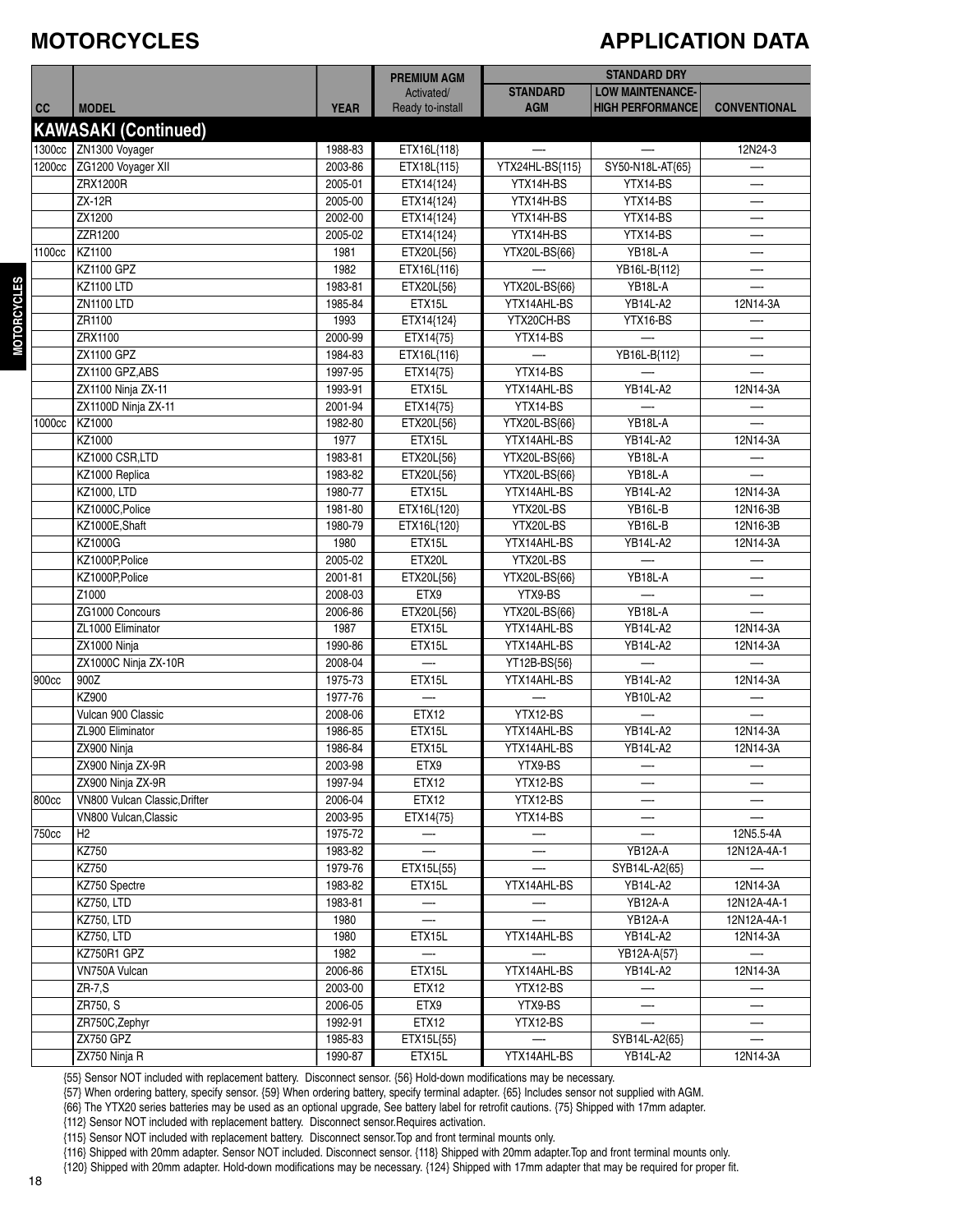# MOTORCYCLES

# APPLICATION DATA

| CC | MODEL | YEAR | PREMIUM AGM Activated/ Ready to-install | STANDARD DRY STANDARD AGM | LOW MAINTENANCE- HIGH PERFORMANCE | CONVENTIONAL |
|---|---|---|---|---|---|---|
| **KAWASAKI (Continued)** | | | | | | |
| 1300cc | ZN1300 Voyager | 1988-83 | ETX16L{118} | — | — | 12N24-3 |
| 1200cc | ZG1200 Voyager XII | 2003-86 | ETX18L{115} | YTX24HL-BS{115} | SY50-N18L-AT{65} | — |
| | ZRX1200R | 2005-01 | ETX14{124} | YTX14H-BS | YTX14-BS | — |
| | ZX-12R | 2005-00 | ETX14{124} | YTX14H-BS | YTX14-BS | — |
| | ZX1200 | 2002-00 | ETX14{124} | YTX14H-BS | YTX14-BS | — |
| | ZZR1200 | 2005-02 | ETX14{124} | YTX14H-BS | YTX14-BS | — |
| 1100cc | KZ1100 | 1981 | ETX20L{56} | YTX20L-BS{66} | YB18L-A | — |
| | KZ1100 GPZ | 1982 | ETX16L{116} | — | YB16L-B{112} | — |
| | KZ1100 LTD | 1983-81 | ETX20L{56} | YTX20L-BS{66} | YB18L-A | — |
| | ZN1100 LTD | 1985-84 | ETX15L | YTX14AHL-BS | YB14L-A2 | 12N14-3A |
| | ZR1100 | 1993 | ETX14{124} | YTX20CH-BS | YTX16-BS | — |
| | ZRX1100 | 2000-99 | ETX14{75} | YTX14-BS | — | — |
| | ZX1100 GPZ | 1984-83 | ETX16L{116} | — | YB16L-B{112} | — |
| | ZX1100 GPZ,ABS | 1997-95 | ETX14{75} | YTX14-BS | — | — |
| | ZX1100 Ninja ZX-11 | 1993-91 | ETX15L | YTX14AHL-BS | YB14L-A2 | 12N14-3A |
| | ZX1100D Ninja ZX-11 | 2001-94 | ETX14{75} | YTX14-BS | — | — |
| 1000cc | KZ1000 | 1982-80 | ETX20L{56} | YTX20L-BS{66} | YB18L-A | — |
| | KZ1000 | 1977 | ETX15L | YTX14AHL-BS | YB14L-A2 | 12N14-3A |
| | KZ1000 CSR,LTD | 1983-81 | ETX20L{56} | YTX20L-BS{66} | YB18L-A | — |
| | KZ1000 Replica | 1983-82 | ETX20L{56} | YTX20L-BS{66} | YB18L-A | — |
| | KZ1000, LTD | 1980-77 | ETX15L | YTX14AHL-BS | YB14L-A2 | 12N14-3A |
| | KZ1000C,Police | 1981-80 | ETX16L{120} | YTX20L-BS | YB16L-B | 12N16-3B |
| | KZ1000E,Shaft | 1980-79 | ETX16L{120} | YTX20L-BS | YB16L-B | 12N16-3B |
| | KZ1000G | 1980 | ETX15L | YTX14AHL-BS | YB14L-A2 | 12N14-3A |
| | KZ1000P,Police | 2005-02 | ETX20L | YTX20L-BS | — | — |
| | KZ1000P,Police | 2001-81 | ETX20L{56} | YTX20L-BS{66} | YB18L-A | — |
| | Z1000 | 2008-03 | ETX9 | YTX9-BS | — | — |
| | ZG1000 Concours | 2006-86 | ETX20L{56} | YTX20L-BS{66} | YB18L-A | — |
| | ZL1000 Eliminator | 1987 | ETX15L | YTX14AHL-BS | YB14L-A2 | 12N14-3A |
| | ZX1000 Ninja | 1990-86 | ETX15L | YTX14AHL-BS | YB14L-A2 | 12N14-3A |
| | ZX1000C Ninja ZX-10R | 2008-04 | — | YT12B-BS{56} | — | — |
| 900cc | 900Z | 1975-73 | ETX15L | YTX14AHL-BS | YB14L-A2 | 12N14-3A |
| | KZ900 | 1977-76 | — | — | YB10L-A2 | — |
| | Vulcan 900 Classic | 2008-06 | ETX12 | YTX12-BS | — | — |
| | ZL900 Eliminator | 1986-85 | ETX15L | YTX14AHL-BS | YB14L-A2 | 12N14-3A |
| | ZX900 Ninja | 1986-84 | ETX15L | YTX14AHL-BS | YB14L-A2 | 12N14-3A |
| | ZX900 Ninja ZX-9R | 2003-98 | ETX9 | YTX9-BS | — | — |
| | ZX900 Ninja ZX-9R | 1997-94 | ETX12 | YTX12-BS | — | — |
| 800cc | VN800 Vulcan Classic,Drifter | 2006-04 | ETX12 | YTX12-BS | — | — |
| | VN800 Vulcan,Classic | 2003-95 | ETX14{75} | YTX14-BS | — | — |
| 750cc | H2 | 1975-72 | — | — | — | 12N5.5-4A |
| | KZ750 | 1983-82 | — | — | YB12A-A | 12N12A-4A-1 |
| | KZ750 | 1979-76 | ETX15L{55} | — | SYB14L-A2{65} | — |
| | KZ750 Spectre | 1983-82 | ETX15L | YTX14AHL-BS | YB14L-A2 | 12N14-3A |
| | KZ750, LTD | 1983-81 | — | — | YB12A-A | 12N12A-4A-1 |
| | KZ750, LTD | 1980 | — | — | YB12A-A | 12N12A-4A-1 |
| | KZ750, LTD | 1980 | ETX15L | YTX14AHL-BS | YB14L-A2 | 12N14-3A |
| | KZ750R1 GPZ | 1982 | — | — | YB12A-A{57} | — |
| | VN750A Vulcan | 2006-86 | ETX15L | YTX14AHL-BS | YB14L-A2 | 12N14-3A |
| | ZR-7,S | 2003-00 | ETX12 | YTX12-BS | — | — |
| | ZR750, S | 2006-05 | ETX9 | YTX9-BS | — | — |
| | ZR750C,Zephyr | 1992-91 | ETX12 | YTX12-BS | — | — |
| | ZX750 GPZ | 1985-83 | ETX15L{55} | — | SYB14L-A2{65} | — |
| | ZX750 Ninja R | 1990-87 | ETX15L | YTX14AHL-BS | YB14L-A2 | 12N14-3A |

{55} Sensor NOT included with replacement battery. Disconnect sensor. {56} Hold-down modifications may be necessary.

{57} When ordering battery, specify sensor. {59} When ordering battery, specify terminal adapter. {65} Includes sensor not supplied with AGM.

{66} The YTX20 series batteries may be used as an optional upgrade, See battery label for retrofit cautions. {75} Shipped with 17mm adapter.

{112} Sensor NOT included with replacement battery. Disconnect sensor.Requires activation.

{115} Sensor NOT included with replacement battery. Disconnect sensor.Top and front terminal mounts only.

{116} Shipped with 20mm adapter. Sensor NOT included. Disconnect sensor. {118} Shipped with 20mm adapter.Top and front terminal mounts only.

{120} Shipped with 20mm adapter. Hold-down modifications may be necessary. {124} Shipped with 17mm adapter that may be required for proper fit.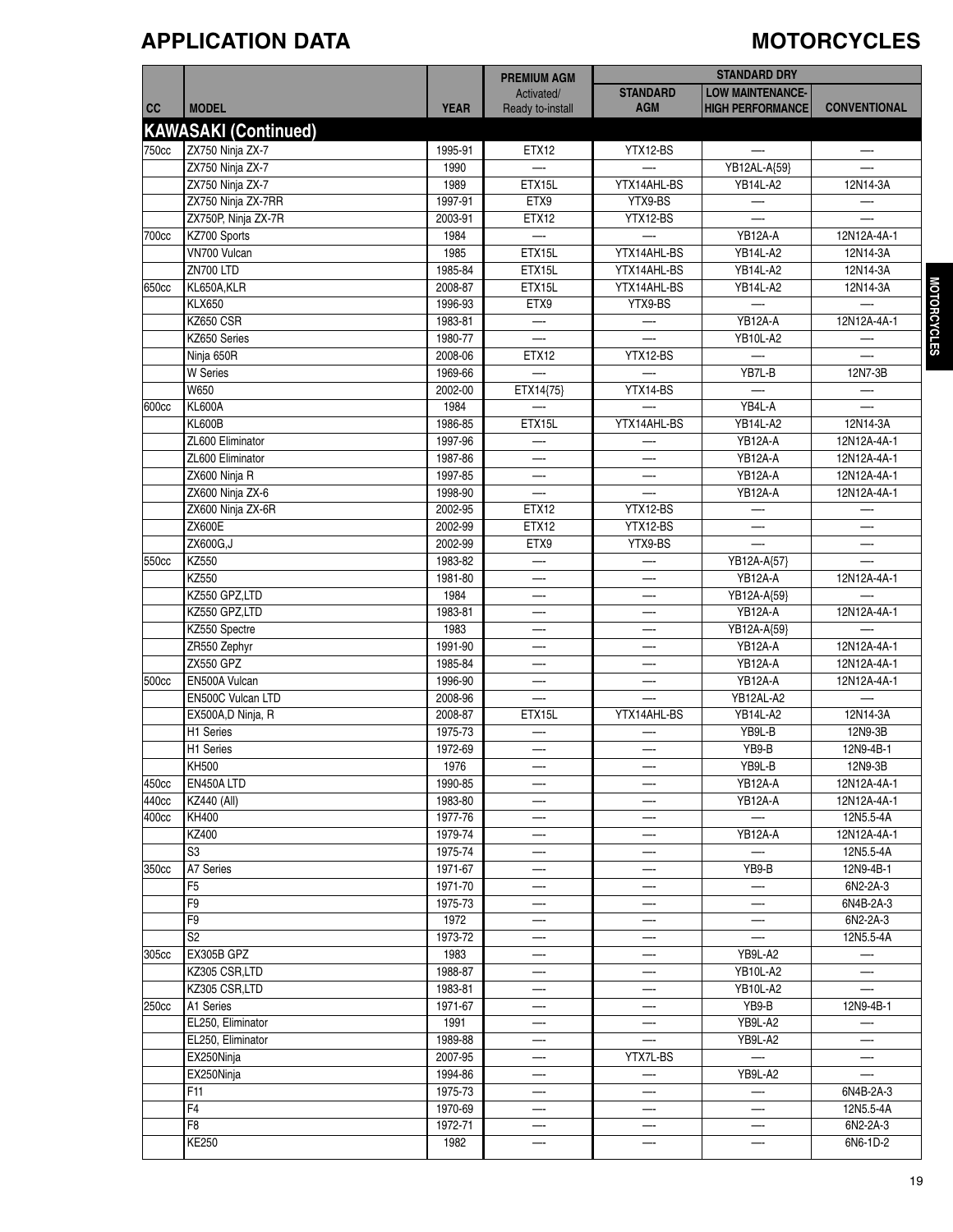# APPLICATION DATA

# MOTORCYCLES

| CC | MODEL | YEAR | PREMIUM AGM Activated/ Ready to-install | STANDARD DRY | | |
|---|---|---|---|---|---|---|
| | | | | STANDARD AGM | LOW MAINTENANCE-HIGH PERFORMANCE | CONVENTIONAL |
| **KAWASAKI (Continued)** | | | | | | |
| 750cc | ZX750 Ninja ZX-7 | 1995-91 | ETX12 | YTX12-BS | — | — |
| | ZX750 Ninja ZX-7 | 1990 | — | — | YB12AL-A{59} | — |
| | ZX750 Ninja ZX-7 | 1989 | ETX15L | YTX14AHL-BS | YB14L-A2 | 12N14-3A |
| | ZX750 Ninja ZX-7RR | 1997-91 | ETX9 | YTX9-BS | — | — |
| | ZX750P, Ninja ZX-7R | 2003-91 | ETX12 | YTX12-BS | — | — |
| 700cc | KZ700 Sports | 1984 | — | — | YB12A-A | 12N12A-4A-1 |
| | VN700 Vulcan | 1985 | ETX15L | YTX14AHL-BS | YB14L-A2 | 12N14-3A |
| | ZN700 LTD | 1985-84 | ETX15L | YTX14AHL-BS | YB14L-A2 | 12N14-3A |
| 650cc | KL650A,KLR | 2008-87 | ETX15L | YTX14AHL-BS | YB14L-A2 | 12N14-3A |
| | KLX650 | 1996-93 | ETX9 | YTX9-BS | — | — |
| | KZ650 CSR | 1983-81 | — | — | YB12A-A | 12N12A-4A-1 |
| | KZ650 Series | 1980-77 | — | — | YB10L-A2 | — |
| | Ninja 650R | 2008-06 | ETX12 | YTX12-BS | — | — |
| | W Series | 1969-66 | — | — | YB7L-B | 12N7-3B |
| | W650 | 2002-00 | ETX14{75} | YTX14-BS | — | — |
| 600cc | KL600A | 1984 | — | — | YB4L-A | — |
| | KL600B | 1986-85 | ETX15L | YTX14AHL-BS | YB14L-A2 | 12N14-3A |
| | ZL600 Eliminator | 1997-96 | — | — | YB12A-A | 12N12A-4A-1 |
| | ZL600 Eliminator | 1987-86 | — | — | YB12A-A | 12N12A-4A-1 |
| | ZX600 Ninja R | 1997-85 | — | — | YB12A-A | 12N12A-4A-1 |
| | ZX600 Ninja ZX-6 | 1998-90 | — | — | YB12A-A | 12N12A-4A-1 |
| | ZX600 Ninja ZX-6R | 2002-95 | ETX12 | YTX12-BS | — | — |
| | ZX600E | 2002-99 | ETX12 | YTX12-BS | — | — |
| | ZX600G,J | 2002-99 | ETX9 | YTX9-BS | — | — |
| 550cc | KZ550 | 1983-82 | — | — | YB12A-A{57} | — |
| | KZ550 | 1981-80 | — | — | YB12A-A | 12N12A-4A-1 |
| | KZ550 GPZ,LTD | 1984 | — | — | YB12A-A{59} | — |
| | KZ550 GPZ,LTD | 1983-81 | — | — | YB12A-A | 12N12A-4A-1 |
| | KZ550 Spectre | 1983 | — | — | YB12A-A{59} | — |
| | ZR550 Zephyr | 1991-90 | — | — | YB12A-A | 12N12A-4A-1 |
| | ZX550 GPZ | 1985-84 | — | — | YB12A-A | 12N12A-4A-1 |
| 500cc | EN500A Vulcan | 1996-90 | — | — | YB12A-A | 12N12A-4A-1 |
| | EN500C Vulcan LTD | 2008-96 | — | — | YB12AL-A2 | — |
| | EX500A,D Ninja, R | 2008-87 | ETX15L | YTX14AHL-BS | YB14L-A2 | 12N14-3A |
| | H1 Series | 1975-73 | — | — | YB9L-B | 12N9-3B |
| | H1 Series | 1972-69 | — | — | YB9-B | 12N9-4B-1 |
| | KH500 | 1976 | — | — | YB9L-B | 12N9-3B |
| 450cc | EN450A LTD | 1990-85 | — | — | YB12A-A | 12N12A-4A-1 |
| 440cc | KZ440 (All) | 1983-80 | — | — | YB12A-A | 12N12A-4A-1 |
| 400cc | KH400 | 1977-76 | — | — | — | 12N5.5-4A |
| | KZ400 | 1979-74 | — | — | YB12A-A | 12N12A-4A-1 |
| | S3 | 1975-74 | — | — | — | 12N5.5-4A |
| 350cc | A7 Series | 1971-67 | — | — | YB9-B | 12N9-4B-1 |
| | F5 | 1971-70 | — | — | — | 6N2-2A-3 |
| | F9 | 1975-73 | — | — | — | 6N4B-2A-3 |
| | F9 | 1972 | — | — | — | 6N2-2A-3 |
| | S2 | 1973-72 | — | — | — | 12N5.5-4A |
| 305cc | EX305B GPZ | 1983 | — | — | YB9L-A2 | — |
| | KZ305 CSR,LTD | 1988-87 | — | — | YB10L-A2 | — |
| | KZ305 CSR,LTD | 1983-81 | — | — | YB10L-A2 | — |
| 250cc | A1 Series | 1971-67 | — | — | YB9-B | 12N9-4B-1 |
| | EL250, Eliminator | 1991 | — | — | YB9L-A2 | — |
| | EL250, Eliminator | 1989-88 | — | — | YB9L-A2 | — |
| | EX250Ninja | 2007-95 | — | YTX7L-BS | — | — |
| | EX250Ninja | 1994-86 | — | — | YB9L-A2 | — |
| | F11 | 1975-73 | — | — | — | 6N4B-2A-3 |
| | F4 | 1970-69 | — | — | — | 12N5.5-4A |
| | F8 | 1972-71 | — | — | — | 6N2-2A-3 |
| | KE250 | 1982 | — | — | — | 6N6-1D-2 |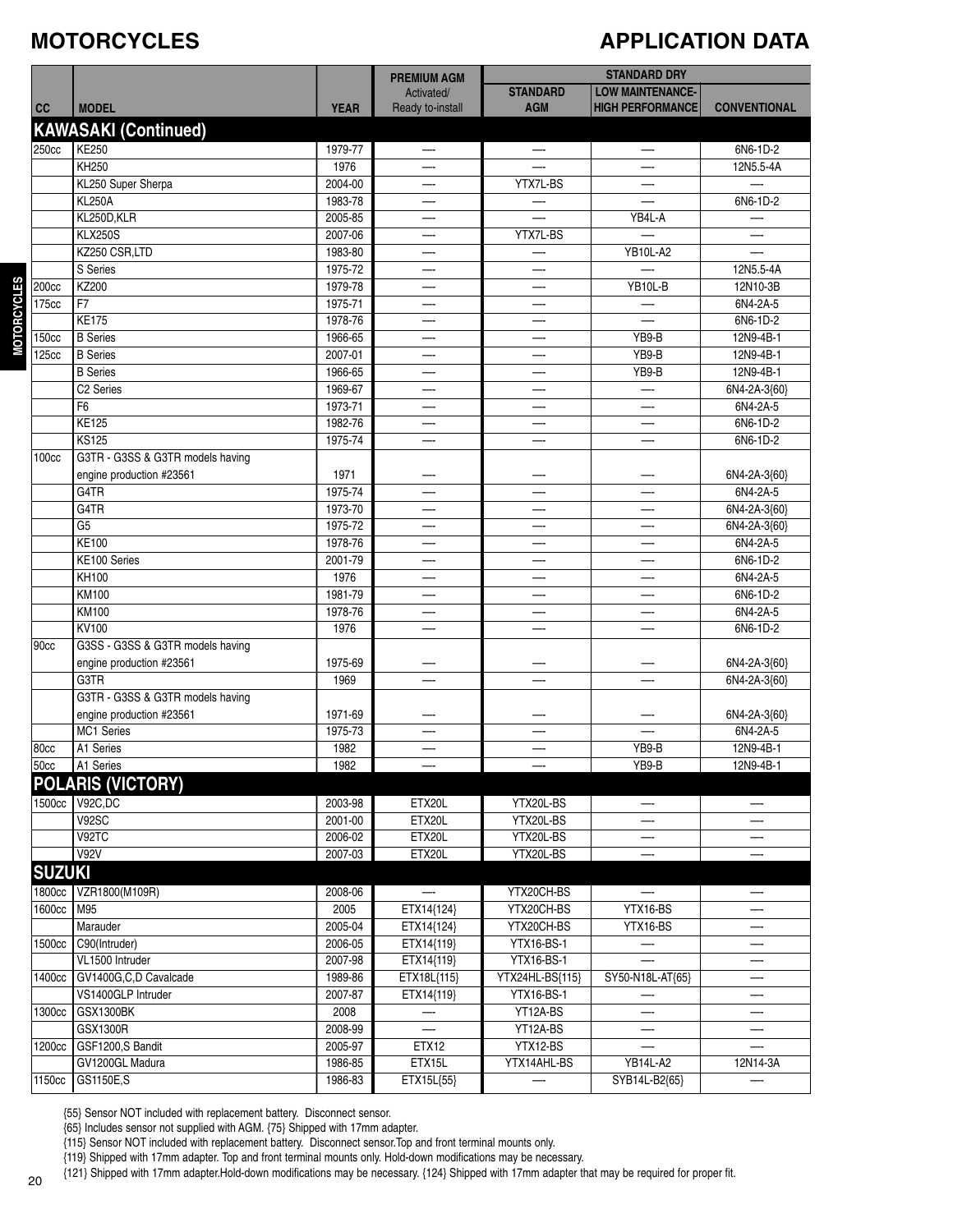# MOTORCYCLES

## APPLICATION DATA

| CC | MODEL | YEAR | PREMIUM AGM Activated/ Ready to-install | STANDARD DRY | | |
|---|---|---|---|---|---|---|
| | | | | STANDARD AGM | LOW MAINTENANCE- HIGH PERFORMANCE | CONVENTIONAL |
| **KAWASAKI (Continued)** | | | | | | |
| 250cc | KE250 | 1979-77 | — | — | — | 6N6-1D-2 |
| | KH250 | 1976 | — | — | — | 12N5.5-4A |
| | KL250 Super Sherpa | 2004-00 | — | YTX7L-BS | — | — |
| | KL250A | 1983-78 | — | — | — | 6N6-1D-2 |
| | KL250D,KLR | 2005-85 | — | — | YB4L-A | — |
| | KLX250S | 2007-06 | — | YTX7L-BS | — | — |
| | KZ250 CSR,LTD | 1983-80 | — | — | YB10L-A2 | — |
| | S Series | 1975-72 | — | — | — | 12N5.5-4A |
| 200cc | KZ200 | 1979-78 | — | — | YB10L-B | 12N10-3B |
| 175cc | F7 | 1975-71 | — | — | — | 6N4-2A-5 |
| | KE175 | 1978-76 | — | — | — | 6N6-1D-2 |
| 150cc | B Series | 1966-65 | — | — | YB9-B | 12N9-4B-1 |
| 125cc | B Series | 2007-01 | — | — | YB9-B | 12N9-4B-1 |
| | B Series | 1966-65 | — | — | YB9-B | 12N9-4B-1 |
| | C2 Series | 1969-67 | — | — | — | 6N4-2A-3{60} |
| | F6 | 1973-71 | — | — | — | 6N4-2A-5 |
| | KE125 | 1982-76 | — | — | — | 6N6-1D-2 |
| | KS125 | 1975-74 | — | — | — | 6N6-1D-2 |
| 100cc | G3TR - G3SS & G3TR models having engine production #23561 | 1971 | — | — | — | 6N4-2A-3{60} |
| | G4TR | 1975-74 | — | — | — | 6N4-2A-5 |
| | G4TR | 1973-70 | — | — | — | 6N4-2A-3{60} |
| | G5 | 1975-72 | — | — | — | 6N4-2A-3{60} |
| | KE100 | 1978-76 | — | — | — | 6N4-2A-5 |
| | KE100 Series | 2001-79 | — | — | — | 6N6-1D-2 |
| | KH100 | 1976 | — | — | — | 6N4-2A-5 |
| | KM100 | 1981-79 | — | — | — | 6N6-1D-2 |
| | KM100 | 1978-76 | — | — | — | 6N4-2A-5 |
| | KV100 | 1976 | — | — | — | 6N6-1D-2 |
| 90cc | G3SS - G3SS & G3TR models having engine production #23561 | 1975-69 | — | — | — | 6N4-2A-3{60} |
| | G3TR | 1969 | — | — | — | 6N4-2A-3{60} |
| | G3TR - G3SS & G3TR models having engine production #23561 | 1971-69 | — | — | — | 6N4-2A-3{60} |
| | MC1 Series | 1975-73 | — | — | — | 6N4-2A-5 |
| 80cc | A1 Series | 1982 | — | — | YB9-B | 12N9-4B-1 |
| 50cc | A1 Series | 1982 | — | — | YB9-B | 12N9-4B-1 |
| **POLARIS (VICTORY)** | | | | | | |
| 1500cc | V92C,DC | 2003-98 | ETX20L | YTX20L-BS | — | — |
| | V92SC | 2001-00 | ETX20L | YTX20L-BS | — | — |
| | V92TC | 2006-02 | ETX20L | YTX20L-BS | — | — |
| | V92V | 2007-03 | ETX20L | YTX20L-BS | — | — |
| **SUZUKI** | | | | | | |
| 1800cc | VZR1800(M109R) | 2008-06 | — | YTX20CH-BS | — | — |
| 1600cc | M95 | 2005 | ETX14{124} | YTX20CH-BS | YTX16-BS | — |
| | Marauder | 2005-04 | ETX14{124} | YTX20CH-BS | YTX16-BS | — |
| 1500cc | C90(Intruder) | 2006-05 | ETX14{119} | YTX16-BS-1 | — | — |
| | VL1500 Intruder | 2007-98 | ETX14{119} | YTX16-BS-1 | — | — |
| 1400cc | GV1400G,C,D Cavalcade | 1989-86 | ETX18L{115} | YTX24HL-BS{115} | SY50-N18L-AT{65} | — |
| | VS1400GLP Intruder | 2007-87 | ETX14{119} | YTX16-BS-1 | — | — |
| 1300cc | GSX1300BK | 2008 | — | YT12A-BS | — | — |
| | GSX1300R | 2008-99 | — | YT12A-BS | — | — |
| 1200cc | GSF1200,S Bandit | 2005-97 | ETX12 | YTX12-BS | — | — |
| | GV1200GL Madura | 1986-85 | ETX15L | YTX14AHL-BS | YB14L-A2 | 12N14-3A |
| 1150cc | GS1150E,S | 1986-83 | ETX15L{55} | — | SYB14L-B2{65} | — |

{55} Sensor NOT included with replacement battery. Disconnect sensor.

{65} Includes sensor not supplied with AGM. {75} Shipped with 17mm adapter.

{115} Sensor NOT included with replacement battery. Disconnect sensor.Top and front terminal mounts only.

{119} Shipped with 17mm adapter. Top and front terminal mounts only. Hold-down modifications may be necessary.

{121} Shipped with 17mm adapter.Hold-down modifications may be necessary. {124} Shipped with 17mm adapter that may be required for proper fit.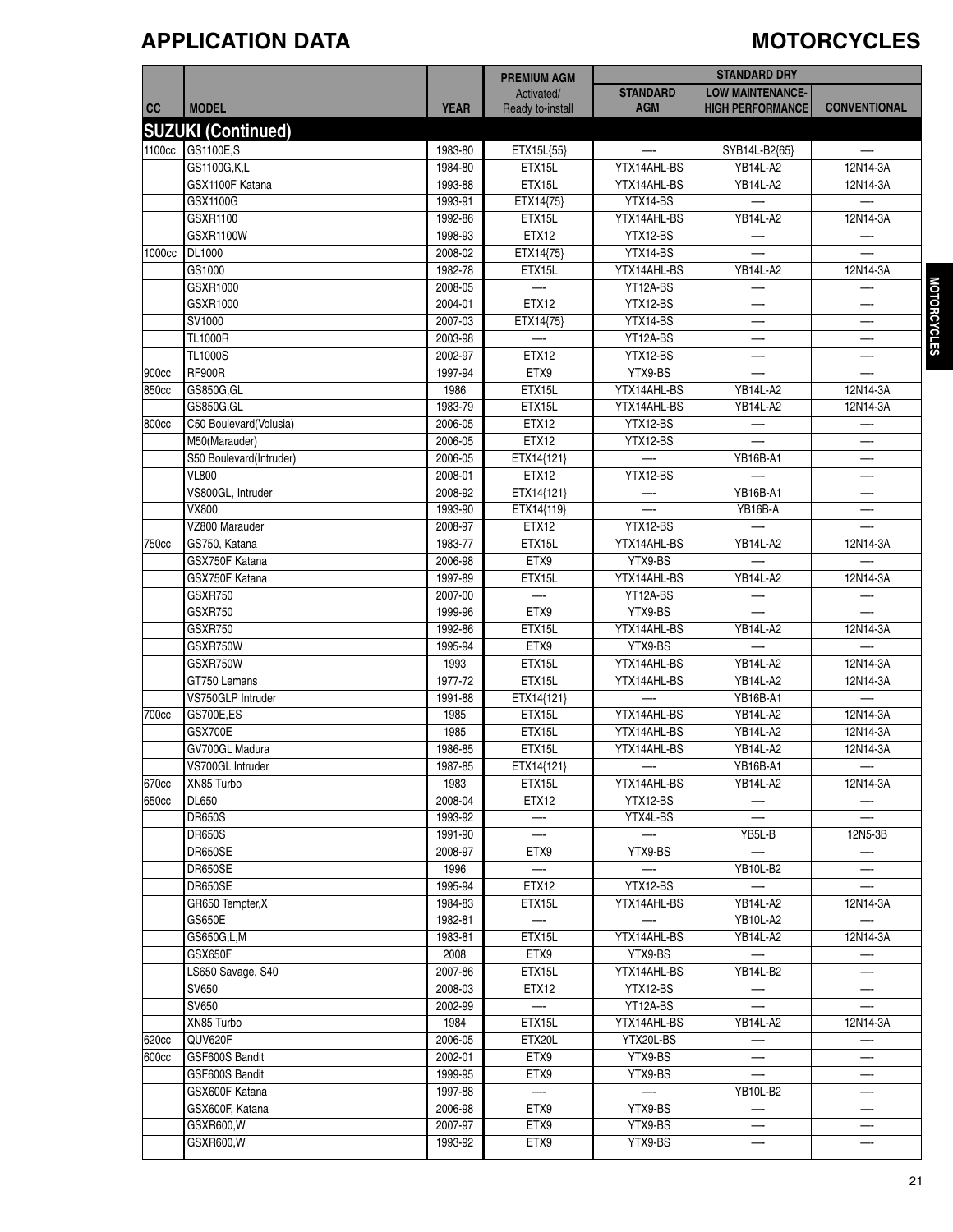# APPLICATION DATA

## MOTORCYCLES

| CC | MODEL | YEAR | PREMIUM AGM Activated/ Ready to-install | STANDARD DRY | | |
|---|---|---|---|---|---|---|
| | | | | STANDARD AGM | LOW MAINTENANCE- HIGH PERFORMANCE | CONVENTIONAL |
| **SUZUKI (Continued)** | | | | | | |
| 1100cc | GS1100E,S | 1983-80 | ETX15L{55} | — | SYB14L-B2{65} | — |
| | GS1100G,K,L | 1984-80 | ETX15L | YTX14AHL-BS | YB14L-A2 | 12N14-3A |
| | GSX1100F Katana | 1993-88 | ETX15L | YTX14AHL-BS | YB14L-A2 | 12N14-3A |
| | GSX1100G | 1993-91 | ETX14{75} | YTX14-BS | — | — |
| | GSXR1100 | 1992-86 | ETX15L | YTX14AHL-BS | YB14L-A2 | 12N14-3A |
| | GSXR1100W | 1998-93 | ETX12 | YTX12-BS | — | — |
| 1000cc | DL1000 | 2008-02 | ETX14{75} | YTX14-BS | — | — |
| | GS1000 | 1982-78 | ETX15L | YTX14AHL-BS | YB14L-A2 | 12N14-3A |
| | GSXR1000 | 2008-05 | — | YT12A-BS | — | — |
| | GSXR1000 | 2004-01 | ETX12 | YTX12-BS | — | — |
| | SV1000 | 2007-03 | ETX14{75} | YTX14-BS | — | — |
| | TL1000R | 2003-98 | — | YT12A-BS | — | — |
| | TL1000S | 2002-97 | ETX12 | YTX12-BS | — | — |
| 900cc | RF900R | 1997-94 | ETX9 | YTX9-BS | — | — |
| 850cc | GS850G,GL | 1986 | ETX15L | YTX14AHL-BS | YB14L-A2 | 12N14-3A |
| | GS850G,GL | 1983-79 | ETX15L | YTX14AHL-BS | YB14L-A2 | 12N14-3A |
| 800cc | C50 Boulevard(Volusia) | 2006-05 | ETX12 | YTX12-BS | — | — |
| | M50(Marauder) | 2006-05 | ETX12 | YTX12-BS | — | — |
| | S50 Boulevard(Intruder) | 2006-05 | ETX14{121} | — | YB16B-A1 | — |
| | VL800 | 2008-01 | ETX12 | YTX12-BS | — | — |
| | VS800GL, Intruder | 2008-92 | ETX14{121} | — | YB16B-A1 | — |
| | VX800 | 1993-90 | ETX14{119} | — | YB16B-A | — |
| | VZ800 Marauder | 2008-97 | ETX12 | YTX12-BS | — | — |
| 750cc | GS750, Katana | 1983-77 | ETX15L | YTX14AHL-BS | YB14L-A2 | 12N14-3A |
| | GSX750F Katana | 2006-98 | ETX9 | YTX9-BS | — | — |
| | GSX750F Katana | 1997-89 | ETX15L | YTX14AHL-BS | YB14L-A2 | 12N14-3A |
| | GSXR750 | 2007-00 | — | YT12A-BS | — | — |
| | GSXR750 | 1999-96 | ETX9 | YTX9-BS | — | — |
| | GSXR750 | 1992-86 | ETX15L | YTX14AHL-BS | YB14L-A2 | 12N14-3A |
| | GSXR750W | 1995-94 | ETX9 | YTX9-BS | — | — |
| | GSXR750W | 1993 | ETX15L | YTX14AHL-BS | YB14L-A2 | 12N14-3A |
| | GT750 Lemans | 1977-72 | ETX15L | YTX14AHL-BS | YB14L-A2 | 12N14-3A |
| | VS750GLP Intruder | 1991-88 | ETX14{121} | — | YB16B-A1 | — |
| 700cc | GS700E,ES | 1985 | ETX15L | YTX14AHL-BS | YB14L-A2 | 12N14-3A |
| | GSX700E | 1985 | ETX15L | YTX14AHL-BS | YB14L-A2 | 12N14-3A |
| | GV700GL Madura | 1986-85 | ETX15L | YTX14AHL-BS | YB14L-A2 | 12N14-3A |
| | VS700GL Intruder | 1987-85 | ETX14{121} | — | YB16B-A1 | — |
| 670cc | XN85 Turbo | 1983 | ETX15L | YTX14AHL-BS | YB14L-A2 | 12N14-3A |
| 650cc | DL650 | 2008-04 | ETX12 | YTX12-BS | — | — |
| | DR650S | 1993-92 | — | YTX4L-BS | — | — |
| | DR650S | 1991-90 | — | — | YB5L-B | 12N5-3B |
| | DR650SE | 2008-97 | ETX9 | YTX9-BS | — | — |
| | DR650SE | 1996 | — | — | YB10L-B2 | — |
| | DR650SE | 1995-94 | ETX12 | YTX12-BS | — | — |
| | GR650 Tempter,X | 1984-83 | ETX15L | YTX14AHL-BS | YB14L-A2 | 12N14-3A |
| | GS650E | 1982-81 | — | — | YB10L-A2 | — |
| | GS650G,L,M | 1983-81 | ETX15L | YTX14AHL-BS | YB14L-A2 | 12N14-3A |
| | GSX650F | 2008 | ETX9 | YTX9-BS | — | — |
| | LS650 Savage, S40 | 2007-86 | ETX15L | YTX14AHL-BS | YB14L-B2 | — |
| | SV650 | 2008-03 | ETX12 | YTX12-BS | — | — |
| | SV650 | 2002-99 | — | YT12A-BS | — | — |
| | XN85 Turbo | 1984 | ETX15L | YTX14AHL-BS | YB14L-A2 | 12N14-3A |
| 620cc | QUV620F | 2006-05 | ETX20L | YTX20L-BS | — | — |
| 600cc | GSF600S Bandit | 2002-01 | ETX9 | YTX9-BS | — | — |
| | GSF600S Bandit | 1999-95 | ETX9 | YTX9-BS | — | — |
| | GSX600F Katana | 1997-88 | — | — | YB10L-B2 | — |
| | GSX600F, Katana | 2006-98 | ETX9 | YTX9-BS | — | — |
| | GSXR600,W | 2007-97 | ETX9 | YTX9-BS | — | — |
| | GSXR600,W | 1993-92 | ETX9 | YTX9-BS | — | — |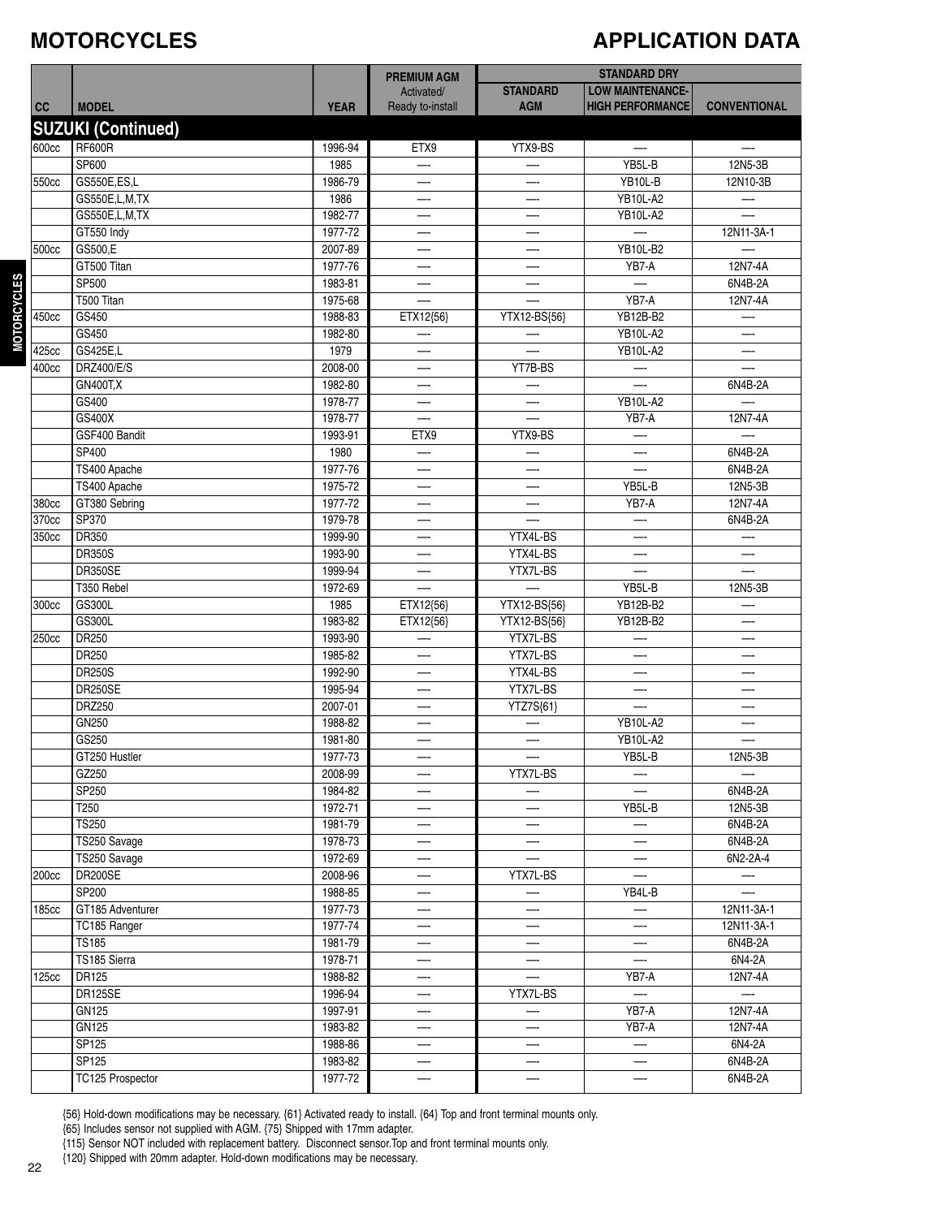# MOTORCYCLES

# APPLICATION DATA

| CC | MODEL | YEAR | PREMIUM AGM Activated/ Ready to-install | STANDARD DRY STANDARD AGM | LOW MAINTENANCE- HIGH PERFORMANCE | CONVENTIONAL |
|---|---|---|---|---|---|---|
| **SUZUKI (Continued)** | | | | | | |
| 600cc | RF600R | 1996-94 | ETX9 | YTX9-BS | — | — |
| | SP600 | 1985 | — | — | YB5L-B | 12N5-3B |
| 550cc | GS550E,ES,L | 1986-79 | — | — | YB10L-B | 12N10-3B |
| | GS550E,L,M,TX | 1986 | — | — | YB10L-A2 | — |
| | GS550E,L,M,TX | 1982-77 | — | — | YB10L-A2 | — |
| | GT550 Indy | 1977-72 | — | — | — | 12N11-3A-1 |
| 500cc | GS500,E | 2007-89 | — | — | YB10L-B2 | — |
| | GT500 Titan | 1977-76 | — | — | YB7-A | 12N7-4A |
| | SP500 | 1983-81 | — | — | — | 6N4B-2A |
| | T500 Titan | 1975-68 | — | — | YB7-A | 12N7-4A |
| 450cc | GS450 | 1988-83 | ETX12{56} | YTX12-BS{56} | YB12B-B2 | — |
| | GS450 | 1982-80 | — | — | YB10L-A2 | — |
| 425cc | GS425E,L | 1979 | — | — | YB10L-A2 | — |
| 400cc | DRZ400/E/S | 2008-00 | — | YT7B-BS | — | — |
| | GN400T,X | 1982-80 | — | — | — | 6N4B-2A |
| | GS400 | 1978-77 | — | — | YB10L-A2 | — |
| | GS400X | 1978-77 | — | — | YB7-A | 12N7-4A |
| | GSF400 Bandit | 1993-91 | ETX9 | YTX9-BS | — | — |
| | SP400 | 1980 | — | — | — | 6N4B-2A |
| | TS400 Apache | 1977-76 | — | — | — | 6N4B-2A |
| | TS400 Apache | 1975-72 | — | — | YB5L-B | 12N5-3B |
| 380cc | GT380 Sebring | 1977-72 | — | — | YB7-A | 12N7-4A |
| 370cc | SP370 | 1979-78 | — | — | — | 6N4B-2A |
| 350cc | DR350 | 1999-90 | — | YTX4L-BS | — | — |
| | DR350S | 1993-90 | — | YTX4L-BS | — | — |
| | DR350SE | 1999-94 | — | YTX7L-BS | — | — |
| | T350 Rebel | 1972-69 | — | — | YB5L-B | 12N5-3B |
| 300cc | GS300L | 1985 | ETX12{56} | YTX12-BS{56} | YB12B-B2 | — |
| | GS300L | 1983-82 | ETX12{56} | YTX12-BS{56} | YB12B-B2 | — |
| 250cc | DR250 | 1993-90 | — | YTX7L-BS | — | — |
| | DR250 | 1985-82 | — | YTX7L-BS | — | — |
| | DR250S | 1992-90 | — | YTX4L-BS | — | — |
| | DR250SE | 1995-94 | — | YTX7L-BS | — | — |
| | DRZ250 | 2007-01 | — | YTZ7S{61} | — | — |
| | GN250 | 1988-82 | — | — | YB10L-A2 | — |
| | GS250 | 1981-80 | — | — | YB10L-A2 | — |
| | GT250 Hustler | 1977-73 | — | — | YB5L-B | 12N5-3B |
| | GZ250 | 2008-99 | — | YTX7L-BS | — | — |
| | SP250 | 1984-82 | — | — | — | 6N4B-2A |
| | T250 | 1972-71 | — | — | YB5L-B | 12N5-3B |
| | TS250 | 1981-79 | — | — | — | 6N4B-2A |
| | TS250 Savage | 1978-73 | — | — | — | 6N4B-2A |
| | TS250 Savage | 1972-69 | — | — | — | 6N2-2A-4 |
| 200cc | DR200SE | 2008-96 | — | YTX7L-BS | — | — |
| | SP200 | 1988-85 | — | — | YB4L-B | — |
| 185cc | GT185 Adventurer | 1977-73 | — | — | — | 12N11-3A-1 |
| | TC185 Ranger | 1977-74 | — | — | — | 12N11-3A-1 |
| | TS185 | 1981-79 | — | — | — | 6N4B-2A |
| | TS185 Sierra | 1978-71 | — | — | — | 6N4-2A |
| 125cc | DR125 | 1988-82 | — | — | YB7-A | 12N7-4A |
| | DR125SE | 1996-94 | — | YTX7L-BS | — | — |
| | GN125 | 1997-91 | — | — | YB7-A | 12N7-4A |
| | GN125 | 1983-82 | — | — | YB7-A | 12N7-4A |
| | SP125 | 1988-86 | — | — | — | 6N4-2A |
| | SP125 | 1983-82 | — | — | — | 6N4B-2A |
| | TC125 Prospector | 1977-72 | — | — | — | 6N4B-2A |

{56} Hold-down modifications may be necessary. {61} Activated ready to install. {64} Top and front terminal mounts only.
{65} Includes sensor not supplied with AGM. {75} Shipped with 17mm adapter.
{115} Sensor NOT included with replacement battery. Disconnect sensor.Top and front terminal mounts only.
{120} Shipped with 20mm adapter. Hold-down modifications may be necessary.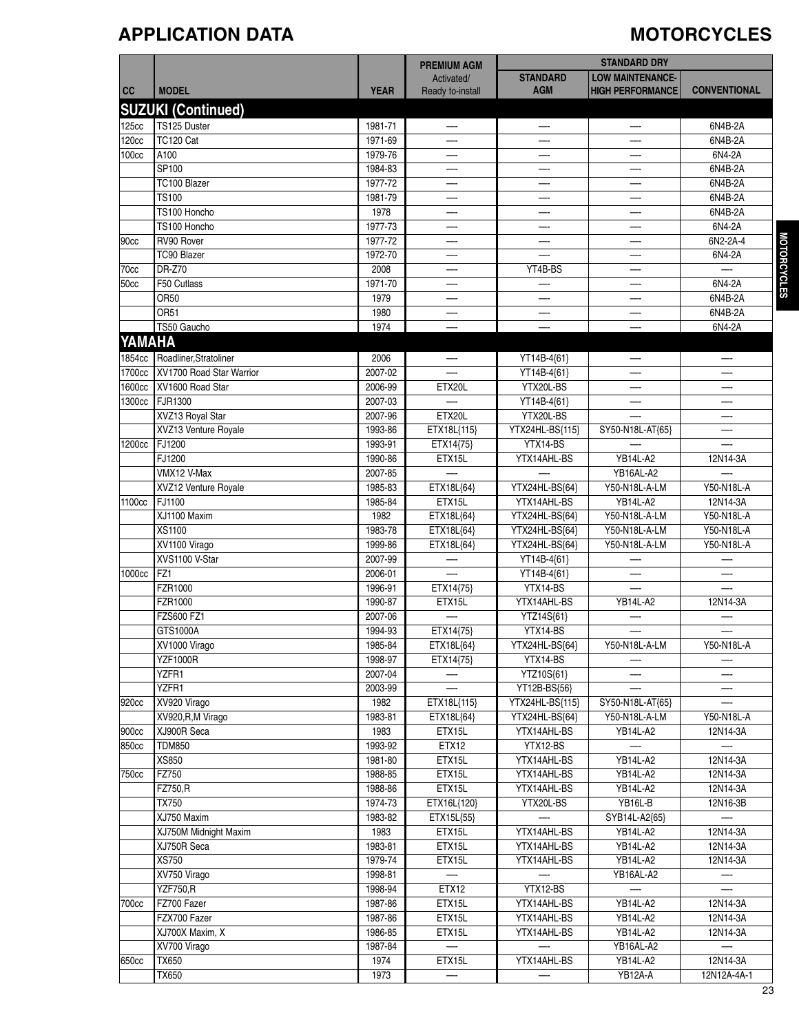# APPLICATION DATA

# MOTORCYCLES

| CC | MODEL | YEAR | PREMIUM AGM Activated/ Ready to-install | STANDARD DRY | | |
|---|---|---|---|---|---|---|
| | | | | STANDARD AGM | LOW MAINTENANCE-HIGH PERFORMANCE | CONVENTIONAL |
| **SUZUKI (Continued)** | | | | | | |
| 125cc | TS125 Duster | 1981-71 | — | — | — | 6N4B-2A |
| 120cc | TC120 Cat | 1971-69 | — | — | — | 6N4B-2A |
| 100cc | A100 | 1979-76 | — | — | — | 6N4-2A |
| | SP100 | 1984-83 | — | — | — | 6N4B-2A |
| | TC100 Blazer | 1977-72 | — | — | — | 6N4B-2A |
| | TS100 | 1981-79 | — | — | — | 6N4B-2A |
| | TS100 Honcho | 1978 | — | — | — | 6N4B-2A |
| | TS100 Honcho | 1977-73 | — | — | — | 6N4-2A |
| 90cc | RV90 Rover | 1977-72 | — | — | — | 6N2-2A-4 |
| | TC90 Blazer | 1972-70 | — | — | — | 6N4-2A |
| 70cc | DR-Z70 | 2008 | — | YT4B-BS | — | — |
| 50cc | F50 Cutlass | 1971-70 | — | — | — | 6N4-2A |
| | OR50 | 1979 | — | — | — | 6N4B-2A |
| | OR51 | 1980 | — | — | — | 6N4B-2A |
| | TS50 Gaucho | 1974 | — | — | — | 6N4-2A |
| **YAMAHA** | | | | | | |
| 1854cc | Roadliner,Stratoliner | 2006 | — | YT14B-4{61} | — | — |
| 1700cc | XV1700 Road Star Warrior | 2007-02 | — | YT14B-4{61} | — | — |
| 1600cc | XV1600 Road Star | 2006-99 | ETX20L | YTX20L-BS | — | — |
| 1300cc | FJR1300 | 2007-03 | — | YT14B-4{61} | — | — |
| | XVZ13 Royal Star | 2007-96 | ETX20L | YTX20L-BS | — | — |
| | XVZ13 Venture Royale | 1993-86 | ETX18L{115} | YTX24HL-BS{115} | SY50-N18L-AT{65} | — |
| 1200cc | FJ1200 | 1993-91 | ETX14{75} | YTX14-BS | — | — |
| | FJ1200 | 1990-86 | ETX15L | YTX14AHL-BS | YB14L-A2 | 12N14-3A |
| | VMX12 V-Max | 2007-85 | — | — | YB16AL-A2 | — |
| | XVZ12 Venture Royale | 1985-83 | ETX18L{64} | YTX24HL-BS{64} | Y50-N18L-A-LM | Y50-N18L-A |
| 1100cc | FJ1100 | 1985-84 | ETX15L | YTX14AHL-BS | YB14L-A2 | 12N14-3A |
| | XJ1100 Maxim | 1982 | ETX18L{64} | YTX24HL-BS{64} | Y50-N18L-A-LM | Y50-N18L-A |
| | XS1100 | 1983-78 | ETX18L{64} | YTX24HL-BS{64} | Y50-N18L-A-LM | Y50-N18L-A |
| | XV1100 Virago | 1999-86 | ETX18L{64} | YTX24HL-BS{64} | Y50-N18L-A-LM | Y50-N18L-A |
| | XVS1100 V-Star | 2007-99 | — | YT14B-4{61} | — | — |
| 1000cc | FZ1 | 2006-01 | — | YT14B-4{61} | — | — |
| | FZR1000 | 1996-91 | ETX14{75} | YTX14-BS | — | — |
| | FZR1000 | 1990-87 | ETX15L | YTX14AHL-BS | YB14L-A2 | 12N14-3A |
| | FZS600 FZ1 | 2007-06 | — | YTZ14S{61} | — | — |
| | GTS1000A | 1994-93 | ETX14{75} | YTX14-BS | — | — |
| | XV1000 Virago | 1985-84 | ETX18L{64} | YTX24HL-BS{64} | Y50-N18L-A-LM | Y50-N18L-A |
| | YZF1000R | 1998-97 | ETX14{75} | YTX14-BS | — | — |
| | YZFR1 | 2007-04 | — | YTZ10S{61} | — | — |
| | YZFR1 | 2003-99 | — | YT12B-BS{56} | — | — |
| 920cc | XV920 Virago | 1982 | ETX18L{115} | YTX24HL-BS{115} | SY50-N18L-AT{65} | — |
| | XV920,R,M Virago | 1983-81 | ETX18L{64} | YTX24HL-BS{64} | Y50-N18L-A-LM | Y50-N18L-A |
| 900cc | XJ900R Seca | 1983 | ETX15L | YTX14AHL-BS | YB14L-A2 | 12N14-3A |
| 850cc | TDM850 | 1993-92 | ETX12 | YTX12-BS | — | — |
| | XS850 | 1981-80 | ETX15L | YTX14AHL-BS | YB14L-A2 | 12N14-3A |
| 750cc | FZ750 | 1988-85 | ETX15L | YTX14AHL-BS | YB14L-A2 | 12N14-3A |
| | FZ750,R | 1988-86 | ETX15L | YTX14AHL-BS | YB14L-A2 | 12N14-3A |
| | TX750 | 1974-73 | ETX16L{120} | YTX20L-BS | YB16L-B | 12N16-3B |
| | XJ750 Maxim | 1983-82 | ETX15L{55} | — | SYB14L-A2{65} | — |
| | XJ750M Midnight Maxim | 1983 | ETX15L | YTX14AHL-BS | YB14L-A2 | 12N14-3A |
| | XJ750R Seca | 1983-81 | ETX15L | YTX14AHL-BS | YB14L-A2 | 12N14-3A |
| | XS750 | 1979-74 | ETX15L | YTX14AHL-BS | YB14L-A2 | 12N14-3A |
| | XV750 Virago | 1998-81 | — | — | YB16AL-A2 | — |
| | YZF750,R | 1998-94 | ETX12 | YTX12-BS | — | — |
| 700cc | FZ700 Fazer | 1987-86 | ETX15L | YTX14AHL-BS | YB14L-A2 | 12N14-3A |
| | FZX700 Fazer | 1987-86 | ETX15L | YTX14AHL-BS | YB14L-A2 | 12N14-3A |
| | XJ700X Maxim, X | 1986-85 | ETX15L | YTX14AHL-BS | YB14L-A2 | 12N14-3A |
| | XV700 Virago | 1987-84 | — | — | YB16AL-A2 | — |
| 650cc | TX650 | 1974 | ETX15L | YTX14AHL-BS | YB14L-A2 | 12N14-3A |
| | TX650 | 1973 | — | — | YB12A-A | 12N12A-4A-1 |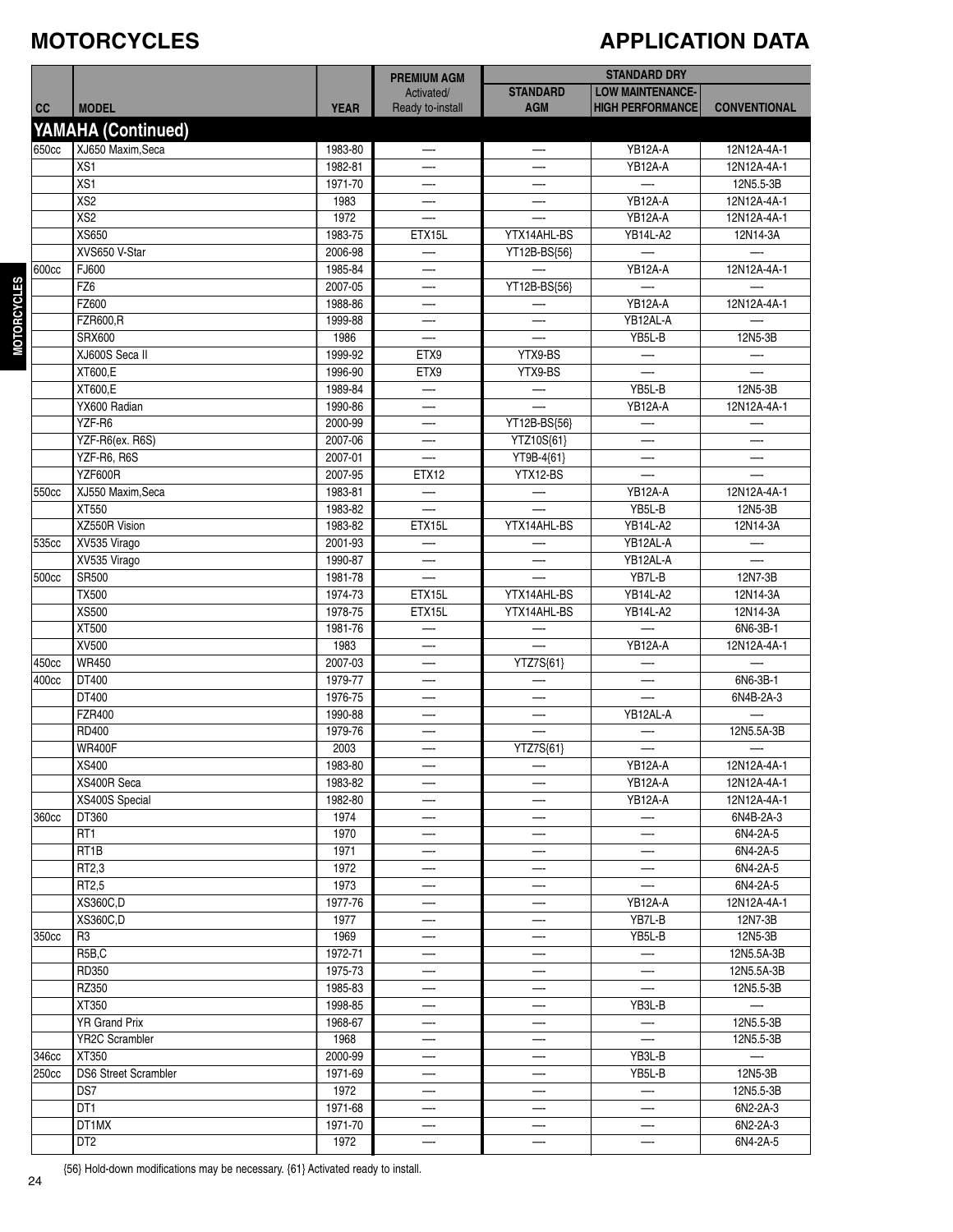# MOTORCYCLES

## APPLICATION DATA

| CC | MODEL | YEAR | PREMIUM AGM Activated/ Ready to-install | STANDARD DRY STANDARD AGM | STANDARD DRY LOW MAINTENANCE-HIGH PERFORMANCE | STANDARD DRY CONVENTIONAL |
|---|---|---|---|---|---|---|
| **YAMAHA (Continued)** | | | | | | |
| 650cc | XJ650 Maxim,Seca | 1983-80 | — | — | YB12A-A | 12N12A-4A-1 |
| | XS1 | 1982-81 | — | — | YB12A-A | 12N12A-4A-1 |
| | XS1 | 1971-70 | — | — | — | 12N5.5-3B |
| | XS2 | 1983 | — | — | YB12A-A | 12N12A-4A-1 |
| | XS2 | 1972 | — | — | YB12A-A | 12N12A-4A-1 |
| | XS650 | 1983-75 | ETX15L | YTX14AHL-BS | YB14L-A2 | 12N14-3A |
| | XVS650 V-Star | 2006-98 | — | YT12B-BS{56} | — | — |
| 600cc | FJ600 | 1985-84 | — | — | YB12A-A | 12N12A-4A-1 |
| | FZ6 | 2007-05 | — | YT12B-BS{56} | — | — |
| | FZ600 | 1988-86 | — | — | YB12A-A | 12N12A-4A-1 |
| | FZR600,R | 1999-88 | — | — | YB12AL-A | — |
| | SRX600 | 1986 | — | — | YB5L-B | 12N5-3B |
| | XJ600S Seca II | 1999-92 | ETX9 | YTX9-BS | — | — |
| | XT600,E | 1996-90 | ETX9 | YTX9-BS | — | — |
| | XT600,E | 1989-84 | — | — | YB5L-B | 12N5-3B |
| | YX600 Radian | 1990-86 | — | — | YB12A-A | 12N12A-4A-1 |
| | YZF-R6 | 2000-99 | — | YT12B-BS{56} | — | — |
| | YZF-R6(ex. R6S) | 2007-06 | — | YTZ10S{61} | — | — |
| | YZF-R6, R6S | 2007-01 | — | YT9B-4{61} | — | — |
| | YZF600R | 2007-95 | ETX12 | YTX12-BS | — | — |
| 550cc | XJ550 Maxim,Seca | 1983-81 | — | — | YB12A-A | 12N12A-4A-1 |
| | XT550 | 1983-82 | — | — | YB5L-B | 12N5-3B |
| | XZ550R Vision | 1983-82 | ETX15L | YTX14AHL-BS | YB14L-A2 | 12N14-3A |
| 535cc | XV535 Virago | 2001-93 | — | — | YB12AL-A | — |
| | XV535 Virago | 1990-87 | — | — | YB12AL-A | — |
| 500cc | SR500 | 1981-78 | — | — | YB7L-B | 12N7-3B |
| | TX500 | 1974-73 | ETX15L | YTX14AHL-BS | YB14L-A2 | 12N14-3A |
| | XS500 | 1978-75 | ETX15L | YTX14AHL-BS | YB14L-A2 | 12N14-3A |
| | XT500 | 1981-76 | — | — | — | 6N6-3B-1 |
| | XV500 | 1983 | — | — | YB12A-A | 12N12A-4A-1 |
| 450cc | WR450 | 2007-03 | — | YTZ7S{61} | — | — |
| 400cc | DT400 | 1979-77 | — | — | — | 6N6-3B-1 |
| | DT400 | 1976-75 | — | — | — | 6N4B-2A-3 |
| | FZR400 | 1990-88 | — | — | YB12AL-A | — |
| | RD400 | 1979-76 | — | — | — | 12N5.5A-3B |
| | WR400F | 2003 | — | YTZ7S{61} | — | — |
| | XS400 | 1983-80 | — | — | YB12A-A | 12N12A-4A-1 |
| | XS400R Seca | 1983-82 | — | — | YB12A-A | 12N12A-4A-1 |
| | XS400S Special | 1982-80 | — | — | YB12A-A | 12N12A-4A-1 |
| 360cc | DT360 | 1974 | — | — | — | 6N4B-2A-3 |
| | RT1 | 1970 | — | — | — | 6N4-2A-5 |
| | RT1B | 1971 | — | — | — | 6N4-2A-5 |
| | RT2,3 | 1972 | — | — | — | 6N4-2A-5 |
| | RT2,5 | 1973 | — | — | — | 6N4-2A-5 |
| | XS360C,D | 1977-76 | — | — | YB12A-A | 12N12A-4A-1 |
| | XS360C,D | 1977 | — | — | YB7L-B | 12N7-3B |
| 350cc | R3 | 1969 | — | — | YB5L-B | 12N5-3B |
| | R5B,C | 1972-71 | — | — | — | 12N5.5A-3B |
| | RD350 | 1975-73 | — | — | — | 12N5.5A-3B |
| | RZ350 | 1985-83 | — | — | — | 12N5.5-3B |
| | XT350 | 1998-85 | — | — | YB3L-B | — |
| | YR Grand Prix | 1968-67 | — | — | — | 12N5.5-3B |
| | YR2C Scrambler | 1968 | — | — | — | 12N5.5-3B |
| 346cc | XT350 | 2000-99 | — | — | YB3L-B | — |
| 250cc | DS6 Street Scrambler | 1971-69 | — | — | YB5L-B | 12N5-3B |
| | DS7 | 1972 | — | — | — | 12N5.5-3B |
| | DT1 | 1971-68 | — | — | — | 6N2-2A-3 |
| | DT1MX | 1971-70 | — | — | — | 6N2-2A-3 |
| | DT2 | 1972 | — | — | — | 6N4-2A-5 |

{56} Hold-down modifications may be necessary. {61} Activated ready to install.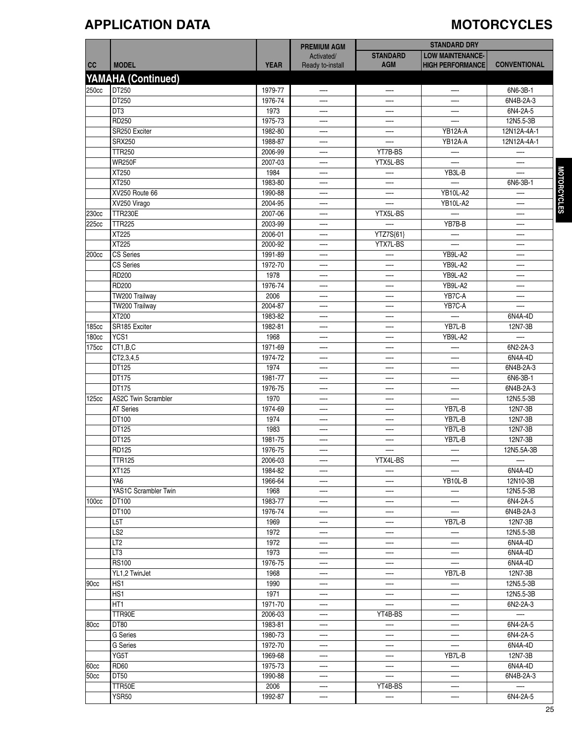# APPLICATION DATA

# MOTORCYCLES

| CC | MODEL | YEAR | PREMIUM AGM Activated/ Ready to-install | STANDARD DRY | | |
|---|---|---|---|---|---|---|
| | | | | STANDARD AGM | LOW MAINTENANCE-HIGH PERFORMANCE | CONVENTIONAL |
| **YAMAHA (Continued)** | | | | | | |
| 250cc | DT250 | 1979-77 | — | — | — | 6N6-3B-1 |
| | DT250 | 1976-74 | — | — | — | 6N4B-2A-3 |
| | DT3 | 1973 | — | — | — | 6N4-2A-5 |
| | RD250 | 1975-73 | — | — | — | 12N5.5-3B |
| | SR250 Exciter | 1982-80 | — | — | YB12A-A | 12N12A-4A-1 |
| | SRX250 | 1988-87 | — | — | YB12A-A | 12N12A-4A-1 |
| | TTR250 | 2006-99 | — | YT7B-BS | — | — |
| | WR250F | 2007-03 | — | YTX5L-BS | — | — |
| | XT250 | 1984 | — | — | YB3L-B | — |
| | XT250 | 1983-80 | — | — | — | 6N6-3B-1 |
| | XV250 Route 66 | 1990-88 | — | — | YB10L-A2 | — |
| | XV250 Virago | 2004-95 | — | — | YB10L-A2 | — |
| 230cc | TTR230E | 2007-06 | — | YTX5L-BS | — | — |
| 225cc | TTR225 | 2003-99 | — | — | YB7B-B | — |
| | XT225 | 2006-01 | — | YTZ7S{61} | — | — |
| | XT225 | 2000-92 | — | YTX7L-BS | — | — |
| 200cc | CS Series | 1991-89 | — | — | YB9L-A2 | — |
| | CS Series | 1972-70 | — | — | YB9L-A2 | — |
| | RD200 | 1978 | — | — | YB9L-A2 | — |
| | RD200 | 1976-74 | — | — | YB9L-A2 | — |
| | TW200 Trailway | 2006 | — | — | YB7C-A | — |
| | TW200 Trailway | 2004-87 | — | — | YB7C-A | — |
| | XT200 | 1983-82 | — | — | — | 6N4A-4D |
| 185cc | SR185 Exciter | 1982-81 | — | — | YB7L-B | 12N7-3B |
| 180cc | YCS1 | 1968 | — | — | YB9L-A2 | — |
| 175cc | CT1,B,C | 1971-69 | — | — | — | 6N2-2A-3 |
| | CT2,3,4,5 | 1974-72 | — | — | — | 6N4A-4D |
| | DT125 | 1974 | — | — | — | 6N4B-2A-3 |
| | DT175 | 1981-77 | — | — | — | 6N6-3B-1 |
| | DT175 | 1976-75 | — | — | — | 6N4B-2A-3 |
| 125cc | AS2C Twin Scrambler | 1970 | — | — | — | 12N5.5-3B |
| | AT Series | 1974-69 | — | — | YB7L-B | 12N7-3B |
| | DT100 | 1974 | — | — | YB7L-B | 12N7-3B |
| | DT125 | 1983 | — | — | YB7L-B | 12N7-3B |
| | DT125 | 1981-75 | — | — | YB7L-B | 12N7-3B |
| | RD125 | 1976-75 | — | — | — | 12N5.5A-3B |
| | TTR125 | 2006-03 | — | YTX4L-BS | — | — |
| | XT125 | 1984-82 | — | — | — | 6N4A-4D |
| | YA6 | 1966-64 | — | — | YB10L-B | 12N10-3B |
| | YAS1C Scrambler Twin | 1968 | — | — | — | 12N5.5-3B |
| 100cc | DT100 | 1983-77 | — | — | — | 6N4-2A-5 |
| | DT100 | 1976-74 | — | — | — | 6N4B-2A-3 |
| | L5T | 1969 | — | — | YB7L-B | 12N7-3B |
| | LS2 | 1972 | — | — | — | 12N5.5-3B |
| | LT2 | 1972 | — | — | — | 6N4A-4D |
| | LT3 | 1973 | — | — | — | 6N4A-4D |
| | RS100 | 1976-75 | — | — | — | 6N4A-4D |
| | YL1,2 TwinJet | 1968 | — | — | YB7L-B | 12N7-3B |
| 90cc | HS1 | 1990 | — | — | — | 12N5.5-3B |
| | HS1 | 1971 | — | — | — | 12N5.5-3B |
| | HT1 | 1971-70 | — | — | — | 6N2-2A-3 |
| | TTR90E | 2006-03 | — | YT4B-BS | — | — |
| 80cc | DT80 | 1983-81 | — | — | — | 6N4-2A-5 |
| | G Series | 1980-73 | — | — | — | 6N4-2A-5 |
| | G Series | 1972-70 | — | — | — | 6N4A-4D |
| | YG5T | 1969-68 | — | — | YB7L-B | 12N7-3B |
| 60cc | RD60 | 1975-73 | — | — | — | 6N4A-4D |
| 50cc | DT50 | 1990-88 | — | — | — | 6N4B-2A-3 |
| | TTR50E | 2006 | — | YT4B-BS | — | — |
| | YSR50 | 1992-87 | — | — | — | 6N4-2A-5 |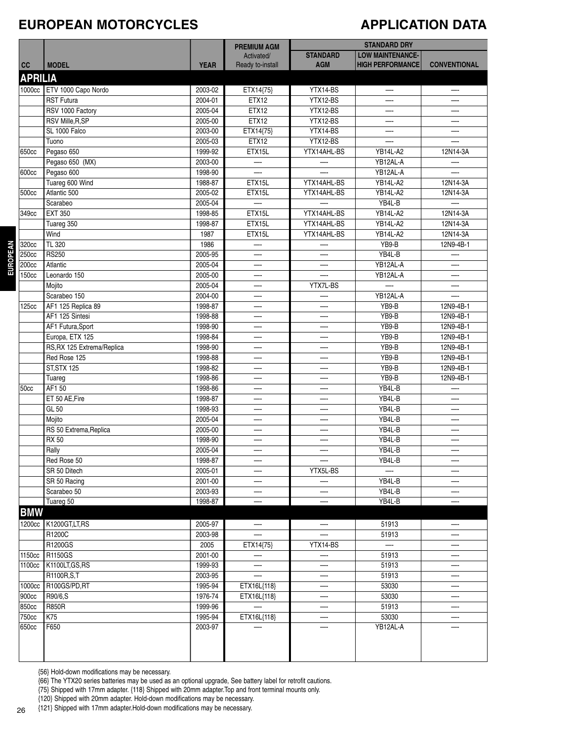# EUROPEAN MOTORCYCLES

# APPLICATION DATA

| CC | MODEL | YEAR | PREMIUM AGM Activated/ Ready to-install | STANDARD DRY | | |
|---|---|---|---|---|---|---|
| | | | | STANDARD AGM | LOW MAINTENANCE-HIGH PERFORMANCE | CONVENTIONAL |
| **APRILIA** | | | | | | |
| 1000cc | ETV 1000 Capo Nordo | 2003-02 | ETX14{75} | YTX14-BS | — | — |
| | RST Futura | 2004-01 | ETX12 | YTX12-BS | — | — |
| | RSV 1000 Factory | 2005-04 | ETX12 | YTX12-BS | — | — |
| | RSV Mille,R,SP | 2005-00 | ETX12 | YTX12-BS | — | — |
| | SL 1000 Falco | 2003-00 | ETX14{75} | YTX14-BS | — | — |
| | Tuono | 2005-03 | ETX12 | YTX12-BS | — | — |
| 650cc | Pegaso 650 | 1999-92 | ETX15L | YTX14AHL-BS | YB14L-A2 | 12N14-3A |
| | Pegaso 650 (MX) | 2003-00 | — | — | YB12AL-A | — |
| 600cc | Pegaso 600 | 1998-90 | — | — | YB12AL-A | — |
| | Tuareg 600 Wind | 1988-87 | ETX15L | YTX14AHL-BS | YB14L-A2 | 12N14-3A |
| 500cc | Atlantic 500 | 2005-02 | ETX15L | YTX14AHL-BS | YB14L-A2 | 12N14-3A |
| | Scarabeo | 2005-04 | — | — | YB4L-B | — |
| 349cc | EXT 350 | 1998-85 | ETX15L | YTX14AHL-BS | YB14L-A2 | 12N14-3A |
| | Tuareg 350 | 1998-87 | ETX15L | YTX14AHL-BS | YB14L-A2 | 12N14-3A |
| | Wind | 1987 | ETX15L | YTX14AHL-BS | YB14L-A2 | 12N14-3A |
| 320cc | TL 320 | 1986 | — | — | YB9-B | 12N9-4B-1 |
| 250cc | RS250 | 2005-95 | — | — | YB4L-B | — |
| 200cc | Atlantic | 2005-04 | — | — | YB12AL-A | — |
| 150cc | Leonardo 150 | 2005-00 | — | — | YB12AL-A | — |
| | Mojito | 2005-04 | — | YTX7L-BS | — | — |
| | Scarabeo 150 | 2004-00 | — | — | YB12AL-A | — |
| 125cc | AF1 125 Replica 89 | 1998-87 | — | — | YB9-B | 12N9-4B-1 |
| | AF1 125 Sintesi | 1998-88 | — | — | YB9-B | 12N9-4B-1 |
| | AF1 Futura,Sport | 1998-90 | — | — | YB9-B | 12N9-4B-1 |
| | Europa, ETX 125 | 1998-84 | — | — | YB9-B | 12N9-4B-1 |
| | RS,RX 125 Extrema/Replica | 1998-90 | — | — | YB9-B | 12N9-4B-1 |
| | Red Rose 125 | 1998-88 | — | — | YB9-B | 12N9-4B-1 |
| | ST,STX 125 | 1998-82 | — | — | YB9-B | 12N9-4B-1 |
| | Tuareg | 1998-86 | — | — | YB9-B | 12N9-4B-1 |
| 50cc | AF1 50 | 1998-86 | — | — | YB4L-B | — |
| | ET 50 AE,Fire | 1998-87 | — | — | YB4L-B | — |
| | GL 50 | 1998-93 | — | — | YB4L-B | — |
| | Mojito | 2005-04 | — | — | YB4L-B | — |
| | RS 50 Extrema,Replica | 2005-00 | — | — | YB4L-B | — |
| | RX 50 | 1998-90 | — | — | YB4L-B | — |
| | Rally | 2005-04 | — | — | YB4L-B | — |
| | Red Rose 50 | 1998-87 | — | — | YB4L-B | — |
| | SR 50 Ditech | 2005-01 | — | YTX5L-BS | — | — |
| | SR 50 Racing | 2001-00 | — | — | YB4L-B | — |
| | Scarabeo 50 | 2003-93 | — | — | YB4L-B | — |
| | Tuareg 50 | 1998-87 | — | — | YB4L-B | — |
| **BMW** | | | | | | |
| 1200cc | K1200GT,LT,RS | 2005-97 | — | — | 51913 | — |
| | R1200C | 2003-98 | — | — | 51913 | — |
| | R1200GS | 2005 | ETX14{75} | YTX14-BS | — | — |
| 1150cc | R1150GS | 2001-00 | — | — | 51913 | — |
| 1100cc | K1100LT,GS,RS | 1999-93 | — | — | 51913 | — |
| | R1100R,S,T | 2003-95 | — | — | 51913 | — |
| 1000cc | R100GS/PD,RT | 1995-94 | ETX16L{118} | — | 53030 | — |
| 900cc | R90/6,S | 1976-74 | ETX16L{118} | — | 53030 | — |
| 850cc | R850R | 1999-96 | — | — | 51913 | — |
| 750cc | K75 | 1995-94 | ETX16L{118} | — | 53030 | — |
| 650cc | F650 | 2003-97 | — | — | YB12AL-A | — |

{56} Hold-down modifications may be necessary.
{66} The YTX20 series batteries may be used as an optional upgrade, See battery label for retrofit cautions.
{75} Shipped with 17mm adapter. {118} Shipped with 20mm adapter.Top and front terminal mounts only.
{120} Shipped with 20mm adapter. Hold-down modifications may be necessary.
{121} Shipped with 17mm adapter.Hold-down modifications may be necessary.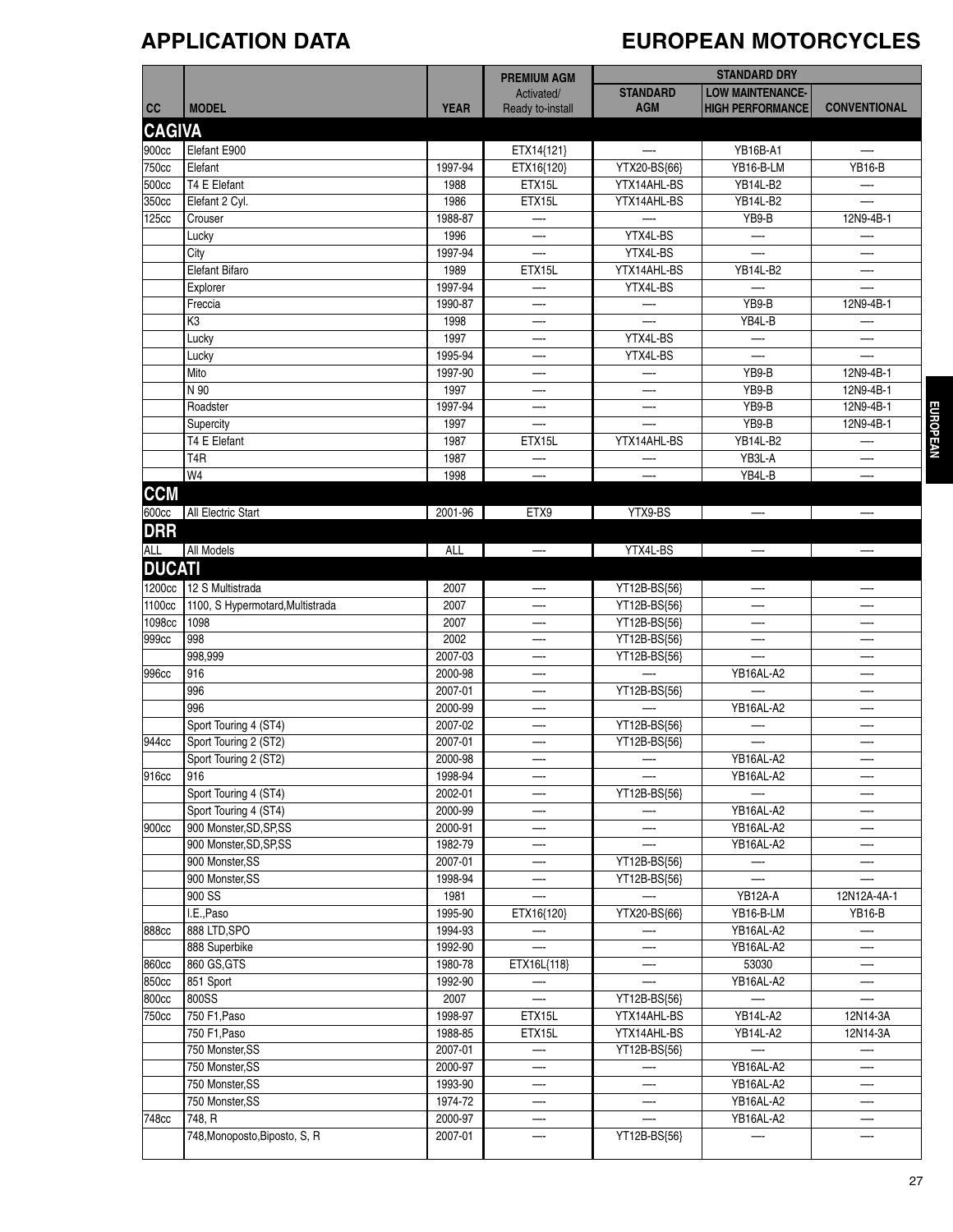# APPLICATION DATA

# EUROPEAN MOTORCYCLES

| CC | MODEL | YEAR | PREMIUM AGM Activated/ Ready to-install | STANDARD DRY | | |
|---|---|---|---|---|---|---|
| | | | | STANDARD AGM | LOW MAINTENANCE-HIGH PERFORMANCE | CONVENTIONAL |
| **CAGIVA** | | | | | | |
| 900cc | Elefant E900 | | ETX14{121} | —- | YB16B-A1 | —- |
| 750cc | Elefant | 1997-94 | ETX16{120} | YTX20-BS{66} | YB16-B-LM | YB16-B |
| 500cc | T4 E Elefant | 1988 | ETX15L | YTX14AHL-BS | YB14L-B2 | —- |
| 350cc | Elefant 2 Cyl. | 1986 | ETX15L | YTX14AHL-BS | YB14L-B2 | —- |
| 125cc | Crouser | 1988-87 | —- | —- | YB9-B | 12N9-4B-1 |
| | Lucky | 1996 | —- | YTX4L-BS | —- | —- |
| | City | 1997-94 | —- | YTX4L-BS | —- | —- |
| | Elefant Bifaro | 1989 | ETX15L | YTX14AHL-BS | YB14L-B2 | —- |
| | Explorer | 1997-94 | —- | YTX4L-BS | —- | —- |
| | Freccia | 1990-87 | —- | —- | YB9-B | 12N9-4B-1 |
| | K3 | 1998 | —- | —- | YB4L-B | —- |
| | Lucky | 1997 | —- | YTX4L-BS | —- | —- |
| | Lucky | 1995-94 | —- | YTX4L-BS | —- | —- |
| | Mito | 1997-90 | —- | —- | YB9-B | 12N9-4B-1 |
| | N 90 | 1997 | —- | —- | YB9-B | 12N9-4B-1 |
| | Roadster | 1997-94 | —- | —- | YB9-B | 12N9-4B-1 |
| | Supercity | 1997 | —- | —- | YB9-B | 12N9-4B-1 |
| | T4 E Elefant | 1987 | ETX15L | YTX14AHL-BS | YB14L-B2 | —- |
| | T4R | 1987 | —- | —- | YB3L-A | —- |
| | W4 | 1998 | —- | —- | YB4L-B | —- |
| **CCM** | | | | | | |
| 600cc | All Electric Start | 2001-96 | ETX9 | YTX9-BS | —- | —- |
| **DRR** | | | | | | |
| ALL | All Models | ALL | —- | YTX4L-BS | —- | —- |
| **DUCATI** | | | | | | |
| 1200cc | 12 S Multistrada | 2007 | —- | YT12B-BS{56} | —- | —- |
| 1100cc | 1100, S Hypermotard,Multistrada | 2007 | —- | YT12B-BS{56} | —- | —- |
| 1098cc | 1098 | 2007 | —- | YT12B-BS{56} | —- | —- |
| 999cc | 998 | 2002 | —- | YT12B-BS{56} | —- | —- |
| | 998,999 | 2007-03 | —- | YT12B-BS{56} | —- | —- |
| 996cc | 916 | 2000-98 | —- | —- | YB16AL-A2 | —- |
| | 996 | 2007-01 | —- | YT12B-BS{56} | —- | —- |
| | 996 | 2000-99 | —- | —- | YB16AL-A2 | —- |
| | Sport Touring 4 (ST4) | 2007-02 | —- | YT12B-BS{56} | —- | —- |
| 944cc | Sport Touring 2 (ST2) | 2007-01 | —- | YT12B-BS{56} | —- | —- |
| | Sport Touring 2 (ST2) | 2000-98 | —- | —- | YB16AL-A2 | —- |
| 916cc | 916 | 1998-94 | —- | —- | YB16AL-A2 | —- |
| | Sport Touring 4 (ST4) | 2002-01 | —- | YT12B-BS{56} | —- | —- |
| | Sport Touring 4 (ST4) | 2000-99 | —- | —- | YB16AL-A2 | —- |
| 900cc | 900 Monster,SD,SP,SS | 2000-91 | —- | —- | YB16AL-A2 | —- |
| | 900 Monster,SD,SP,SS | 1982-79 | —- | —- | YB16AL-A2 | —- |
| | 900 Monster,SS | 2007-01 | —- | YT12B-BS{56} | —- | —- |
| | 900 Monster,SS | 1998-94 | —- | YT12B-BS{56} | —- | —- |
| | 900 SS | 1981 | —- | —- | YB12A-A | 12N12A-4A-1 |
| | I.E.,Paso | 1995-90 | ETX16{120} | YTX20-BS{66} | YB16-B-LM | YB16-B |
| 888cc | 888 LTD,SPO | 1994-93 | —- | —- | YB16AL-A2 | —- |
| | 888 Superbike | 1992-90 | —- | —- | YB16AL-A2 | —- |
| 860cc | 860 GS,GTS | 1980-78 | ETX16L{118} | —- | 53030 | —- |
| 850cc | 851 Sport | 1992-90 | —- | —- | YB16AL-A2 | —- |
| 800cc | 800SS | 2007 | —- | YT12B-BS{56} | —- | —- |
| 750cc | 750 F1,Paso | 1998-97 | ETX15L | YTX14AHL-BS | YB14L-A2 | 12N14-3A |
| | 750 F1,Paso | 1988-85 | ETX15L | YTX14AHL-BS | YB14L-A2 | 12N14-3A |
| | 750 Monster,SS | 2007-01 | —- | YT12B-BS{56} | —- | —- |
| | 750 Monster,SS | 2000-97 | —- | —- | YB16AL-A2 | —- |
| | 750 Monster,SS | 1993-90 | —- | —- | YB16AL-A2 | —- |
| | 750 Monster,SS | 1974-72 | —- | —- | YB16AL-A2 | —- |
| 748cc | 748, R | 2000-97 | —- | —- | YB16AL-A2 | —- |
| | 748,Monoposto,Biposto, S, R | 2007-01 | —- | YT12B-BS{56} | —- | —- |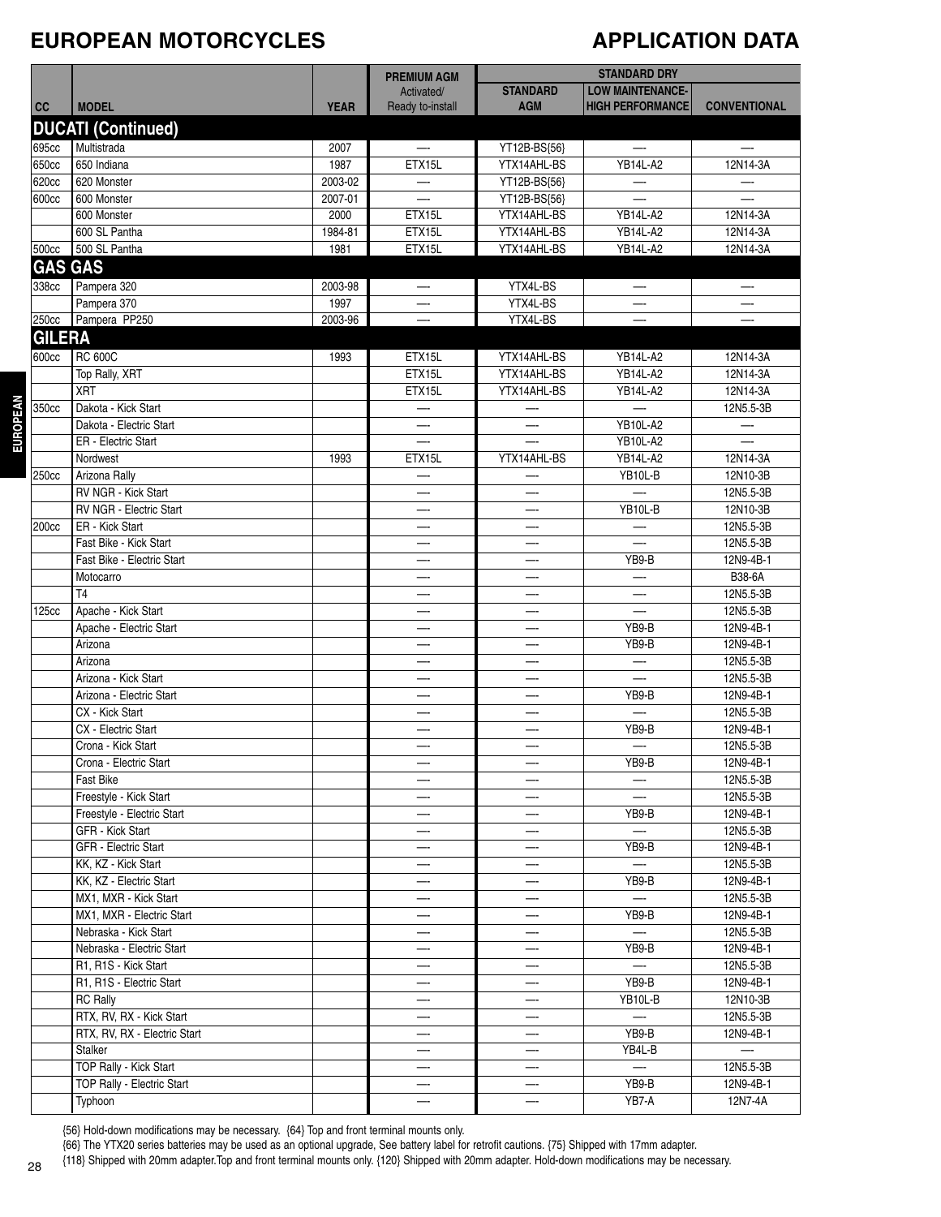# EUROPEAN MOTORCYCLES

## APPLICATION DATA

| CC | MODEL | YEAR | PREMIUM AGM Activated/ Ready to-install | STANDARD DRY STANDARD AGM | LOW MAINTENANCE- HIGH PERFORMANCE | CONVENTIONAL |
|---|---|---|---|---|---|---|
| **DUCATI (Continued)** | | | | | | |
| 695cc | Multistrada | 2007 | — | YT12B-BS{56} | — | — |
| 650cc | 650 Indiana | 1987 | ETX15L | YTX14AHL-BS | YB14L-A2 | 12N14-3A |
| 620cc | 620 Monster | 2003-02 | — | YT12B-BS{56} | — | — |
| 600cc | 600 Monster | 2007-01 | — | YT12B-BS{56} | — | — |
| | 600 Monster | 2000 | ETX15L | YTX14AHL-BS | YB14L-A2 | 12N14-3A |
| | 600 SL Pantha | 1984-81 | ETX15L | YTX14AHL-BS | YB14L-A2 | 12N14-3A |
| 500cc | 500 SL Pantha | 1981 | ETX15L | YTX14AHL-BS | YB14L-A2 | 12N14-3A |
| **GAS GAS** | | | | | | |
| 338cc | Pampera 320 | 2003-98 | — | YTX4L-BS | — | — |
| | Pampera 370 | 1997 | — | YTX4L-BS | — | — |
| 250cc | Pampera PP250 | 2003-96 | — | YTX4L-BS | — | — |
| **GILERA** | | | | | | |
| 600cc | RC 600C | 1993 | ETX15L | YTX14AHL-BS | YB14L-A2 | 12N14-3A |
| | Top Rally, XRT | | ETX15L | YTX14AHL-BS | YB14L-A2 | 12N14-3A |
| | XRT | | ETX15L | YTX14AHL-BS | YB14L-A2 | 12N14-3A |
| 350cc | Dakota - Kick Start | | — | — | — | 12N5.5-3B |
| | Dakota - Electric Start | | — | — | YB10L-A2 | — |
| | ER - Electric Start | | — | — | YB10L-A2 | — |
| | Nordwest | 1993 | ETX15L | YTX14AHL-BS | YB14L-A2 | 12N14-3A |
| 250cc | Arizona Rally | | — | — | YB10L-B | 12N10-3B |
| | RV NGR - Kick Start | | — | — | — | 12N5.5-3B |
| | RV NGR - Electric Start | | — | — | YB10L-B | 12N10-3B |
| 200cc | ER - Kick Start | | — | — | — | 12N5.5-3B |
| | Fast Bike - Kick Start | | — | — | — | 12N5.5-3B |
| | Fast Bike - Electric Start | | — | — | YB9-B | 12N9-4B-1 |
| | Motocarro | | — | — | — | B38-6A |
| | T4 | | — | — | — | 12N5.5-3B |
| 125cc | Apache - Kick Start | | — | — | — | 12N5.5-3B |
| | Apache - Electric Start | | — | — | YB9-B | 12N9-4B-1 |
| | Arizona | | — | — | YB9-B | 12N9-4B-1 |
| | Arizona | | — | — | — | 12N5.5-3B |
| | Arizona - Kick Start | | — | — | — | 12N5.5-3B |
| | Arizona - Electric Start | | — | — | YB9-B | 12N9-4B-1 |
| | CX - Kick Start | | — | — | — | 12N5.5-3B |
| | CX - Electric Start | | — | — | YB9-B | 12N9-4B-1 |
| | Crona - Kick Start | | — | — | — | 12N5.5-3B |
| | Crona - Electric Start | | — | — | YB9-B | 12N9-4B-1 |
| | Fast Bike | | — | — | — | 12N5.5-3B |
| | Freestyle - Kick Start | | — | — | — | 12N5.5-3B |
| | Freestyle - Electric Start | | — | — | YB9-B | 12N9-4B-1 |
| | GFR - Kick Start | | — | — | — | 12N5.5-3B |
| | GFR - Electric Start | | — | — | YB9-B | 12N9-4B-1 |
| | KK, KZ - Kick Start | | — | — | — | 12N5.5-3B |
| | KK, KZ - Electric Start | | — | — | YB9-B | 12N9-4B-1 |
| | MX1, MXR - Kick Start | | — | — | — | 12N5.5-3B |
| | MX1, MXR - Electric Start | | — | — | YB9-B | 12N9-4B-1 |
| | Nebraska - Kick Start | | — | — | — | 12N5.5-3B |
| | Nebraska - Electric Start | | — | — | YB9-B | 12N9-4B-1 |
| | R1, R1S - Kick Start | | — | — | — | 12N5.5-3B |
| | R1, R1S - Electric Start | | — | — | YB9-B | 12N9-4B-1 |
| | RC Rally | | — | — | YB10L-B | 12N10-3B |
| | RTX, RV, RX - Kick Start | | — | — | — | 12N5.5-3B |
| | RTX, RV, RX - Electric Start | | — | — | YB9-B | 12N9-4B-1 |
| | Stalker | | — | — | YB4L-B | — |
| | TOP Rally - Kick Start | | — | — | — | 12N5.5-3B |
| | TOP Rally - Electric Start | | — | — | YB9-B | 12N9-4B-1 |
| | Typhoon | | — | — | YB7-A | 12N7-4A |

{56} Hold-down modifications may be necessary. {64} Top and front terminal mounts only.
{66} The YTX20 series batteries may be used as an optional upgrade, See battery label for retrofit cautions. {75} Shipped with 17mm adapter.
{118} Shipped with 20mm adapter.Top and front terminal mounts only. {120} Shipped with 20mm adapter. Hold-down modifications may be necessary.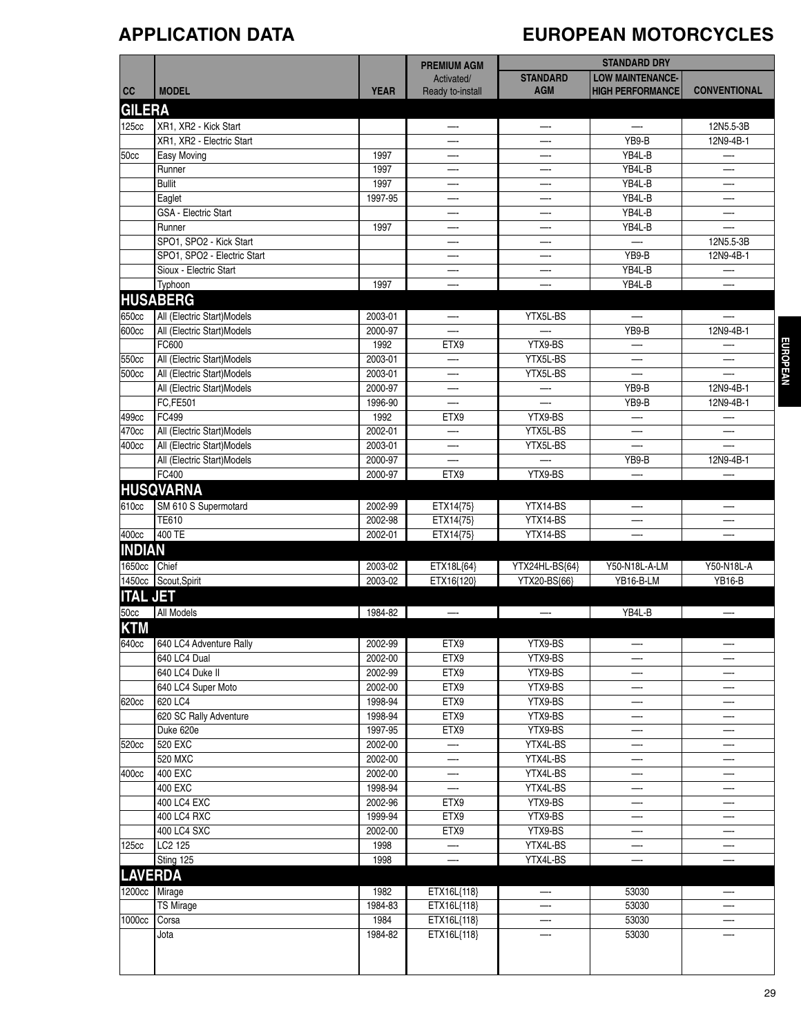# APPLICATION DATA

# EUROPEAN MOTORCYCLES

| CC | MODEL | YEAR | PREMIUM AGM Activated/ Ready to-install | STANDARD DRY | | |
|---|---|---|---|---|---|---|
| | | | | STANDARD AGM | LOW MAINTENANCE- HIGH PERFORMANCE | CONVENTIONAL |
| **GILERA** | | | | | | |
| 125cc | XR1, XR2 - Kick Start | | — | — | — | 12N5.5-3B |
| | XR1, XR2 - Electric Start | | — | — | YB9-B | 12N9-4B-1 |
| 50cc | Easy Moving | 1997 | — | — | YB4L-B | — |
| | Runner | 1997 | — | — | YB4L-B | — |
| | Bullit | 1997 | — | — | YB4L-B | — |
| | Eaglet | 1997-95 | — | — | YB4L-B | — |
| | GSA - Electric Start | | — | — | YB4L-B | — |
| | Runner | 1997 | — | — | YB4L-B | — |
| | SPO1, SPO2 - Kick Start | | — | — | — | 12N5.5-3B |
| | SPO1, SPO2 - Electric Start | | — | — | YB9-B | 12N9-4B-1 |
| | Sioux - Electric Start | | — | — | YB4L-B | — |
| | Typhoon | 1997 | — | — | YB4L-B | — |
| **HUSABERG** | | | | | | |
| 650cc | All (Electric Start)Models | 2003-01 | — | YTX5L-BS | — | — |
| 600cc | All (Electric Start)Models | 2000-97 | — | — | YB9-B | 12N9-4B-1 |
| | FC600 | 1992 | ETX9 | YTX9-BS | — | — |
| 550cc | All (Electric Start)Models | 2003-01 | — | YTX5L-BS | — | — |
| 500cc | All (Electric Start)Models | 2003-01 | — | YTX5L-BS | — | — |
| | All (Electric Start)Models | 2000-97 | — | — | YB9-B | 12N9-4B-1 |
| | FC,FE501 | 1996-90 | — | — | YB9-B | 12N9-4B-1 |
| 499cc | FC499 | 1992 | ETX9 | YTX9-BS | — | — |
| 470cc | All (Electric Start)Models | 2002-01 | — | YTX5L-BS | — | — |
| 400cc | All (Electric Start)Models | 2003-01 | — | YTX5L-BS | — | — |
| | All (Electric Start)Models | 2000-97 | — | — | YB9-B | 12N9-4B-1 |
| | FC400 | 2000-97 | ETX9 | YTX9-BS | — | — |
| **HUSQVARNA** | | | | | | |
| 610cc | SM 610 S Supermotard | 2002-99 | ETX14{75} | YTX14-BS | — | — |
| | TE610 | 2002-98 | ETX14{75} | YTX14-BS | — | — |
| 400cc | 400 TE | 2002-01 | ETX14{75} | YTX14-BS | — | — |
| **INDIAN** | | | | | | |
| 1650cc | Chief | 2003-02 | ETX18L{64} | YTX24HL-BS{64} | Y50-N18L-A-LM | Y50-N18L-A |
| 1450cc | Scout,Spirit | 2003-02 | ETX16{120} | YTX20-BS{66} | YB16-B-LM | YB16-B |
| **ITAL JET** | | | | | | |
| 50cc | All Models | 1984-82 | — | — | YB4L-B | — |
| **KTM** | | | | | | |
| 640cc | 640 LC4 Adventure Rally | 2002-99 | ETX9 | YTX9-BS | — | — |
| | 640 LC4 Dual | 2002-00 | ETX9 | YTX9-BS | — | — |
| | 640 LC4 Duke II | 2002-99 | ETX9 | YTX9-BS | — | — |
| | 640 LC4 Super Moto | 2002-00 | ETX9 | YTX9-BS | — | — |
| 620cc | 620 LC4 | 1998-94 | ETX9 | YTX9-BS | — | — |
| | 620 SC Rally Adventure | 1998-94 | ETX9 | YTX9-BS | — | — |
| | Duke 620e | 1997-95 | ETX9 | YTX9-BS | — | — |
| 520cc | 520 EXC | 2002-00 | — | YTX4L-BS | — | — |
| | 520 MXC | 2002-00 | — | YTX4L-BS | — | — |
| 400cc | 400 EXC | 2002-00 | — | YTX4L-BS | — | — |
| | 400 EXC | 1998-94 | — | YTX4L-BS | — | — |
| | 400 LC4 EXC | 2002-96 | ETX9 | YTX9-BS | — | — |
| | 400 LC4 RXC | 1999-94 | ETX9 | YTX9-BS | — | — |
| | 400 LC4 SXC | 2002-00 | ETX9 | YTX9-BS | — | — |
| 125cc | LC2 125 | 1998 | — | YTX4L-BS | — | — |
| | Sting 125 | 1998 | — | YTX4L-BS | — | — |
| **LAVERDA** | | | | | | |
| 1200cc | Mirage | 1982 | ETX16L{118} | — | 53030 | — |
| | TS Mirage | 1984-83 | ETX16L{118} | — | 53030 | — |
| 1000cc | Corsa | 1984 | ETX16L{118} | — | 53030 | — |
| | Jota | 1984-82 | ETX16L{118} | — | 53030 | — |

EUROPEAN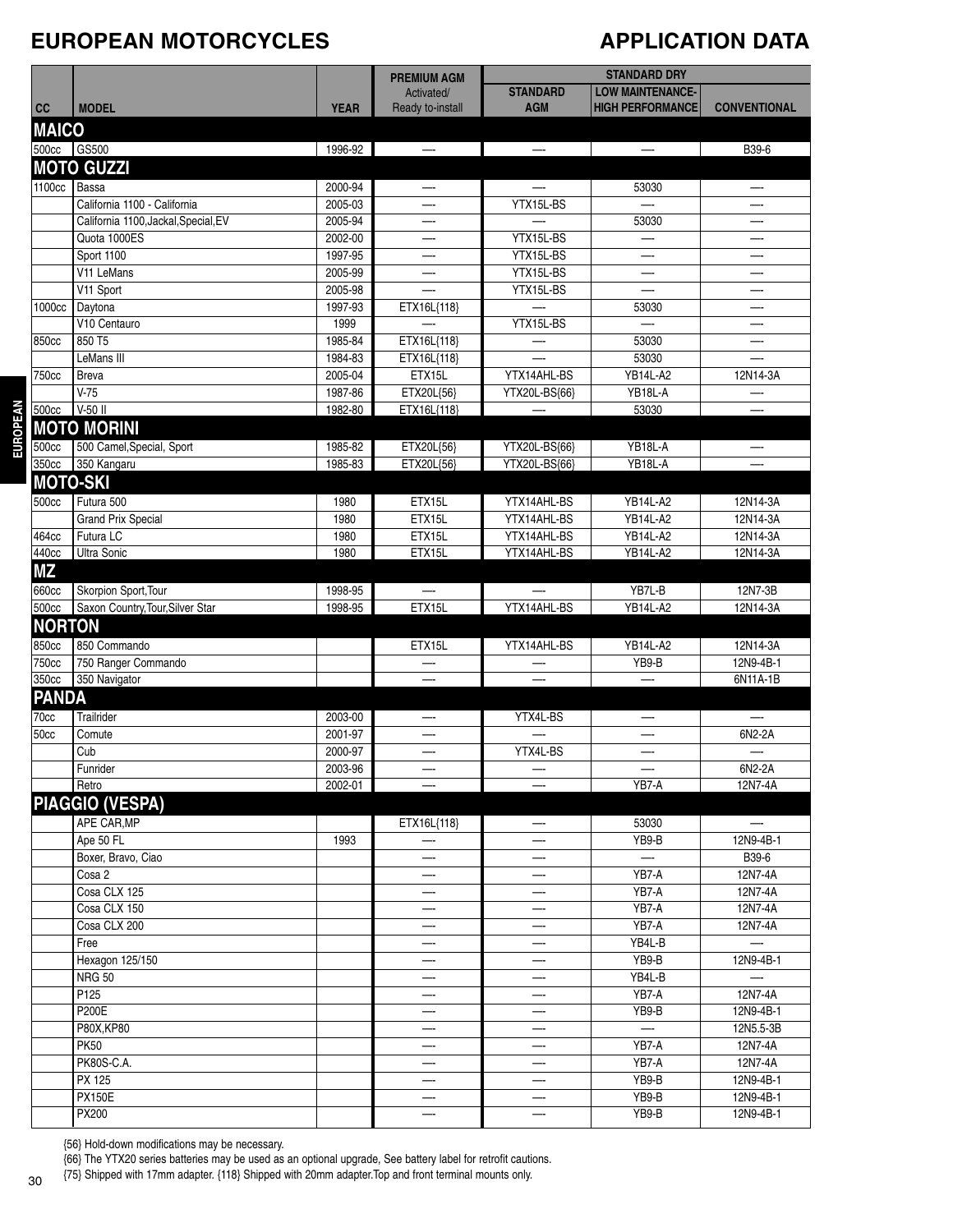# EUROPEAN MOTORCYCLES

## APPLICATION DATA

| CC | MODEL | YEAR | PREMIUM AGM Activated/ Ready to-install | STANDARD DRY | | |
|---|---|---|---|---|---|---|
| | | | | STANDARD AGM | LOW MAINTENANCE- HIGH PERFORMANCE | CONVENTIONAL |
| **MAICO** | | | | | | |
| 500cc | GS500 | 1996-92 | — | — | — | B39-6 |
| **MOTO GUZZI** | | | | | | |
| 1100cc | Bassa | 2000-94 | — | — | 53030 | — |
| | California 1100 - California | 2005-03 | — | YTX15L-BS | — | — |
| | California 1100,Jackal,Special,EV | 2005-94 | — | — | 53030 | — |
| | Quota 1000ES | 2002-00 | — | YTX15L-BS | — | — |
| | Sport 1100 | 1997-95 | — | YTX15L-BS | — | — |
| | V11 LeMans | 2005-99 | — | YTX15L-BS | — | — |
| | V11 Sport | 2005-98 | — | YTX15L-BS | — | — |
| 1000cc | Daytona | 1997-93 | ETX16L{118} | — | 53030 | — |
| | V10 Centauro | 1999 | — | YTX15L-BS | — | — |
| 850cc | 850 T5 | 1985-84 | ETX16L{118} | — | 53030 | — |
| | LeMans III | 1984-83 | ETX16L{118} | — | 53030 | — |
| 750cc | Breva | 2005-04 | ETX15L | YTX14AHL-BS | YB14L-A2 | 12N14-3A |
| | V-75 | 1987-86 | ETX20L{56} | YTX20L-BS{66} | YB18L-A | — |
| 500cc | V-50 II | 1982-80 | ETX16L{118} | — | 53030 | — |
| **MOTO MORINI** | | | | | | |
| 500cc | 500 Camel,Special, Sport | 1985-82 | ETX20L{56} | YTX20L-BS{66} | YB18L-A | — |
| 350cc | 350 Kangaru | 1985-83 | ETX20L{56} | YTX20L-BS{66} | YB18L-A | — |
| **MOTO-SKI** | | | | | | |
| 500cc | Futura 500 | 1980 | ETX15L | YTX14AHL-BS | YB14L-A2 | 12N14-3A |
| | Grand Prix Special | 1980 | ETX15L | YTX14AHL-BS | YB14L-A2 | 12N14-3A |
| 464cc | Futura LC | 1980 | ETX15L | YTX14AHL-BS | YB14L-A2 | 12N14-3A |
| 440cc | Ultra Sonic | 1980 | ETX15L | YTX14AHL-BS | YB14L-A2 | 12N14-3A |
| **MZ** | | | | | | |
| 660cc | Skorpion Sport,Tour | 1998-95 | — | — | YB7L-B | 12N7-3B |
| 500cc | Saxon Country,Tour,Silver Star | 1998-95 | ETX15L | YTX14AHL-BS | YB14L-A2 | 12N14-3A |
| **NORTON** | | | | | | |
| 850cc | 850 Commando | | ETX15L | YTX14AHL-BS | YB14L-A2 | 12N14-3A |
| 750cc | 750 Ranger Commando | | — | — | YB9-B | 12N9-4B-1 |
| 350cc | 350 Navigator | | — | — | — | 6N11A-1B |
| **PANDA** | | | | | | |
| 70cc | Trailrider | 2003-00 | — | YTX4L-BS | — | — |
| 50cc | Comute | 2001-97 | — | — | — | 6N2-2A |
| | Cub | 2000-97 | — | YTX4L-BS | — | — |
| | Funrider | 2003-96 | — | — | — | 6N2-2A |
| | Retro | 2002-01 | — | — | YB7-A | 12N7-4A |
| **PIAGGIO (VESPA)** | | | | | | |
| | APE CAR,MP | | ETX16L{118} | — | 53030 | — |
| | Ape 50 FL | 1993 | — | — | YB9-B | 12N9-4B-1 |
| | Boxer, Bravo, Ciao | | — | — | — | B39-6 |
| | Cosa 2 | | — | — | YB7-A | 12N7-4A |
| | Cosa CLX 125 | | — | — | YB7-A | 12N7-4A |
| | Cosa CLX 150 | | — | — | YB7-A | 12N7-4A |
| | Cosa CLX 200 | | — | — | YB7-A | 12N7-4A |
| | Free | | — | — | YB4L-B | — |
| | Hexagon 125/150 | | — | — | YB9-B | 12N9-4B-1 |
| | NRG 50 | | — | — | YB4L-B | — |
| | P125 | | — | — | YB7-A | 12N7-4A |
| | P200E | | — | — | YB9-B | 12N9-4B-1 |
| | P80X,KP80 | | — | — | — | 12N5.5-3B |
| | PK50 | | — | — | YB7-A | 12N7-4A |
| | PK80S-C.A. | | — | — | YB7-A | 12N7-4A |
| | PX 125 | | — | — | YB9-B | 12N9-4B-1 |
| | PX150E | | — | — | YB9-B | 12N9-4B-1 |
| | PX200 | | — | — | YB9-B | 12N9-4B-1 |

{56} Hold-down modifications may be necessary.
{66} The YTX20 series batteries may be used as an optional upgrade, See battery label for retrofit cautions.
{75} Shipped with 17mm adapter. {118} Shipped with 20mm adapter.Top and front terminal mounts only.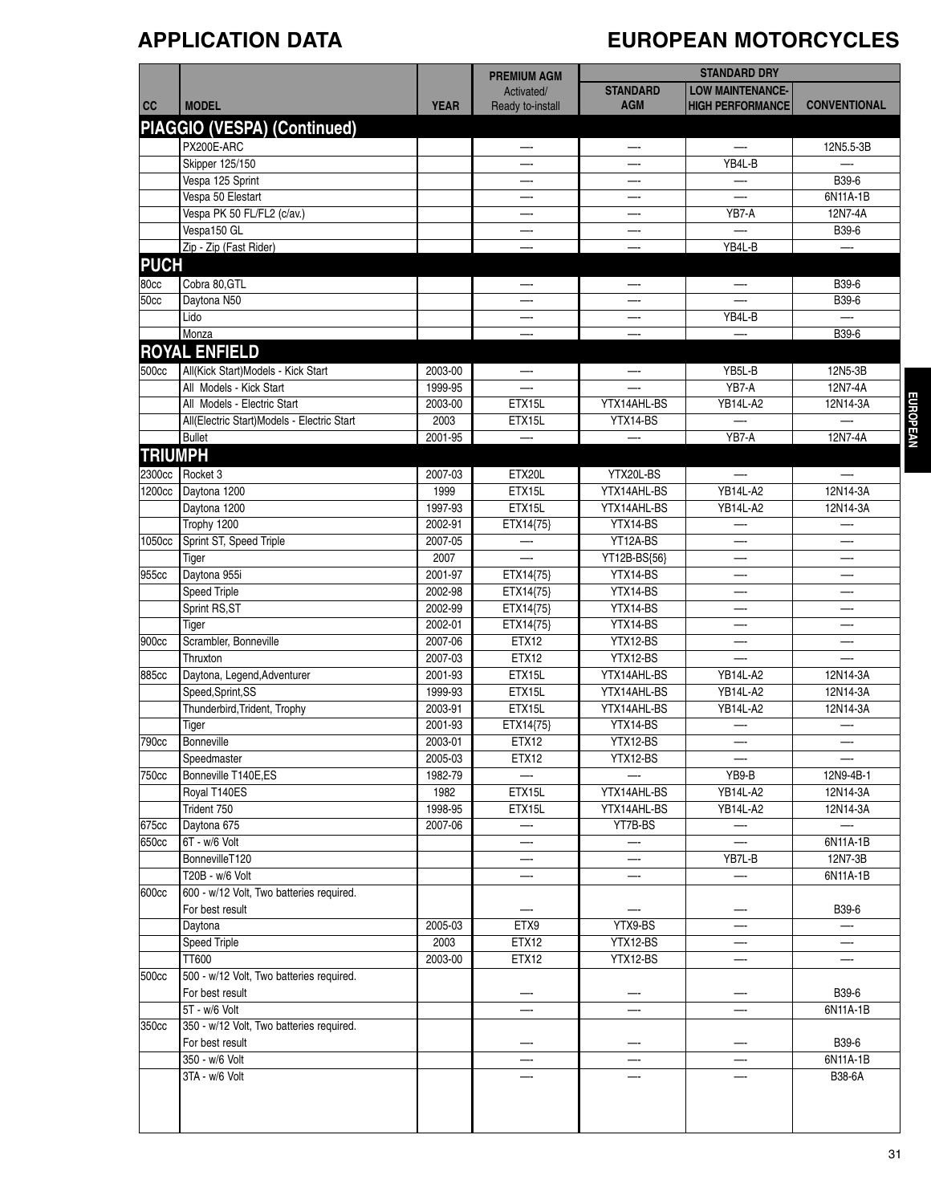# APPLICATION DATA

# EUROPEAN MOTORCYCLES

| CC | MODEL | YEAR | PREMIUM AGM Activated/ Ready to-install | STANDARD DRY | | |
|---|---|---|---|---|---|---|
| | | | | STANDARD AGM | LOW MAINTENANCE-HIGH PERFORMANCE | CONVENTIONAL |
| **PIAGGIO (VESPA) (Continued)** | | | | | | |
| | PX200E-ARC | | — | — | — | 12N5.5-3B |
| | Skipper 125/150 | | — | — | YB4L-B | — |
| | Vespa 125 Sprint | | — | — | — | B39-6 |
| | Vespa 50 Elestart | | — | — | — | 6N11A-1B |
| | Vespa PK 50 FL/FL2 (c/av.) | | — | — | YB7-A | 12N7-4A |
| | Vespa150 GL | | — | — | — | B39-6 |
| | Zip - Zip (Fast Rider) | | — | — | YB4L-B | — |
| **PUCH** | | | | | | |
| 80cc | Cobra 80,GTL | | — | — | — | B39-6 |
| 50cc | Daytona N50 | | — | — | — | B39-6 |
| | Lido | | — | — | YB4L-B | — |
| | Monza | | — | — | — | B39-6 |
| **ROYAL ENFIELD** | | | | | | |
| 500cc | All(Kick Start)Models - Kick Start | 2003-00 | — | — | YB5L-B | 12N5-3B |
| | All Models - Kick Start | 1999-95 | — | — | YB7-A | 12N7-4A |
| | All Models - Electric Start | 2003-00 | ETX15L | YTX14AHL-BS | YB14L-A2 | 12N14-3A |
| | All(Electric Start)Models - Electric Start | 2003 | ETX15L | YTX14-BS | — | — |
| | Bullet | 2001-95 | — | — | YB7-A | 12N7-4A |
| **TRIUMPH** | | | | | | |
| 2300cc | Rocket 3 | 2007-03 | ETX20L | YTX20L-BS | — | — |
| 1200cc | Daytona 1200 | 1999 | ETX15L | YTX14AHL-BS | YB14L-A2 | 12N14-3A |
| | Daytona 1200 | 1997-93 | ETX15L | YTX14AHL-BS | YB14L-A2 | 12N14-3A |
| | Trophy 1200 | 2002-91 | ETX14{75} | YTX14-BS | — | — |
| 1050cc | Sprint ST, Speed Triple | 2007-05 | — | YT12A-BS | — | — |
| | Tiger | 2007 | — | YT12B-BS{56} | — | — |
| 955cc | Daytona 955i | 2001-97 | ETX14{75} | YTX14-BS | — | — |
| | Speed Triple | 2002-98 | ETX14{75} | YTX14-BS | — | — |
| | Sprint RS,ST | 2002-99 | ETX14{75} | YTX14-BS | — | — |
| | Tiger | 2002-01 | ETX14{75} | YTX14-BS | — | — |
| 900cc | Scrambler, Bonneville | 2007-06 | ETX12 | YTX12-BS | — | — |
| | Thruxton | 2007-03 | ETX12 | YTX12-BS | — | — |
| 885cc | Daytona, Legend,Adventurer | 2001-93 | ETX15L | YTX14AHL-BS | YB14L-A2 | 12N14-3A |
| | Speed,Sprint,SS | 1999-93 | ETX15L | YTX14AHL-BS | YB14L-A2 | 12N14-3A |
| | Thunderbird,Trident, Trophy | 2003-91 | ETX15L | YTX14AHL-BS | YB14L-A2 | 12N14-3A |
| | Tiger | 2001-93 | ETX14{75} | YTX14-BS | — | — |
| 790cc | Bonneville | 2003-01 | ETX12 | YTX12-BS | — | — |
| | Speedmaster | 2005-03 | ETX12 | YTX12-BS | — | — |
| 750cc | Bonneville T140E,ES | 1982-79 | — | — | YB9-B | 12N9-4B-1 |
| | Royal T140ES | 1982 | ETX15L | YTX14AHL-BS | YB14L-A2 | 12N14-3A |
| | Trident 750 | 1998-95 | ETX15L | YTX14AHL-BS | YB14L-A2 | 12N14-3A |
| 675cc | Daytona 675 | 2007-06 | — | YT7B-BS | — | — |
| 650cc | 6T - w/6 Volt | | — | — | — | 6N11A-1B |
| | BonnevilleT120 | | — | — | YB7L-B | 12N7-3B |
| | T20B - w/6 Volt | | — | — | — | 6N11A-1B |
| 600cc | 600 - w/12 Volt, Two batteries required. For best result | | — | — | — | B39-6 |
| | Daytona | 2005-03 | ETX9 | YTX9-BS | — | — |
| | Speed Triple | 2003 | ETX12 | YTX12-BS | — | — |
| | TT600 | 2003-00 | ETX12 | YTX12-BS | — | — |
| 500cc | 500 - w/12 Volt, Two batteries required. For best result | | — | — | — | B39-6 |
| | 5T - w/6 Volt | | — | — | — | 6N11A-1B |
| 350cc | 350 - w/12 Volt, Two batteries required. For best result | | — | — | — | B39-6 |
| | 350 - w/6 Volt | | — | — | — | 6N11A-1B |
| | 3TA - w/6 Volt | | — | — | — | B38-6A |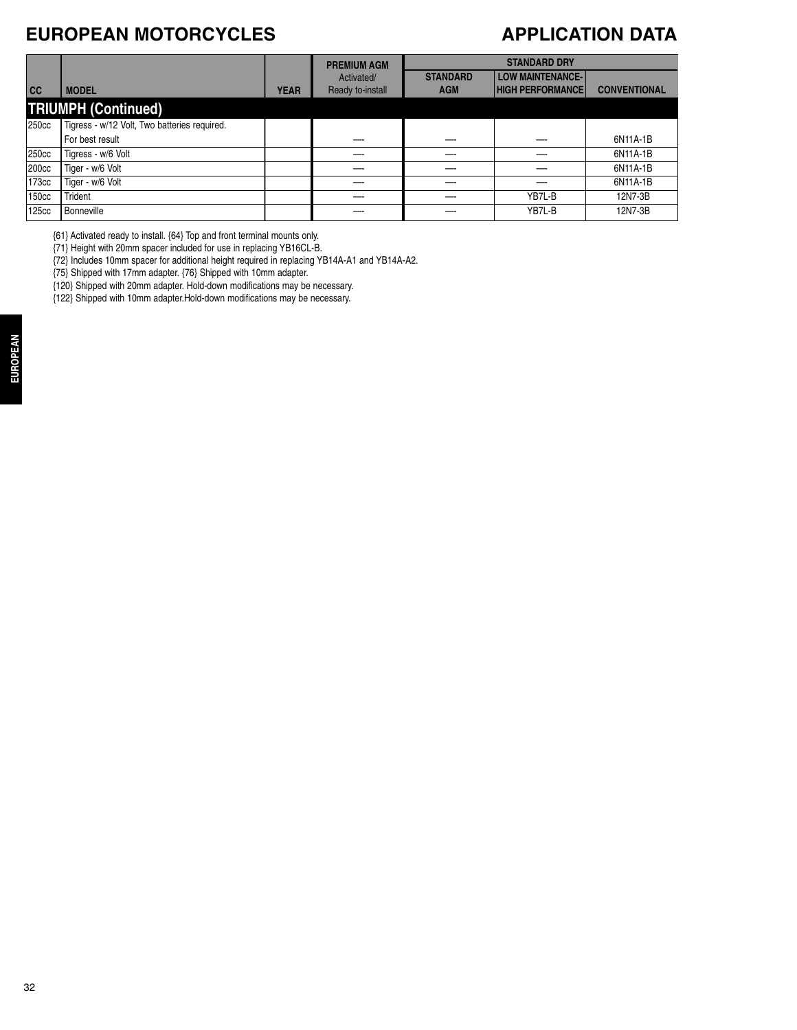# EUROPEAN MOTORCYCLES

## APPLICATION DATA

| CC | MODEL | YEAR | PREMIUM AGM Activated/ Ready to-install | STANDARD DRY STANDARD AGM | LOW MAINTENANCE- HIGH PERFORMANCE | CONVENTIONAL |
|---|---|---|---|---|---|---|
| **TRIUMPH (Continued)** | | | | | | |
| 250cc | Tigress - w/12 Volt, Two batteries required. For best result | | —- | —- | —- | 6N11A-1B |
| 250cc | Tigress - w/6 Volt | | —- | —- | —- | 6N11A-1B |
| 200cc | Tiger - w/6 Volt | | —- | —- | —- | 6N11A-1B |
| 173cc | Tiger - w/6 Volt | | —- | —- | —- | 6N11A-1B |
| 150cc | Trident | | —- | —- | YB7L-B | 12N7-3B |
| 125cc | Bonneville | | —- | —- | YB7L-B | 12N7-3B |

{61} Activated ready to install. {64} Top and front terminal mounts only.
{71} Height with 20mm spacer included for use in replacing YB16CL-B.
{72} Includes 10mm spacer for additional height required in replacing YB14A-A1 and YB14A-A2.
{75} Shipped with 17mm adapter. {76} Shipped with 10mm adapter.
{120} Shipped with 20mm adapter. Hold-down modifications may be necessary.
{122} Shipped with 10mm adapter.Hold-down modifications may be necessary.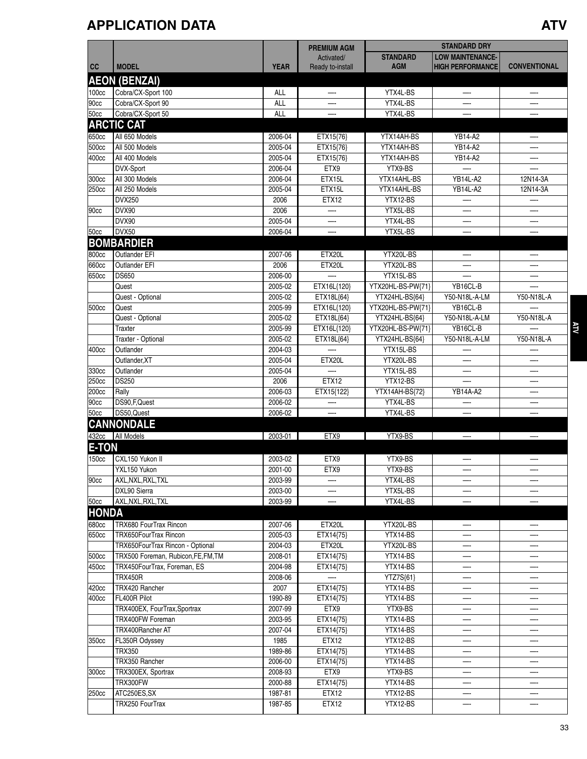# APPLICATION DATA

## ATV

| CC | MODEL | YEAR | PREMIUM AGM Activated/ Ready to-install | STANDARD DRY | | |
|---|---|---|---|---|---|---|
| | | | | STANDARD AGM | LOW MAINTENANCE-HIGH PERFORMANCE | CONVENTIONAL |
| **AEON (BENZAI)** | | | | | | |
| 100cc | Cobra/CX-Sport 100 | ALL | — | YTX4L-BS | — | — |
| 90cc | Cobra/CX-Sport 90 | ALL | — | YTX4L-BS | — | — |
| 50cc | Cobra/CX-Sport 50 | ALL | — | YTX4L-BS | — | — |
| **ARCTIC CAT** | | | | | | |
| 650cc | All 650 Models | 2006-04 | ETX15{76} | YTX14AH-BS | YB14-A2 | — |
| 500cc | All 500 Models | 2005-04 | ETX15{76} | YTX14AH-BS | YB14-A2 | — |
| 400cc | All 400 Models | 2005-04 | ETX15{76} | YTX14AH-BS | YB14-A2 | — |
| | DVX-Sport | 2006-04 | ETX9 | YTX9-BS | — | — |
| 300cc | All 300 Models | 2006-04 | ETX15L | YTX14AHL-BS | YB14L-A2 | 12N14-3A |
| 250cc | All 250 Models | 2005-04 | ETX15L | YTX14AHL-BS | YB14L-A2 | 12N14-3A |
| | DVX250 | 2006 | ETX12 | YTX12-BS | — | — |
| 90cc | DVX90 | 2006 | — | YTX5L-BS | — | — |
| | DVX90 | 2005-04 | — | YTX4L-BS | — | — |
| 50cc | DVX50 | 2006-04 | — | YTX5L-BS | — | — |
| **BOMBARDIER** | | | | | | |
| 800cc | Outlander EFI | 2007-06 | ETX20L | YTX20L-BS | — | — |
| 660cc | Outlander EFI | 2006 | ETX20L | YTX20L-BS | — | — |
| 650cc | DS650 | 2006-00 | — | YTX15L-BS | — | — |
| | Quest | 2005-02 | ETX16L{120} | YTX20HL-BS-PW{71} | YB16CL-B | — |
| | Quest - Optional | 2005-02 | ETX18L{64} | YTX24HL-BS{64} | Y50-N18L-A-LM | Y50-N18L-A |
| 500cc | Quest | 2005-99 | ETX16L{120} | YTX20HL-BS-PW{71} | YB16CL-B | — |
| | Quest - Optional | 2005-02 | ETX18L{64} | YTX24HL-BS{64} | Y50-N18L-A-LM | Y50-N18L-A |
| | Traxter | 2005-99 | ETX16L{120} | YTX20HL-BS-PW{71} | YB16CL-B | — |
| | Traxter - Optional | 2005-02 | ETX18L{64} | YTX24HL-BS{64} | Y50-N18L-A-LM | Y50-N18L-A |
| 400cc | Outlander | 2004-03 | — | YTX15L-BS | — | — |
| | Outlander,XT | 2005-04 | ETX20L | YTX20L-BS | — | — |
| 330cc | Outlander | 2005-04 | — | YTX15L-BS | — | — |
| 250cc | DS250 | 2006 | ETX12 | YTX12-BS | — | — |
| 200cc | Rally | 2006-03 | ETX15{122} | YTX14AH-BS{72} | YB14A-A2 | — |
| 90cc | DS90,F,Quest | 2006-02 | — | YTX4L-BS | — | — |
| 50cc | DS50,Quest | 2006-02 | — | YTX4L-BS | — | — |
| **CANNONDALE** | | | | | | |
| 432cc | All Models | 2003-01 | ETX9 | YTX9-BS | — | — |
| **E-TON** | | | | | | |
| 150cc | CXL150 Yukon II | 2003-02 | ETX9 | YTX9-BS | — | — |
| | YXL150 Yukon | 2001-00 | ETX9 | YTX9-BS | — | — |
| 90cc | AXL,NXL,RXL,TXL | 2003-99 | — | YTX4L-BS | — | — |
| | DXL90 Sierra | 2003-00 | — | YTX5L-BS | — | — |
| 50cc | AXL,NXL,RXL,TXL | 2003-99 | — | YTX4L-BS | — | — |
| **HONDA** | | | | | | |
| 680cc | TRX680 FourTrax Rincon | 2007-06 | ETX20L | YTX20L-BS | — | — |
| 650cc | TRX650FourTrax Rincon | 2005-03 | ETX14{75} | YTX14-BS | — | — |
| | TRX650FourTrax Rincon - Optional | 2004-03 | ETX20L | YTX20L-BS | — | — |
| 500cc | TRX500 Foreman, Rubicon,FE,FM,TM | 2008-01 | ETX14{75} | YTX14-BS | — | — |
| 450cc | TRX450FourTrax, Foreman, ES | 2004-98 | ETX14{75} | YTX14-BS | — | — |
| | TRX450R | 2008-06 | — | YTZ7S{61} | — | — |
| 420cc | TRX420 Rancher | 2007 | ETX14{75} | YTX14-BS | — | — |
| 400cc | FL400R Pilot | 1990-89 | ETX14{75} | YTX14-BS | — | — |
| | TRX400EX, FourTrax,Sportrax | 2007-99 | ETX9 | YTX9-BS | — | — |
| | TRX400FW Foreman | 2003-95 | ETX14{75} | YTX14-BS | — | — |
| | TRX400Rancher AT | 2007-04 | ETX14{75} | YTX14-BS | — | — |
| 350cc | FL350R Odyssey | 1985 | ETX12 | YTX12-BS | — | — |
| | TRX350 | 1989-86 | ETX14{75} | YTX14-BS | — | — |
| | TRX350 Rancher | 2006-00 | ETX14{75} | YTX14-BS | — | — |
| 300cc | TRX300EX, Sportrax | 2008-93 | ETX9 | YTX9-BS | — | — |
| | TRX300FW | 2000-88 | ETX14{75} | YTX14-BS | — | — |
| 250cc | ATC250ES,SX | 1987-81 | ETX12 | YTX12-BS | — | — |
| | TRX250 FourTrax | 1987-85 | ETX12 | YTX12-BS | — | — |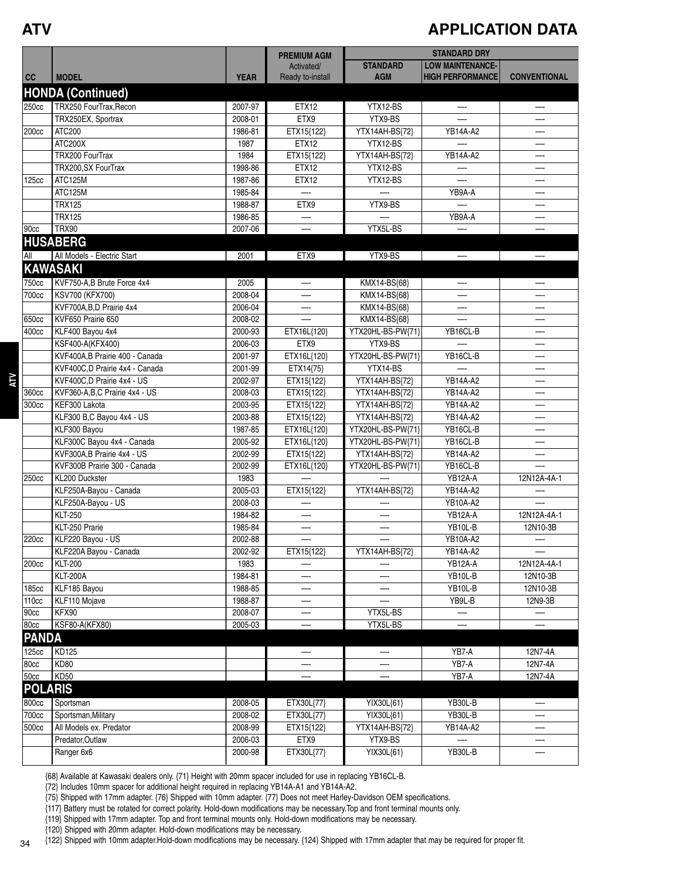# ATV

## APPLICATION DATA

| CC | MODEL | YEAR | PREMIUM AGM Activated/ Ready to-install | STANDARD DRY STANDARD AGM | LOW MAINTENANCE-HIGH PERFORMANCE | CONVENTIONAL |
|---|---|---|---|---|---|---|
| **HONDA (Continued)** | | | | | | |
| 250cc | TRX250 FourTrax,Recon | 2007-97 | ETX12 | YTX12-BS | — | — |
| | TRX250EX, Sportrax | 2008-01 | ETX9 | YTX9-BS | — | — |
| 200cc | ATC200 | 1986-81 | ETX15{122} | YTX14AH-BS{72} | YB14A-A2 | — |
| | ATC200X | 1987 | ETX12 | YTX12-BS | — | — |
| | TRX200 FourTrax | 1984 | ETX15{122} | YTX14AH-BS{72} | YB14A-A2 | — |
| | TRX200,SX FourTrax | 1998-86 | ETX12 | YTX12-BS | — | — |
| 125cc | ATC125M | 1987-86 | ETX12 | YTX12-BS | — | — |
| | ATC125M | 1985-84 | — | — | YB9A-A | — |
| | TRX125 | 1988-87 | ETX9 | YTX9-BS | — | — |
| | TRX125 | 1986-85 | — | — | YB9A-A | — |
| 90cc | TRX90 | 2007-06 | — | YTX5L-BS | — | — |
| **HUSABERG** | | | | | | |
| All | All Models - Electric Start | 2001 | ETX9 | YTX9-BS | — | — |
| **KAWASAKI** | | | | | | |
| 750cc | KVF750-A,B Brute Force 4x4 | 2005 | — | KMX14-BS{68} | — | — |
| 700cc | KSV700 (KFX700) | 2008-04 | — | KMX14-BS{68} | — | — |
| | KVF700A,B,D Prairie 4x4 | 2006-04 | — | KMX14-BS{68} | — | — |
| 650cc | KVF650 Prairie 650 | 2008-02 | — | KMX14-BS{68} | — | — |
| 400cc | KLF400 Bayou 4x4 | 2000-93 | ETX16L{120} | YTX20HL-BS-PW{71} | YB16CL-B | — |
| | KSF400-A(KFX400) | 2006-03 | ETX9 | YTX9-BS | — | — |
| | KVF400A,B Prairie 400 - Canada | 2001-97 | ETX16L{120} | YTX20HL-BS-PW{71} | YB16CL-B | — |
| | KVF400C,D Prairie 4x4 - Canada | 2001-99 | ETX14{75} | YTX14-BS | — | — |
| | KVF400C,D Prairie 4x4 - US | 2002-97 | ETX15{122} | YTX14AH-BS{72} | YB14A-A2 | — |
| 360cc | KVF360-A,B,C Prairie 4x4 - US | 2008-03 | ETX15{122} | YTX14AH-BS{72} | YB14A-A2 | — |
| 300cc | KEF300 Lakota | 2003-95 | ETX15{122} | YTX14AH-BS{72} | YB14A-A2 | — |
| | KLF300 B,C Bayou 4x4 - US | 2003-88 | ETX15{122} | YTX14AH-BS{72} | YB14A-A2 | — |
| | KLF300 Bayou | 1987-85 | ETX16L{120} | YTX20HL-BS-PW{71} | YB16CL-B | — |
| | KLF300C Bayou 4x4 - Canada | 2005-92 | ETX16L{120} | YTX20HL-BS-PW{71} | YB16CL-B | — |
| | KVF300A,B Prairie 4x4 - US | 2002-99 | ETX15{122} | YTX14AH-BS{72} | YB14A-A2 | — |
| | KVF300B Prairie 300 - Canada | 2002-99 | ETX16L{120} | YTX20HL-BS-PW{71} | YB16CL-B | — |
| 250cc | KL200 Duckster | 1983 | — | — | YB12A-A | 12N12A-4A-1 |
| | KLF250A-Bayou - Canada | 2005-03 | ETX15{122} | YTX14AH-BS{72} | YB14A-A2 | — |
| | KLF250A-Bayou - US | 2008-03 | — | — | YB10A-A2 | — |
| | KLT-250 | 1984-82 | — | — | YB12A-A | 12N12A-4A-1 |
| | KLT-250 Prarie | 1985-84 | — | — | YB10L-B | 12N10-3B |
| 220cc | KLF220 Bayou - US | 2002-88 | — | — | YB10A-A2 | — |
| | KLF220A Bayou - Canada | 2002-92 | ETX15{122} | YTX14AH-BS{72} | YB14A-A2 | — |
| 200cc | KLT-200 | 1983 | — | — | YB12A-A | 12N12A-4A-1 |
| | KLT-200A | 1984-81 | — | — | YB10L-B | 12N10-3B |
| 185cc | KLF185 Bayou | 1988-85 | — | — | YB10L-B | 12N10-3B |
| 110cc | KLF110 Mojave | 1988-87 | — | — | YB9L-B | 12N9-3B |
| 90cc | KFX90 | 2008-07 | — | YTX5L-BS | — | — |
| 80cc | KSF80-A(KFX80) | 2005-03 | — | YTX5L-BS | — | — |
| **PANDA** | | | | | | |
| 125cc | KD125 | | — | — | YB7-A | 12N7-4A |
| 80cc | KD80 | | — | — | YB7-A | 12N7-4A |
| 50cc | KD50 | | — | — | YB7-A | 12N7-4A |
| **POLARIS** | | | | | | |
| 800cc | Sportsman | 2008-05 | ETX30L{77} | YIX30L{61} | YB30L-B | — |
| 700cc | Sportsman,Military | 2008-02 | ETX30L{77} | YIX30L{61} | YB30L-B | — |
| 500cc | All Models ex. Predator | 2008-99 | ETX15{122} | YTX14AH-BS{72} | YB14A-A2 | — |
| | Predator,Outlaw | 2006-03 | ETX9 | YTX9-BS | — | — |
| | Ranger 6x6 | 2000-98 | ETX30L{77} | YIX30L{61} | YB30L-B | — |

{68} Available at Kawasaki dealers only. {71} Height with 20mm spacer included for use in replacing YB16CL-B.

{72} Includes 10mm spacer for additional height required in replacing YB14A-A1 and YB14A-A2.

{75} Shipped with 17mm adapter. {76} Shipped with 10mm adapter. {77} Does not meet Harley-Davidson OEM specifications.

{117} Battery must be rotated for correct polarity. Hold-down modifications may be necessary.Top and front terminal mounts only.

{119} Shipped with 17mm adapter. Top and front terminal mounts only. Hold-down modifications may be necessary.

{120} Shipped with 20mm adapter. Hold-down modifications may be necessary.

{122} Shipped with 10mm adapter.Hold-down modifications may be necessary. {124} Shipped with 17mm adapter that may be required for proper fit.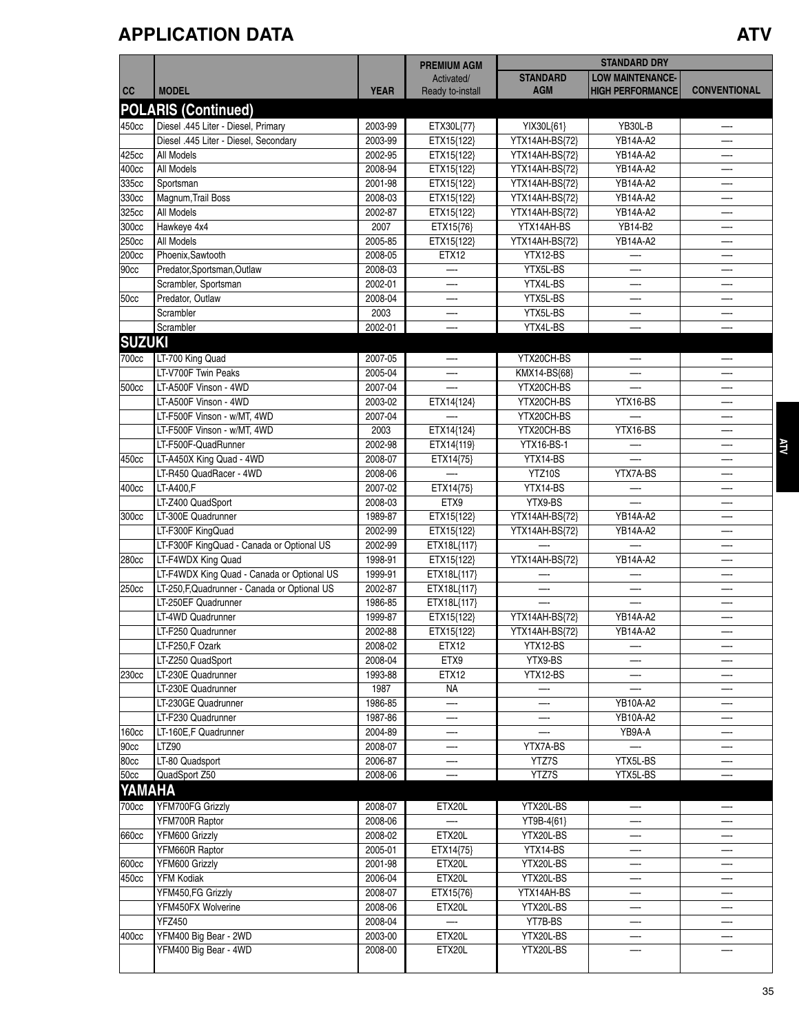# APPLICATION DATA

## ATV

| CC | MODEL | YEAR | PREMIUM AGM Activated/ Ready to-install | STANDARD DRY | | |
|---|---|---|---|---|---|---|
| | | | | STANDARD AGM | LOW MAINTENANCE- HIGH PERFORMANCE | CONVENTIONAL |
| **POLARIS (Continued)** | | | | | | |
| 450cc | Diesel .445 Liter - Diesel, Primary | 2003-99 | ETX30L{77} | YIX30L{61} | YB30L-B | — |
| | Diesel .445 Liter - Diesel, Secondary | 2003-99 | ETX15{122} | YTX14AH-BS{72} | YB14A-A2 | — |
| 425cc | All Models | 2002-95 | ETX15{122} | YTX14AH-BS{72} | YB14A-A2 | — |
| 400cc | All Models | 2008-94 | ETX15{122} | YTX14AH-BS{72} | YB14A-A2 | — |
| 335cc | Sportsman | 2001-98 | ETX15{122} | YTX14AH-BS{72} | YB14A-A2 | — |
| 330cc | Magnum,Trail Boss | 2008-03 | ETX15{122} | YTX14AH-BS{72} | YB14A-A2 | — |
| 325cc | All Models | 2002-87 | ETX15{122} | YTX14AH-BS{72} | YB14A-A2 | — |
| 300cc | Hawkeye 4x4 | 2007 | ETX15{76} | YTX14AH-BS | YB14-B2 | — |
| 250cc | All Models | 2005-85 | ETX15{122} | YTX14AH-BS{72} | YB14A-A2 | — |
| 200cc | Phoenix,Sawtooth | 2008-05 | ETX12 | YTX12-BS | — | — |
| 90cc | Predator,Sportsman,Outlaw | 2008-03 | — | YTX5L-BS | — | — |
| | Scrambler, Sportsman | 2002-01 | — | YTX4L-BS | — | — |
| 50cc | Predator, Outlaw | 2008-04 | — | YTX5L-BS | — | — |
| | Scrambler | 2003 | — | YTX5L-BS | — | — |
| | Scrambler | 2002-01 | — | YTX4L-BS | — | — |
| **SUZUKI** | | | | | | |
| 700cc | LT-700 King Quad | 2007-05 | — | YTX20CH-BS | — | — |
| | LT-V700F Twin Peaks | 2005-04 | — | KMX14-BS{68} | — | — |
| 500cc | LT-A500F Vinson - 4WD | 2007-04 | — | YTX20CH-BS | — | — |
| | LT-A500F Vinson - 4WD | 2003-02 | ETX14{124} | YTX20CH-BS | YTX16-BS | — |
| | LT-F500F Vinson - w/MT, 4WD | 2007-04 | — | YTX20CH-BS | — | — |
| | LT-F500F Vinson - w/MT, 4WD | 2003 | ETX14{124} | YTX20CH-BS | YTX16-BS | — |
| | LT-F500F-QuadRunner | 2002-98 | ETX14{119} | YTX16-BS-1 | — | — |
| 450cc | LT-A450X King Quad - 4WD | 2008-07 | ETX14{75} | YTX14-BS | — | — |
| | LT-R450 QuadRacer - 4WD | 2008-06 | — | YTZ10S | YTX7A-BS | — |
| 400cc | LT-A400,F | 2007-02 | ETX14{75} | YTX14-BS | — | — |
| | LT-Z400 QuadSport | 2008-03 | ETX9 | YTX9-BS | — | — |
| 300cc | LT-300E Quadrunner | 1989-87 | ETX15{122} | YTX14AH-BS{72} | YB14A-A2 | — |
| | LT-F300F KingQuad | 2002-99 | ETX15{122} | YTX14AH-BS{72} | YB14A-A2 | — |
| | LT-F300F KingQuad - Canada or Optional US | 2002-99 | ETX18L{117} | — | — | — |
| 280cc | LT-F4WDX King Quad | 1998-91 | ETX15{122} | YTX14AH-BS{72} | YB14A-A2 | — |
| | LT-F4WDX King Quad - Canada or Optional US | 1999-91 | ETX18L{117} | — | — | — |
| 250cc | LT-250,F,Quadrunner - Canada or Optional US | 2002-87 | ETX18L{117} | — | — | — |
| | LT-250EF Quadrunner | 1986-85 | ETX18L{117} | — | — | — |
| | LT-4WD Quadrunner | 1999-87 | ETX15{122} | YTX14AH-BS{72} | YB14A-A2 | — |
| | LT-F250 Quadrunner | 2002-88 | ETX15{122} | YTX14AH-BS{72} | YB14A-A2 | — |
| | LT-F250,F Ozark | 2008-02 | ETX12 | YTX12-BS | — | — |
| | LT-Z250 QuadSport | 2008-04 | ETX9 | YTX9-BS | — | — |
| 230cc | LT-230E Quadrunner | 1993-88 | ETX12 | YTX12-BS | — | — |
| | LT-230E Quadrunner | 1987 | NA | — | — | — |
| | LT-230GE Quadrunner | 1986-85 | — | — | YB10A-A2 | — |
| | LT-F230 Quadrunner | 1987-86 | — | — | YB10A-A2 | — |
| 160cc | LT-160E,F Quadrunner | 2004-89 | — | — | YB9A-A | — |
| 90cc | LTZ90 | 2008-07 | — | YTX7A-BS | — | — |
| 80cc | LT-80 Quadsport | 2006-87 | — | YTZ7S | YTX5L-BS | — |
| 50cc | QuadSport Z50 | 2008-06 | — | YTZ7S | YTX5L-BS | — |
| **YAMAHA** | | | | | | |
| 700cc | YFM700FG Grizzly | 2008-07 | ETX20L | YTX20L-BS | — | — |
| | YFM700R Raptor | 2008-06 | — | YT9B-4{61} | — | — |
| 660cc | YFM600 Grizzly | 2008-02 | ETX20L | YTX20L-BS | — | — |
| | YFM660R Raptor | 2005-01 | ETX14{75} | YTX14-BS | — | — |
| 600cc | YFM600 Grizzly | 2001-98 | ETX20L | YTX20L-BS | — | — |
| 450cc | YFM Kodiak | 2006-04 | ETX20L | YTX20L-BS | — | — |
| | YFM450,FG Grizzly | 2008-07 | ETX15{76} | YTX14AH-BS | — | — |
| | YFM450FX Wolverine | 2008-06 | ETX20L | YTX20L-BS | — | — |
| | YFZ450 | 2008-04 | — | YT7B-BS | — | — |
| 400cc | YFM400 Big Bear - 2WD | 2003-00 | ETX20L | YTX20L-BS | — | — |
| | YFM400 Big Bear - 4WD | 2008-00 | ETX20L | YTX20L-BS | — | — |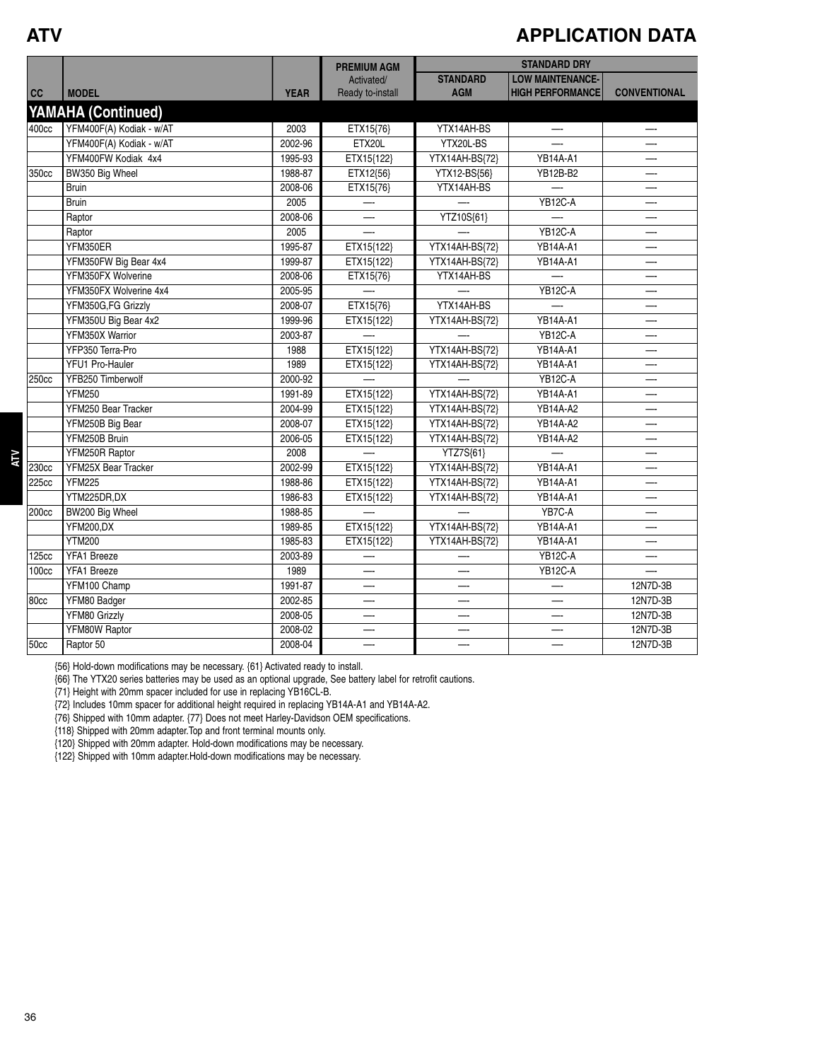# ATV

# APPLICATION DATA

| CC | MODEL | YEAR | PREMIUM AGM | STANDARD DRY | | |
|---|---|---|---|---|---|---|
| | | | Activated/ Ready to-install | STANDARD AGM | LOW MAINTENANCE- HIGH PERFORMANCE | CONVENTIONAL |
| **YAMAHA (Continued)** | | | | | | |
| 400cc | YFM400F(A) Kodiak - w/AT | 2003 | ETX15{76} | YTX14AH-BS | — | — |
| | YFM400F(A) Kodiak - w/AT | 2002-96 | ETX20L | YTX20L-BS | — | — |
| | YFM400FW Kodiak 4x4 | 1995-93 | ETX15{122} | YTX14AH-BS{72} | YB14A-A1 | — |
| 350cc | BW350 Big Wheel | 1988-87 | ETX12{56} | YTX12-BS{56} | YB12B-B2 | — |
| | Bruin | 2008-06 | ETX15{76} | YTX14AH-BS | — | — |
| | Bruin | 2005 | — | — | YB12C-A | — |
| | Raptor | 2008-06 | — | YTZ10S{61} | — | — |
| | Raptor | 2005 | — | — | YB12C-A | — |
| | YFM350ER | 1995-87 | ETX15{122} | YTX14AH-BS{72} | YB14A-A1 | — |
| | YFM350FW Big Bear 4x4 | 1999-87 | ETX15{122} | YTX14AH-BS{72} | YB14A-A1 | — |
| | YFM350FX Wolverine | 2008-06 | ETX15{76} | YTX14AH-BS | — | — |
| | YFM350FX Wolverine 4x4 | 2005-95 | — | — | YB12C-A | — |
| | YFM350G,FG Grizzly | 2008-07 | ETX15{76} | YTX14AH-BS | — | — |
| | YFM350U Big Bear 4x2 | 1999-96 | ETX15{122} | YTX14AH-BS{72} | YB14A-A1 | — |
| | YFM350X Warrior | 2003-87 | — | — | YB12C-A | — |
| | YFP350 Terra-Pro | 1988 | ETX15{122} | YTX14AH-BS{72} | YB14A-A1 | — |
| | YFU1 Pro-Hauler | 1989 | ETX15{122} | YTX14AH-BS{72} | YB14A-A1 | — |
| 250cc | YFB250 Timberwolf | 2000-92 | — | — | YB12C-A | — |
| | YFM250 | 1991-89 | ETX15{122} | YTX14AH-BS{72} | YB14A-A1 | — |
| | YFM250 Bear Tracker | 2004-99 | ETX15{122} | YTX14AH-BS{72} | YB14A-A2 | — |
| | YFM250B Big Bear | 2008-07 | ETX15{122} | YTX14AH-BS{72} | YB14A-A2 | — |
| | YFM250B Bruin | 2006-05 | ETX15{122} | YTX14AH-BS{72} | YB14A-A2 | — |
| | YFM250R Raptor | 2008 | — | YTZ7S{61} | — | — |
| 230cc | YFM25X Bear Tracker | 2002-99 | ETX15{122} | YTX14AH-BS{72} | YB14A-A1 | — |
| 225cc | YFM225 | 1988-86 | ETX15{122} | YTX14AH-BS{72} | YB14A-A1 | — |
| | YTM225DR,DX | 1986-83 | ETX15{122} | YTX14AH-BS{72} | YB14A-A1 | — |
| 200cc | BW200 Big Wheel | 1988-85 | — | — | YB7C-A | — |
| | YFM200,DX | 1989-85 | ETX15{122} | YTX14AH-BS{72} | YB14A-A1 | — |
| | YTM200 | 1985-83 | ETX15{122} | YTX14AH-BS{72} | YB14A-A1 | — |
| 125cc | YFA1 Breeze | 2003-89 | — | — | YB12C-A | — |
| 100cc | YFA1 Breeze | 1989 | — | — | YB12C-A | — |
| | YFM100 Champ | 1991-87 | — | — | — | 12N7D-3B |
| 80cc | YFM80 Badger | 2002-85 | — | — | — | 12N7D-3B |
| | YFM80 Grizzly | 2008-05 | — | — | — | 12N7D-3B |
| | YFM80W Raptor | 2008-02 | — | — | — | 12N7D-3B |
| 50cc | Raptor 50 | 2008-04 | — | — | — | 12N7D-3B |

{56} Hold-down modifications may be necessary. {61} Activated ready to install.

{66} The YTX20 series batteries may be used as an optional upgrade, See battery label for retrofit cautions.

{71} Height with 20mm spacer included for use in replacing YB16CL-B.

{72} Includes 10mm spacer for additional height required in replacing YB14A-A1 and YB14A-A2.

{76} Shipped with 10mm adapter. {77} Does not meet Harley-Davidson OEM specifications.

{118} Shipped with 20mm adapter.Top and front terminal mounts only.

{120} Shipped with 20mm adapter. Hold-down modifications may be necessary.

{122} Shipped with 10mm adapter.Hold-down modifications may be necessary.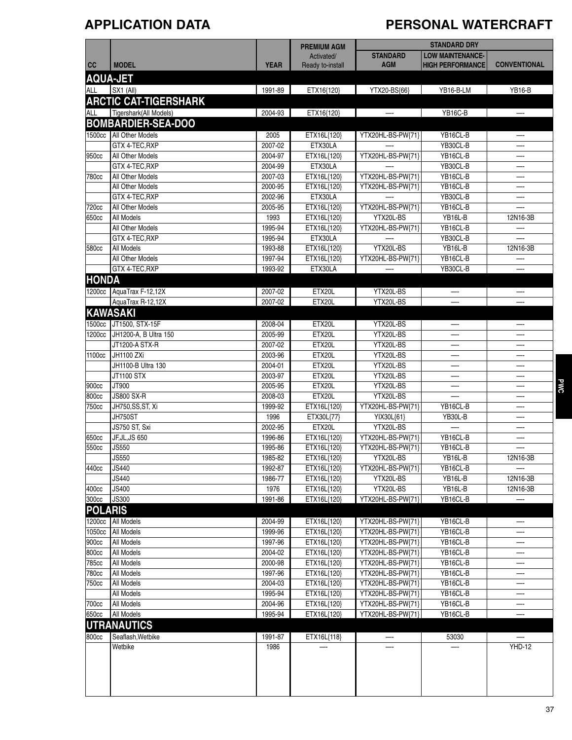# APPLICATION DATA

# PERSONAL WATERCRAFT

| CC | MODEL | YEAR | PREMIUM AGM Activated/ Ready to-install | STANDARD DRY | | |
|---|---|---|---|---|---|---|
| | | | | STANDARD AGM | LOW MAINTENANCE- HIGH PERFORMANCE | CONVENTIONAL |
| **AQUA-JET** | | | | | | |
| ALL | SX1 (All) | 1991-89 | ETX16{120} | YTX20-BS{66} | YB16-B-LM | YB16-B |
| **ARCTIC CAT-TIGERSHARK** | | | | | | |
| ALL | Tigershark(All Models) | 2004-93 | ETX16{120} | — | YB16C-B | — |
| **BOMBARDIER-SEA-DOO** | | | | | | |
| 1500cc | All Other Models | 2005 | ETX16L{120} | YTX20HL-BS-PW{71} | YB16CL-B | — |
| | GTX 4-TEC,RXP | 2007-02 | ETX30LA | — | YB30CL-B | — |
| 950cc | All Other Models | 2004-97 | ETX16L{120} | YTX20HL-BS-PW{71} | YB16CL-B | — |
| | GTX 4-TEC,RXP | 2004-99 | ETX30LA | — | YB30CL-B | — |
| 780cc | All Other Models | 2007-03 | ETX16L{120} | YTX20HL-BS-PW{71} | YB16CL-B | — |
| | All Other Models | 2000-95 | ETX16L{120} | YTX20HL-BS-PW{71} | YB16CL-B | — |
| | GTX 4-TEC,RXP | 2002-96 | ETX30LA | — | YB30CL-B | — |
| 720cc | All Other Models | 2005-95 | ETX16L{120} | YTX20HL-BS-PW{71} | YB16CL-B | — |
| 650cc | All Models | 1993 | ETX16L{120} | YTX20L-BS | YB16L-B | 12N16-3B |
| | All Other Models | 1995-94 | ETX16L{120} | YTX20HL-BS-PW{71} | YB16CL-B | — |
| | GTX 4-TEC,RXP | 1995-94 | ETX30LA | — | YB30CL-B | — |
| 580cc | All Models | 1993-88 | ETX16L{120} | YTX20L-BS | YB16L-B | 12N16-3B |
| | All Other Models | 1997-94 | ETX16L{120} | YTX20HL-BS-PW{71} | YB16CL-B | — |
| | GTX 4-TEC,RXP | 1993-92 | ETX30LA | — | YB30CL-B | — |
| **HONDA** | | | | | | |
| 1200cc | AquaTrax F-12,12X | 2007-02 | ETX20L | YTX20L-BS | — | — |
| | AquaTrax R-12,12X | 2007-02 | ETX20L | YTX20L-BS | — | — |
| **KAWASAKI** | | | | | | |
| 1500cc | JT1500, STX-15F | 2008-04 | ETX20L | YTX20L-BS | — | — |
| 1200cc | JH1200-A, B Ultra 150 | 2005-99 | ETX20L | YTX20L-BS | — | — |
| | JT1200-A STX-R | 2007-02 | ETX20L | YTX20L-BS | — | — |
| 1100cc | JH1100 ZXi | 2003-96 | ETX20L | YTX20L-BS | — | — |
| | JH1100-B Ultra 130 | 2004-01 | ETX20L | YTX20L-BS | — | — |
| | JT1100 STX | 2003-97 | ETX20L | YTX20L-BS | — | — |
| 900cc | JT900 | 2005-95 | ETX20L | YTX20L-BS | — | — |
| 800cc | JS800 SX-R | 2008-03 | ETX20L | YTX20L-BS | — | — |
| 750cc | JH750,SS,ST, Xi | 1999-92 | ETX16L{120} | YTX20HL-BS-PW{71} | YB16CL-B | — |
| | JH750ST | 1996 | ETX30L{77} | YIX30L{61} | YB30L-B | — |
| | JS750 ST, Sxi | 2002-95 | ETX20L | YTX20L-BS | — | — |
| 650cc | JF,JL,JS 650 | 1996-86 | ETX16L{120} | YTX20HL-BS-PW{71} | YB16CL-B | — |
| 550cc | JS550 | 1995-86 | ETX16L{120} | YTX20HL-BS-PW{71} | YB16CL-B | — |
| | JS550 | 1985-82 | ETX16L{120} | YTX20L-BS | YB16L-B | 12N16-3B |
| 440cc | JS440 | 1992-87 | ETX16L{120} | YTX20HL-BS-PW{71} | YB16CL-B | — |
| | JS440 | 1986-77 | ETX16L{120} | YTX20L-BS | YB16L-B | 12N16-3B |
| 400cc | JS400 | 1976 | ETX16L{120} | YTX20L-BS | YB16L-B | 12N16-3B |
| 300cc | JS300 | 1991-86 | ETX16L{120} | YTX20HL-BS-PW{71} | YB16CL-B | — |
| **POLARIS** | | | | | | |
| 1200cc | All Models | 2004-99 | ETX16L{120} | YTX20HL-BS-PW{71} | YB16CL-B | — |
| 1050cc | All Models | 1999-96 | ETX16L{120} | YTX20HL-BS-PW{71} | YB16CL-B | — |
| 900cc | All Models | 1997-96 | ETX16L{120} | YTX20HL-BS-PW{71} | YB16CL-B | — |
| 800cc | All Models | 2004-02 | ETX16L{120} | YTX20HL-BS-PW{71} | YB16CL-B | — |
| 785cc | All Models | 2000-98 | ETX16L{120} | YTX20HL-BS-PW{71} | YB16CL-B | — |
| 780cc | All Models | 1997-96 | ETX16L{120} | YTX20HL-BS-PW{71} | YB16CL-B | — |
| 750cc | All Models | 2004-03 | ETX16L{120} | YTX20HL-BS-PW{71} | YB16CL-B | — |
| | All Models | 1995-94 | ETX16L{120} | YTX20HL-BS-PW{71} | YB16CL-B | — |
| 700cc | All Models | 2004-96 | ETX16L{120} | YTX20HL-BS-PW{71} | YB16CL-B | — |
| 650cc | All Models | 1995-94 | ETX16L{120} | YTX20HL-BS-PW{71} | YB16CL-B | — |
| **UTRANAUTICS** | | | | | | |
| 800cc | Seaflash,Wetbike | 1991-87 | ETX16L{118} | — | 53030 | — |
| | Wetbike | 1986 | — | — | — | YHD-12 |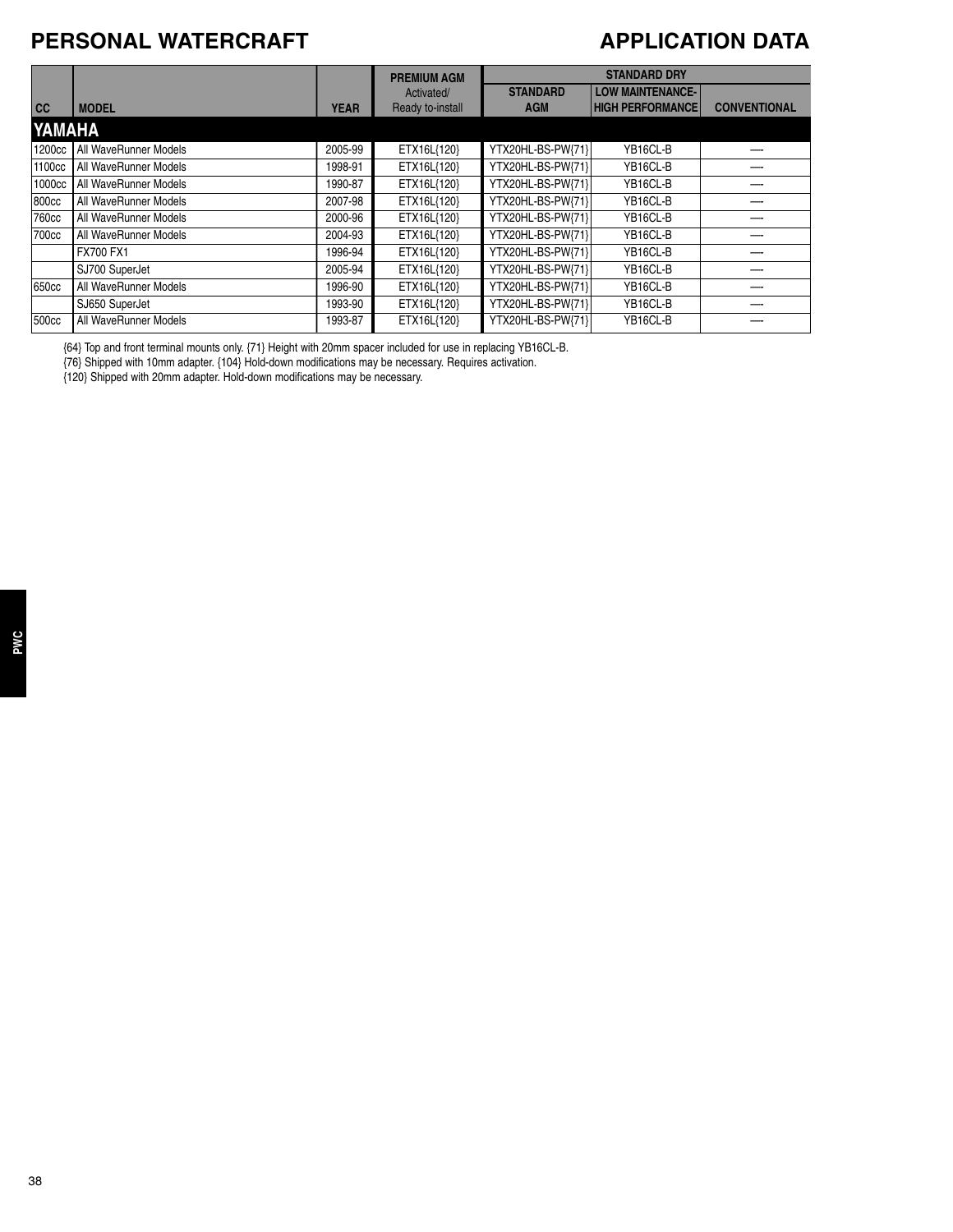# PERSONAL WATERCRAFT

# APPLICATION DATA

| CC | MODEL | YEAR | PREMIUM AGM Activated/ Ready to-install | STANDARD DRY | | |
|---|---|---|---|---|---|---|
| | | | | STANDARD AGM | LOW MAINTENANCE- HIGH PERFORMANCE | CONVENTIONAL |
| **YAMAHA** | | | | | | |
| 1200cc | All WaveRunner Models | 2005-99 | ETX16L{120} | YTX20HL-BS-PW{71} | YB16CL-B | — |
| 1100cc | All WaveRunner Models | 1998-91 | ETX16L{120} | YTX20HL-BS-PW{71} | YB16CL-B | — |
| 1000cc | All WaveRunner Models | 1990-87 | ETX16L{120} | YTX20HL-BS-PW{71} | YB16CL-B | — |
| 800cc | All WaveRunner Models | 2007-98 | ETX16L{120} | YTX20HL-BS-PW{71} | YB16CL-B | — |
| 760cc | All WaveRunner Models | 2000-96 | ETX16L{120} | YTX20HL-BS-PW{71} | YB16CL-B | — |
| 700cc | All WaveRunner Models | 2004-93 | ETX16L{120} | YTX20HL-BS-PW{71} | YB16CL-B | — |
| | FX700 FX1 | 1996-94 | ETX16L{120} | YTX20HL-BS-PW{71} | YB16CL-B | — |
| | SJ700 SuperJet | 2005-94 | ETX16L{120} | YTX20HL-BS-PW{71} | YB16CL-B | — |
| 650cc | All WaveRunner Models | 1996-90 | ETX16L{120} | YTX20HL-BS-PW{71} | YB16CL-B | — |
| | SJ650 SuperJet | 1993-90 | ETX16L{120} | YTX20HL-BS-PW{71} | YB16CL-B | — |
| 500cc | All WaveRunner Models | 1993-87 | ETX16L{120} | YTX20HL-BS-PW{71} | YB16CL-B | — |

{64} Top and front terminal mounts only. {71} Height with 20mm spacer included for use in replacing YB16CL-B.
{76} Shipped with 10mm adapter. {104} Hold-down modifications may be necessary. Requires activation.
{120} Shipped with 20mm adapter. Hold-down modifications may be necessary.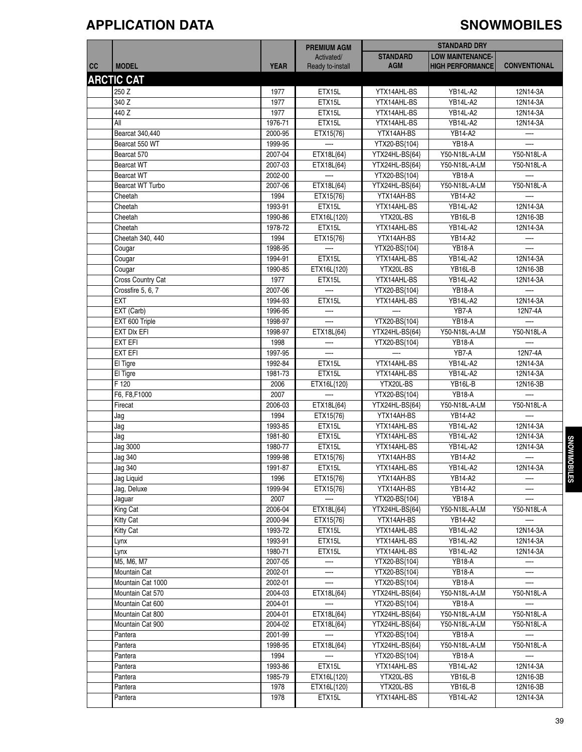# APPLICATION DATA

## SNOWMOBILES

| CC | MODEL | YEAR | PREMIUM AGM Activated/ Ready to-install | STANDARD DRY | | |
|---|---|---|---|---|---|---|
| | | | | STANDARD AGM | LOW MAINTENANCE-HIGH PERFORMANCE | CONVENTIONAL |
| **ARCTIC CAT** | | | | | | |
| | 250 Z | 1977 | ETX15L | YTX14AHL-BS | YB14L-A2 | 12N14-3A |
| | 340 Z | 1977 | ETX15L | YTX14AHL-BS | YB14L-A2 | 12N14-3A |
| | 440 Z | 1977 | ETX15L | YTX14AHL-BS | YB14L-A2 | 12N14-3A |
| | All | 1976-71 | ETX15L | YTX14AHL-BS | YB14L-A2 | 12N14-3A |
| | Bearcat 340,440 | 2000-95 | ETX15{76} | YTX14AH-BS | YB14-A2 | — |
| | Bearcat 550 WT | 1999-95 | — | YTX20-BS{104} | YB18-A | — |
| | Bearcat 570 | 2007-04 | ETX18L{64} | YTX24HL-BS{64} | Y50-N18L-A-LM | Y50-N18L-A |
| | Bearcat WT | 2007-03 | ETX18L{64} | YTX24HL-BS{64} | Y50-N18L-A-LM | Y50-N18L-A |
| | Bearcat WT | 2002-00 | — | YTX20-BS{104} | YB18-A | — |
| | Bearcat WT Turbo | 2007-06 | ETX18L{64} | YTX24HL-BS{64} | Y50-N18L-A-LM | Y50-N18L-A |
| | Cheetah | 1994 | ETX15{76} | YTX14AH-BS | YB14-A2 | — |
| | Cheetah | 1993-91 | ETX15L | YTX14AHL-BS | YB14L-A2 | 12N14-3A |
| | Cheetah | 1990-86 | ETX16L{120} | YTX20L-BS | YB16L-B | 12N16-3B |
| | Cheetah | 1978-72 | ETX15L | YTX14AHL-BS | YB14L-A2 | 12N14-3A |
| | Cheetah 340, 440 | 1994 | ETX15{76} | YTX14AH-BS | YB14-A2 | — |
| | Cougar | 1998-95 | — | YTX20-BS{104} | YB18-A | — |
| | Cougar | 1994-91 | ETX15L | YTX14AHL-BS | YB14L-A2 | 12N14-3A |
| | Cougar | 1990-85 | ETX16L{120} | YTX20L-BS | YB16L-B | 12N16-3B |
| | Cross Country Cat | 1977 | ETX15L | YTX14AHL-BS | YB14L-A2 | 12N14-3A |
| | Crossfire 5, 6, 7 | 2007-06 | — | YTX20-BS{104} | YB18-A | — |
| | EXT | 1994-93 | ETX15L | YTX14AHL-BS | YB14L-A2 | 12N14-3A |
| | EXT (Carb) | 1996-95 | — | — | YB7-A | 12N7-4A |
| | EXT 600 Triple | 1998-97 | — | YTX20-BS{104} | YB18-A | — |
| | EXT Dlx EFI | 1998-97 | ETX18L{64} | YTX24HL-BS{64} | Y50-N18L-A-LM | Y50-N18L-A |
| | EXT EFI | 1998 | — | YTX20-BS{104} | YB18-A | — |
| | EXT EFI | 1997-95 | — | — | YB7-A | 12N7-4A |
| | El Tigre | 1992-84 | ETX15L | YTX14AHL-BS | YB14L-A2 | 12N14-3A |
| | El Tigre | 1981-73 | ETX15L | YTX14AHL-BS | YB14L-A2 | 12N14-3A |
| | F 120 | 2006 | ETX16L{120} | YTX20L-BS | YB16L-B | 12N16-3B |
| | F6, F8,F1000 | 2007 | — | YTX20-BS{104} | YB18-A | — |
| | Firecat | 2006-03 | ETX18L{64} | YTX24HL-BS{64} | Y50-N18L-A-LM | Y50-N18L-A |
| | Jag | 1994 | ETX15{76} | YTX14AH-BS | YB14-A2 | — |
| | Jag | 1993-85 | ETX15L | YTX14AHL-BS | YB14L-A2 | 12N14-3A |
| | Jag | 1981-80 | ETX15L | YTX14AHL-BS | YB14L-A2 | 12N14-3A |
| | Jag 3000 | 1980-77 | ETX15L | YTX14AHL-BS | YB14L-A2 | 12N14-3A |
| | Jag 340 | 1999-98 | ETX15{76} | YTX14AH-BS | YB14-A2 | — |
| | Jag 340 | 1991-87 | ETX15L | YTX14AHL-BS | YB14L-A2 | 12N14-3A |
| | Jag Liquid | 1996 | ETX15{76} | YTX14AH-BS | YB14-A2 | — |
| | Jag, Deluxe | 1999-94 | ETX15{76} | YTX14AH-BS | YB14-A2 | — |
| | Jaguar | 2007 | — | YTX20-BS{104} | YB18-A | — |
| | King Cat | 2006-04 | ETX18L{64} | YTX24HL-BS{64} | Y50-N18L-A-LM | Y50-N18L-A |
| | Kitty Cat | 2000-94 | ETX15{76} | YTX14AH-BS | YB14-A2 | — |
| | Kitty Cat | 1993-72 | ETX15L | YTX14AHL-BS | YB14L-A2 | 12N14-3A |
| | Lynx | 1993-91 | ETX15L | YTX14AHL-BS | YB14L-A2 | 12N14-3A |
| | Lynx | 1980-71 | ETX15L | YTX14AHL-BS | YB14L-A2 | 12N14-3A |
| | M5, M6, M7 | 2007-05 | — | YTX20-BS{104} | YB18-A | — |
| | Mountain Cat | 2002-01 | — | YTX20-BS{104} | YB18-A | — |
| | Mountain Cat 1000 | 2002-01 | — | YTX20-BS{104} | YB18-A | — |
| | Mountain Cat 570 | 2004-03 | ETX18L{64} | YTX24HL-BS{64} | Y50-N18L-A-LM | Y50-N18L-A |
| | Mountain Cat 600 | 2004-01 | — | YTX20-BS{104} | YB18-A | — |
| | Mountain Cat 800 | 2004-01 | ETX18L{64} | YTX24HL-BS{64} | Y50-N18L-A-LM | Y50-N18L-A |
| | Mountain Cat 900 | 2004-02 | ETX18L{64} | YTX24HL-BS{64} | Y50-N18L-A-LM | Y50-N18L-A |
| | Pantera | 2001-99 | — | YTX20-BS{104} | YB18-A | — |
| | Pantera | 1998-95 | ETX18L{64} | YTX24HL-BS{64} | Y50-N18L-A-LM | Y50-N18L-A |
| | Pantera | 1994 | — | YTX20-BS{104} | YB18-A | — |
| | Pantera | 1993-86 | ETX15L | YTX14AHL-BS | YB14L-A2 | 12N14-3A |
| | Pantera | 1985-79 | ETX16L{120} | YTX20L-BS | YB16L-B | 12N16-3B |
| | Pantera | 1978 | ETX16L{120} | YTX20L-BS | YB16L-B | 12N16-3B |
| | Pantera | 1978 | ETX15L | YTX14AHL-BS | YB14L-A2 | 12N14-3A |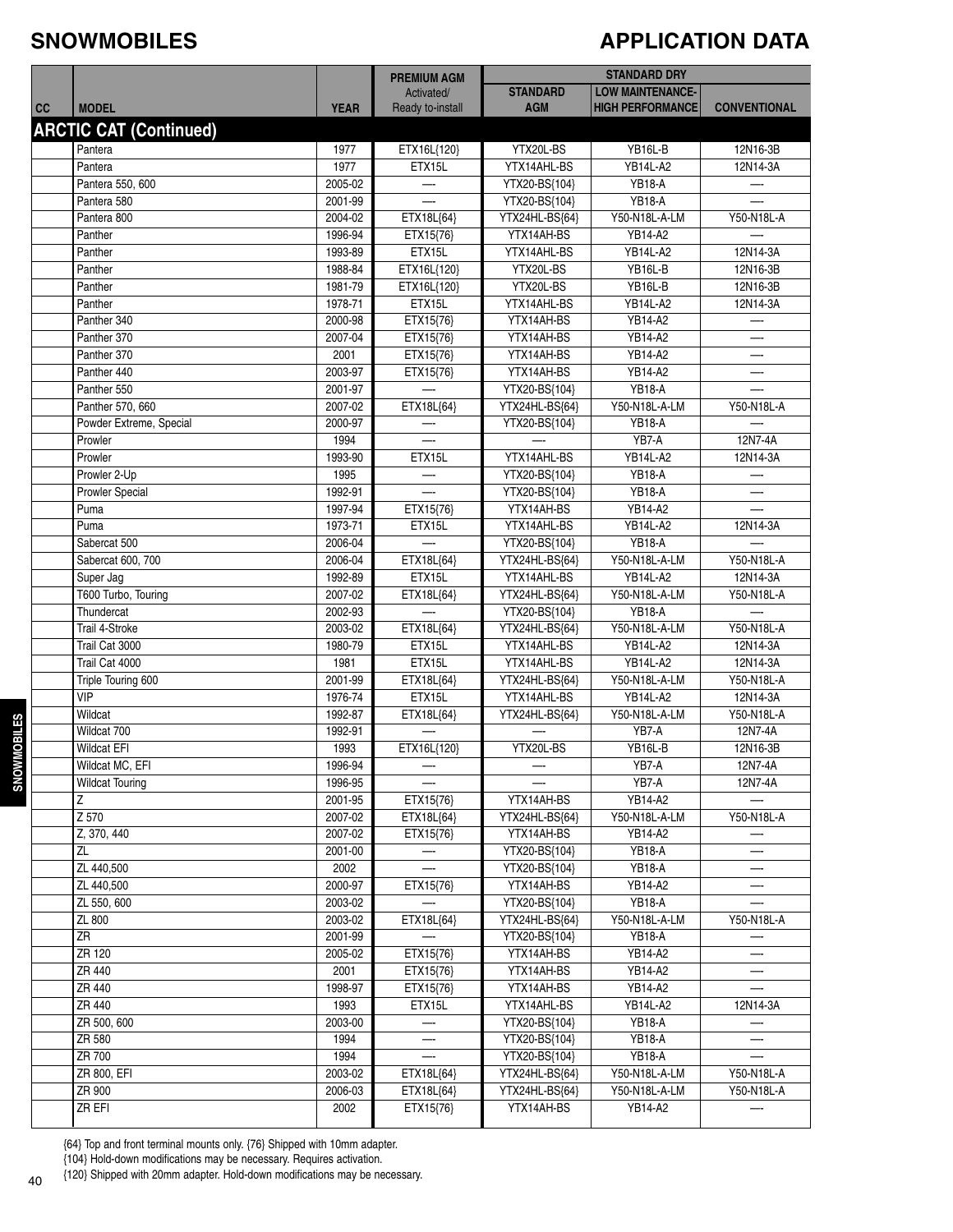# SNOWMOBILES

# APPLICATION DATA

| CC | MODEL | YEAR | PREMIUM AGM Activated/ Ready to-install | STANDARD DRY STANDARD AGM | LOW MAINTENANCE- HIGH PERFORMANCE | CONVENTIONAL |
|---|---|---|---|---|---|---|
| **ARCTIC CAT (Continued)** | | | | | | |
| | Pantera | 1977 | ETX16L{120} | YTX20L-BS | YB16L-B | 12N16-3B |
| | Pantera | 1977 | ETX15L | YTX14AHL-BS | YB14L-A2 | 12N14-3A |
| | Pantera 550, 600 | 2005-02 | — | YTX20-BS{104} | YB18-A | — |
| | Pantera 580 | 2001-99 | — | YTX20-BS{104} | YB18-A | — |
| | Pantera 800 | 2004-02 | ETX18L{64} | YTX24HL-BS{64} | Y50-N18L-A-LM | Y50-N18L-A |
| | Panther | 1996-94 | ETX15{76} | YTX14AH-BS | YB14-A2 | — |
| | Panther | 1993-89 | ETX15L | YTX14AHL-BS | YB14L-A2 | 12N14-3A |
| | Panther | 1988-84 | ETX16L{120} | YTX20L-BS | YB16L-B | 12N16-3B |
| | Panther | 1981-79 | ETX16L{120} | YTX20L-BS | YB16L-B | 12N16-3B |
| | Panther | 1978-71 | ETX15L | YTX14AHL-BS | YB14L-A2 | 12N14-3A |
| | Panther 340 | 2000-98 | ETX15{76} | YTX14AH-BS | YB14-A2 | — |
| | Panther 370 | 2007-04 | ETX15{76} | YTX14AH-BS | YB14-A2 | — |
| | Panther 370 | 2001 | ETX15{76} | YTX14AH-BS | YB14-A2 | — |
| | Panther 440 | 2003-97 | ETX15{76} | YTX14AH-BS | YB14-A2 | — |
| | Panther 550 | 2001-97 | — | YTX20-BS{104} | YB18-A | — |
| | Panther 570, 660 | 2007-02 | ETX18L{64} | YTX24HL-BS{64} | Y50-N18L-A-LM | Y50-N18L-A |
| | Powder Extreme, Special | 2000-97 | — | YTX20-BS{104} | YB18-A | — |
| | Prowler | 1994 | — | — | YB7-A | 12N7-4A |
| | Prowler | 1993-90 | ETX15L | YTX14AHL-BS | YB14L-A2 | 12N14-3A |
| | Prowler 2-Up | 1995 | — | YTX20-BS{104} | YB18-A | — |
| | Prowler Special | 1992-91 | — | YTX20-BS{104} | YB18-A | — |
| | Puma | 1997-94 | ETX15{76} | YTX14AH-BS | YB14-A2 | — |
| | Puma | 1973-71 | ETX15L | YTX14AHL-BS | YB14L-A2 | 12N14-3A |
| | Sabercat 500 | 2006-04 | — | YTX20-BS{104} | YB18-A | — |
| | Sabercat 600, 700 | 2006-04 | ETX18L{64} | YTX24HL-BS{64} | Y50-N18L-A-LM | Y50-N18L-A |
| | Super Jag | 1992-89 | ETX15L | YTX14AHL-BS | YB14L-A2 | 12N14-3A |
| | T600 Turbo, Touring | 2007-02 | ETX18L{64} | YTX24HL-BS{64} | Y50-N18L-A-LM | Y50-N18L-A |
| | Thundercat | 2002-93 | — | YTX20-BS{104} | YB18-A | — |
| | Trail 4-Stroke | 2003-02 | ETX18L{64} | YTX24HL-BS{64} | Y50-N18L-A-LM | Y50-N18L-A |
| | Trail Cat 3000 | 1980-79 | ETX15L | YTX14AHL-BS | YB14L-A2 | 12N14-3A |
| | Trail Cat 4000 | 1981 | ETX15L | YTX14AHL-BS | YB14L-A2 | 12N14-3A |
| | Triple Touring 600 | 2001-99 | ETX18L{64} | YTX24HL-BS{64} | Y50-N18L-A-LM | Y50-N18L-A |
| | VIP | 1976-74 | ETX15L | YTX14AHL-BS | YB14L-A2 | 12N14-3A |
| | Wildcat | 1992-87 | ETX18L{64} | YTX24HL-BS{64} | Y50-N18L-A-LM | Y50-N18L-A |
| | Wildcat 700 | 1992-91 | — | — | YB7-A | 12N7-4A |
| | Wildcat EFI | 1993 | ETX16L{120} | YTX20L-BS | YB16L-B | 12N16-3B |
| | Wildcat MC, EFI | 1996-94 | — | — | YB7-A | 12N7-4A |
| | Wildcat Touring | 1996-95 | — | — | YB7-A | 12N7-4A |
| | Z | 2001-95 | ETX15{76} | YTX14AH-BS | YB14-A2 | — |
| | Z 570 | 2007-02 | ETX18L{64} | YTX24HL-BS{64} | Y50-N18L-A-LM | Y50-N18L-A |
| | Z, 370, 440 | 2007-02 | ETX15{76} | YTX14AH-BS | YB14-A2 | — |
| | ZL | 2001-00 | — | YTX20-BS{104} | YB18-A | — |
| | ZL 440,500 | 2002 | — | YTX20-BS{104} | YB18-A | — |
| | ZL 440,500 | 2000-97 | ETX15{76} | YTX14AH-BS | YB14-A2 | — |
| | ZL 550, 600 | 2003-02 | — | YTX20-BS{104} | YB18-A | — |
| | ZL 800 | 2003-02 | ETX18L{64} | YTX24HL-BS{64} | Y50-N18L-A-LM | Y50-N18L-A |
| | ZR | 2001-99 | — | YTX20-BS{104} | YB18-A | — |
| | ZR 120 | 2005-02 | ETX15{76} | YTX14AH-BS | YB14-A2 | — |
| | ZR 440 | 2001 | ETX15{76} | YTX14AH-BS | YB14-A2 | — |
| | ZR 440 | 1998-97 | ETX15{76} | YTX14AH-BS | YB14-A2 | — |
| | ZR 440 | 1993 | ETX15L | YTX14AHL-BS | YB14L-A2 | 12N14-3A |
| | ZR 500, 600 | 2003-00 | — | YTX20-BS{104} | YB18-A | — |
| | ZR 580 | 1994 | — | YTX20-BS{104} | YB18-A | — |
| | ZR 700 | 1994 | — | YTX20-BS{104} | YB18-A | — |
| | ZR 800, EFI | 2003-02 | ETX18L{64} | YTX24HL-BS{64} | Y50-N18L-A-LM | Y50-N18L-A |
| | ZR 900 | 2006-03 | ETX18L{64} | YTX24HL-BS{64} | Y50-N18L-A-LM | Y50-N18L-A |
| | ZR EFI | 2002 | ETX15{76} | YTX14AH-BS | YB14-A2 | — |

{64} Top and front terminal mounts only. {76} Shipped with 10mm adapter.
{104} Hold-down modifications may be necessary. Requires activation.
{120} Shipped with 20mm adapter. Hold-down modifications may be necessary.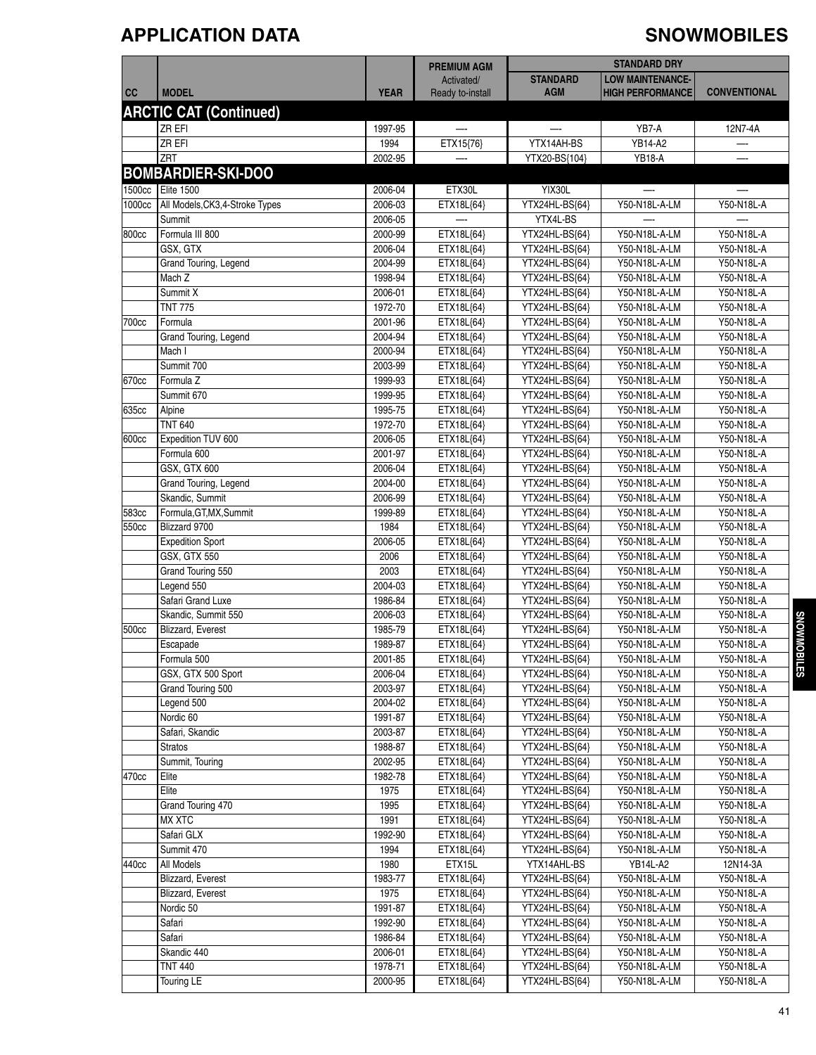# APPLICATION DATA

## SNOWMOBILES

| CC | MODEL | YEAR | PREMIUM AGM Activated/ Ready to-install | STANDARD DRY STANDARD AGM | LOW MAINTENANCE- HIGH PERFORMANCE | CONVENTIONAL |
|---|---|---|---|---|---|---|
| **ARCTIC CAT (Continued)** | | | | | | |
| | ZR EFI | 1997-95 | — | — | YB7-A | 12N7-4A |
| | ZR EFI | 1994 | ETX15{76} | YTX14AH-BS | YB14-A2 | — |
| | ZRT | 2002-95 | — | YTX20-BS{104} | YB18-A | — |
| **BOMBARDIER-SKI-DOO** | | | | | | |
| 1500cc | Elite 1500 | 2006-04 | ETX30L | YIX30L | — | — |
| 1000cc | All Models,CK3,4-Stroke Types | 2006-03 | ETX18L{64} | YTX24HL-BS{64} | Y50-N18L-A-LM | Y50-N18L-A |
| | Summit | 2006-05 | — | YTX4L-BS | — | — |
| 800cc | Formula III 800 | 2000-99 | ETX18L{64} | YTX24HL-BS{64} | Y50-N18L-A-LM | Y50-N18L-A |
| | GSX, GTX | 2006-04 | ETX18L{64} | YTX24HL-BS{64} | Y50-N18L-A-LM | Y50-N18L-A |
| | Grand Touring, Legend | 2004-99 | ETX18L{64} | YTX24HL-BS{64} | Y50-N18L-A-LM | Y50-N18L-A |
| | Mach Z | 1998-94 | ETX18L{64} | YTX24HL-BS{64} | Y50-N18L-A-LM | Y50-N18L-A |
| | Summit X | 2006-01 | ETX18L{64} | YTX24HL-BS{64} | Y50-N18L-A-LM | Y50-N18L-A |
| | TNT 775 | 1972-70 | ETX18L{64} | YTX24HL-BS{64} | Y50-N18L-A-LM | Y50-N18L-A |
| 700cc | Formula | 2001-96 | ETX18L{64} | YTX24HL-BS{64} | Y50-N18L-A-LM | Y50-N18L-A |
| | Grand Touring, Legend | 2004-94 | ETX18L{64} | YTX24HL-BS{64} | Y50-N18L-A-LM | Y50-N18L-A |
| | Mach I | 2000-94 | ETX18L{64} | YTX24HL-BS{64} | Y50-N18L-A-LM | Y50-N18L-A |
| | Summit 700 | 2003-99 | ETX18L{64} | YTX24HL-BS{64} | Y50-N18L-A-LM | Y50-N18L-A |
| 670cc | Formula Z | 1999-93 | ETX18L{64} | YTX24HL-BS{64} | Y50-N18L-A-LM | Y50-N18L-A |
| | Summit 670 | 1999-95 | ETX18L{64} | YTX24HL-BS{64} | Y50-N18L-A-LM | Y50-N18L-A |
| 635cc | Alpine | 1995-75 | ETX18L{64} | YTX24HL-BS{64} | Y50-N18L-A-LM | Y50-N18L-A |
| | TNT 640 | 1972-70 | ETX18L{64} | YTX24HL-BS{64} | Y50-N18L-A-LM | Y50-N18L-A |
| 600cc | Expedition TUV 600 | 2006-05 | ETX18L{64} | YTX24HL-BS{64} | Y50-N18L-A-LM | Y50-N18L-A |
| | Formula 600 | 2001-97 | ETX18L{64} | YTX24HL-BS{64} | Y50-N18L-A-LM | Y50-N18L-A |
| | GSX, GTX 600 | 2006-04 | ETX18L{64} | YTX24HL-BS{64} | Y50-N18L-A-LM | Y50-N18L-A |
| | Grand Touring, Legend | 2004-00 | ETX18L{64} | YTX24HL-BS{64} | Y50-N18L-A-LM | Y50-N18L-A |
| | Skandic, Summit | 2006-99 | ETX18L{64} | YTX24HL-BS{64} | Y50-N18L-A-LM | Y50-N18L-A |
| 583cc | Formula,GT,MX,Summit | 1999-89 | ETX18L{64} | YTX24HL-BS{64} | Y50-N18L-A-LM | Y50-N18L-A |
| 550cc | Blizzard 9700 | 1984 | ETX18L{64} | YTX24HL-BS{64} | Y50-N18L-A-LM | Y50-N18L-A |
| | Expedition Sport | 2006-05 | ETX18L{64} | YTX24HL-BS{64} | Y50-N18L-A-LM | Y50-N18L-A |
| | GSX, GTX 550 | 2006 | ETX18L{64} | YTX24HL-BS{64} | Y50-N18L-A-LM | Y50-N18L-A |
| | Grand Touring 550 | 2003 | ETX18L{64} | YTX24HL-BS{64} | Y50-N18L-A-LM | Y50-N18L-A |
| | Legend 550 | 2004-03 | ETX18L{64} | YTX24HL-BS{64} | Y50-N18L-A-LM | Y50-N18L-A |
| | Safari Grand Luxe | 1986-84 | ETX18L{64} | YTX24HL-BS{64} | Y50-N18L-A-LM | Y50-N18L-A |
| | Skandic, Summit 550 | 2006-03 | ETX18L{64} | YTX24HL-BS{64} | Y50-N18L-A-LM | Y50-N18L-A |
| 500cc | Blizzard, Everest | 1985-79 | ETX18L{64} | YTX24HL-BS{64} | Y50-N18L-A-LM | Y50-N18L-A |
| | Escapade | 1989-87 | ETX18L{64} | YTX24HL-BS{64} | Y50-N18L-A-LM | Y50-N18L-A |
| | Formula 500 | 2001-85 | ETX18L{64} | YTX24HL-BS{64} | Y50-N18L-A-LM | Y50-N18L-A |
| | GSX, GTX 500 Sport | 2006-04 | ETX18L{64} | YTX24HL-BS{64} | Y50-N18L-A-LM | Y50-N18L-A |
| | Grand Touring 500 | 2003-97 | ETX18L{64} | YTX24HL-BS{64} | Y50-N18L-A-LM | Y50-N18L-A |
| | Legend 500 | 2004-02 | ETX18L{64} | YTX24HL-BS{64} | Y50-N18L-A-LM | Y50-N18L-A |
| | Nordic 60 | 1991-87 | ETX18L{64} | YTX24HL-BS{64} | Y50-N18L-A-LM | Y50-N18L-A |
| | Safari, Skandic | 2003-87 | ETX18L{64} | YTX24HL-BS{64} | Y50-N18L-A-LM | Y50-N18L-A |
| | Stratos | 1988-87 | ETX18L{64} | YTX24HL-BS{64} | Y50-N18L-A-LM | Y50-N18L-A |
| | Summit, Touring | 2002-95 | ETX18L{64} | YTX24HL-BS{64} | Y50-N18L-A-LM | Y50-N18L-A |
| 470cc | Elite | 1982-78 | ETX18L{64} | YTX24HL-BS{64} | Y50-N18L-A-LM | Y50-N18L-A |
| | Elite | 1975 | ETX18L{64} | YTX24HL-BS{64} | Y50-N18L-A-LM | Y50-N18L-A |
| | Grand Touring 470 | 1995 | ETX18L{64} | YTX24HL-BS{64} | Y50-N18L-A-LM | Y50-N18L-A |
| | MX XTC | 1991 | ETX18L{64} | YTX24HL-BS{64} | Y50-N18L-A-LM | Y50-N18L-A |
| | Safari GLX | 1992-90 | ETX18L{64} | YTX24HL-BS{64} | Y50-N18L-A-LM | Y50-N18L-A |
| | Summit 470 | 1994 | ETX18L{64} | YTX24HL-BS{64} | Y50-N18L-A-LM | Y50-N18L-A |
| 440cc | All Models | 1980 | ETX15L | YTX14AHL-BS | YB14L-A2 | 12N14-3A |
| | Blizzard, Everest | 1983-77 | ETX18L{64} | YTX24HL-BS{64} | Y50-N18L-A-LM | Y50-N18L-A |
| | Blizzard, Everest | 1975 | ETX18L{64} | YTX24HL-BS{64} | Y50-N18L-A-LM | Y50-N18L-A |
| | Nordic 50 | 1991-87 | ETX18L{64} | YTX24HL-BS{64} | Y50-N18L-A-LM | Y50-N18L-A |
| | Safari | 1992-90 | ETX18L{64} | YTX24HL-BS{64} | Y50-N18L-A-LM | Y50-N18L-A |
| | Safari | 1986-84 | ETX18L{64} | YTX24HL-BS{64} | Y50-N18L-A-LM | Y50-N18L-A |
| | Skandic 440 | 2006-01 | ETX18L{64} | YTX24HL-BS{64} | Y50-N18L-A-LM | Y50-N18L-A |
| | TNT 440 | 1978-71 | ETX18L{64} | YTX24HL-BS{64} | Y50-N18L-A-LM | Y50-N18L-A |
| | Touring LE | 2000-95 | ETX18L{64} | YTX24HL-BS{64} | Y50-N18L-A-LM | Y50-N18L-A |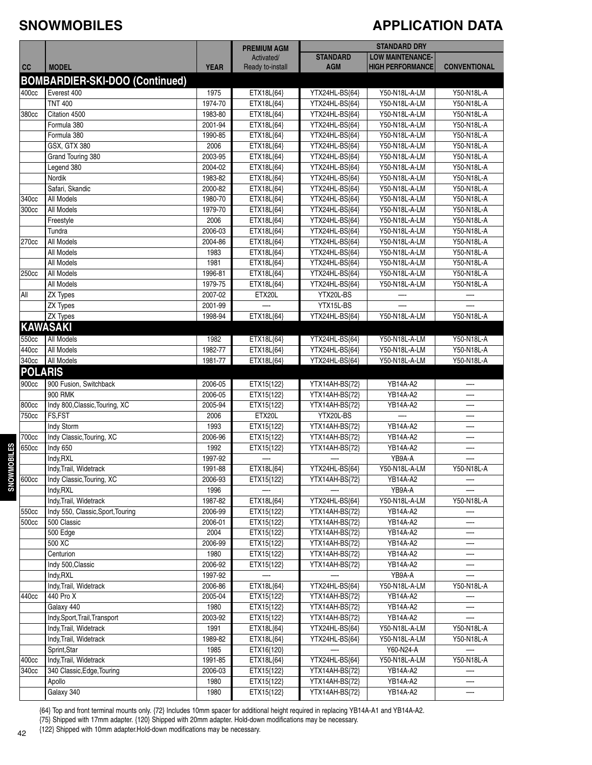# SNOWMOBILES

# APPLICATION DATA

| CC | MODEL | YEAR | PREMIUM AGM Activated/ Ready to-install | STANDARD DRY | | |
|---|---|---|---|---|---|---|
| | | | | STANDARD AGM | LOW MAINTENANCE-HIGH PERFORMANCE | CONVENTIONAL |
| **BOMBARDIER-SKI-DOO (Continued)** | | | | | | |
| 400cc | Everest 400 | 1975 | ETX18L{64} | YTX24HL-BS{64} | Y50-N18L-A-LM | Y50-N18L-A |
| | TNT 400 | 1974-70 | ETX18L{64} | YTX24HL-BS{64} | Y50-N18L-A-LM | Y50-N18L-A |
| 380cc | Citation 4500 | 1983-80 | ETX18L{64} | YTX24HL-BS{64} | Y50-N18L-A-LM | Y50-N18L-A |
| | Formula 380 | 2001-94 | ETX18L{64} | YTX24HL-BS{64} | Y50-N18L-A-LM | Y50-N18L-A |
| | Formula 380 | 1990-85 | ETX18L{64} | YTX24HL-BS{64} | Y50-N18L-A-LM | Y50-N18L-A |
| | GSX, GTX 380 | 2006 | ETX18L{64} | YTX24HL-BS{64} | Y50-N18L-A-LM | Y50-N18L-A |
| | Grand Touring 380 | 2003-95 | ETX18L{64} | YTX24HL-BS{64} | Y50-N18L-A-LM | Y50-N18L-A |
| | Legend 380 | 2004-02 | ETX18L{64} | YTX24HL-BS{64} | Y50-N18L-A-LM | Y50-N18L-A |
| | Nordik | 1983-82 | ETX18L{64} | YTX24HL-BS{64} | Y50-N18L-A-LM | Y50-N18L-A |
| | Safari, Skandic | 2000-82 | ETX18L{64} | YTX24HL-BS{64} | Y50-N18L-A-LM | Y50-N18L-A |
| 340cc | All Models | 1980-70 | ETX18L{64} | YTX24HL-BS{64} | Y50-N18L-A-LM | Y50-N18L-A |
| 300cc | All Models | 1979-70 | ETX18L{64} | YTX24HL-BS{64} | Y50-N18L-A-LM | Y50-N18L-A |
| | Freestyle | 2006 | ETX18L{64} | YTX24HL-BS{64} | Y50-N18L-A-LM | Y50-N18L-A |
| | Tundra | 2006-03 | ETX18L{64} | YTX24HL-BS{64} | Y50-N18L-A-LM | Y50-N18L-A |
| 270cc | All Models | 2004-86 | ETX18L{64} | YTX24HL-BS{64} | Y50-N18L-A-LM | Y50-N18L-A |
| | All Models | 1983 | ETX18L{64} | YTX24HL-BS{64} | Y50-N18L-A-LM | Y50-N18L-A |
| | All Models | 1981 | ETX18L{64} | YTX24HL-BS{64} | Y50-N18L-A-LM | Y50-N18L-A |
| 250cc | All Models | 1996-81 | ETX18L{64} | YTX24HL-BS{64} | Y50-N18L-A-LM | Y50-N18L-A |
| | All Models | 1979-75 | ETX18L{64} | YTX24HL-BS{64} | Y50-N18L-A-LM | Y50-N18L-A |
| All | ZX Types | 2007-02 | ETX20L | YTX20L-BS | — | — |
| | ZX Types | 2001-99 | — | YTX15L-BS | — | — |
| | ZX Types | 1998-94 | ETX18L{64} | YTX24HL-BS{64} | Y50-N18L-A-LM | Y50-N18L-A |
| **KAWASAKI** | | | | | | |
| 550cc | All Models | 1982 | ETX18L{64} | YTX24HL-BS{64} | Y50-N18L-A-LM | Y50-N18L-A |
| 440cc | All Models | 1982-77 | ETX18L{64} | YTX24HL-BS{64} | Y50-N18L-A-LM | Y50-N18L-A |
| 340cc | All Models | 1981-77 | ETX18L{64} | YTX24HL-BS{64} | Y50-N18L-A-LM | Y50-N18L-A |
| **POLARIS** | | | | | | |
| 900cc | 900 Fusion, Switchback | 2006-05 | ETX15{122} | YTX14AH-BS{72} | YB14A-A2 | — |
| | 900 RMK | 2006-05 | ETX15{122} | YTX14AH-BS{72} | YB14A-A2 | — |
| 800cc | Indy 800,Classic,Touring, XC | 2005-94 | ETX15{122} | YTX14AH-BS{72} | YB14A-A2 | — |
| 750cc | FS,FST | 2006 | ETX20L | YTX20L-BS | — | — |
| | Indy Storm | 1993 | ETX15{122} | YTX14AH-BS{72} | YB14A-A2 | — |
| 700cc | Indy Classic,Touring, XC | 2006-96 | ETX15{122} | YTX14AH-BS{72} | YB14A-A2 | — |
| 650cc | Indy 650 | 1992 | ETX15{122} | YTX14AH-BS{72} | YB14A-A2 | — |
| | Indy,RXL | 1997-92 | — | — | YB9A-A | — |
| | Indy,Trail, Widetrack | 1991-88 | ETX18L{64} | YTX24HL-BS{64} | Y50-N18L-A-LM | Y50-N18L-A |
| 600cc | Indy Classic,Touring, XC | 2006-93 | ETX15{122} | YTX14AH-BS{72} | YB14A-A2 | — |
| | Indy,RXL | 1996 | — | — | YB9A-A | — |
| | Indy,Trail, Widetrack | 1987-82 | ETX18L{64} | YTX24HL-BS{64} | Y50-N18L-A-LM | Y50-N18L-A |
| 550cc | Indy 550, Classic,Sport,Touring | 2006-99 | ETX15{122} | YTX14AH-BS{72} | YB14A-A2 | — |
| 500cc | 500 Classic | 2006-01 | ETX15{122} | YTX14AH-BS{72} | YB14A-A2 | — |
| | 500 Edge | 2004 | ETX15{122} | YTX14AH-BS{72} | YB14A-A2 | — |
| | 500 XC | 2006-99 | ETX15{122} | YTX14AH-BS{72} | YB14A-A2 | — |
| | Centurion | 1980 | ETX15{122} | YTX14AH-BS{72} | YB14A-A2 | — |
| | Indy 500,Classic | 2006-92 | ETX15{122} | YTX14AH-BS{72} | YB14A-A2 | — |
| | Indy,RXL | 1997-92 | — | — | YB9A-A | — |
| | Indy,Trail, Widetrack | 2006-86 | ETX18L{64} | YTX24HL-BS{64} | Y50-N18L-A-LM | Y50-N18L-A |
| 440cc | 440 Pro X | 2005-04 | ETX15{122} | YTX14AH-BS{72} | YB14A-A2 | — |
| | Galaxy 440 | 1980 | ETX15{122} | YTX14AH-BS{72} | YB14A-A2 | — |
| | Indy,Sport,Trail,Transport | 2003-92 | ETX15{122} | YTX14AH-BS{72} | YB14A-A2 | — |
| | Indy,Trail, Widetrack | 1991 | ETX18L{64} | YTX24HL-BS{64} | Y50-N18L-A-LM | Y50-N18L-A |
| | Indy,Trail, Widetrack | 1989-82 | ETX18L{64} | YTX24HL-BS{64} | Y50-N18L-A-LM | Y50-N18L-A |
| | Sprint,Star | 1985 | ETX16{120} | — | Y60-N24-A | — |
| 400cc | Indy,Trail, Widetrack | 1991-85 | ETX18L{64} | YTX24HL-BS{64} | Y50-N18L-A-LM | Y50-N18L-A |
| 340cc | 340 Classic,Edge,Touring | 2006-03 | ETX15{122} | YTX14AH-BS{72} | YB14A-A2 | — |
| | Apollo | 1980 | ETX15{122} | YTX14AH-BS{72} | YB14A-A2 | — |
| | Galaxy 340 | 1980 | ETX15{122} | YTX14AH-BS{72} | YB14A-A2 | — |

{64} Top and front terminal mounts only. {72} Includes 10mm spacer for additional height required in replacing YB14A-A1 and YB14A-A2.
{75} Shipped with 17mm adapter. {120} Shipped with 20mm adapter. Hold-down modifications may be necessary.
{122} Shipped with 10mm adapter.Hold-down modifications may be necessary.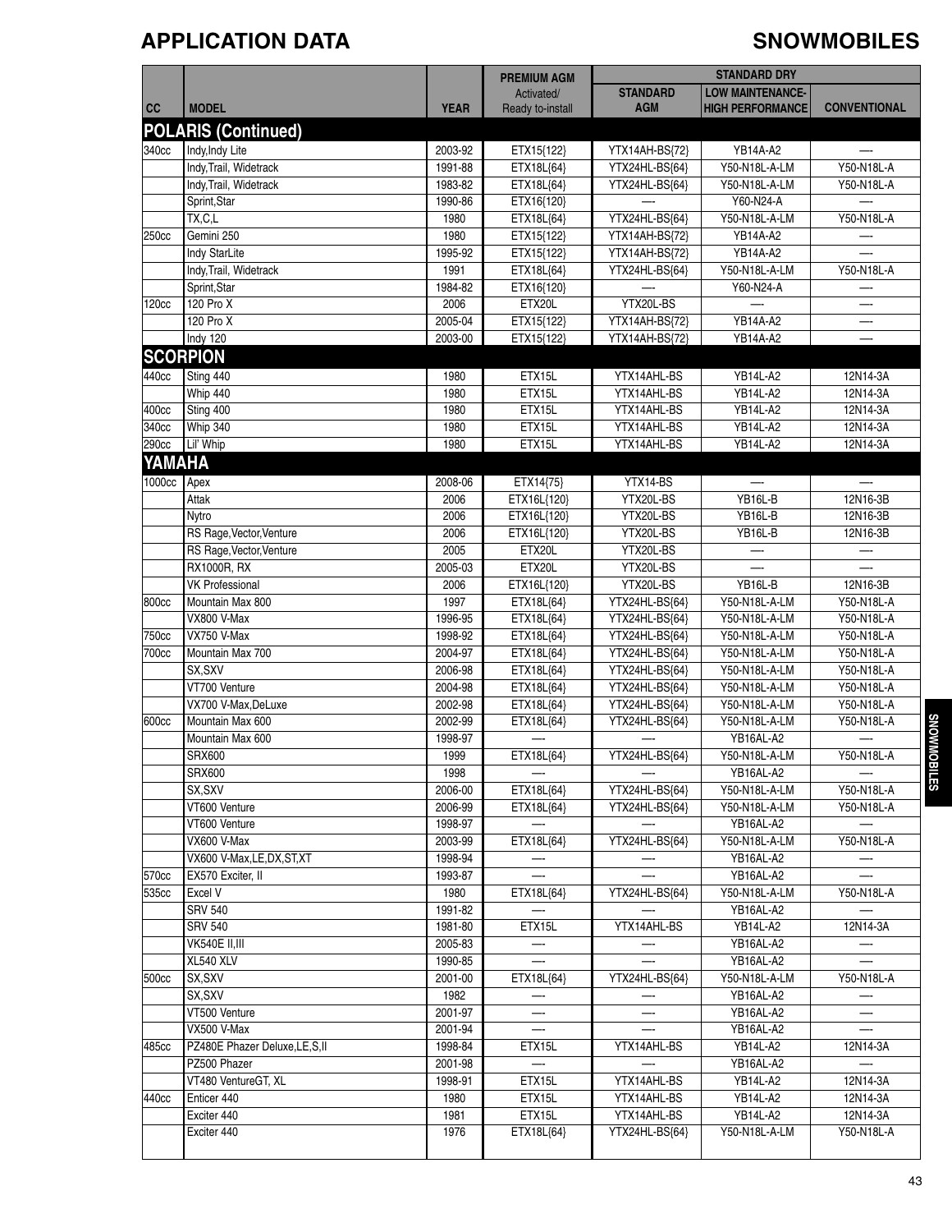# APPLICATION DATA

# SNOWMOBILES

| CC | MODEL | YEAR | PREMIUM AGM Activated/ Ready to-install | STANDARD DRY | | |
|---|---|---|---|---|---|---|
| | | | | STANDARD AGM | LOW MAINTENANCE- HIGH PERFORMANCE | CONVENTIONAL |
| **POLARIS (Continued)** | | | | | | |
| 340cc | Indy,Indy Lite | 2003-92 | ETX15{122} | YTX14AH-BS{72} | YB14A-A2 | — |
| | Indy,Trail, Widetrack | 1991-88 | ETX18L{64} | YTX24HL-BS{64} | Y50-N18L-A-LM | Y50-N18L-A |
| | Indy,Trail, Widetrack | 1983-82 | ETX18L{64} | YTX24HL-BS{64} | Y50-N18L-A-LM | Y50-N18L-A |
| | Sprint,Star | 1990-86 | ETX16{120} | — | Y60-N24-A | — |
| | TX,C,L | 1980 | ETX18L{64} | YTX24HL-BS{64} | Y50-N18L-A-LM | Y50-N18L-A |
| 250cc | Gemini 250 | 1980 | ETX15{122} | YTX14AH-BS{72} | YB14A-A2 | — |
| | Indy StarLite | 1995-92 | ETX15{122} | YTX14AH-BS{72} | YB14A-A2 | — |
| | Indy,Trail, Widetrack | 1991 | ETX18L{64} | YTX24HL-BS{64} | Y50-N18L-A-LM | Y50-N18L-A |
| | Sprint,Star | 1984-82 | ETX16{120} | — | Y60-N24-A | — |
| 120cc | 120 Pro X | 2006 | ETX20L | YTX20L-BS | — | — |
| | 120 Pro X | 2005-04 | ETX15{122} | YTX14AH-BS{72} | YB14A-A2 | — |
| | Indy 120 | 2003-00 | ETX15{122} | YTX14AH-BS{72} | YB14A-A2 | — |
| **SCORPION** | | | | | | |
| 440cc | Sting 440 | 1980 | ETX15L | YTX14AHL-BS | YB14L-A2 | 12N14-3A |
| | Whip 440 | 1980 | ETX15L | YTX14AHL-BS | YB14L-A2 | 12N14-3A |
| 400cc | Sting 400 | 1980 | ETX15L | YTX14AHL-BS | YB14L-A2 | 12N14-3A |
| 340cc | Whip 340 | 1980 | ETX15L | YTX14AHL-BS | YB14L-A2 | 12N14-3A |
| 290cc | Lil' Whip | 1980 | ETX15L | YTX14AHL-BS | YB14L-A2 | 12N14-3A |
| **YAMAHA** | | | | | | |
| 1000cc | Apex | 2008-06 | ETX14{75} | YTX14-BS | — | — |
| | Attak | 2006 | ETX16L{120} | YTX20L-BS | YB16L-B | 12N16-3B |
| | Nytro | 2006 | ETX16L{120} | YTX20L-BS | YB16L-B | 12N16-3B |
| | RS Rage,Vector,Venture | 2006 | ETX16L{120} | YTX20L-BS | YB16L-B | 12N16-3B |
| | RS Rage,Vector,Venture | 2005 | ETX20L | YTX20L-BS | — | — |
| | RX1000R, RX | 2005-03 | ETX20L | YTX20L-BS | — | — |
| | VK Professional | 2006 | ETX16L{120} | YTX20L-BS | YB16L-B | 12N16-3B |
| 800cc | Mountain Max 800 | 1997 | ETX18L{64} | YTX24HL-BS{64} | Y50-N18L-A-LM | Y50-N18L-A |
| | VX800 V-Max | 1996-95 | ETX18L{64} | YTX24HL-BS{64} | Y50-N18L-A-LM | Y50-N18L-A |
| 750cc | VX750 V-Max | 1998-92 | ETX18L{64} | YTX24HL-BS{64} | Y50-N18L-A-LM | Y50-N18L-A |
| 700cc | Mountain Max 700 | 2004-97 | ETX18L{64} | YTX24HL-BS{64} | Y50-N18L-A-LM | Y50-N18L-A |
| | SX,SXV | 2006-98 | ETX18L{64} | YTX24HL-BS{64} | Y50-N18L-A-LM | Y50-N18L-A |
| | VT700 Venture | 2004-98 | ETX18L{64} | YTX24HL-BS{64} | Y50-N18L-A-LM | Y50-N18L-A |
| | VX700 V-Max,DeLuxe | 2002-98 | ETX18L{64} | YTX24HL-BS{64} | Y50-N18L-A-LM | Y50-N18L-A |
| 600cc | Mountain Max 600 | 2002-99 | ETX18L{64} | YTX24HL-BS{64} | Y50-N18L-A-LM | Y50-N18L-A |
| | Mountain Max 600 | 1998-97 | — | — | YB16AL-A2 | — |
| | SRX600 | 1999 | ETX18L{64} | YTX24HL-BS{64} | Y50-N18L-A-LM | Y50-N18L-A |
| | SRX600 | 1998 | — | — | YB16AL-A2 | — |
| | SX,SXV | 2006-00 | ETX18L{64} | YTX24HL-BS{64} | Y50-N18L-A-LM | Y50-N18L-A |
| | VT600 Venture | 2006-99 | ETX18L{64} | YTX24HL-BS{64} | Y50-N18L-A-LM | Y50-N18L-A |
| | VT600 Venture | 1998-97 | — | — | YB16AL-A2 | — |
| | VX600 V-Max | 2003-99 | ETX18L{64} | YTX24HL-BS{64} | Y50-N18L-A-LM | Y50-N18L-A |
| | VX600 V-Max,LE,DX,ST,XT | 1998-94 | — | — | YB16AL-A2 | — |
| 570cc | EX570 Exciter, II | 1993-87 | — | — | YB16AL-A2 | — |
| 535cc | Excel V | 1980 | ETX18L{64} | YTX24HL-BS{64} | Y50-N18L-A-LM | Y50-N18L-A |
| | SRV 540 | 1991-82 | — | — | YB16AL-A2 | — |
| | SRV 540 | 1981-80 | ETX15L | YTX14AHL-BS | YB14L-A2 | 12N14-3A |
| | VK540E II,III | 2005-83 | — | — | YB16AL-A2 | — |
| | XL540 XLV | 1990-85 | — | — | YB16AL-A2 | — |
| 500cc | SX,SXV | 2001-00 | ETX18L{64} | YTX24HL-BS{64} | Y50-N18L-A-LM | Y50-N18L-A |
| | SX,SXV | 1982 | — | — | YB16AL-A2 | — |
| | VT500 Venture | 2001-97 | — | — | YB16AL-A2 | — |
| | VX500 V-Max | 2001-94 | — | — | YB16AL-A2 | — |
| 485cc | PZ480E Phazer Deluxe,LE,S,II | 1998-84 | ETX15L | YTX14AHL-BS | YB14L-A2 | 12N14-3A |
| | PZ500 Phazer | 2001-98 | — | — | YB16AL-A2 | — |
| | VT480 VentureGT, XL | 1998-91 | ETX15L | YTX14AHL-BS | YB14L-A2 | 12N14-3A |
| 440cc | Enticer 440 | 1980 | ETX15L | YTX14AHL-BS | YB14L-A2 | 12N14-3A |
| | Exciter 440 | 1981 | ETX15L | YTX14AHL-BS | YB14L-A2 | 12N14-3A |
| | Exciter 440 | 1976 | ETX18L{64} | YTX24HL-BS{64} | Y50-N18L-A-LM | Y50-N18L-A |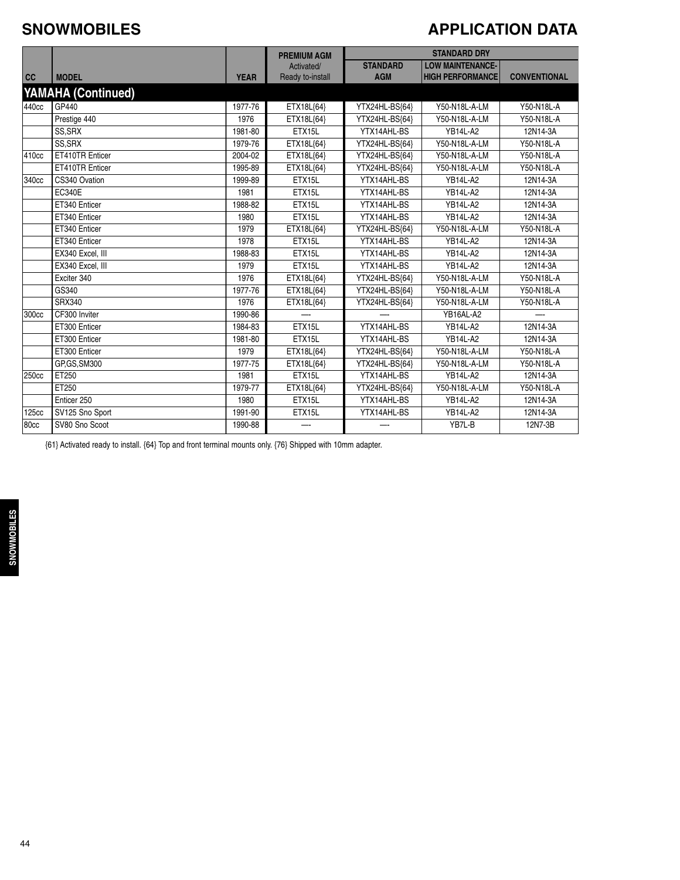# SNOWMOBILES

## APPLICATION DATA

| CC | MODEL | YEAR | PREMIUM AGM Activated/ Ready to-install | STANDARD DRY STANDARD AGM | LOW MAINTENANCE- HIGH PERFORMANCE | CONVENTIONAL |
|---|---|---|---|---|---|---|
| **YAMAHA (Continued)** | | | | | | |
| 440cc | GP440 | 1977-76 | ETX18L{64} | YTX24HL-BS{64} | Y50-N18L-A-LM | Y50-N18L-A |
| | Prestige 440 | 1976 | ETX18L{64} | YTX24HL-BS{64} | Y50-N18L-A-LM | Y50-N18L-A |
| | SS,SRX | 1981-80 | ETX15L | YTX14AHL-BS | YB14L-A2 | 12N14-3A |
| | SS,SRX | 1979-76 | ETX18L{64} | YTX24HL-BS{64} | Y50-N18L-A-LM | Y50-N18L-A |
| 410cc | ET410TR Enticer | 2004-02 | ETX18L{64} | YTX24HL-BS{64} | Y50-N18L-A-LM | Y50-N18L-A |
| | ET410TR Enticer | 1995-89 | ETX18L{64} | YTX24HL-BS{64} | Y50-N18L-A-LM | Y50-N18L-A |
| 340cc | CS340 Ovation | 1999-89 | ETX15L | YTX14AHL-BS | YB14L-A2 | 12N14-3A |
| | EC340E | 1981 | ETX15L | YTX14AHL-BS | YB14L-A2 | 12N14-3A |
| | ET340 Enticer | 1988-82 | ETX15L | YTX14AHL-BS | YB14L-A2 | 12N14-3A |
| | ET340 Enticer | 1980 | ETX15L | YTX14AHL-BS | YB14L-A2 | 12N14-3A |
| | ET340 Enticer | 1979 | ETX18L{64} | YTX24HL-BS{64} | Y50-N18L-A-LM | Y50-N18L-A |
| | ET340 Enticer | 1978 | ETX15L | YTX14AHL-BS | YB14L-A2 | 12N14-3A |
| | EX340 Excel, III | 1988-83 | ETX15L | YTX14AHL-BS | YB14L-A2 | 12N14-3A |
| | EX340 Excel, III | 1979 | ETX15L | YTX14AHL-BS | YB14L-A2 | 12N14-3A |
| | Exciter 340 | 1976 | ETX18L{64} | YTX24HL-BS{64} | Y50-N18L-A-LM | Y50-N18L-A |
| | GS340 | 1977-76 | ETX18L{64} | YTX24HL-BS{64} | Y50-N18L-A-LM | Y50-N18L-A |
| | SRX340 | 1976 | ETX18L{64} | YTX24HL-BS{64} | Y50-N18L-A-LM | Y50-N18L-A |
| 300cc | CF300 Inviter | 1990-86 | — | — | YB16AL-A2 | — |
| | ET300 Enticer | 1984-83 | ETX15L | YTX14AHL-BS | YB14L-A2 | 12N14-3A |
| | ET300 Enticer | 1981-80 | ETX15L | YTX14AHL-BS | YB14L-A2 | 12N14-3A |
| | ET300 Enticer | 1979 | ETX18L{64} | YTX24HL-BS{64} | Y50-N18L-A-LM | Y50-N18L-A |
| | GP,GS,SM300 | 1977-75 | ETX18L{64} | YTX24HL-BS{64} | Y50-N18L-A-LM | Y50-N18L-A |
| 250cc | ET250 | 1981 | ETX15L | YTX14AHL-BS | YB14L-A2 | 12N14-3A |
| | ET250 | 1979-77 | ETX18L{64} | YTX24HL-BS{64} | Y50-N18L-A-LM | Y50-N18L-A |
| | Enticer 250 | 1980 | ETX15L | YTX14AHL-BS | YB14L-A2 | 12N14-3A |
| 125cc | SV125 Sno Sport | 1991-90 | ETX15L | YTX14AHL-BS | YB14L-A2 | 12N14-3A |
| 80cc | SV80 Sno Scoot | 1990-88 | — | — | YB7L-B | 12N7-3B |

{61} Activated ready to install. {64} Top and front terminal mounts only. {76} Shipped with 10mm adapter.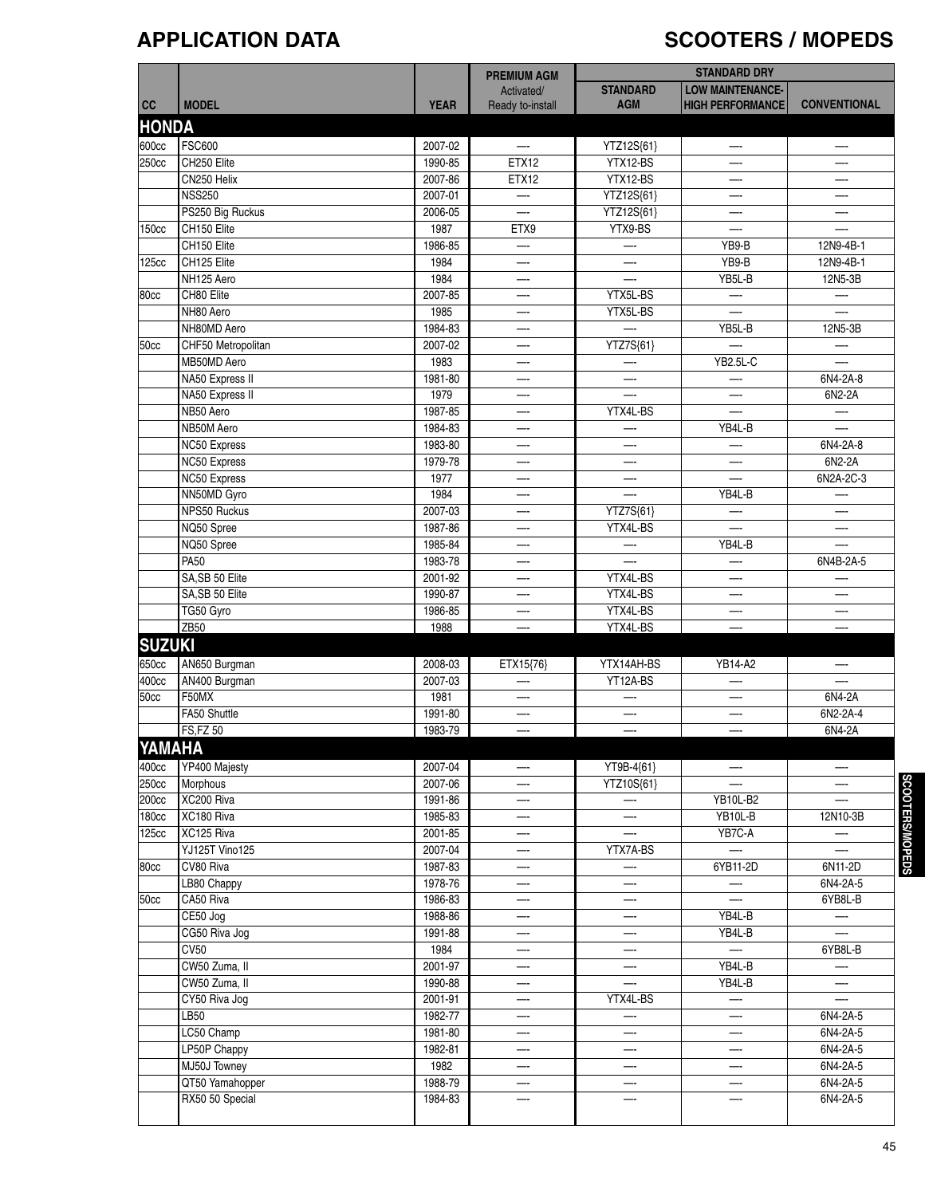# APPLICATION DATA

## SCOOTERS / MOPEDS

| CC | MODEL | YEAR | PREMIUM AGM Activated/ Ready to-install | STANDARD DRY | | |
|---|---|---|---|---|---|---|
| | | | | STANDARD AGM | LOW MAINTENANCE- HIGH PERFORMANCE | CONVENTIONAL |
| **HONDA** | | | | | | |
| 600cc | FSC600 | 2007-02 | — | YTZ12S{61} | — | — |
| 250cc | CH250 Elite | 1990-85 | ETX12 | YTX12-BS | — | — |
| | CN250 Helix | 2007-86 | ETX12 | YTX12-BS | — | — |
| | NSS250 | 2007-01 | — | YTZ12S{61} | — | — |
| | PS250 Big Ruckus | 2006-05 | — | YTZ12S{61} | — | — |
| 150cc | CH150 Elite | 1987 | ETX9 | YTX9-BS | — | — |
| | CH150 Elite | 1986-85 | — | — | YB9-B | 12N9-4B-1 |
| 125cc | CH125 Elite | 1984 | — | — | YB9-B | 12N9-4B-1 |
| | NH125 Aero | 1984 | — | — | YB5L-B | 12N5-3B |
| 80cc | CH80 Elite | 2007-85 | — | YTX5L-BS | — | — |
| | NH80 Aero | 1985 | — | YTX5L-BS | — | — |
| | NH80MD Aero | 1984-83 | — | — | YB5L-B | 12N5-3B |
| 50cc | CHF50 Metropolitan | 2007-02 | — | YTZ7S{61} | — | — |
| | MB50MD Aero | 1983 | — | — | YB2.5L-C | — |
| | NA50 Express II | 1981-80 | — | — | — | 6N4-2A-8 |
| | NA50 Express II | 1979 | — | — | — | 6N2-2A |
| | NB50 Aero | 1987-85 | — | YTX4L-BS | — | — |
| | NB50M Aero | 1984-83 | — | — | YB4L-B | — |
| | NC50 Express | 1983-80 | — | — | — | 6N4-2A-8 |
| | NC50 Express | 1979-78 | — | — | — | 6N2-2A |
| | NC50 Express | 1977 | — | — | — | 6N2A-2C-3 |
| | NN50MD Gyro | 1984 | — | — | YB4L-B | — |
| | NPS50 Ruckus | 2007-03 | — | YTZ7S{61} | — | — |
| | NQ50 Spree | 1987-86 | — | YTX4L-BS | — | — |
| | NQ50 Spree | 1985-84 | — | — | YB4L-B | — |
| | PA50 | 1983-78 | — | — | — | 6N4B-2A-5 |
| | SA,SB 50 Elite | 2001-92 | — | YTX4L-BS | — | — |
| | SA,SB 50 Elite | 1990-87 | — | YTX4L-BS | — | — |
| | TG50 Gyro | 1986-85 | — | YTX4L-BS | — | — |
| | ZB50 | 1988 | — | YTX4L-BS | — | — |
| **SUZUKI** | | | | | | |
| 650cc | AN650 Burgman | 2008-03 | ETX15{76} | YTX14AH-BS | YB14-A2 | — |
| 400cc | AN400 Burgman | 2007-03 | — | YT12A-BS | — | — |
| 50cc | F50MX | 1981 | — | — | — | 6N4-2A |
| | FA50 Shuttle | 1991-80 | — | — | — | 6N2-2A-4 |
| | FS,FZ 50 | 1983-79 | — | — | — | 6N4-2A |
| **YAMAHA** | | | | | | |
| 400cc | YP400 Majesty | 2007-04 | — | YT9B-4{61} | — | — |
| 250cc | Morphous | 2007-06 | — | YTZ10S{61} | — | — |
| 200cc | XC200 Riva | 1991-86 | — | — | YB10L-B2 | — |
| 180cc | XC180 Riva | 1985-83 | — | — | YB10L-B | 12N10-3B |
| 125cc | XC125 Riva | 2001-85 | — | — | YB7C-A | — |
| | YJ125T Vino125 | 2007-04 | — | YTX7A-BS | — | — |
| 80cc | CV80 Riva | 1987-83 | — | — | 6YB11-2D | 6N11-2D |
| | LB80 Chappy | 1978-76 | — | — | — | 6N4-2A-5 |
| 50cc | CA50 Riva | 1986-83 | — | — | — | 6YB8L-B |
| | CE50 Jog | 1988-86 | — | — | YB4L-B | — |
| | CG50 Riva Jog | 1991-88 | — | — | YB4L-B | — |
| | CV50 | 1984 | — | — | — | 6YB8L-B |
| | CW50 Zuma, II | 2001-97 | — | — | YB4L-B | — |
| | CW50 Zuma, II | 1990-88 | — | — | YB4L-B | — |
| | CY50 Riva Jog | 2001-91 | — | YTX4L-BS | — | — |
| | LB50 | 1982-77 | — | — | — | 6N4-2A-5 |
| | LC50 Champ | 1981-80 | — | — | — | 6N4-2A-5 |
| | LP50P Chappy | 1982-81 | — | — | — | 6N4-2A-5 |
| | MJ50J Towney | 1982 | — | — | — | 6N4-2A-5 |
| | QT50 Yamahopper | 1988-79 | — | — | — | 6N4-2A-5 |
| | RX50 50 Special | 1984-83 | — | — | — | 6N4-2A-5 |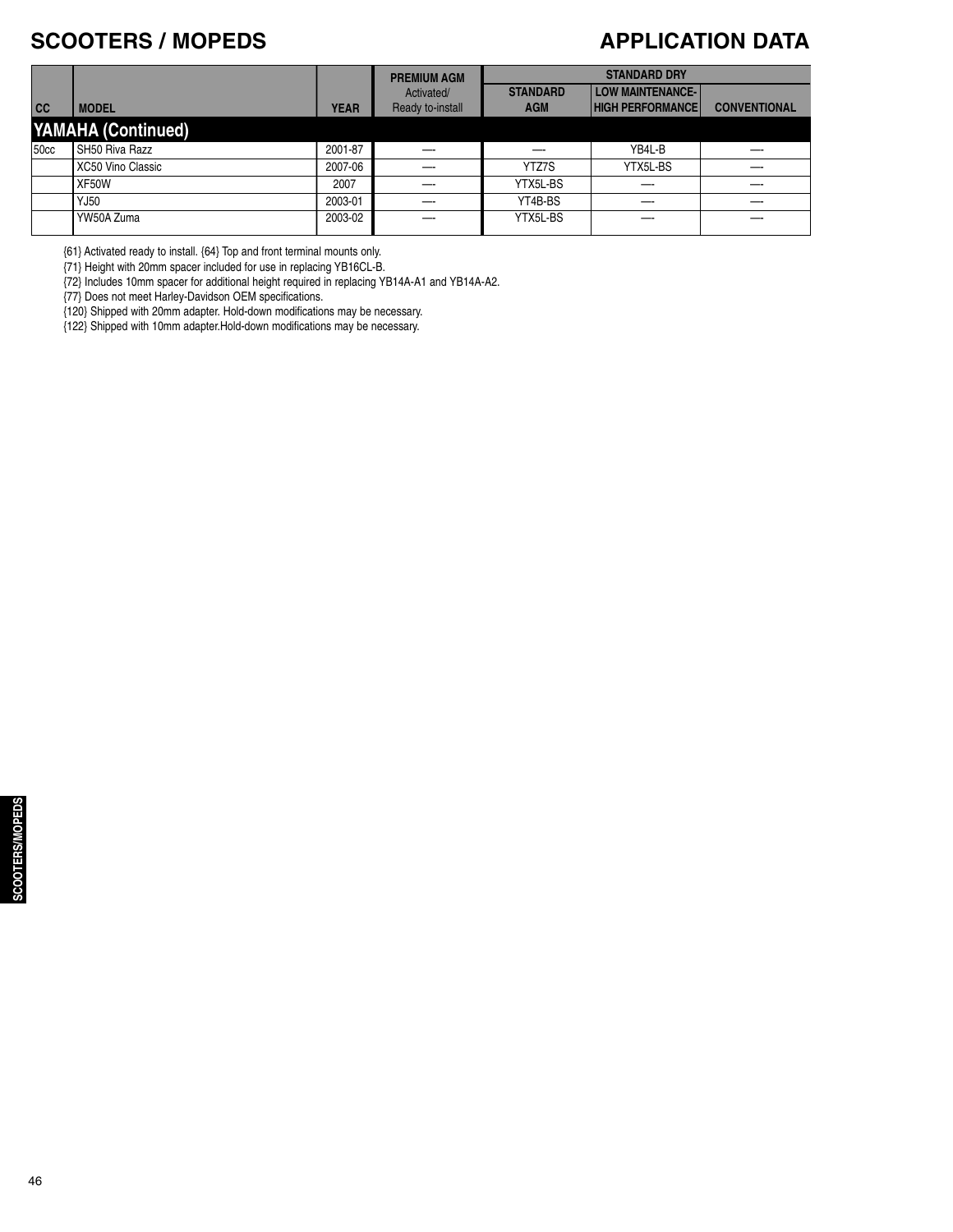# SCOOTERS / MOPEDS

## APPLICATION DATA

| CC | MODEL | YEAR | PREMIUM AGM Activated/ Ready to-install | STANDARD DRY | | |
|---|---|---|---|---|---|---|
| | | | | STANDARD AGM | LOW MAINTENANCE- HIGH PERFORMANCE | CONVENTIONAL |
| **YAMAHA (Continued)** | | | | | | |
| 50cc | SH50 Riva Razz | 2001-87 | —- | —- | YB4L-B | —- |
| | XC50 Vino Classic | 2007-06 | —- | YTZ7S | YTX5L-BS | —- |
| | XF50W | 2007 | —- | YTX5L-BS | —- | —- |
| | YJ50 | 2003-01 | —- | YT4B-BS | —- | —- |
| | YW50A Zuma | 2003-02 | —- | YTX5L-BS | —- | —- |

{61} Activated ready to install. {64} Top and front terminal mounts only.
{71} Height with 20mm spacer included for use in replacing YB16CL-B.
{72} Includes 10mm spacer for additional height required in replacing YB14A-A1 and YB14A-A2.
{77} Does not meet Harley-Davidson OEM specifications.
{120} Shipped with 20mm adapter. Hold-down modifications may be necessary.
{122} Shipped with 10mm adapter.Hold-down modifications may be necessary.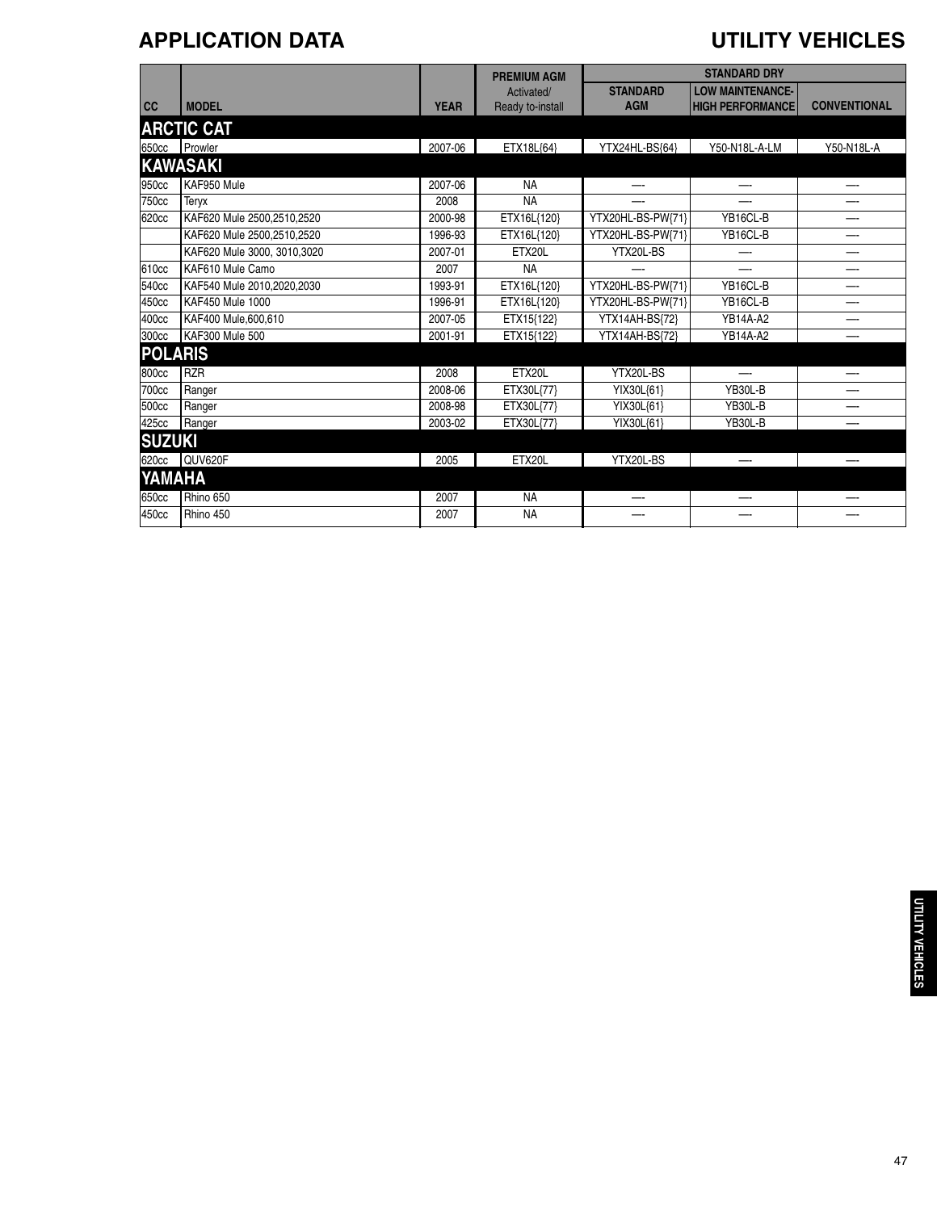# APPLICATION DATA

## UTILITY VEHICLES

| CC | MODEL | YEAR | PREMIUM AGM Activated/ Ready to-install | STANDARD DRY | | |
|---|---|---|---|---|---|---|
| | | | | STANDARD AGM | LOW MAINTENANCE- HIGH PERFORMANCE | CONVENTIONAL |
| **ARCTIC CAT** | | | | | | |
| 650cc | Prowler | 2007-06 | ETX18L{64} | YTX24HL-BS{64} | Y50-N18L-A-LM | Y50-N18L-A |
| **KAWASAKI** | | | | | | |
| 950cc | KAF950 Mule | 2007-06 | NA | — | — | — |
| 750cc | Teryx | 2008 | NA | — | — | — |
| 620cc | KAF620 Mule 2500,2510,2520 | 2000-98 | ETX16L{120} | YTX20HL-BS-PW{71} | YB16CL-B | — |
| | KAF620 Mule 2500,2510,2520 | 1996-93 | ETX16L{120} | YTX20HL-BS-PW{71} | YB16CL-B | — |
| | KAF620 Mule 3000, 3010,3020 | 2007-01 | ETX20L | YTX20L-BS | — | — |
| 610cc | KAF610 Mule Camo | 2007 | NA | — | — | — |
| 540cc | KAF540 Mule 2010,2020,2030 | 1993-91 | ETX16L{120} | YTX20HL-BS-PW{71} | YB16CL-B | — |
| 450cc | KAF450 Mule 1000 | 1996-91 | ETX16L{120} | YTX20HL-BS-PW{71} | YB16CL-B | — |
| 400cc | KAF400 Mule,600,610 | 2007-05 | ETX15{122} | YTX14AH-BS{72} | YB14A-A2 | — |
| 300cc | KAF300 Mule 500 | 2001-91 | ETX15{122} | YTX14AH-BS{72} | YB14A-A2 | — |
| **POLARIS** | | | | | | |
| 800cc | RZR | 2008 | ETX20L | YTX20L-BS | — | — |
| 700cc | Ranger | 2008-06 | ETX30L{77} | YIX30L{61} | YB30L-B | — |
| 500cc | Ranger | 2008-98 | ETX30L{77} | YIX30L{61} | YB30L-B | — |
| 425cc | Ranger | 2003-02 | ETX30L{77} | YIX30L{61} | YB30L-B | — |
| **SUZUKI** | | | | | | |
| 620cc | QUV620F | 2005 | ETX20L | YTX20L-BS | — | — |
| **YAMAHA** | | | | | | |
| 650cc | Rhino 650 | 2007 | NA | — | — | — |
| 450cc | Rhino 450 | 2007 | NA | — | — | — |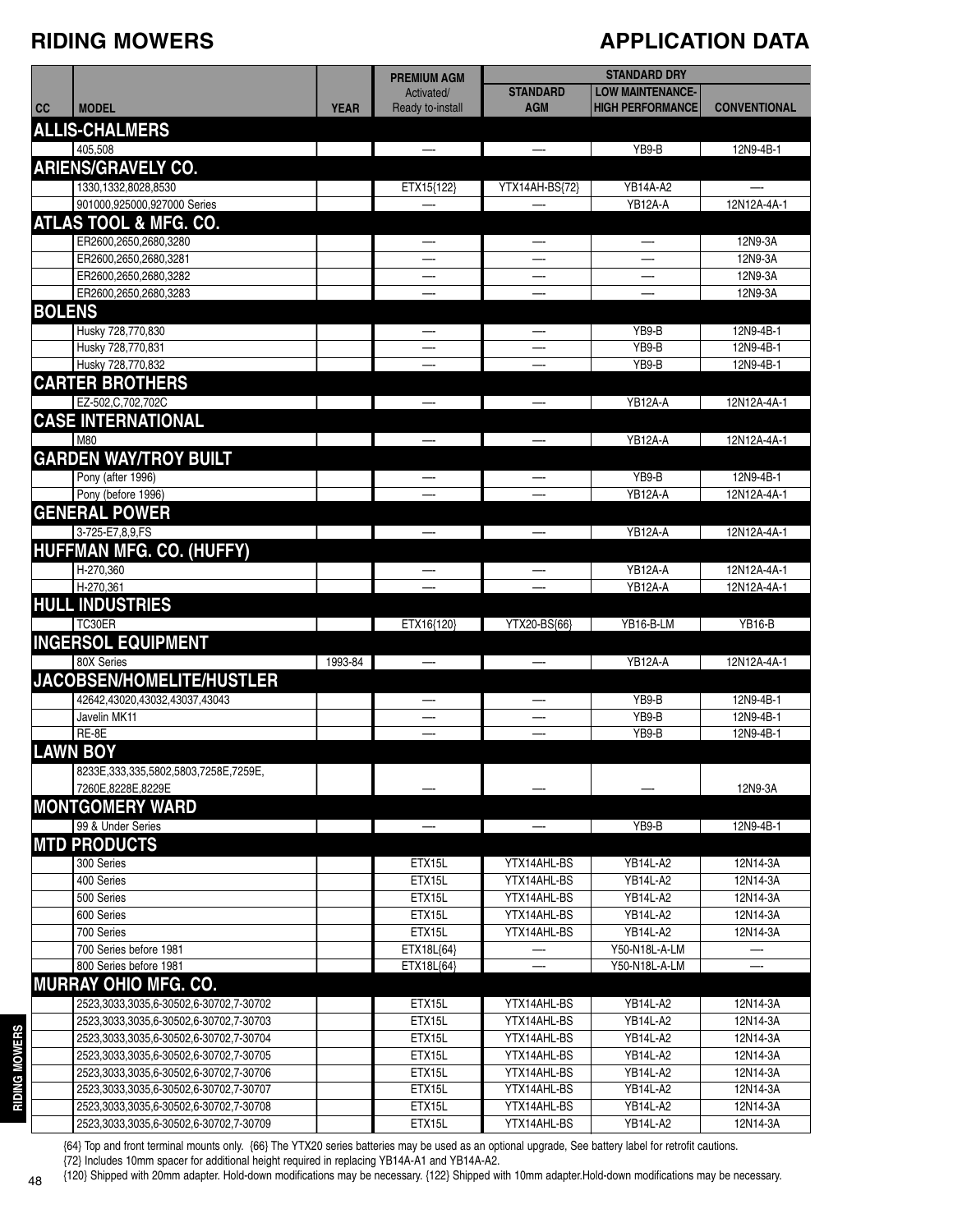# RIDING MOWERS

# APPLICATION DATA

| CC | MODEL | YEAR | PREMIUM AGM Activated/ Ready to-install | STANDARD AGM | STANDARD DRY LOW MAINTENANCE- HIGH PERFORMANCE | STANDARD DRY CONVENTIONAL |
|---|---|---|---|---|---|---|
| **ALLIS-CHALMERS** | | | | | | |
| | 405,508 | | — | — | YB9-B | 12N9-4B-1 |
| **ARIENS/GRAVELY CO.** | | | | | | |
| | 1330,1332,8028,8530 | | ETX15{122} | YTX14AH-BS{72} | YB14A-A2 | — |
| | 901000,925000,927000 Series | | — | — | YB12A-A | 12N12A-4A-1 |
| **ATLAS TOOL & MFG. CO.** | | | | | | |
| | ER2600,2650,2680,3280 | | — | — | — | 12N9-3A |
| | ER2600,2650,2680,3281 | | — | — | — | 12N9-3A |
| | ER2600,2650,2680,3282 | | — | — | — | 12N9-3A |
| | ER2600,2650,2680,3283 | | — | — | — | 12N9-3A |
| **BOLENS** | | | | | | |
| | Husky 728,770,830 | | — | — | YB9-B | 12N9-4B-1 |
| | Husky 728,770,831 | | — | — | YB9-B | 12N9-4B-1 |
| | Husky 728,770,832 | | — | — | YB9-B | 12N9-4B-1 |
| **CARTER BROTHERS** | | | | | | |
| | EZ-502,C,702,702C | | — | — | YB12A-A | 12N12A-4A-1 |
| **CASE INTERNATIONAL** | | | | | | |
| | M80 | | — | — | YB12A-A | 12N12A-4A-1 |
| **GARDEN WAY/TROY BUILT** | | | | | | |
| | Pony (after 1996) | | — | — | YB9-B | 12N9-4B-1 |
| | Pony (before 1996) | | — | — | YB12A-A | 12N12A-4A-1 |
| **GENERAL POWER** | | | | | | |
| | 3-725-E7,8,9,FS | | — | — | YB12A-A | 12N12A-4A-1 |
| **HUFFMAN MFG. CO. (HUFFY)** | | | | | | |
| | H-270,360 | | — | — | YB12A-A | 12N12A-4A-1 |
| | H-270,361 | | — | — | YB12A-A | 12N12A-4A-1 |
| **HULL INDUSTRIES** | | | | | | |
| | TC30ER | | ETX16{120} | YTX20-BS{66} | YB16-B-LM | YB16-B |
| **INGERSOL EQUIPMENT** | | | | | | |
| | 80X Series | 1993-84 | — | — | YB12A-A | 12N12A-4A-1 |
| **JACOBSEN/HOMELITE/HUSTLER** | | | | | | |
| | 42642,43020,43032,43037,43043 | | — | — | YB9-B | 12N9-4B-1 |
| | Javelin MK11 | | — | — | YB9-B | 12N9-4B-1 |
| | RE-8E | | — | — | YB9-B | 12N9-4B-1 |
| **LAWN BOY** | | | | | | |
| | 8233E,333,335,5802,5803,7258E,7259E, 7260E,8228E,8229E | | — | — | — | 12N9-3A |
| **MONTGOMERY WARD** | | | | | | |
| | 99 & Under Series | | — | — | YB9-B | 12N9-4B-1 |
| **MTD PRODUCTS** | | | | | | |
| | 300 Series | | ETX15L | YTX14AHL-BS | YB14L-A2 | 12N14-3A |
| | 400 Series | | ETX15L | YTX14AHL-BS | YB14L-A2 | 12N14-3A |
| | 500 Series | | ETX15L | YTX14AHL-BS | YB14L-A2 | 12N14-3A |
| | 600 Series | | ETX15L | YTX14AHL-BS | YB14L-A2 | 12N14-3A |
| | 700 Series | | ETX15L | YTX14AHL-BS | YB14L-A2 | 12N14-3A |
| | 700 Series before 1981 | | ETX18L{64} | — | Y50-N18L-A-LM | — |
| | 800 Series before 1981 | | ETX18L{64} | — | Y50-N18L-A-LM | — |
| **MURRAY OHIO MFG. CO.** | | | | | | |
| | 2523,3033,3035,6-30502,6-30702,7-30702 | | ETX15L | YTX14AHL-BS | YB14L-A2 | 12N14-3A |
| | 2523,3033,3035,6-30502,6-30702,7-30703 | | ETX15L | YTX14AHL-BS | YB14L-A2 | 12N14-3A |
| | 2523,3033,3035,6-30502,6-30702,7-30704 | | ETX15L | YTX14AHL-BS | YB14L-A2 | 12N14-3A |
| | 2523,3033,3035,6-30502,6-30702,7-30705 | | ETX15L | YTX14AHL-BS | YB14L-A2 | 12N14-3A |
| | 2523,3033,3035,6-30502,6-30702,7-30706 | | ETX15L | YTX14AHL-BS | YB14L-A2 | 12N14-3A |
| | 2523,3033,3035,6-30502,6-30702,7-30707 | | ETX15L | YTX14AHL-BS | YB14L-A2 | 12N14-3A |
| | 2523,3033,3035,6-30502,6-30702,7-30708 | | ETX15L | YTX14AHL-BS | YB14L-A2 | 12N14-3A |
| | 2523,3033,3035,6-30502,6-30702,7-30709 | | ETX15L | YTX14AHL-BS | YB14L-A2 | 12N14-3A |

{64} Top and front terminal mounts only. {66} The YTX20 series batteries may be used as an optional upgrade, See battery label for retrofit cautions.
{72} Includes 10mm spacer for additional height required in replacing YB14A-A1 and YB14A-A2.
{120} Shipped with 20mm adapter. Hold-down modifications may be necessary. {122} Shipped with 10mm adapter.Hold-down modifications may be necessary.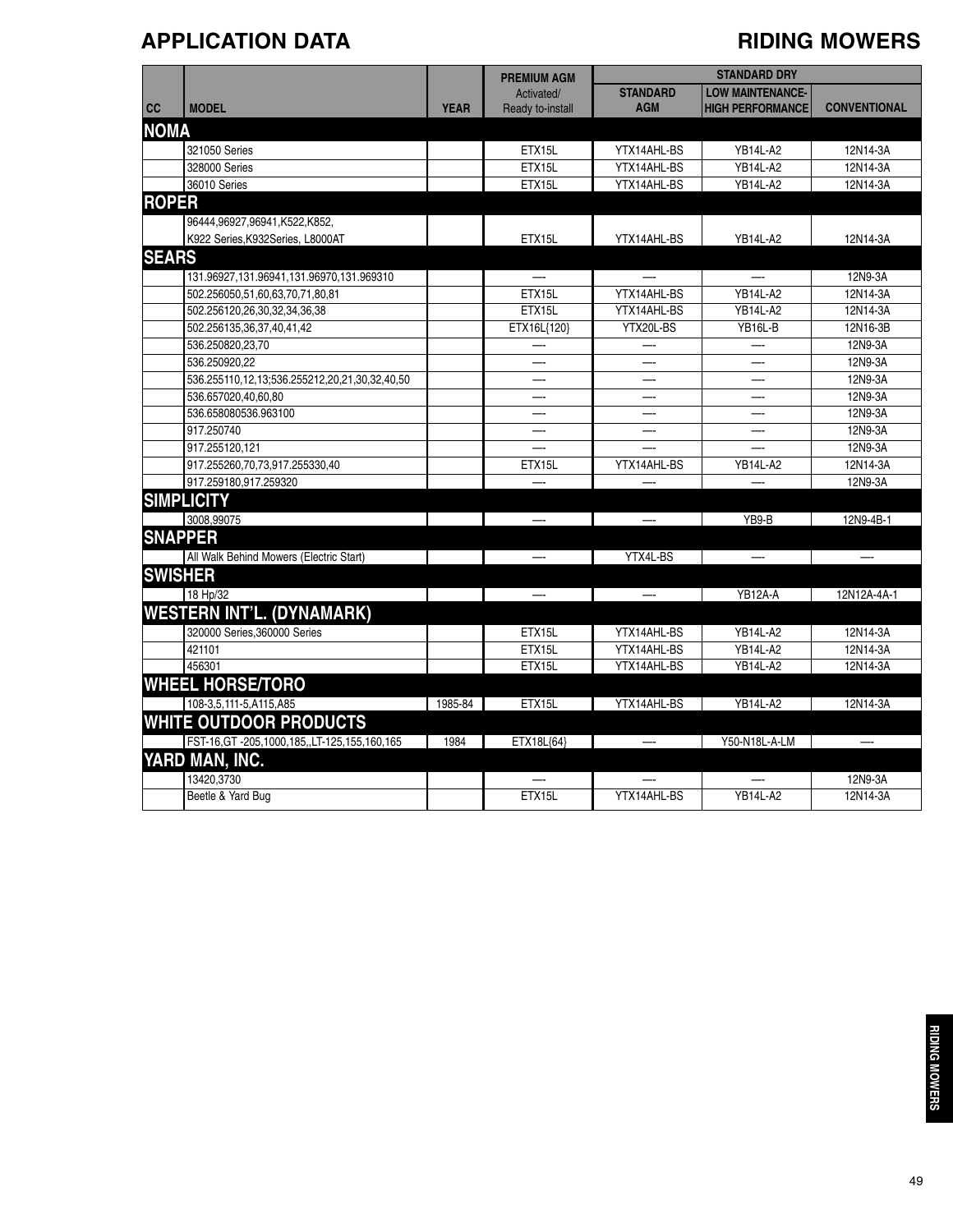# APPLICATION DATA

## RIDING MOWERS

| CC | MODEL | YEAR | PREMIUM AGM Activated/ Ready to-install | STANDARD DRY | | |
|---|---|---|---|---|---|---|
| | | | | STANDARD AGM | LOW MAINTENANCE-HIGH PERFORMANCE | CONVENTIONAL |
| **NOMA** | | | | | | |
| | 321050 Series | | ETX15L | YTX14AHL-BS | YB14L-A2 | 12N14-3A |
| | 328000 Series | | ETX15L | YTX14AHL-BS | YB14L-A2 | 12N14-3A |
| | 36010 Series | | ETX15L | YTX14AHL-BS | YB14L-A2 | 12N14-3A |
| **ROPER** | | | | | | |
| | 96444,96927,96941,K522,K852, K922 Series,K932Series, L8000AT | | ETX15L | YTX14AHL-BS | YB14L-A2 | 12N14-3A |
| **SEARS** | | | | | | |
| | 131.96927,131.96941,131.96970,131.969310 | | —- | —- | —- | 12N9-3A |
| | 502.256050,51,60,63,70,71,80,81 | | ETX15L | YTX14AHL-BS | YB14L-A2 | 12N14-3A |
| | 502.256120,26,30,32,34,36,38 | | ETX15L | YTX14AHL-BS | YB14L-A2 | 12N14-3A |
| | 502.256135,36,37,40,41,42 | | ETX16L{120} | YTX20L-BS | YB16L-B | 12N16-3B |
| | 536.250820,23,70 | | —- | —- | —- | 12N9-3A |
| | 536.250920,22 | | —- | —- | —- | 12N9-3A |
| | 536.255110,12,13;536.255212,20,21,30,32,40,50 | | —- | —- | —- | 12N9-3A |
| | 536.657020,40,60,80 | | —- | —- | —- | 12N9-3A |
| | 536.658080536.963100 | | —- | —- | —- | 12N9-3A |
| | 917.250740 | | —- | —- | —- | 12N9-3A |
| | 917.255120,121 | | —- | —- | —- | 12N9-3A |
| | 917.255260,70,73,917.255330,40 | | ETX15L | YTX14AHL-BS | YB14L-A2 | 12N14-3A |
| | 917.259180,917.259320 | | —- | —- | —- | 12N9-3A |
| **SIMPLICITY** | | | | | | |
| | 3008,99075 | | —- | —- | YB9-B | 12N9-4B-1 |
| **SNAPPER** | | | | | | |
| | All Walk Behind Mowers (Electric Start) | | —- | YTX4L-BS | —- | —- |
| **SWISHER** | | | | | | |
| | 18 Hp/32 | | —- | —- | YB12A-A | 12N12A-4A-1 |
| **WESTERN INT'L. (DYNAMARK)** | | | | | | |
| | 320000 Series,360000 Series | | ETX15L | YTX14AHL-BS | YB14L-A2 | 12N14-3A |
| | 421101 | | ETX15L | YTX14AHL-BS | YB14L-A2 | 12N14-3A |
| | 456301 | | ETX15L | YTX14AHL-BS | YB14L-A2 | 12N14-3A |
| **WHEEL HORSE/TORO** | | | | | | |
| | 108-3,5,111-5,A115,A85 | 1985-84 | ETX15L | YTX14AHL-BS | YB14L-A2 | 12N14-3A |
| **WHITE OUTDOOR PRODUCTS** | | | | | | |
| | FST-16,GT -205,1000,185,,LT-125,155,160,165 | 1984 | ETX18L{64} | —- | Y50-N18L-A-LM | —- |
| **YARD MAN, INC.** | | | | | | |
| | 13420,3730 | | —- | —- | —- | 12N9-3A |
| | Beetle & Yard Bug | | ETX15L | YTX14AHL-BS | YB14L-A2 | 12N14-3A |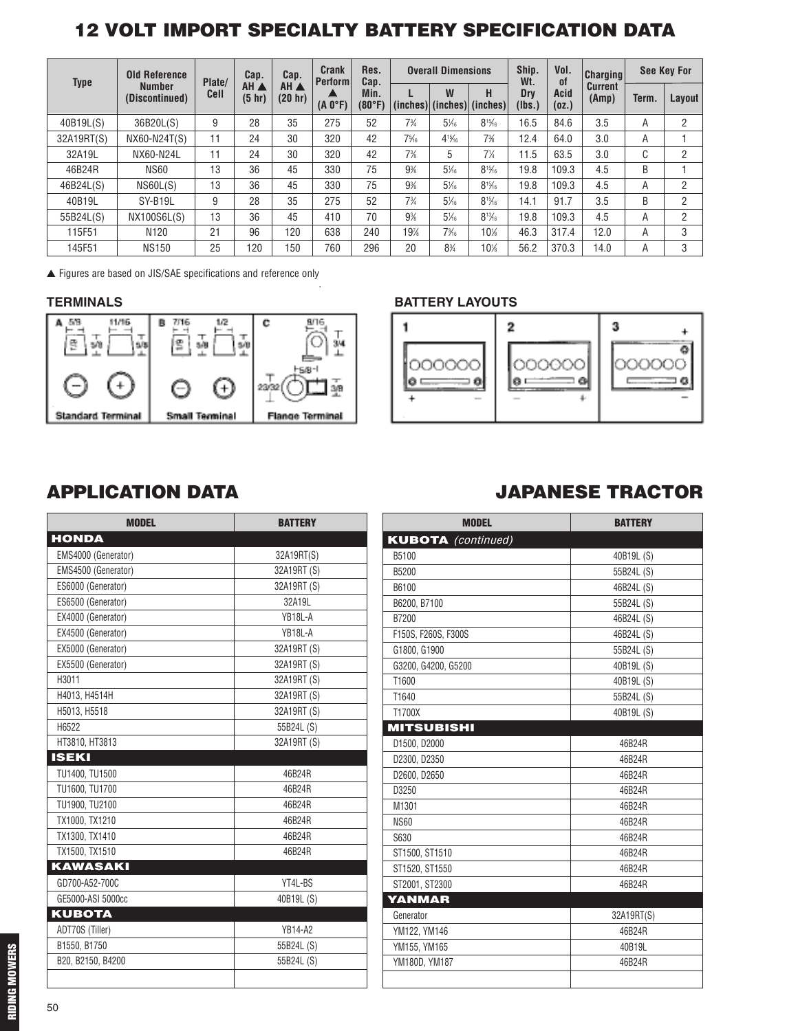# 12 VOLT IMPORT SPECIALTY BATTERY SPECIFICATION DATA

| Type | Old Reference Number (Discontinued) | Plate/ Cell | Cap. AH ▲ (5 hr) | Cap. AH ▲ (20 hr) | Crank Perform ▲ (A 0°F) | Res. Cap. Min. (80°F) | Overall Dimensions | | | Ship. Wt. Dry (lbs.) | Vol. of Acid (oz.) | Charging Current (Amp) | See Key For | |
|---|---|---|---|---|---|---|---|---|---|---|---|---|---|---|
| | | | | | | | L (inches) | W (inches) | H (inches) | | | | Term. | Layout |
| 40B19L(S) | 36B20L(S) | 9 | 28 | 35 | 275 | 52 | 7¾ | 5¹⁄₁₆ | 8¹⁵⁄₁₆ | 16.5 | 84.6 | 3.5 | A | 2 |
| 32A19RT(S) | NX60-N24T(S) | 11 | 24 | 30 | 320 | 42 | 7⁵⁄₁₆ | 4¹⁵⁄₁₆ | 7⅜ | 12.4 | 64.0 | 3.0 | A | 1 |
| 32A19L | NX60-N24L | 11 | 24 | 30 | 320 | 42 | 7⅞ | 5 | 7¼ | 11.5 | 63.5 | 3.0 | C | 2 |
| 46B24R | NS60 | 13 | 36 | 45 | 330 | 75 | 9⅜ | 5¹⁄₁₆ | 8¹⁵⁄₁₆ | 19.8 | 109.3 | 4.5 | B | 1 |
| 46B24L(S) | NS60L(S) | 13 | 36 | 45 | 330 | 75 | 9⅜ | 5¹⁄₁₆ | 8¹⁵⁄₁₆ | 19.8 | 109.3 | 4.5 | A | 2 |
| 40B19L | SY-B19L | 9 | 28 | 35 | 275 | 52 | 7¾ | 5¹⁄₁₆ | 8¹⁵⁄₁₆ | 14.1 | 91.7 | 3.5 | B | 2 |
| 55B24L(S) | NX100S6L(S) | 13 | 36 | 45 | 410 | 70 | 9⅜ | 5¹⁄₁₆ | 8¹⁵⁄₁₆ | 19.8 | 109.3 | 4.5 | A | 2 |
| 115F51 | N120 | 21 | 96 | 120 | 638 | 240 | 19⅞ | 7³⁄₁₆ | 10⅛ | 46.3 | 317.4 | 12.0 | A | 3 |
| 145F51 | NS150 | 25 | 120 | 150 | 760 | 296 | 20 | 8¾ | 10⅛ | 56.2 | 370.3 | 14.0 | A | 3 |

▲ Figures are based on JIS/SAE specifications and reference only

**TERMINALS**

A — Standard Terminal (5/8, 11/16, 5/8)
B — Small Terminal (7/16, 1/2, 5/8)
C — Flange Terminal (8/16, 3/4, 5/8, 23/32, 3/8)

**BATTERY LAYOUTS**

1, 2, 3

# APPLICATION DATA — JAPANESE TRACTOR

| MODEL | BATTERY |
|---|---|
| **HONDA** | |
| EMS4000 (Generator) | 32A19RT(S) |
| EMS4500 (Generator) | 32A19RT (S) |
| ES6000 (Generator) | 32A19RT (S) |
| ES6500 (Generator) | 32A19L |
| EX4000 (Generator) | YB18L-A |
| EX4500 (Generator) | YB18L-A |
| EX5000 (Generator) | 32A19RT (S) |
| EX5500 (Generator) | 32A19RT (S) |
| H3011 | 32A19RT (S) |
| H4013, H4514H | 32A19RT (S) |
| H5013, H5518 | 32A19RT (S) |
| H6522 | 55B24L (S) |
| HT3810, HT3813 | 32A19RT (S) |
| **ISEKI** | |
| TU1400, TU1500 | 46B24R |
| TU1600, TU1700 | 46B24R |
| TU1900, TU2100 | 46B24R |
| TX1000, TX1210 | 46B24R |
| TX1300, TX1410 | 46B24R |
| TX1500, TX1510 | 46B24R |
| **KAWASAKI** | |
| GD700-A52-700C | YT4L-BS |
| GE5000-ASI 5000cc | 40B19L (S) |
| **KUBOTA** | |
| ADT70S (Tiller) | YB14-A2 |
| B1550, B1750 | 55B24L (S) |
| B20, B2150, B4200 | 55B24L (S) |

| MODEL | BATTERY |
|---|---|
| **KUBOTA** *(continued)* | |
| B5100 | 40B19L (S) |
| B5200 | 55B24L (S) |
| B6100 | 46B24L (S) |
| B6200, B7100 | 55B24L (S) |
| B7200 | 46B24L (S) |
| F150S, F260S, F300S | 46B24L (S) |
| G1800, G1900 | 55B24L (S) |
| G3200, G4200, G5200 | 40B19L (S) |
| T1600 | 40B19L (S) |
| T1640 | 55B24L (S) |
| T1700X | 40B19L (S) |
| **MITSUBISHI** | |
| D1500, D2000 | 46B24R |
| D2300, D2350 | 46B24R |
| D2600, D2650 | 46B24R |
| D3250 | 46B24R |
| M1301 | 46B24R |
| NS60 | 46B24R |
| S630 | 46B24R |
| ST1500, ST1510 | 46B24R |
| ST1520, ST1550 | 46B24R |
| ST2001, ST2300 | 46B24R |
| **YANMAR** | |
| Generator | 32A19RT(S) |
| YM122, YM146 | 46B24R |
| YM155, YM165 | 40B19L |
| YM180D, YM187 | 46B24R |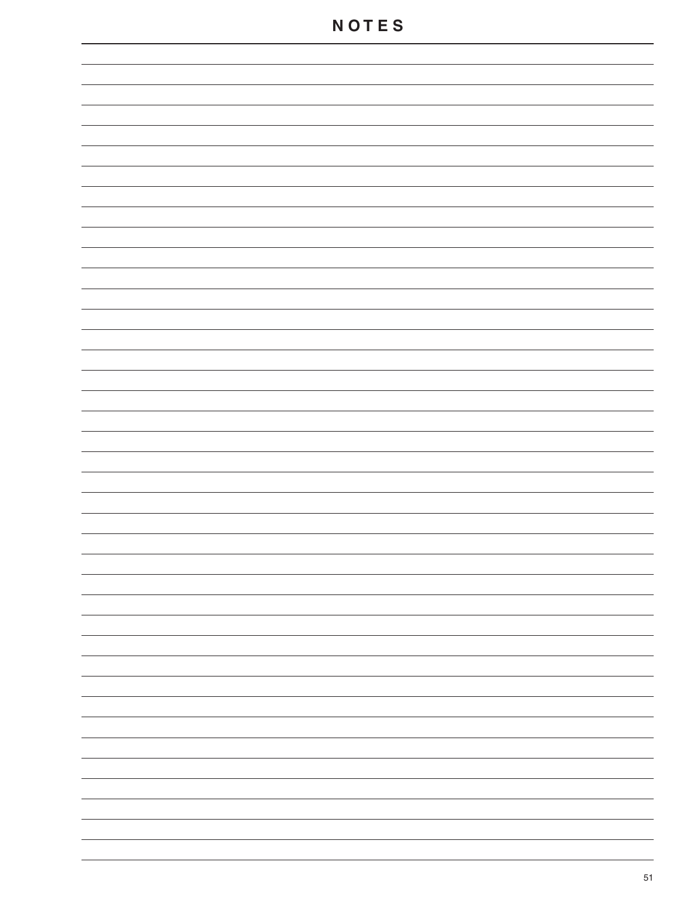# NOTES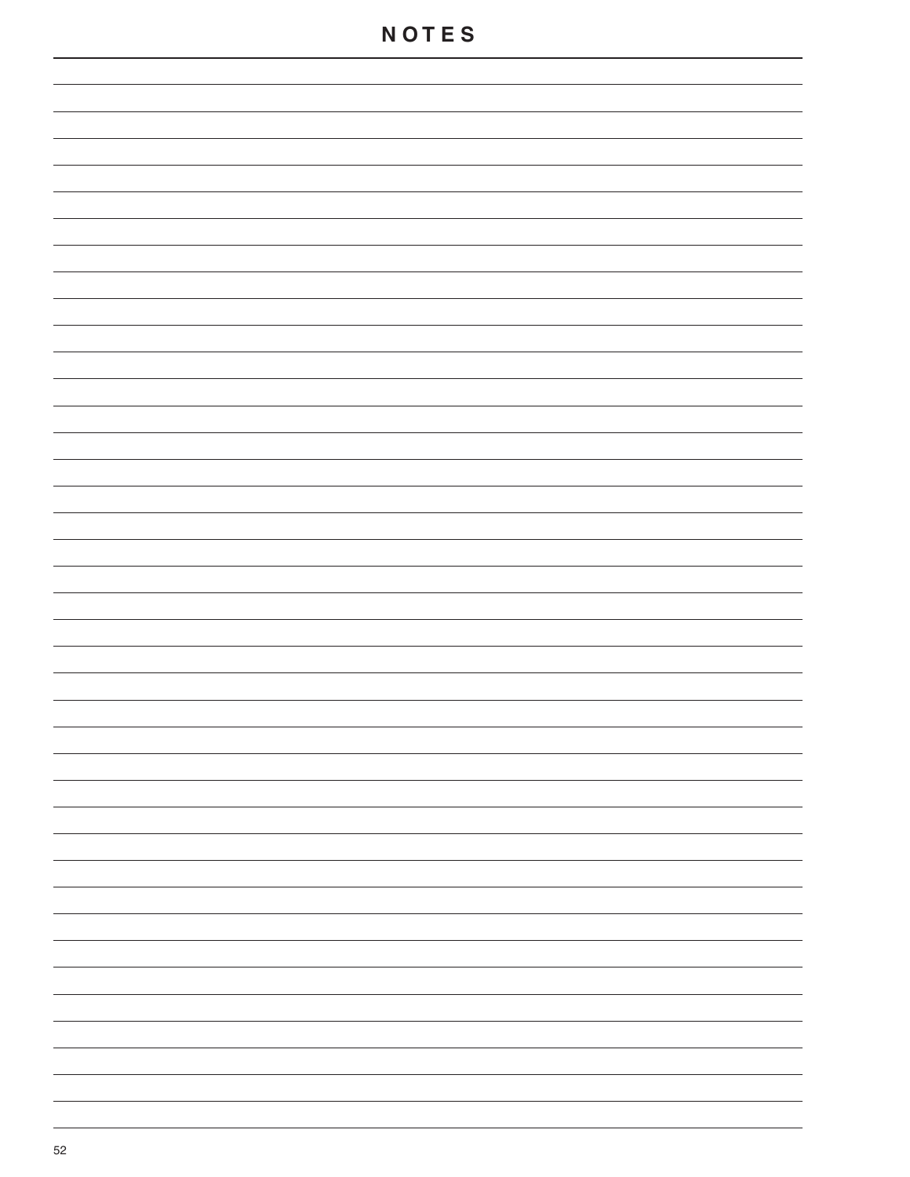# NOTES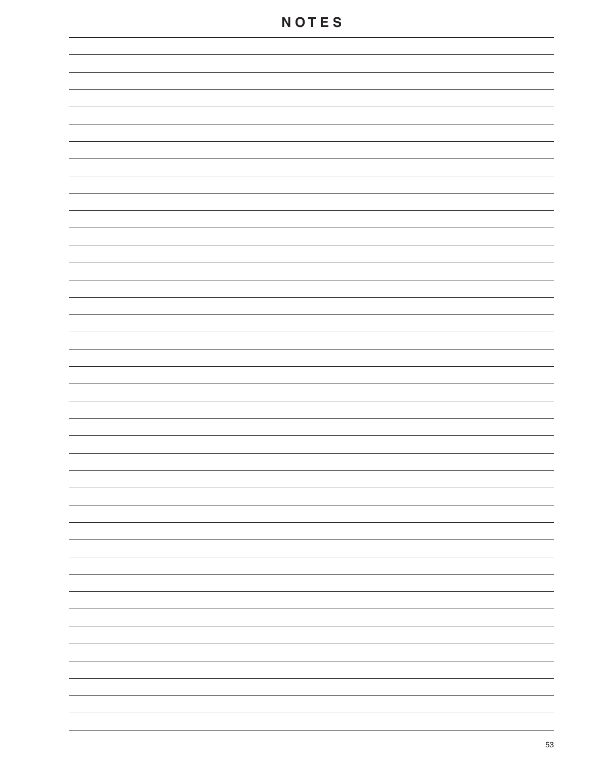# NOTES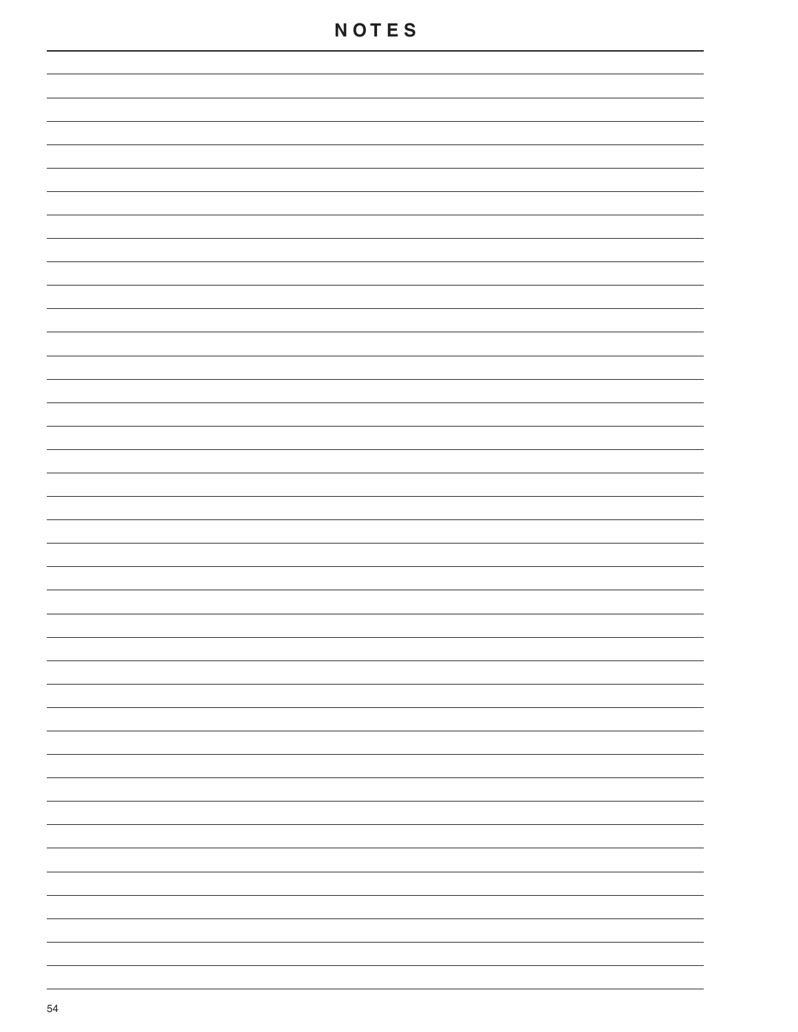# NOTES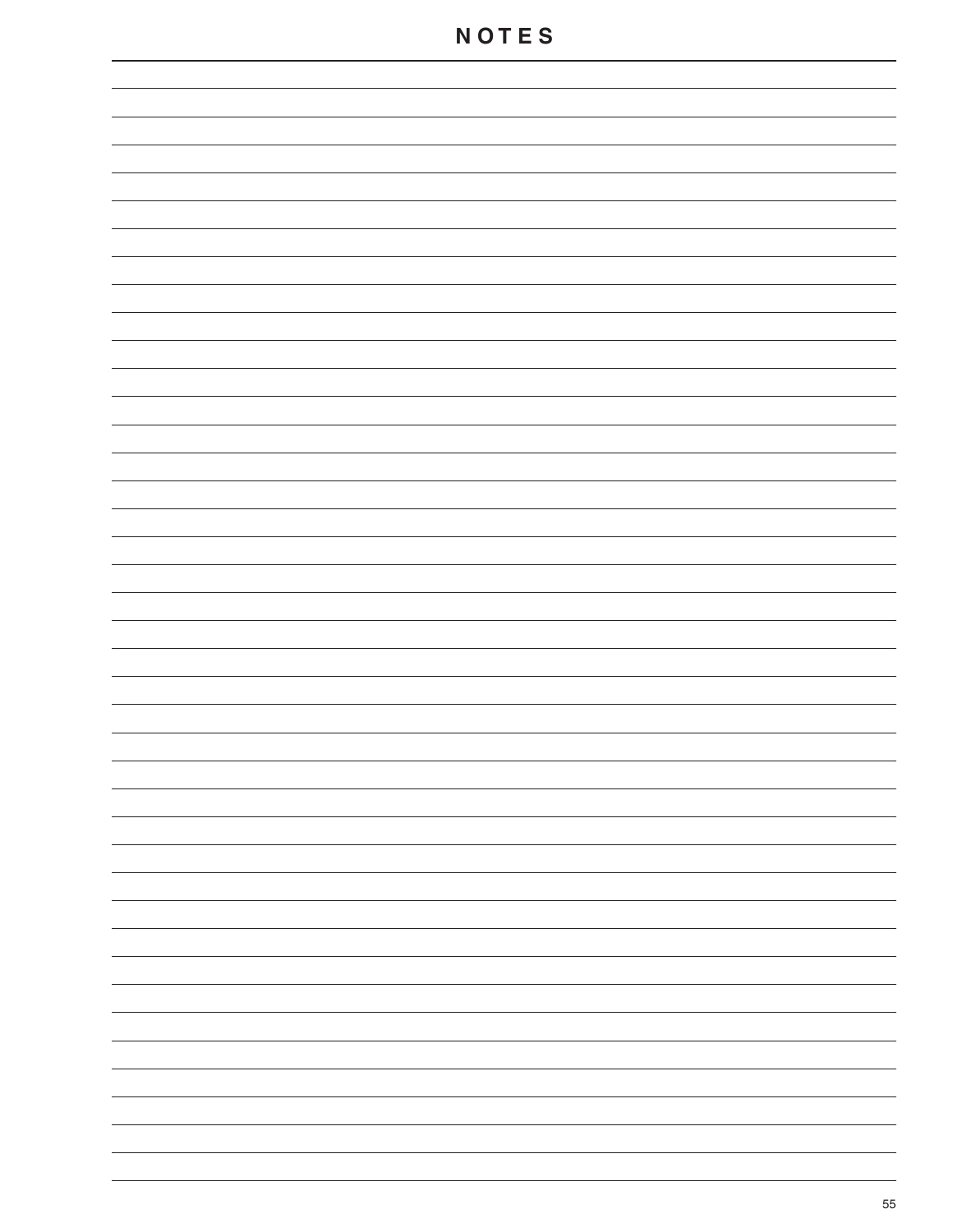# NOTES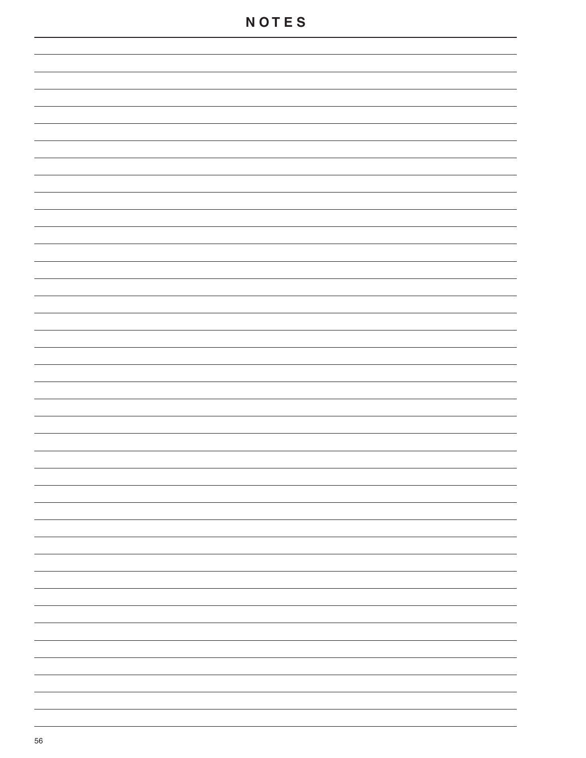# NOTES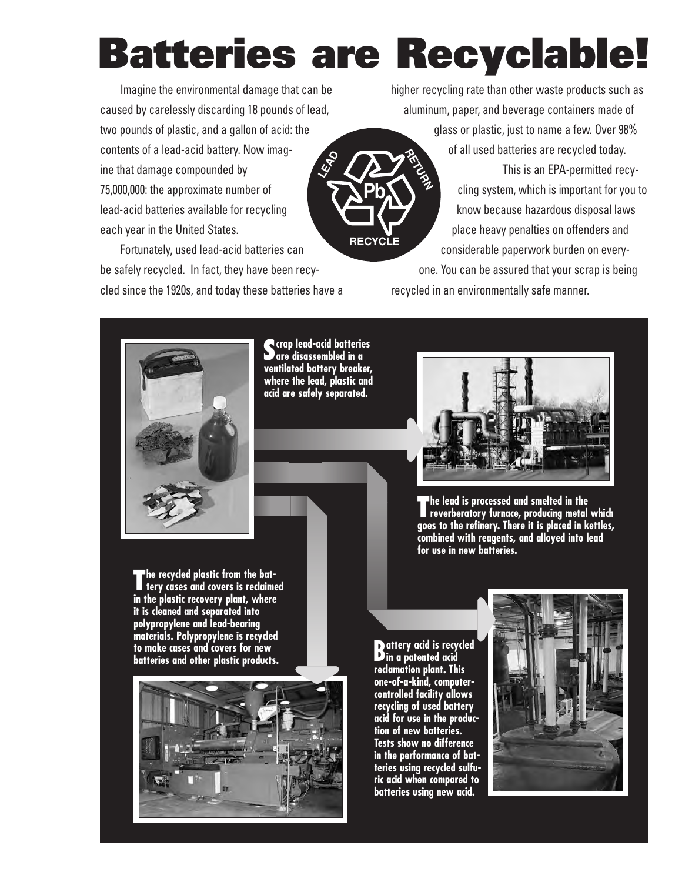# Batteries are Recyclable!

Imagine the environmental damage that can be caused by carelessly discarding 18 pounds of lead, two pounds of plastic, and a gallon of acid: the contents of a lead-acid battery. Now imagine that damage compounded by 75,000,000: the approximate number of lead-acid batteries available for recycling each year in the United States.

Fortunately, used lead-acid batteries can be safely recycled. In fact, they have been recycled since the 1920s, and today these batteries have a higher recycling rate than other waste products such as aluminum, paper, and beverage containers made of glass or plastic, just to name a few. Over 98% of all used batteries are recycled today.

This is an EPA-permitted recycling system, which is important for you to know because hazardous disposal laws place heavy penalties on offenders and considerable paperwork burden on everyone. You can be assured that your scrap is being recycled in an environmentally safe manner.

LEAD RETURN Pb RECYCLE

**Scrap lead-acid batteries are disassembled in a ventilated battery breaker, where the lead, plastic and acid are safely separated.**

**The lead is processed and smelted in the reverberatory furnace, producing metal which goes to the refinery. There it is placed in kettles, combined with reagents, and alloyed into lead for use in new batteries.**

**The recycled plastic from the battery cases and covers is reclaimed in the plastic recovery plant, where it is cleaned and separated into polypropylene and lead-bearing materials. Polypropylene is recycled to make cases and covers for new batteries and other plastic products.**

**Battery acid is recycled in a patented acid reclamation plant. This one-of-a-kind, computer-controlled facility allows recycling of used battery acid for use in the production of new batteries. Tests show no difference in the performance of batteries using recycled sulfuric acid when compared to batteries using new acid.**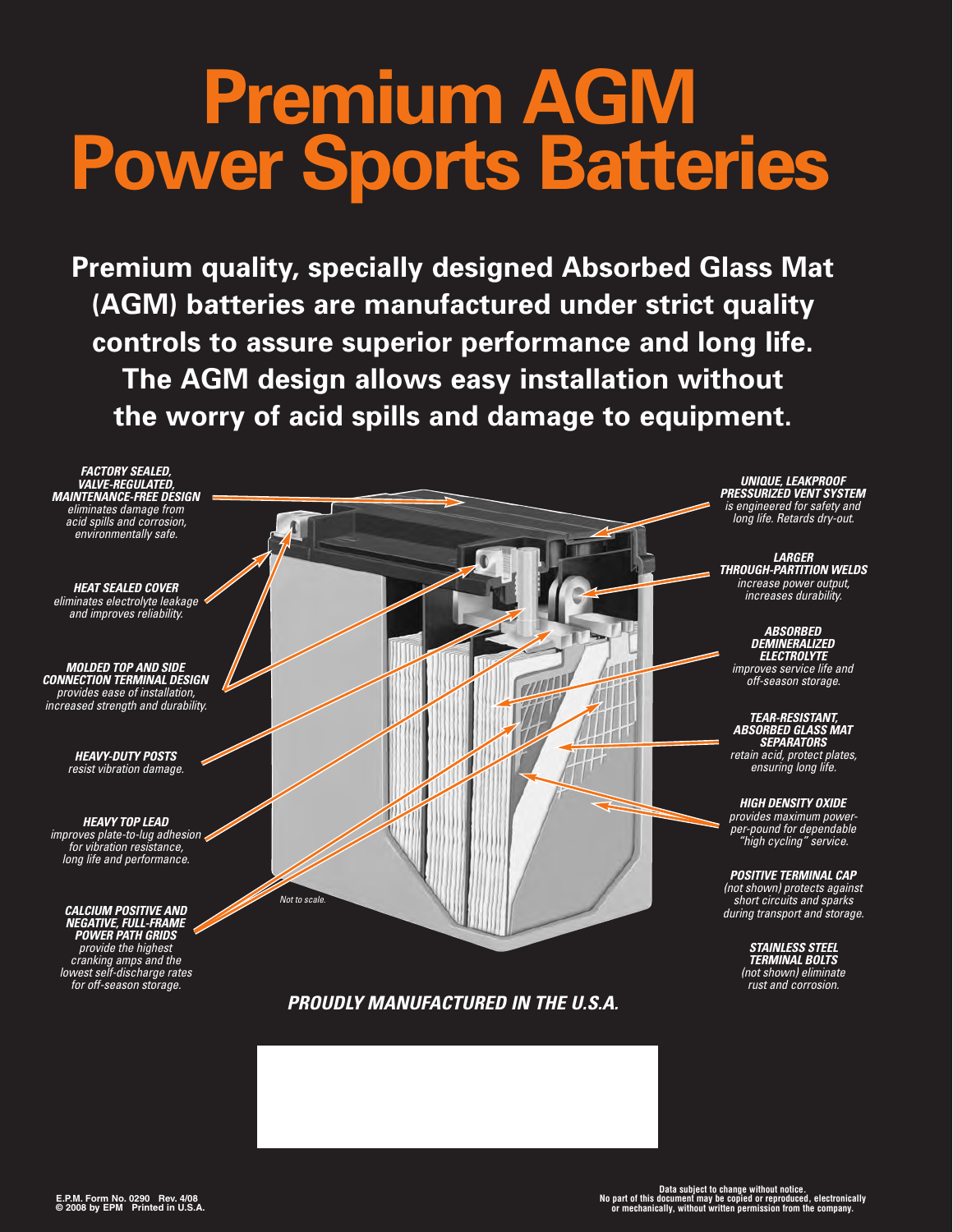# Premium AGM Power Sports Batteries

**Premium quality, specially designed Absorbed Glass Mat (AGM) batteries are manufactured under strict quality controls to assure superior performance and long life. The AGM design allows easy installation without the worry of acid spills and damage to equipment.**

***FACTORY SEALED, VALVE-REGULATED, MAINTENANCE-FREE DESIGN*** *eliminates damage from acid spills and corrosion, environmentally safe.*

***HEAT SEALED COVER*** *eliminates electrolyte leakage and improves reliability.*

***MOLDED TOP AND SIDE CONNECTION TERMINAL DESIGN*** *provides ease of installation, increased strength and durability.*

***HEAVY-DUTY POSTS*** *resist vibration damage.*

***HEAVY TOP LEAD*** *improves plate-to-lug adhesion for vibration resistance, long life and performance.*

***CALCIUM POSITIVE AND NEGATIVE, FULL-FRAME POWER PATH GRIDS*** *provide the highest cranking amps and the lowest self-discharge rates for off-season storage.*

***UNIQUE, LEAKPROOF PRESSURIZED VENT SYSTEM*** *is engineered for safety and long life. Retards dry-out.*

***LARGER THROUGH-PARTITION WELDS*** *increase power output, increases durability.*

***ABSORBED DEMINERALIZED ELECTROLYTE*** *improves service life and off-season storage.*

***TEAR-RESISTANT, ABSORBED GLASS MAT SEPARATORS*** *retain acid, protect plates, ensuring long life.*

***HIGH DENSITY OXIDE*** *provides maximum power-per-pound for dependable "high cycling" service.*

***POSITIVE TERMINAL CAP*** *(not shown) protects against short circuits and sparks during transport and storage.*

***STAINLESS STEEL TERMINAL BOLTS*** *(not shown) eliminate rust and corrosion.*

*Not to scale.*

***PROUDLY MANUFACTURED IN THE U.S.A.***

**E.P.M. Form No. 0290 Rev. 4/08**
**© 2008 by EPM Printed in U.S.A.**

**Data subject to change without notice.**
**No part of this document may be copied or reproduced, electronically or mechanically, without written permission from the company.**